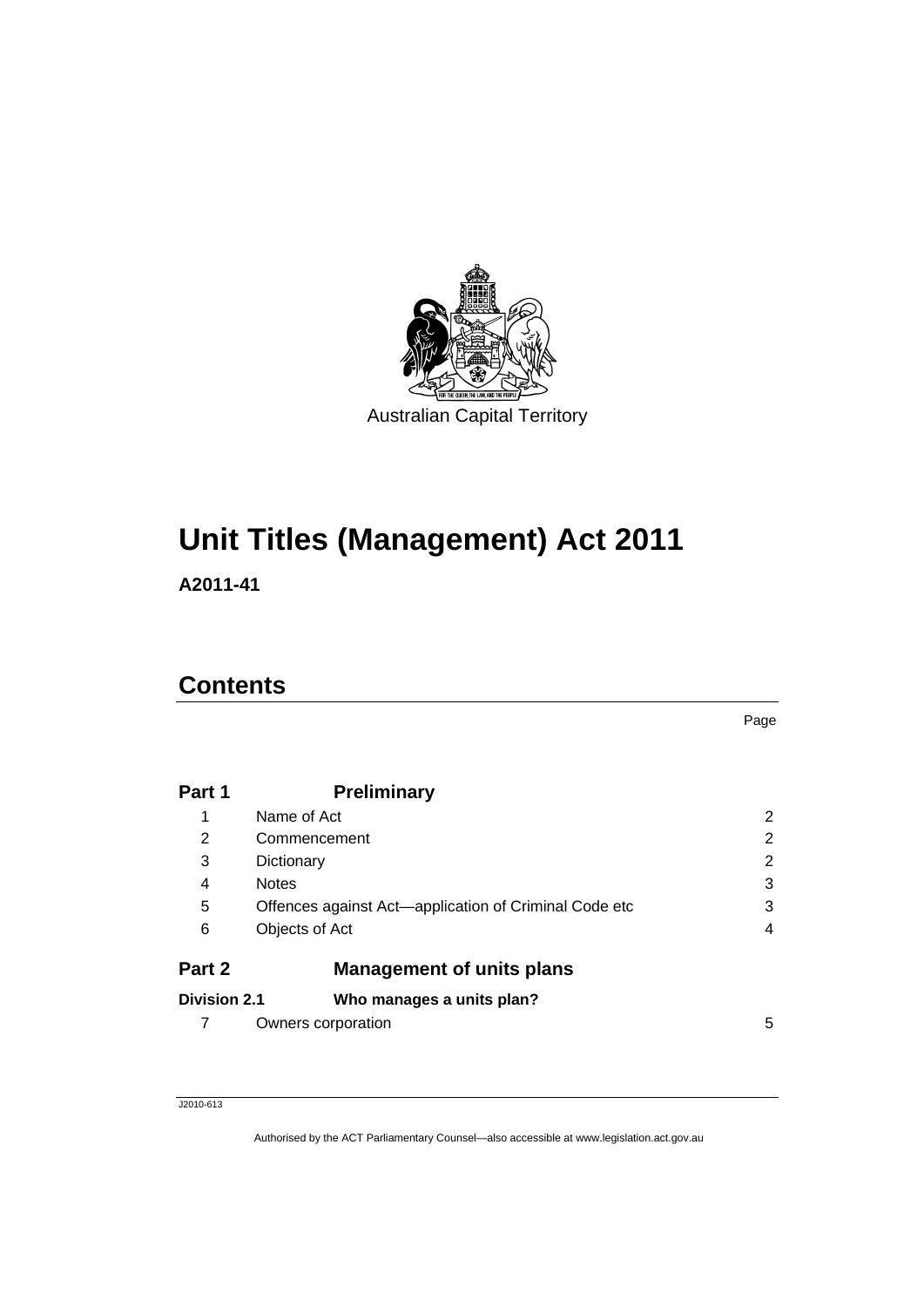Australian Capital Territory

# Unit Titles (Management) Act 2011

**A2011-41**

## Contents

| | | Page |
|---|---|---|
| **Part 1** | **Preliminary** | |
| 1 | Name of Act | 2 |
| 2 | Commencement | 2 |
| 3 | Dictionary | 2 |
| 4 | Notes | 3 |
| 5 | Offences against Act—application of Criminal Code etc | 3 |
| 6 | Objects of Act | 4 |
| **Part 2** | **Management of units plans** | |
| **Division 2.1** | **Who manages a units plan?** | |
| 7 | Owners corporation | 5 |

J2010-613

Authorised by the ACT Parliamentary Counsel—also accessible at www.legislation.act.gov.au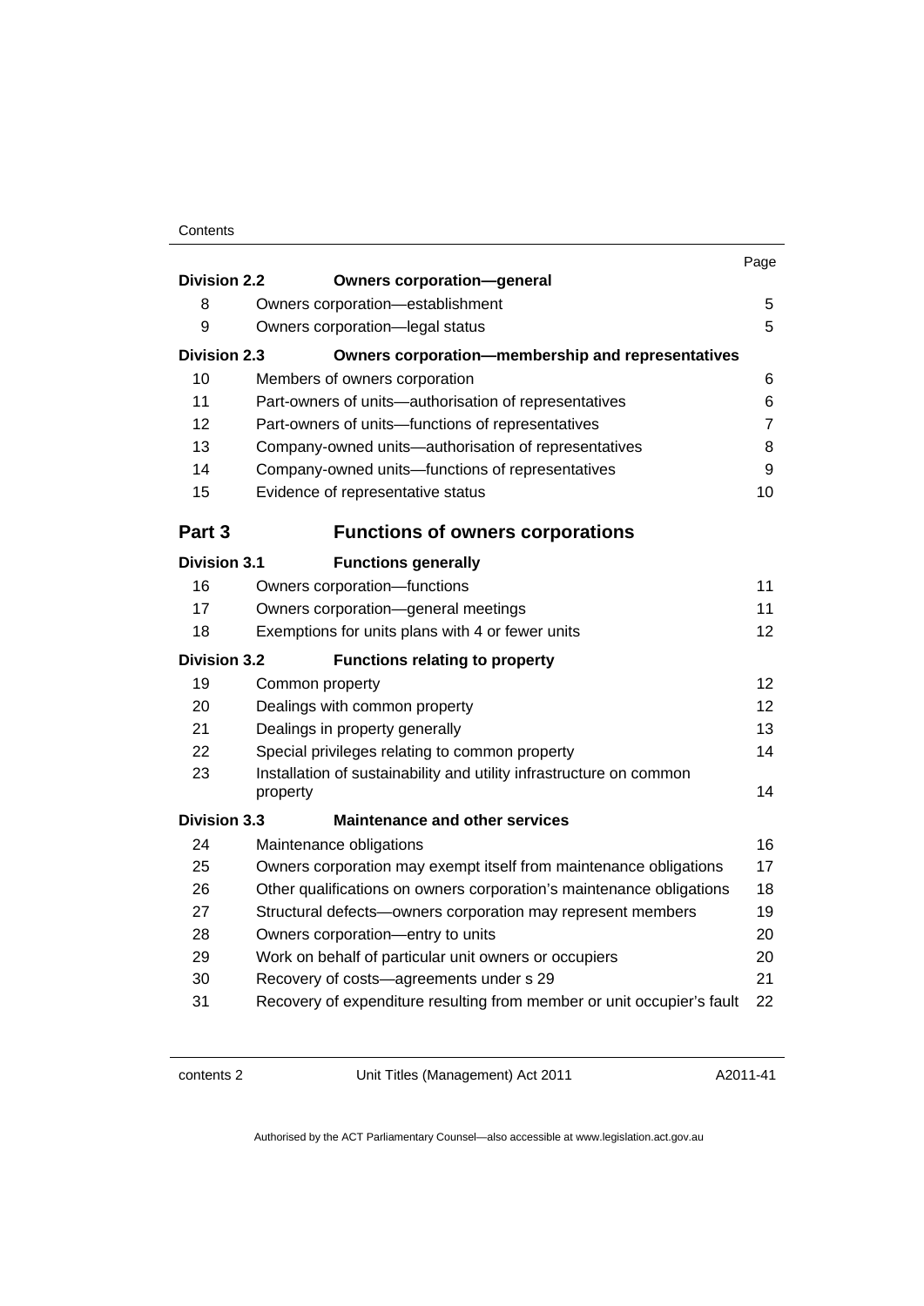| | | Page |
|---|---|---|
| **Division 2.2** | **Owners corporation—general** | |
| 8 | Owners corporation—establishment | 5 |
| 9 | Owners corporation—legal status | 5 |
| **Division 2.3** | **Owners corporation—membership and representatives** | |
| 10 | Members of owners corporation | 6 |
| 11 | Part-owners of units—authorisation of representatives | 6 |
| 12 | Part-owners of units—functions of representatives | 7 |
| 13 | Company-owned units—authorisation of representatives | 8 |
| 14 | Company-owned units—functions of representatives | 9 |
| 15 | Evidence of representative status | 10 |
| **Part 3** | **Functions of owners corporations** | |
| **Division 3.1** | **Functions generally** | |
| 16 | Owners corporation—functions | 11 |
| 17 | Owners corporation—general meetings | 11 |
| 18 | Exemptions for units plans with 4 or fewer units | 12 |
| **Division 3.2** | **Functions relating to property** | |
| 19 | Common property | 12 |
| 20 | Dealings with common property | 12 |
| 21 | Dealings in property generally | 13 |
| 22 | Special privileges relating to common property | 14 |
| 23 | Installation of sustainability and utility infrastructure on common property | 14 |
| **Division 3.3** | **Maintenance and other services** | |
| 24 | Maintenance obligations | 16 |
| 25 | Owners corporation may exempt itself from maintenance obligations | 17 |
| 26 | Other qualifications on owners corporation's maintenance obligations | 18 |
| 27 | Structural defects—owners corporation may represent members | 19 |
| 28 | Owners corporation—entry to units | 20 |
| 29 | Work on behalf of particular unit owners or occupiers | 20 |
| 30 | Recovery of costs—agreements under s 29 | 21 |
| 31 | Recovery of expenditure resulting from member or unit occupier's fault | 22 |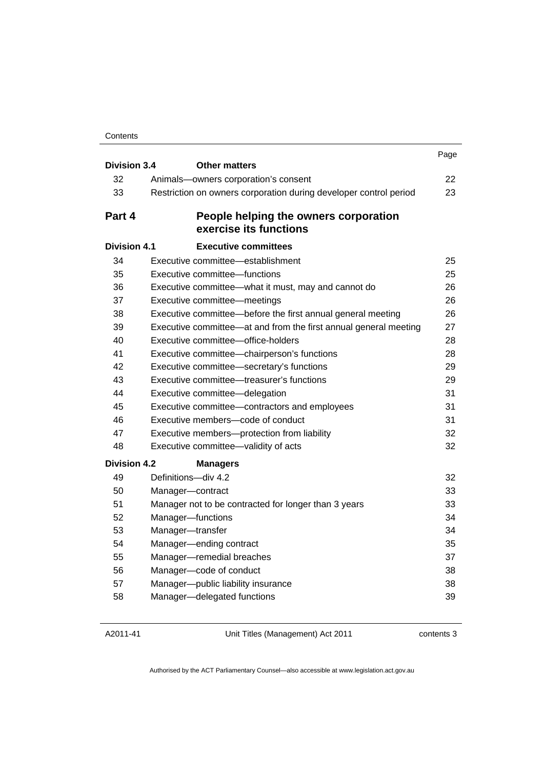| | | Page |
|---|---|---|
| **Division 3.4** | **Other matters** | |
| 32 | Animals—owners corporation's consent | 22 |
| 33 | Restriction on owners corporation during developer control period | 23 |
| **Part 4** | **People helping the owners corporation exercise its functions** | |
| **Division 4.1** | **Executive committees** | |
| 34 | Executive committee—establishment | 25 |
| 35 | Executive committee—functions | 25 |
| 36 | Executive committee—what it must, may and cannot do | 26 |
| 37 | Executive committee—meetings | 26 |
| 38 | Executive committee—before the first annual general meeting | 26 |
| 39 | Executive committee—at and from the first annual general meeting | 27 |
| 40 | Executive committee—office-holders | 28 |
| 41 | Executive committee—chairperson's functions | 28 |
| 42 | Executive committee—secretary's functions | 29 |
| 43 | Executive committee—treasurer's functions | 29 |
| 44 | Executive committee—delegation | 31 |
| 45 | Executive committee—contractors and employees | 31 |
| 46 | Executive members—code of conduct | 31 |
| 47 | Executive members—protection from liability | 32 |
| 48 | Executive committee—validity of acts | 32 |
| **Division 4.2** | **Managers** | |
| 49 | Definitions—div 4.2 | 32 |
| 50 | Manager—contract | 33 |
| 51 | Manager not to be contracted for longer than 3 years | 33 |
| 52 | Manager—functions | 34 |
| 53 | Manager—transfer | 34 |
| 54 | Manager—ending contract | 35 |
| 55 | Manager—remedial breaches | 37 |
| 56 | Manager—code of conduct | 38 |
| 57 | Manager—public liability insurance | 38 |
| 58 | Manager—delegated functions | 39 |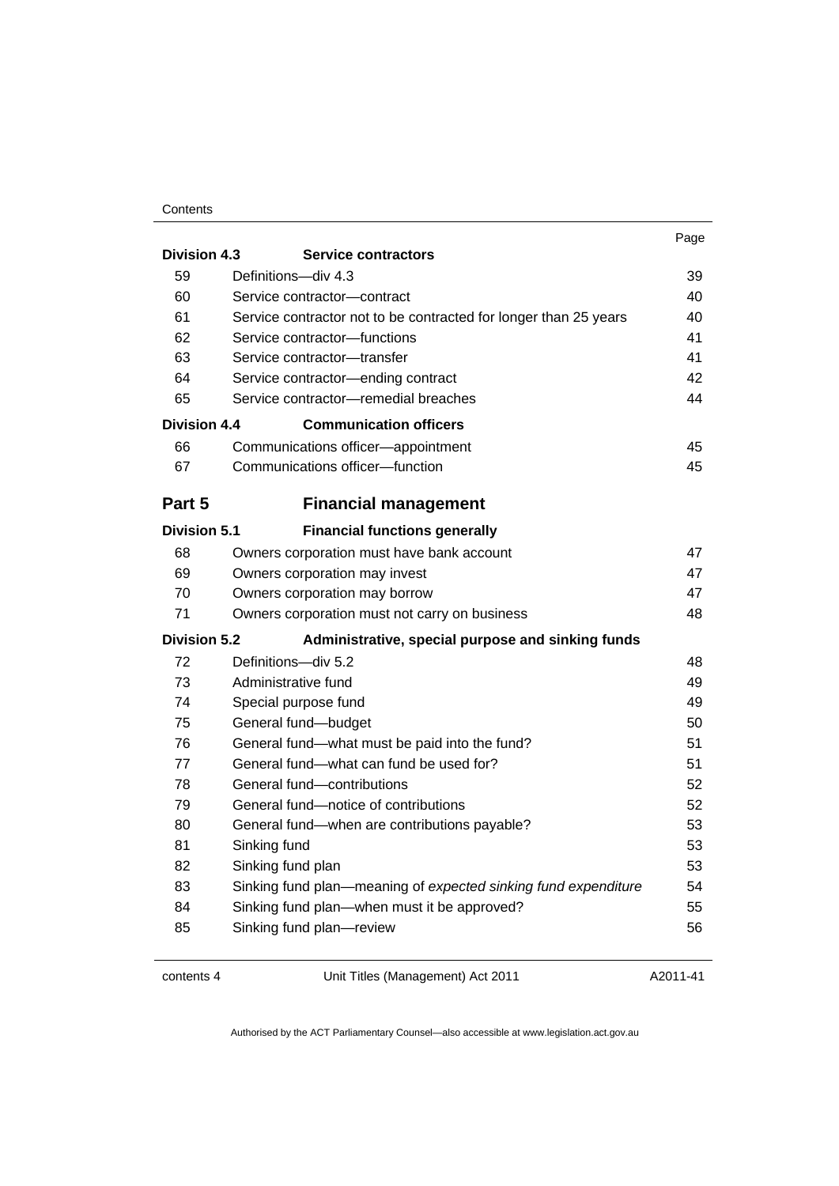| | | Page |
|---|---|---|
| **Division 4.3** | **Service contractors** | |
| 59 | Definitions—div 4.3 | 39 |
| 60 | Service contractor—contract | 40 |
| 61 | Service contractor not to be contracted for longer than 25 years | 40 |
| 62 | Service contractor—functions | 41 |
| 63 | Service contractor—transfer | 41 |
| 64 | Service contractor—ending contract | 42 |
| 65 | Service contractor—remedial breaches | 44 |
| **Division 4.4** | **Communication officers** | |
| 66 | Communications officer—appointment | 45 |
| 67 | Communications officer—function | 45 |
| **Part 5** | **Financial management** | |
| **Division 5.1** | **Financial functions generally** | |
| 68 | Owners corporation must have bank account | 47 |
| 69 | Owners corporation may invest | 47 |
| 70 | Owners corporation may borrow | 47 |
| 71 | Owners corporation must not carry on business | 48 |
| **Division 5.2** | **Administrative, special purpose and sinking funds** | |
| 72 | Definitions—div 5.2 | 48 |
| 73 | Administrative fund | 49 |
| 74 | Special purpose fund | 49 |
| 75 | General fund—budget | 50 |
| 76 | General fund—what must be paid into the fund? | 51 |
| 77 | General fund—what can fund be used for? | 51 |
| 78 | General fund—contributions | 52 |
| 79 | General fund—notice of contributions | 52 |
| 80 | General fund—when are contributions payable? | 53 |
| 81 | Sinking fund | 53 |
| 82 | Sinking fund plan | 53 |
| 83 | Sinking fund plan—meaning of *expected sinking fund expenditure* | 54 |
| 84 | Sinking fund plan—when must it be approved? | 55 |
| 85 | Sinking fund plan—review | 56 |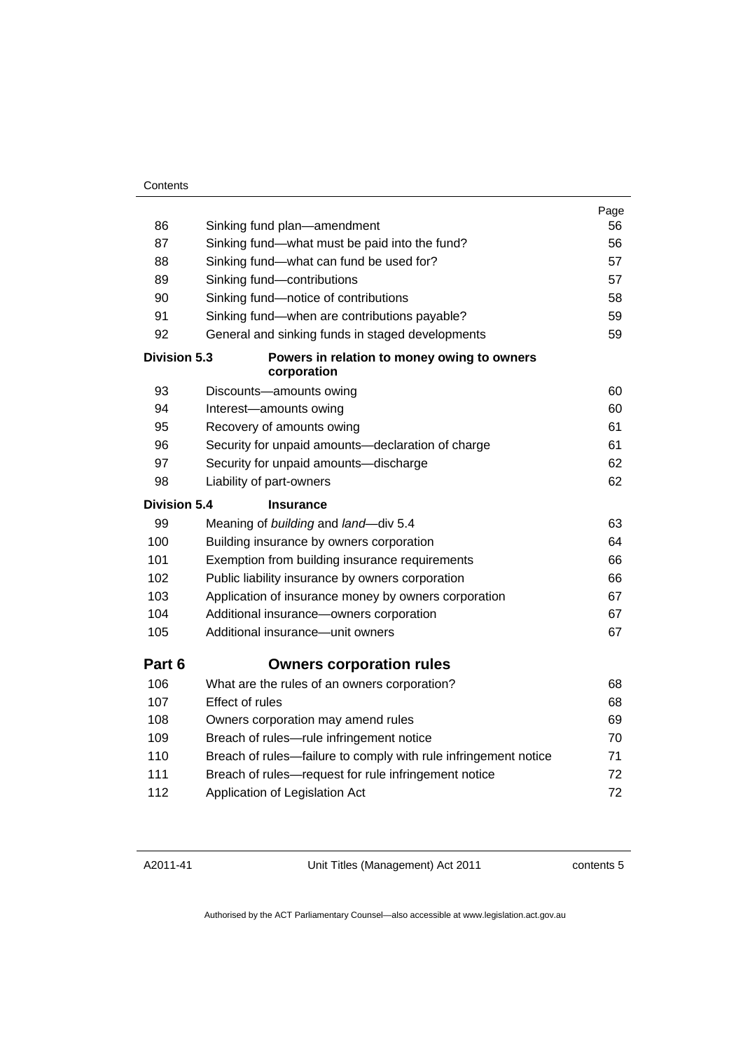| | | Page |
|---|---|---|
| 86 | Sinking fund plan—amendment | 56 |
| 87 | Sinking fund—what must be paid into the fund? | 56 |
| 88 | Sinking fund—what can fund be used for? | 57 |
| 89 | Sinking fund—contributions | 57 |
| 90 | Sinking fund—notice of contributions | 58 |
| 91 | Sinking fund—when are contributions payable? | 59 |
| 92 | General and sinking funds in staged developments | 59 |
| **Division 5.3** | **Powers in relation to money owing to owners corporation** | |
| 93 | Discounts—amounts owing | 60 |
| 94 | Interest—amounts owing | 60 |
| 95 | Recovery of amounts owing | 61 |
| 96 | Security for unpaid amounts—declaration of charge | 61 |
| 97 | Security for unpaid amounts—discharge | 62 |
| 98 | Liability of part-owners | 62 |
| **Division 5.4** | **Insurance** | |
| 99 | Meaning of *building* and *land*—div 5.4 | 63 |
| 100 | Building insurance by owners corporation | 64 |
| 101 | Exemption from building insurance requirements | 66 |
| 102 | Public liability insurance by owners corporation | 66 |
| 103 | Application of insurance money by owners corporation | 67 |
| 104 | Additional insurance—owners corporation | 67 |
| 105 | Additional insurance—unit owners | 67 |
| **Part 6** | **Owners corporation rules** | |
| 106 | What are the rules of an owners corporation? | 68 |
| 107 | Effect of rules | 68 |
| 108 | Owners corporation may amend rules | 69 |
| 109 | Breach of rules—rule infringement notice | 70 |
| 110 | Breach of rules—failure to comply with rule infringement notice | 71 |
| 111 | Breach of rules—request for rule infringement notice | 72 |
| 112 | Application of Legislation Act | 72 |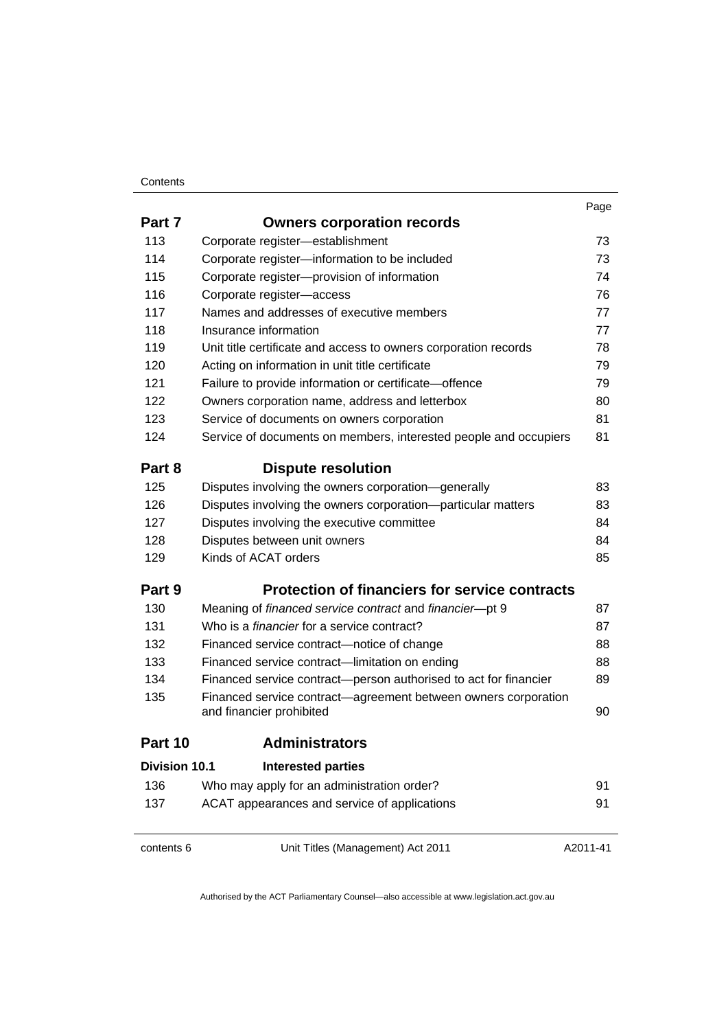| | | Page |
|---|---|---|
| **Part 7** | **Owners corporation records** | |
| 113 | Corporate register—establishment | 73 |
| 114 | Corporate register—information to be included | 73 |
| 115 | Corporate register—provision of information | 74 |
| 116 | Corporate register—access | 76 |
| 117 | Names and addresses of executive members | 77 |
| 118 | Insurance information | 77 |
| 119 | Unit title certificate and access to owners corporation records | 78 |
| 120 | Acting on information in unit title certificate | 79 |
| 121 | Failure to provide information or certificate—offence | 79 |
| 122 | Owners corporation name, address and letterbox | 80 |
| 123 | Service of documents on owners corporation | 81 |
| 124 | Service of documents on members, interested people and occupiers | 81 |
| **Part 8** | **Dispute resolution** | |
| 125 | Disputes involving the owners corporation—generally | 83 |
| 126 | Disputes involving the owners corporation—particular matters | 83 |
| 127 | Disputes involving the executive committee | 84 |
| 128 | Disputes between unit owners | 84 |
| 129 | Kinds of ACAT orders | 85 |
| **Part 9** | **Protection of financiers for service contracts** | |
| 130 | Meaning of *financed service contract* and *financier*—pt 9 | 87 |
| 131 | Who is a *financier* for a service contract? | 87 |
| 132 | Financed service contract—notice of change | 88 |
| 133 | Financed service contract—limitation on ending | 88 |
| 134 | Financed service contract—person authorised to act for financier | 89 |
| 135 | Financed service contract—agreement between owners corporation and financier prohibited | 90 |
| **Part 10** | **Administrators** | |
| **Division 10.1** | **Interested parties** | |
| 136 | Who may apply for an administration order? | 91 |
| 137 | ACAT appearances and service of applications | 91 |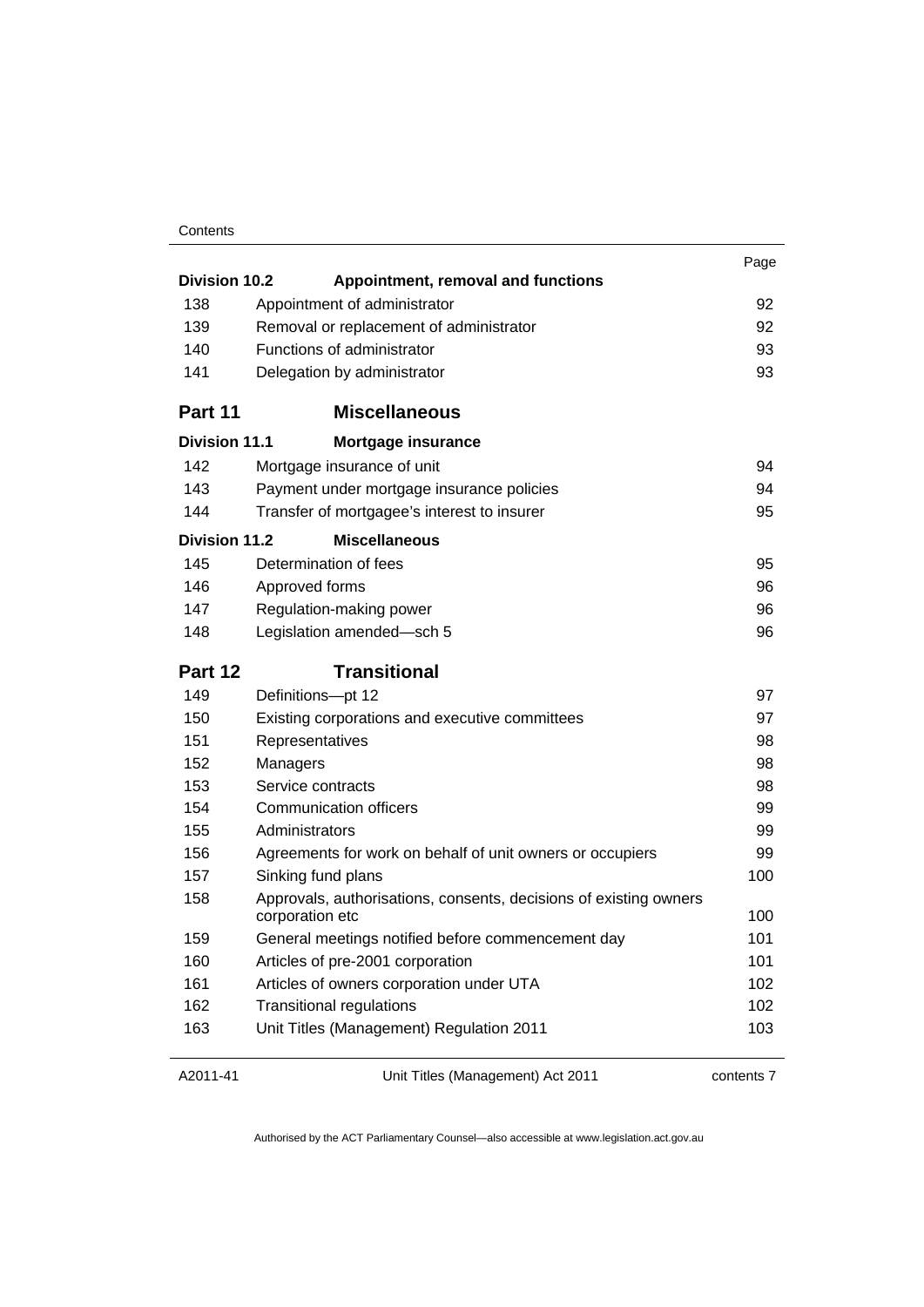| | | Page |
|---|---|---|
| **Division 10.2** | **Appointment, removal and functions** | |
| 138 | Appointment of administrator | 92 |
| 139 | Removal or replacement of administrator | 92 |
| 140 | Functions of administrator | 93 |
| 141 | Delegation by administrator | 93 |
| **Part 11** | **Miscellaneous** | |
| **Division 11.1** | **Mortgage insurance** | |
| 142 | Mortgage insurance of unit | 94 |
| 143 | Payment under mortgage insurance policies | 94 |
| 144 | Transfer of mortgagee's interest to insurer | 95 |
| **Division 11.2** | **Miscellaneous** | |
| 145 | Determination of fees | 95 |
| 146 | Approved forms | 96 |
| 147 | Regulation-making power | 96 |
| 148 | Legislation amended—sch 5 | 96 |
| **Part 12** | **Transitional** | |
| 149 | Definitions—pt 12 | 97 |
| 150 | Existing corporations and executive committees | 97 |
| 151 | Representatives | 98 |
| 152 | Managers | 98 |
| 153 | Service contracts | 98 |
| 154 | Communication officers | 99 |
| 155 | Administrators | 99 |
| 156 | Agreements for work on behalf of unit owners or occupiers | 99 |
| 157 | Sinking fund plans | 100 |
| 158 | Approvals, authorisations, consents, decisions of existing owners corporation etc | 100 |
| 159 | General meetings notified before commencement day | 101 |
| 160 | Articles of pre-2001 corporation | 101 |
| 161 | Articles of owners corporation under UTA | 102 |
| 162 | Transitional regulations | 102 |
| 163 | Unit Titles (Management) Regulation 2011 | 103 |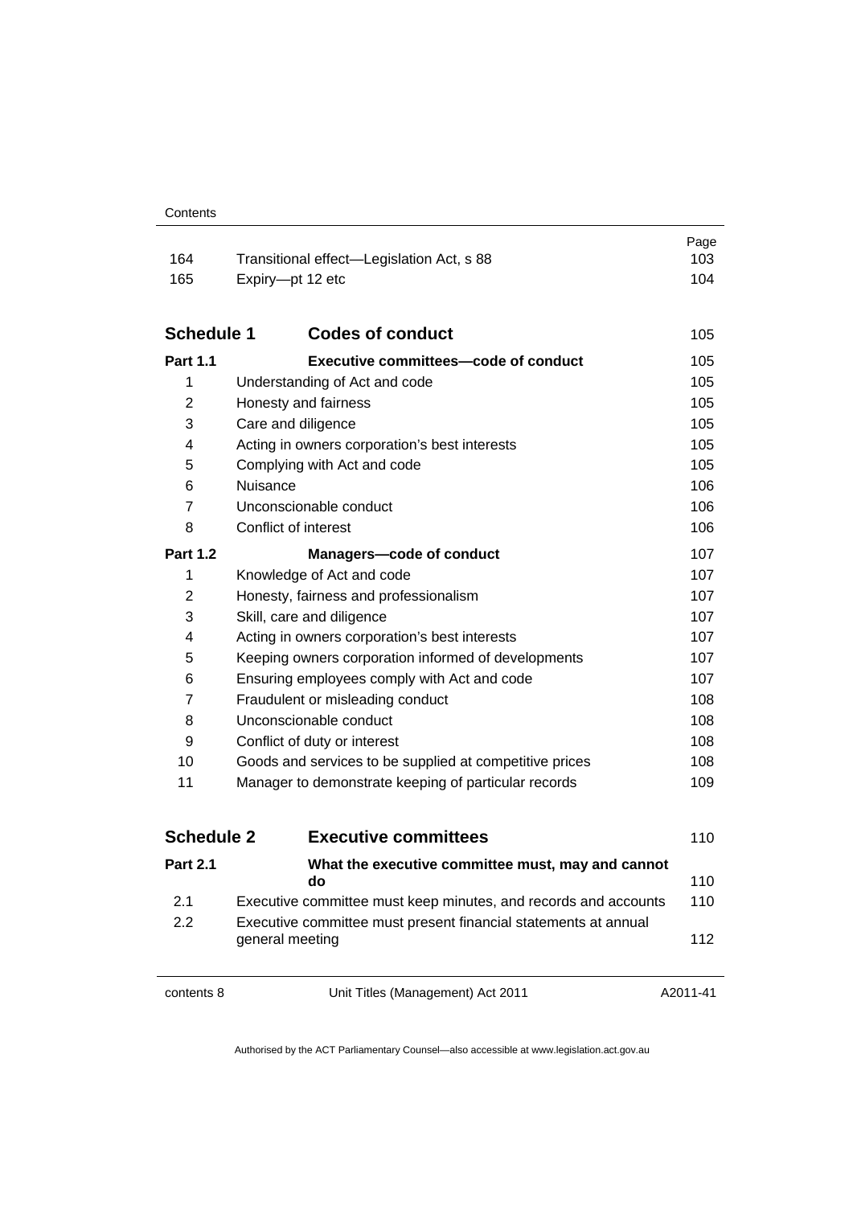| | | Page |
|---|---|---|
| 164 | Transitional effect—Legislation Act, s 88 | 103 |
| 165 | Expiry—pt 12 etc | 104 |
| **Schedule 1** | **Codes of conduct** | 105 |
| **Part 1.1** | **Executive committees—code of conduct** | 105 |
| 1 | Understanding of Act and code | 105 |
| 2 | Honesty and fairness | 105 |
| 3 | Care and diligence | 105 |
| 4 | Acting in owners corporation's best interests | 105 |
| 5 | Complying with Act and code | 105 |
| 6 | Nuisance | 106 |
| 7 | Unconscionable conduct | 106 |
| 8 | Conflict of interest | 106 |
| **Part 1.2** | **Managers—code of conduct** | 107 |
| 1 | Knowledge of Act and code | 107 |
| 2 | Honesty, fairness and professionalism | 107 |
| 3 | Skill, care and diligence | 107 |
| 4 | Acting in owners corporation's best interests | 107 |
| 5 | Keeping owners corporation informed of developments | 107 |
| 6 | Ensuring employees comply with Act and code | 107 |
| 7 | Fraudulent or misleading conduct | 108 |
| 8 | Unconscionable conduct | 108 |
| 9 | Conflict of duty or interest | 108 |
| 10 | Goods and services to be supplied at competitive prices | 108 |
| 11 | Manager to demonstrate keeping of particular records | 109 |
| **Schedule 2** | **Executive committees** | 110 |
| **Part 2.1** | **What the executive committee must, may and cannot do** | 110 |
| 2.1 | Executive committee must keep minutes, and records and accounts | 110 |
| 2.2 | Executive committee must present financial statements at annual general meeting | 112 |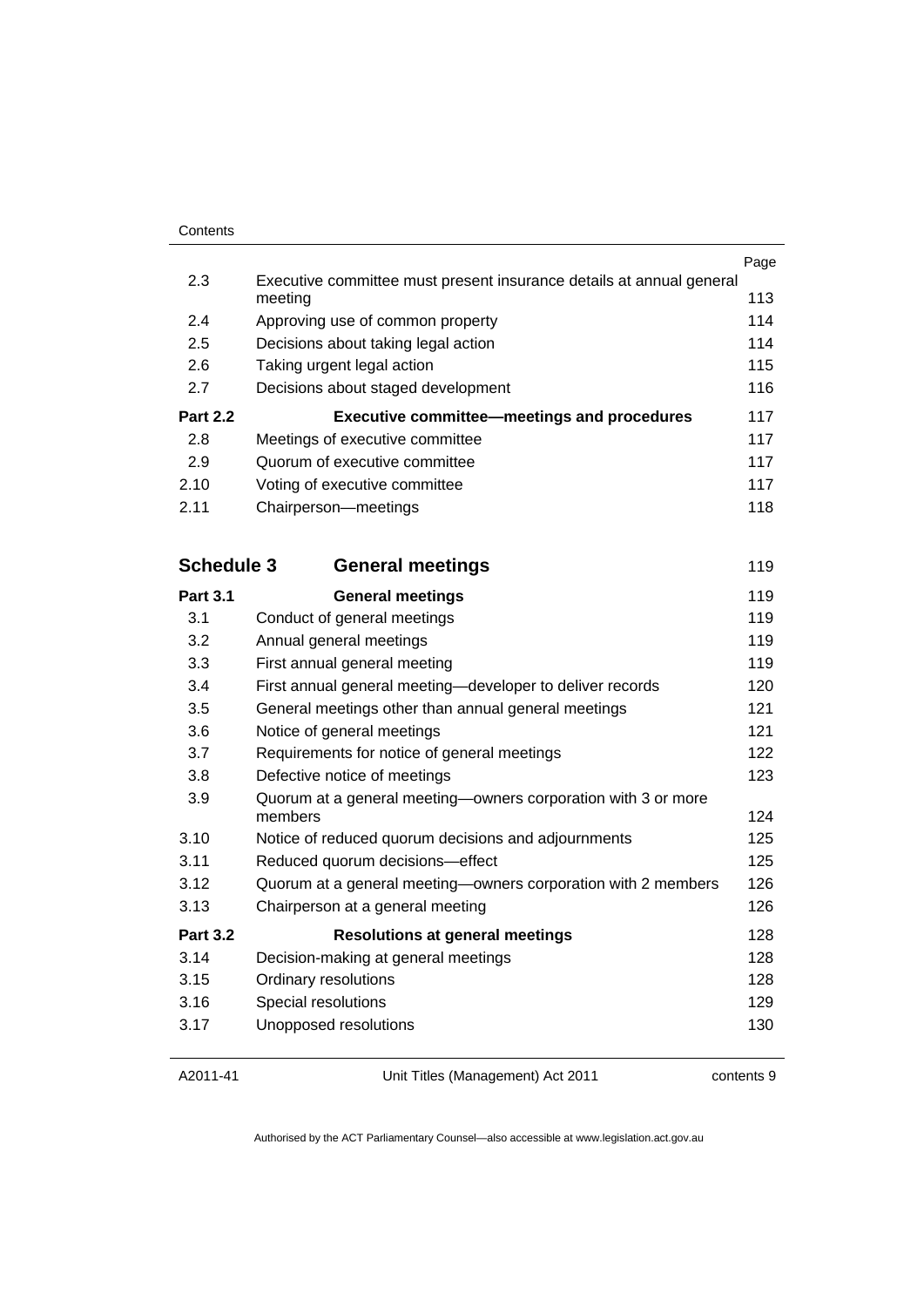| | | Page |
|---|---|---|
| 2.3 | Executive committee must present insurance details at annual general meeting | 113 |
| 2.4 | Approving use of common property | 114 |
| 2.5 | Decisions about taking legal action | 114 |
| 2.6 | Taking urgent legal action | 115 |
| 2.7 | Decisions about staged development | 116 |
| **Part 2.2** | **Executive committee—meetings and procedures** | 117 |
| 2.8 | Meetings of executive committee | 117 |
| 2.9 | Quorum of executive committee | 117 |
| 2.10 | Voting of executive committee | 117 |
| 2.11 | Chairperson—meetings | 118 |

| | | |
|---|---|---|
| **Schedule 3** | **General meetings** | 119 |
| **Part 3.1** | **General meetings** | 119 |
| 3.1 | Conduct of general meetings | 119 |
| 3.2 | Annual general meetings | 119 |
| 3.3 | First annual general meeting | 119 |
| 3.4 | First annual general meeting—developer to deliver records | 120 |
| 3.5 | General meetings other than annual general meetings | 121 |
| 3.6 | Notice of general meetings | 121 |
| 3.7 | Requirements for notice of general meetings | 122 |
| 3.8 | Defective notice of meetings | 123 |
| 3.9 | Quorum at a general meeting—owners corporation with 3 or more members | 124 |
| 3.10 | Notice of reduced quorum decisions and adjournments | 125 |
| 3.11 | Reduced quorum decisions—effect | 125 |
| 3.12 | Quorum at a general meeting—owners corporation with 2 members | 126 |
| 3.13 | Chairperson at a general meeting | 126 |
| **Part 3.2** | **Resolutions at general meetings** | 128 |
| 3.14 | Decision-making at general meetings | 128 |
| 3.15 | Ordinary resolutions | 128 |
| 3.16 | Special resolutions | 129 |
| 3.17 | Unopposed resolutions | 130 |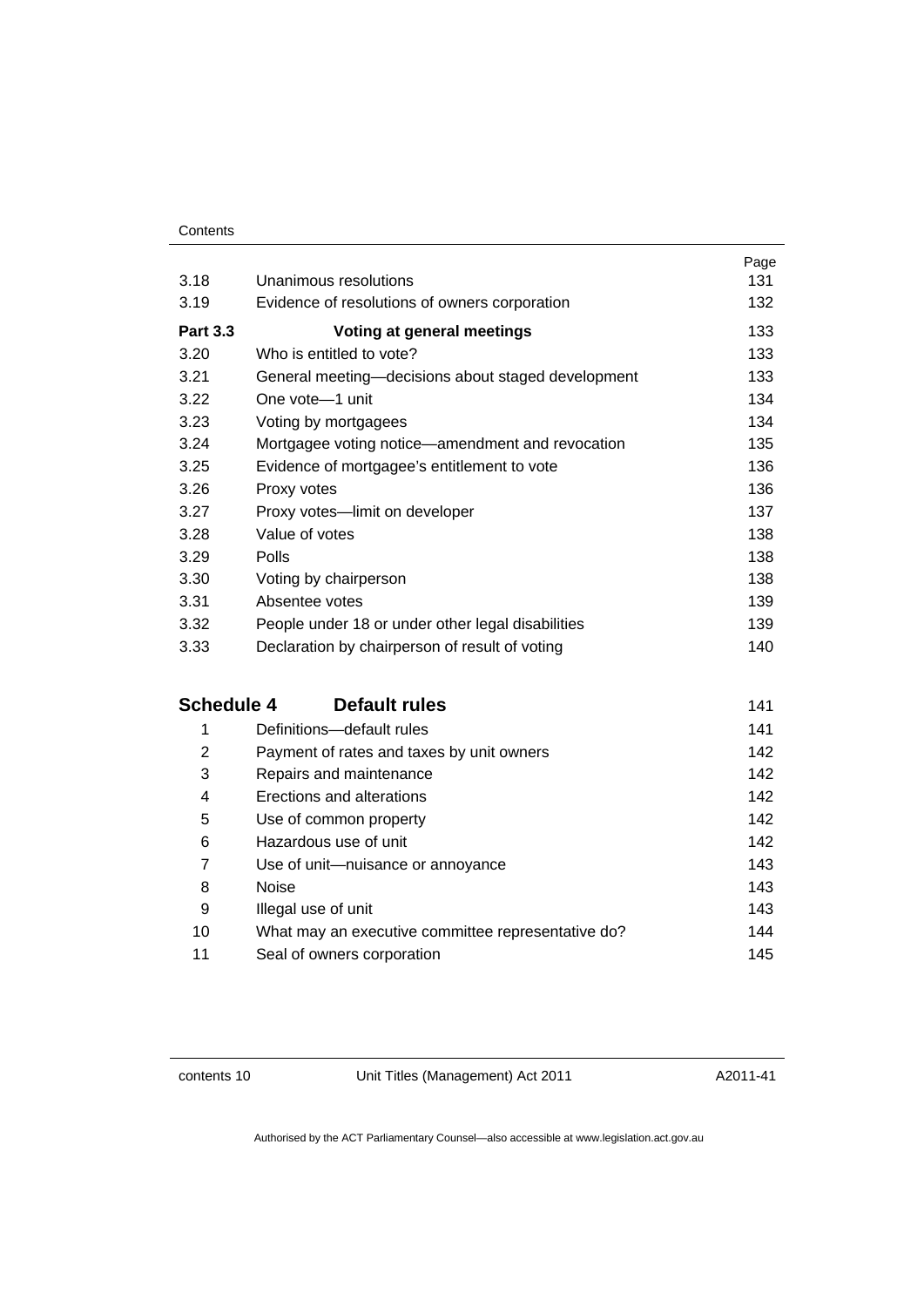| | | Page |
|---|---|---|
| 3.18 | Unanimous resolutions | 131 |
| 3.19 | Evidence of resolutions of owners corporation | 132 |
| **Part 3.3** | **Voting at general meetings** | 133 |
| 3.20 | Who is entitled to vote? | 133 |
| 3.21 | General meeting—decisions about staged development | 133 |
| 3.22 | One vote—1 unit | 134 |
| 3.23 | Voting by mortgagees | 134 |
| 3.24 | Mortgagee voting notice—amendment and revocation | 135 |
| 3.25 | Evidence of mortgagee's entitlement to vote | 136 |
| 3.26 | Proxy votes | 136 |
| 3.27 | Proxy votes—limit on developer | 137 |
| 3.28 | Value of votes | 138 |
| 3.29 | Polls | 138 |
| 3.30 | Voting by chairperson | 138 |
| 3.31 | Absentee votes | 139 |
| 3.32 | People under 18 or under other legal disabilities | 139 |
| 3.33 | Declaration by chairperson of result of voting | 140 |
| **Schedule 4** | **Default rules** | 141 |
| 1 | Definitions—default rules | 141 |
| 2 | Payment of rates and taxes by unit owners | 142 |
| 3 | Repairs and maintenance | 142 |
| 4 | Erections and alterations | 142 |
| 5 | Use of common property | 142 |
| 6 | Hazardous use of unit | 142 |
| 7 | Use of unit—nuisance or annoyance | 143 |
| 8 | Noise | 143 |
| 9 | Illegal use of unit | 143 |
| 10 | What may an executive committee representative do? | 144 |
| 11 | Seal of owners corporation | 145 |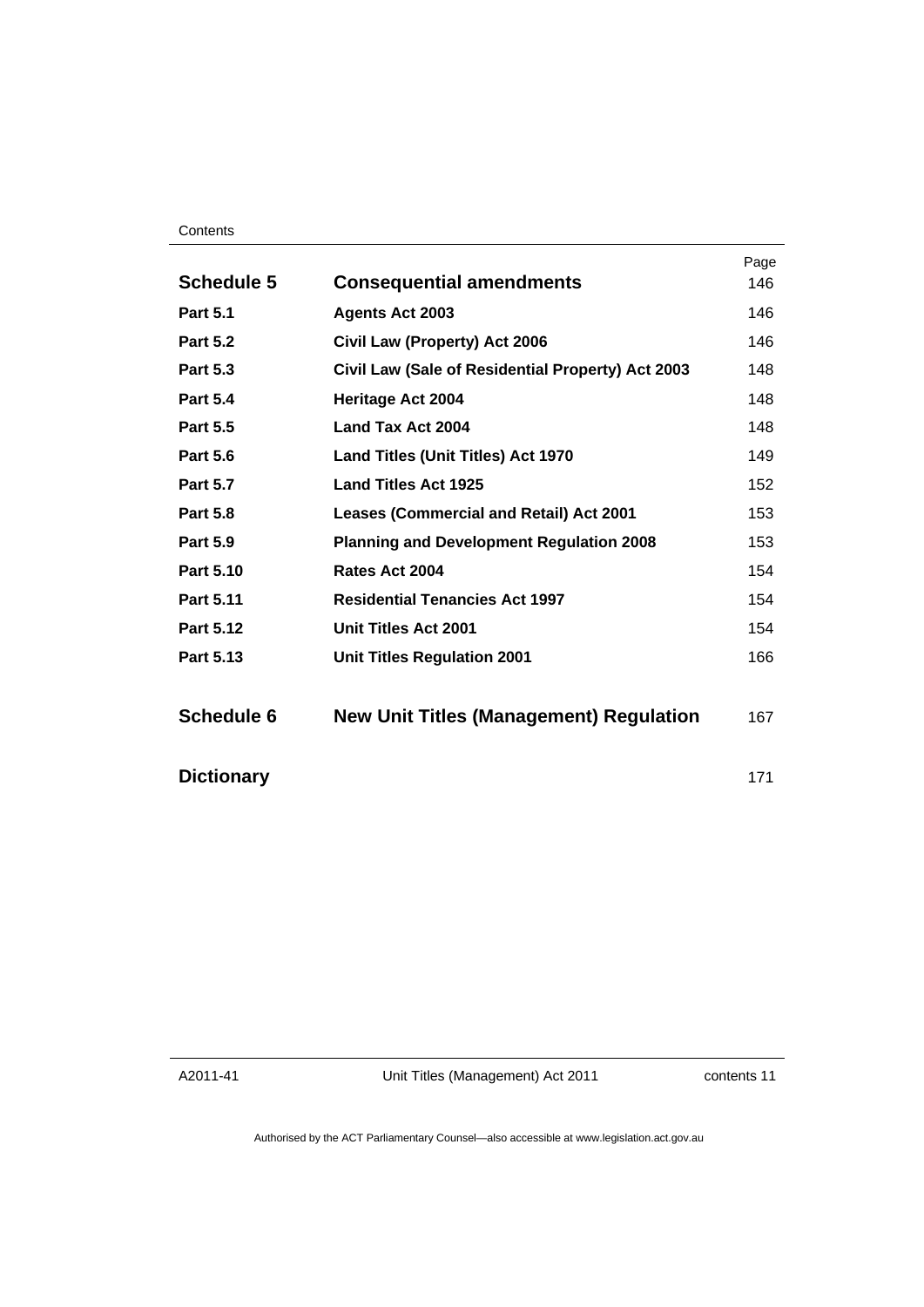| | | Page |
|---|---|---|
| **Schedule 5** | **Consequential amendments** | 146 |
| **Part 5.1** | **Agents Act 2003** | 146 |
| **Part 5.2** | **Civil Law (Property) Act 2006** | 146 |
| **Part 5.3** | **Civil Law (Sale of Residential Property) Act 2003** | 148 |
| **Part 5.4** | **Heritage Act 2004** | 148 |
| **Part 5.5** | **Land Tax Act 2004** | 148 |
| **Part 5.6** | **Land Titles (Unit Titles) Act 1970** | 149 |
| **Part 5.7** | **Land Titles Act 1925** | 152 |
| **Part 5.8** | **Leases (Commercial and Retail) Act 2001** | 153 |
| **Part 5.9** | **Planning and Development Regulation 2008** | 153 |
| **Part 5.10** | **Rates Act 2004** | 154 |
| **Part 5.11** | **Residential Tenancies Act 1997** | 154 |
| **Part 5.12** | **Unit Titles Act 2001** | 154 |
| **Part 5.13** | **Unit Titles Regulation 2001** | 166 |
| **Schedule 6** | **New Unit Titles (Management) Regulation** | 167 |
| **Dictionary** | | 171 |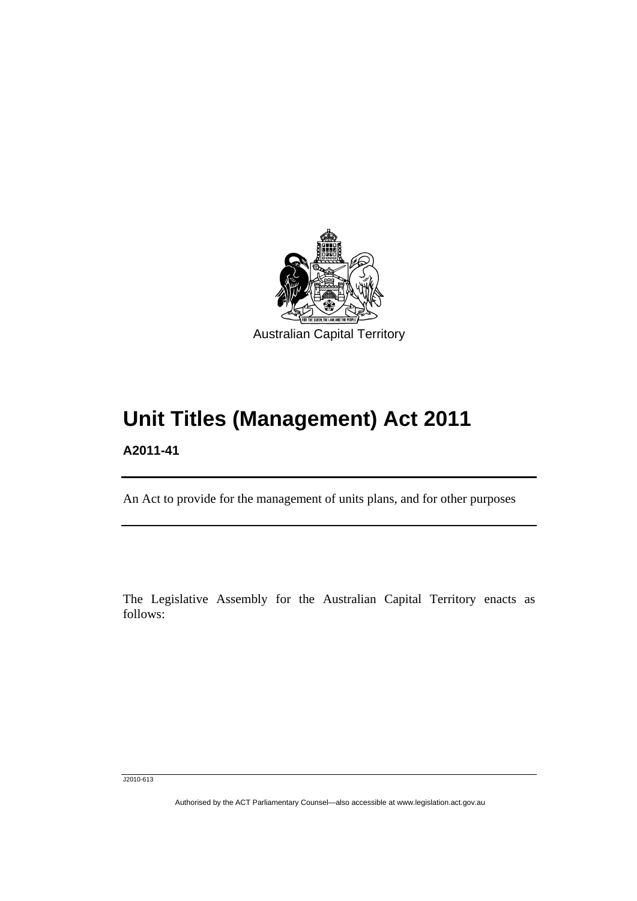Australian Capital Territory

# Unit Titles (Management) Act 2011

**A2011-41**

An Act to provide for the management of units plans, and for other purposes

The Legislative Assembly for the Australian Capital Territory enacts as follows:

J2010-613

Authorised by the ACT Parliamentary Counsel—also accessible at www.legislation.act.gov.au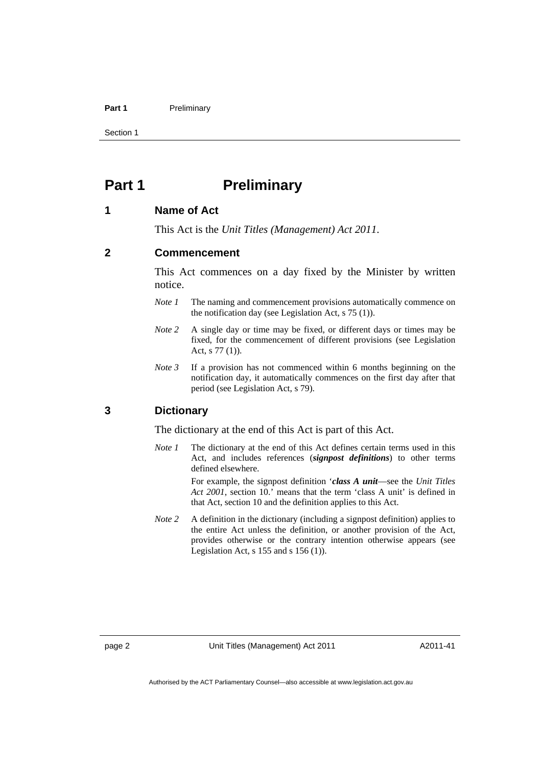# Part 1 Preliminary

## 1 Name of Act

This Act is the *Unit Titles (Management) Act 2011*.

## 2 Commencement

This Act commences on a day fixed by the Minister by written notice.

*Note 1* The naming and commencement provisions automatically commence on the notification day (see Legislation Act, s 75 (1)).

*Note 2* A single day or time may be fixed, or different days or times may be fixed, for the commencement of different provisions (see Legislation Act, s 77 (1)).

*Note 3* If a provision has not commenced within 6 months beginning on the notification day, it automatically commences on the first day after that period (see Legislation Act, s 79).

## 3 Dictionary

The dictionary at the end of this Act is part of this Act.

*Note 1* The dictionary at the end of this Act defines certain terms used in this Act, and includes references (***signpost definitions***) to other terms defined elsewhere.

For example, the signpost definition '***class A unit***—see the *Unit Titles Act 2001*, section 10.' means that the term 'class A unit' is defined in that Act, section 10 and the definition applies to this Act.

*Note 2* A definition in the dictionary (including a signpost definition) applies to the entire Act unless the definition, or another provision of the Act, provides otherwise or the contrary intention otherwise appears (see Legislation Act, s 155 and s 156 (1)).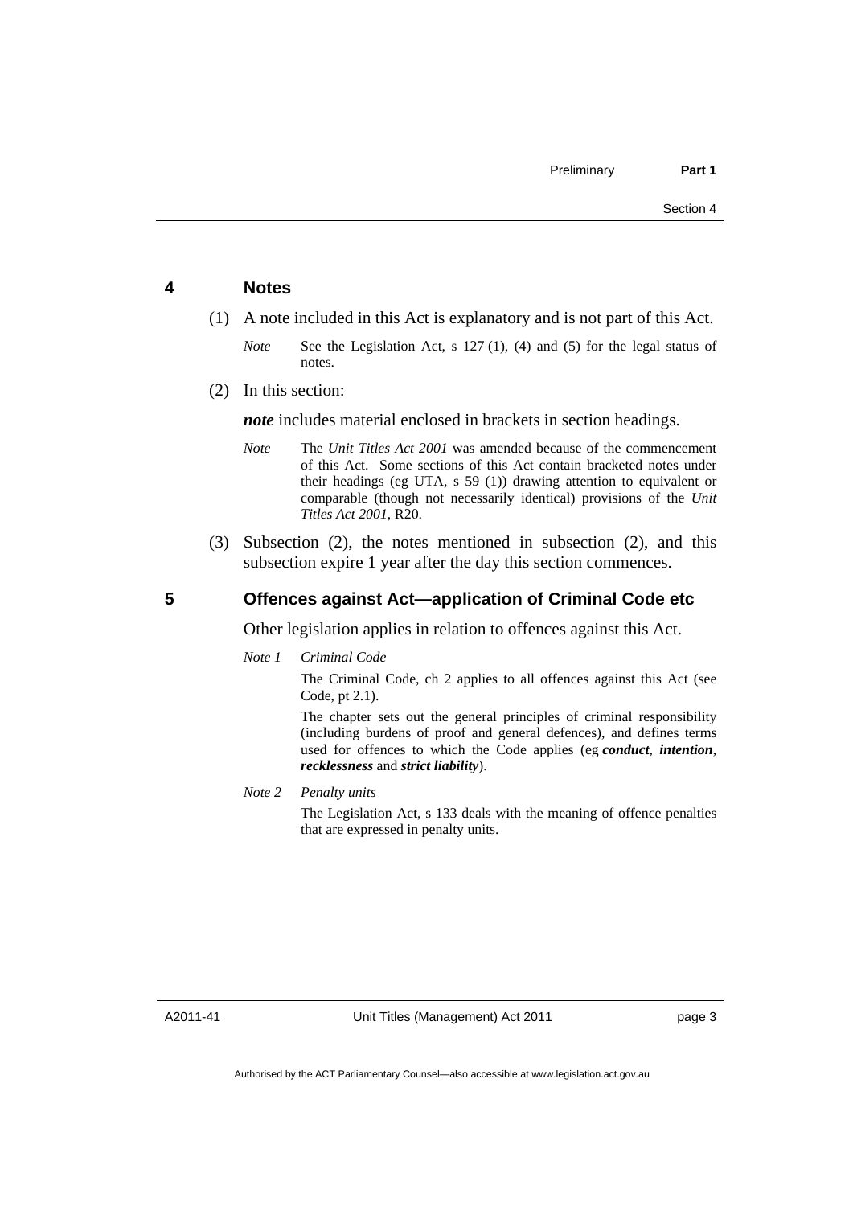## 4 Notes

(1) A note included in this Act is explanatory and is not part of this Act.

*Note* See the Legislation Act, s 127 (1), (4) and (5) for the legal status of notes.

(2) In this section:

***note*** includes material enclosed in brackets in section headings.

*Note* The *Unit Titles Act 2001* was amended because of the commencement of this Act. Some sections of this Act contain bracketed notes under their headings (eg UTA, s 59 (1)) drawing attention to equivalent or comparable (though not necessarily identical) provisions of the *Unit Titles Act 2001*, R20.

(3) Subsection (2), the notes mentioned in subsection (2), and this subsection expire 1 year after the day this section commences.

## 5 Offences against Act—application of Criminal Code etc

Other legislation applies in relation to offences against this Act.

*Note 1* *Criminal Code*

The Criminal Code, ch 2 applies to all offences against this Act (see Code, pt 2.1).

The chapter sets out the general principles of criminal responsibility (including burdens of proof and general defences), and defines terms used for offences to which the Code applies (eg ***conduct***, ***intention***, ***recklessness*** and ***strict liability***).

*Note 2* *Penalty units*

The Legislation Act, s 133 deals with the meaning of offence penalties that are expressed in penalty units.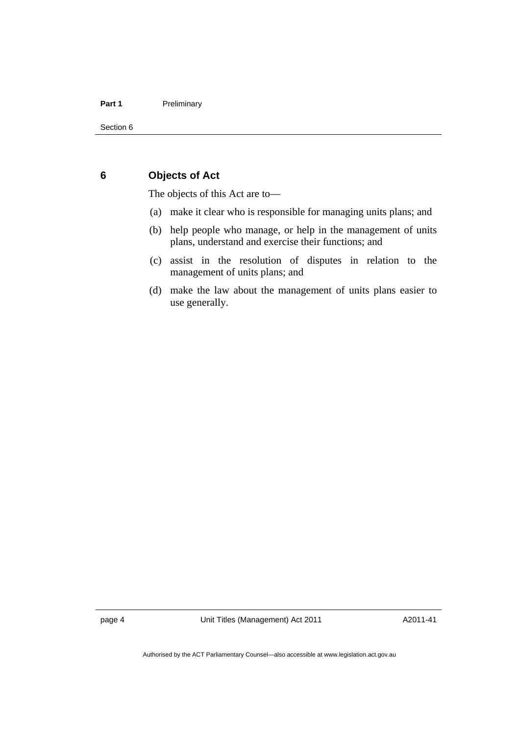## 6 Objects of Act

The objects of this Act are to—

(a) make it clear who is responsible for managing units plans; and

(b) help people who manage, or help in the management of units plans, understand and exercise their functions; and

(c) assist in the resolution of disputes in relation to the management of units plans; and

(d) make the law about the management of units plans easier to use generally.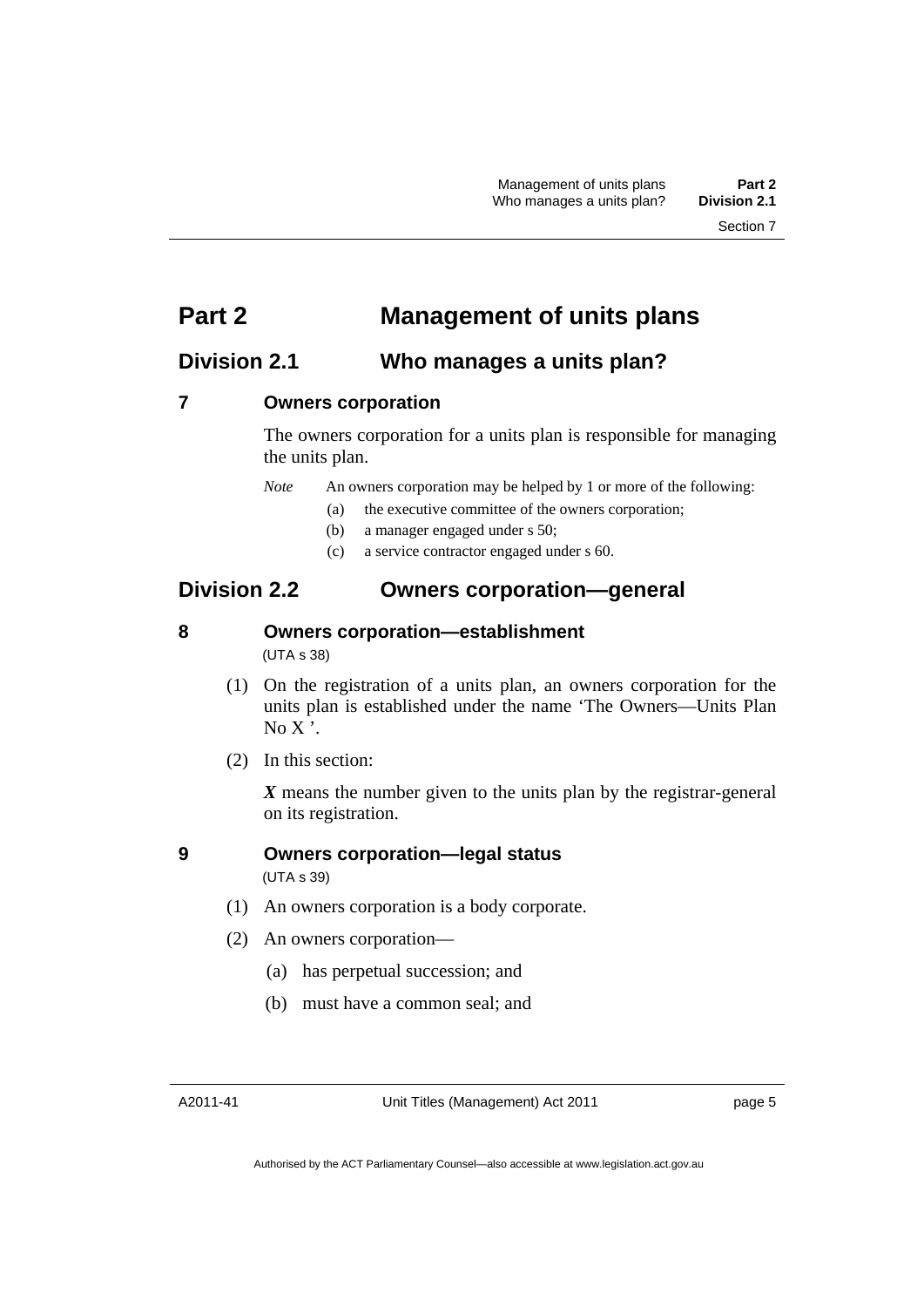# Part 2 Management of units plans

## Division 2.1 Who manages a units plan?

### 7 Owners corporation

The owners corporation for a units plan is responsible for managing the units plan.

*Note* An owners corporation may be helped by 1 or more of the following:

(a) the executive committee of the owners corporation;

(b) a manager engaged under s 50;

(c) a service contractor engaged under s 60.

## Division 2.2 Owners corporation—general

### 8 Owners corporation—establishment

(UTA s 38)

(1) On the registration of a units plan, an owners corporation for the units plan is established under the name 'The Owners—Units Plan No X '.

(2) In this section:

***X*** means the number given to the units plan by the registrar-general on its registration.

### 9 Owners corporation—legal status

(UTA s 39)

(1) An owners corporation is a body corporate.

(2) An owners corporation—

(a) has perpetual succession; and

(b) must have a common seal; and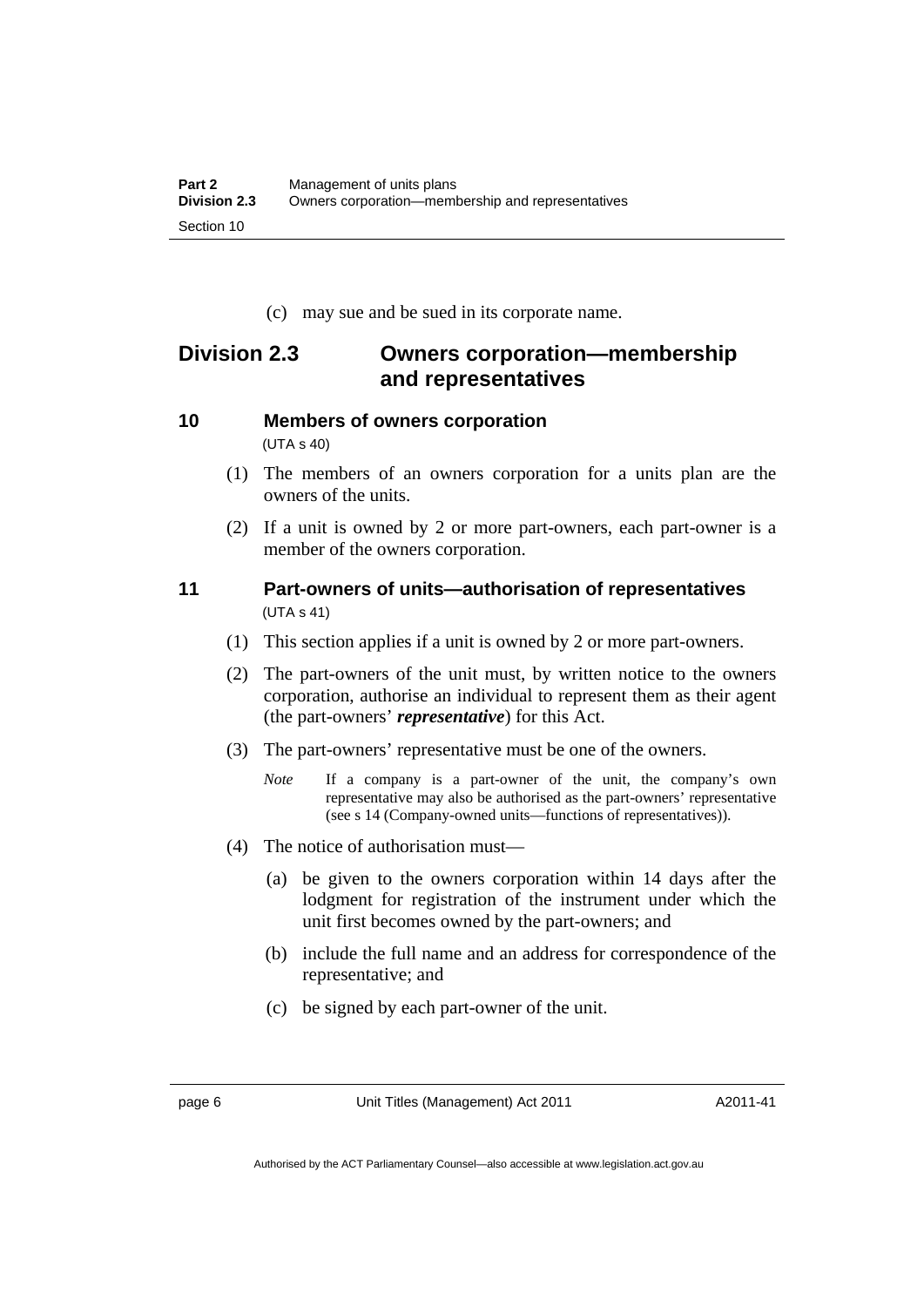(c) may sue and be sued in its corporate name.

## Division 2.3 Owners corporation—membership and representatives

### 10 Members of owners corporation

(UTA s 40)

(1) The members of an owners corporation for a units plan are the owners of the units.

(2) If a unit is owned by 2 or more part-owners, each part-owner is a member of the owners corporation.

### 11 Part-owners of units—authorisation of representatives

(UTA s 41)

(1) This section applies if a unit is owned by 2 or more part-owners.

(2) The part-owners of the unit must, by written notice to the owners corporation, authorise an individual to represent them as their agent (the part-owners' ***representative***) for this Act.

(3) The part-owners' representative must be one of the owners.

*Note* If a company is a part-owner of the unit, the company's own representative may also be authorised as the part-owners' representative (see s 14 (Company-owned units—functions of representatives)).

(4) The notice of authorisation must—

(a) be given to the owners corporation within 14 days after the lodgment for registration of the instrument under which the unit first becomes owned by the part-owners; and

(b) include the full name and an address for correspondence of the representative; and

(c) be signed by each part-owner of the unit.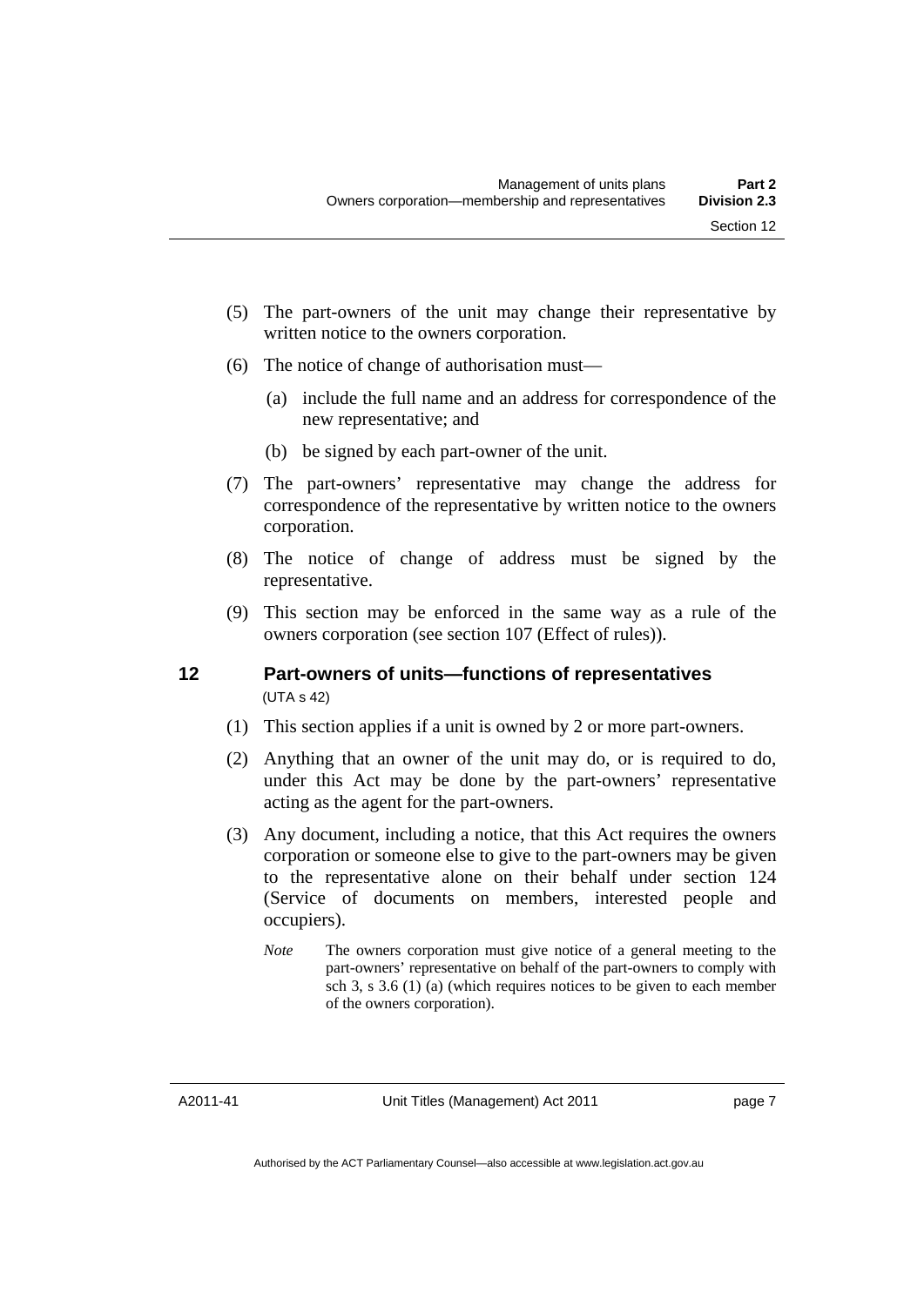(5) The part-owners of the unit may change their representative by written notice to the owners corporation.

(6) The notice of change of authorisation must—

(a) include the full name and an address for correspondence of the new representative; and

(b) be signed by each part-owner of the unit.

(7) The part-owners' representative may change the address for correspondence of the representative by written notice to the owners corporation.

(8) The notice of change of address must be signed by the representative.

(9) This section may be enforced in the same way as a rule of the owners corporation (see section 107 (Effect of rules)).

## 12 Part-owners of units—functions of representatives

(UTA s 42)

(1) This section applies if a unit is owned by 2 or more part-owners.

(2) Anything that an owner of the unit may do, or is required to do, under this Act may be done by the part-owners' representative acting as the agent for the part-owners.

(3) Any document, including a notice, that this Act requires the owners corporation or someone else to give to the part-owners may be given to the representative alone on their behalf under section 124 (Service of documents on members, interested people and occupiers).

*Note* The owners corporation must give notice of a general meeting to the part-owners' representative on behalf of the part-owners to comply with sch 3, s 3.6 (1) (a) (which requires notices to be given to each member of the owners corporation).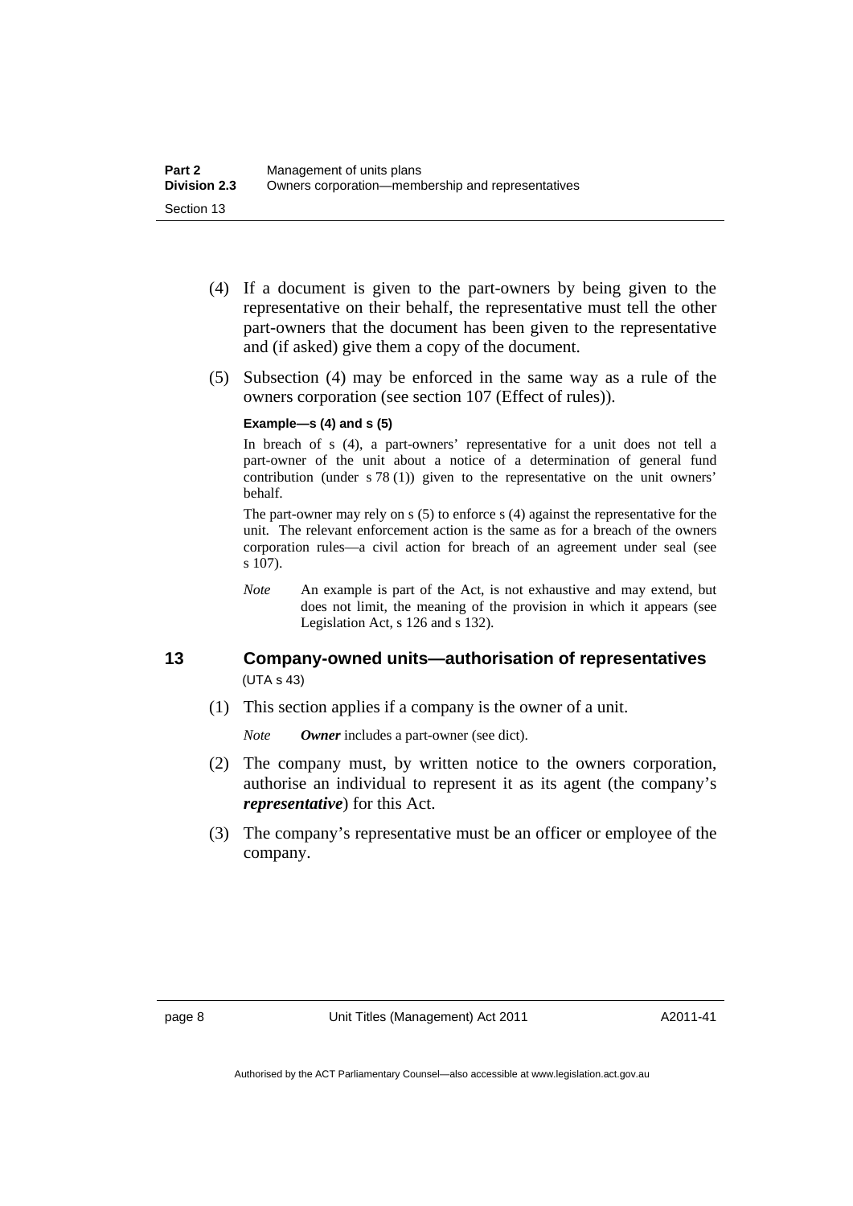(4) If a document is given to the part-owners by being given to the representative on their behalf, the representative must tell the other part-owners that the document has been given to the representative and (if asked) give them a copy of the document.

(5) Subsection (4) may be enforced in the same way as a rule of the owners corporation (see section 107 (Effect of rules)).

**Example—s (4) and s (5)**

In breach of s (4), a part-owners' representative for a unit does not tell a part-owner of the unit about a notice of a determination of general fund contribution (under s 78 (1)) given to the representative on the unit owners' behalf.

The part-owner may rely on s (5) to enforce s (4) against the representative for the unit. The relevant enforcement action is the same as for a breach of the owners corporation rules—a civil action for breach of an agreement under seal (see s 107).

*Note* An example is part of the Act, is not exhaustive and may extend, but does not limit, the meaning of the provision in which it appears (see Legislation Act, s 126 and s 132).

## 13 Company-owned units—authorisation of representatives

(UTA s 43)

(1) This section applies if a company is the owner of a unit.

*Note* ***Owner*** includes a part-owner (see dict).

(2) The company must, by written notice to the owners corporation, authorise an individual to represent it as its agent (the company's ***representative***) for this Act.

(3) The company's representative must be an officer or employee of the company.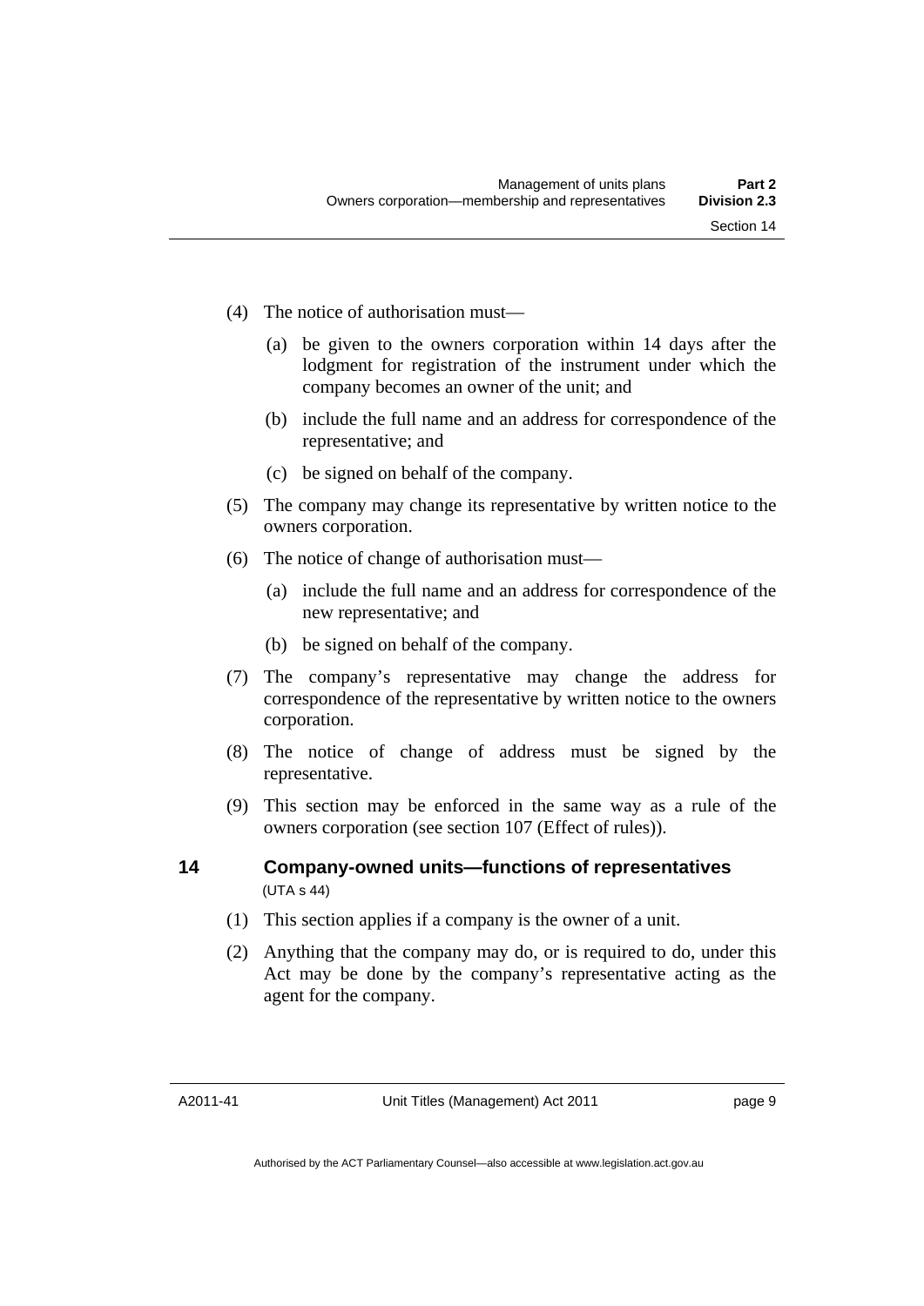(4) The notice of authorisation must—

  (a) be given to the owners corporation within 14 days after the lodgment for registration of the instrument under which the company becomes an owner of the unit; and

  (b) include the full name and an address for correspondence of the representative; and

  (c) be signed on behalf of the company.

(5) The company may change its representative by written notice to the owners corporation.

(6) The notice of change of authorisation must—

  (a) include the full name and an address for correspondence of the new representative; and

  (b) be signed on behalf of the company.

(7) The company's representative may change the address for correspondence of the representative by written notice to the owners corporation.

(8) The notice of change of address must be signed by the representative.

(9) This section may be enforced in the same way as a rule of the owners corporation (see section 107 (Effect of rules)).

## 14 Company-owned units—functions of representatives

(UTA s 44)

(1) This section applies if a company is the owner of a unit.

(2) Anything that the company may do, or is required to do, under this Act may be done by the company's representative acting as the agent for the company.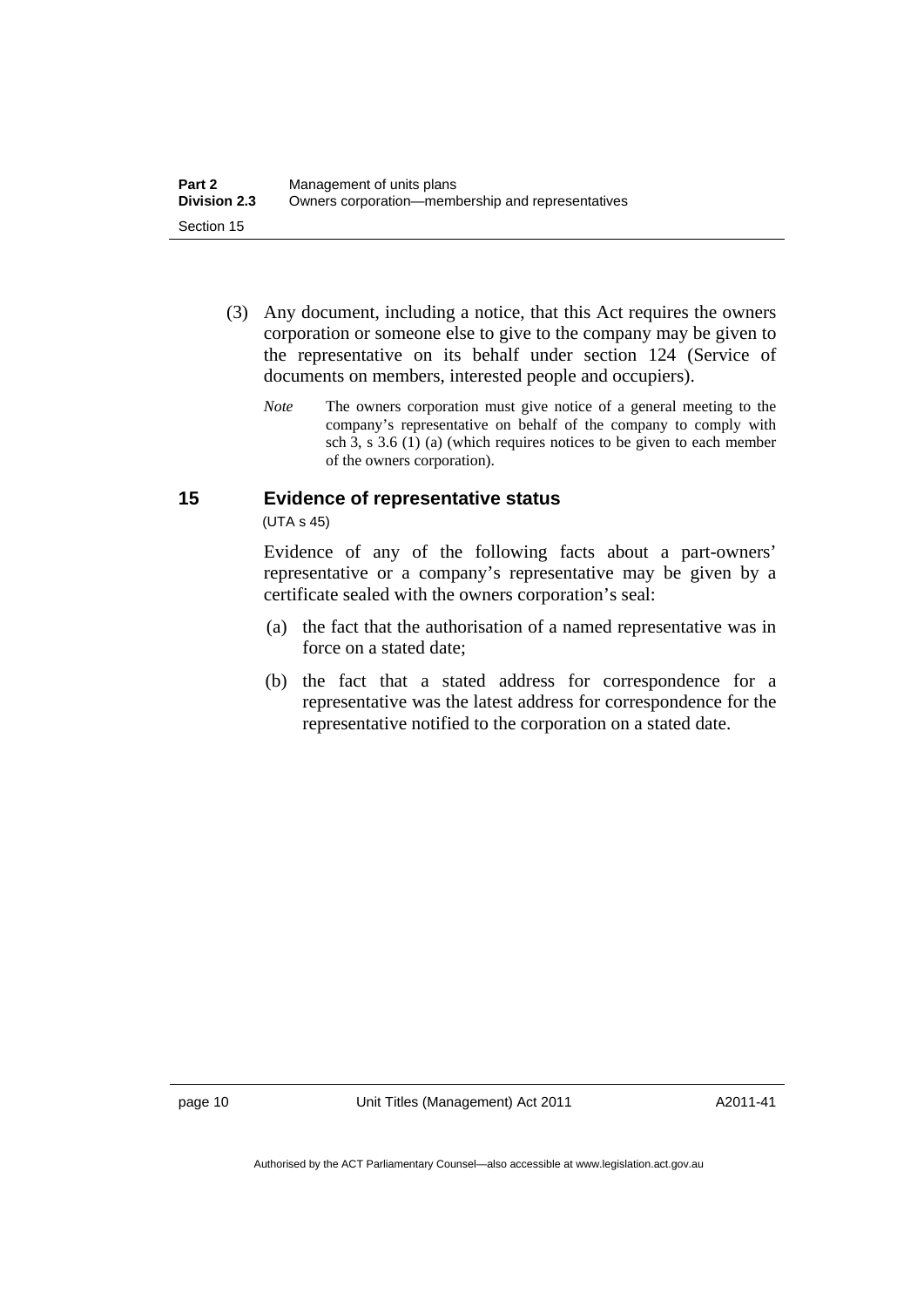(3) Any document, including a notice, that this Act requires the owners corporation or someone else to give to the company may be given to the representative on its behalf under section 124 (Service of documents on members, interested people and occupiers).

*Note* The owners corporation must give notice of a general meeting to the company's representative on behalf of the company to comply with sch 3, s 3.6 (1) (a) (which requires notices to be given to each member of the owners corporation).

### 15 Evidence of representative status

(UTA s 45)

Evidence of any of the following facts about a part-owners' representative or a company's representative may be given by a certificate sealed with the owners corporation's seal:

(a) the fact that the authorisation of a named representative was in force on a stated date;

(b) the fact that a stated address for correspondence for a representative was the latest address for correspondence for the representative notified to the corporation on a stated date.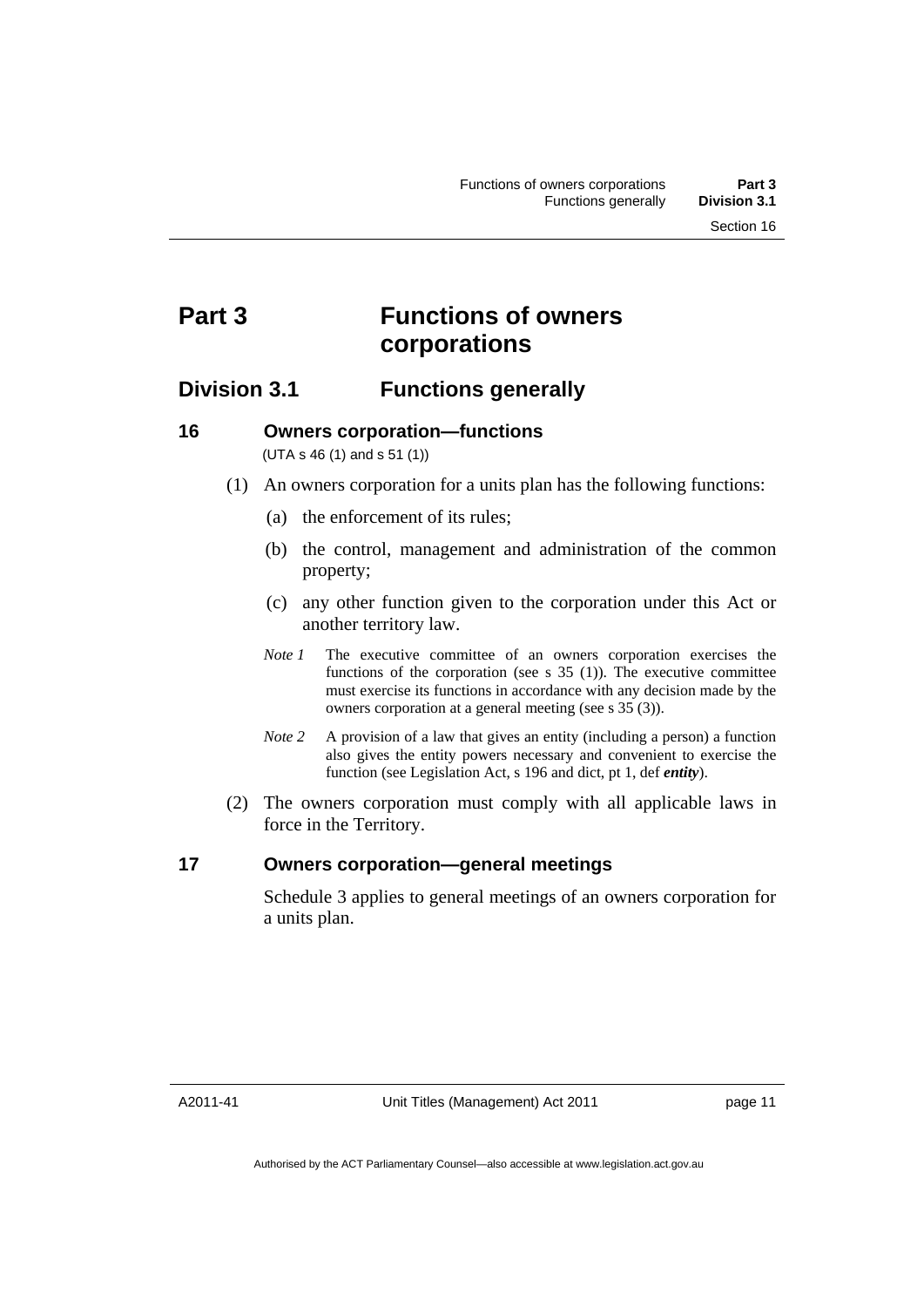# Part 3 Functions of owners corporations

## Division 3.1 Functions generally

### 16 Owners corporation—functions

(UTA s 46 (1) and s 51 (1))

(1) An owners corporation for a units plan has the following functions:

(a) the enforcement of its rules;

(b) the control, management and administration of the common property;

(c) any other function given to the corporation under this Act or another territory law.

*Note 1* The executive committee of an owners corporation exercises the functions of the corporation (see s 35 (1)). The executive committee must exercise its functions in accordance with any decision made by the owners corporation at a general meeting (see s 35 (3)).

*Note 2* A provision of a law that gives an entity (including a person) a function also gives the entity powers necessary and convenient to exercise the function (see Legislation Act, s 196 and dict, pt 1, def ***entity***).

(2) The owners corporation must comply with all applicable laws in force in the Territory.

### 17 Owners corporation—general meetings

Schedule 3 applies to general meetings of an owners corporation for a units plan.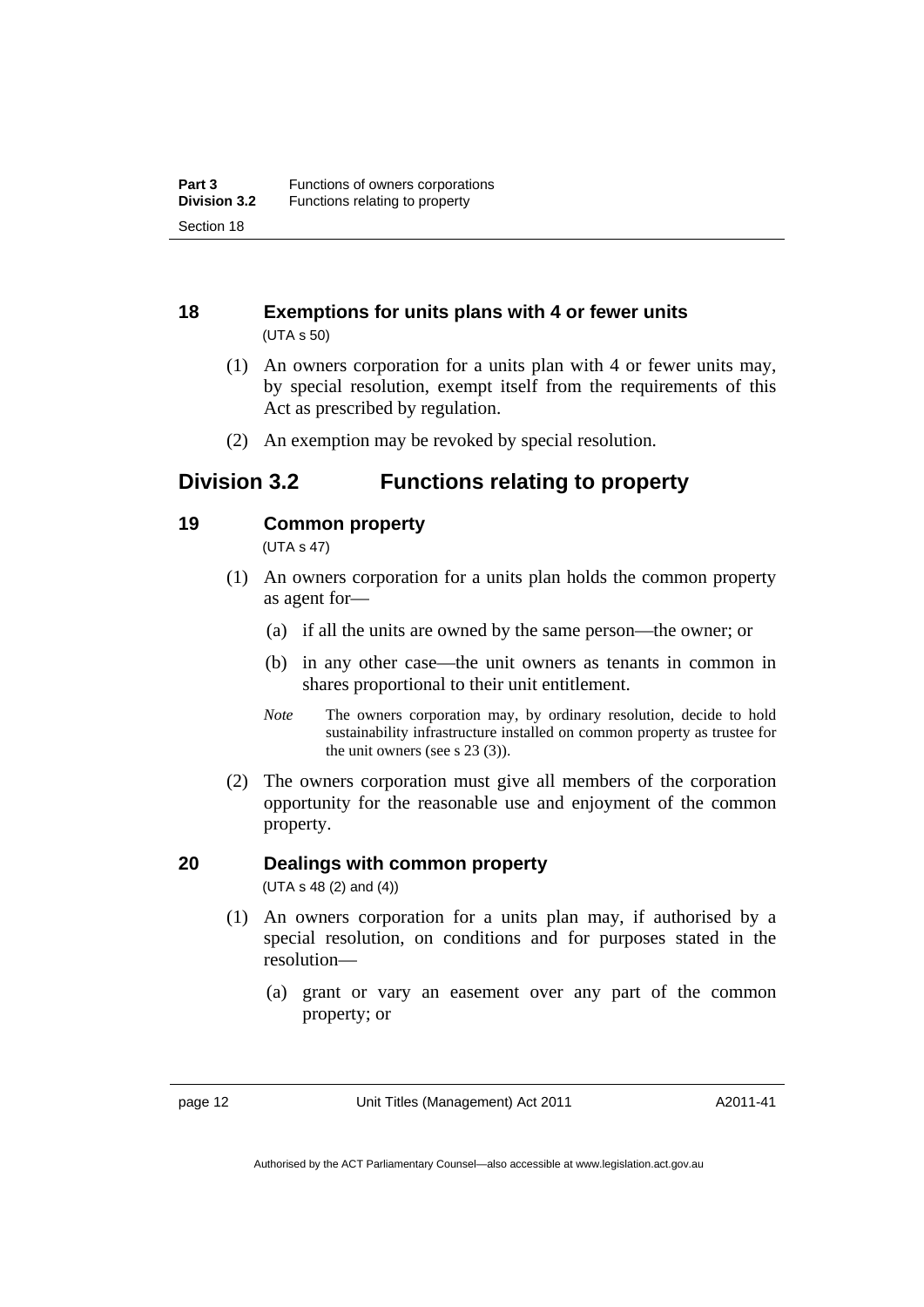### 18 Exemptions for units plans with 4 or fewer units

(UTA s 50)

(1) An owners corporation for a units plan with 4 or fewer units may, by special resolution, exempt itself from the requirements of this Act as prescribed by regulation.

(2) An exemption may be revoked by special resolution.

## Division 3.2 Functions relating to property

### 19 Common property

(UTA s 47)

(1) An owners corporation for a units plan holds the common property as agent for—

(a) if all the units are owned by the same person—the owner; or

(b) in any other case—the unit owners as tenants in common in shares proportional to their unit entitlement.

*Note* The owners corporation may, by ordinary resolution, decide to hold sustainability infrastructure installed on common property as trustee for the unit owners (see s 23 (3)).

(2) The owners corporation must give all members of the corporation opportunity for the reasonable use and enjoyment of the common property.

### 20 Dealings with common property

(UTA s 48 (2) and (4))

(1) An owners corporation for a units plan may, if authorised by a special resolution, on conditions and for purposes stated in the resolution—

(a) grant or vary an easement over any part of the common property; or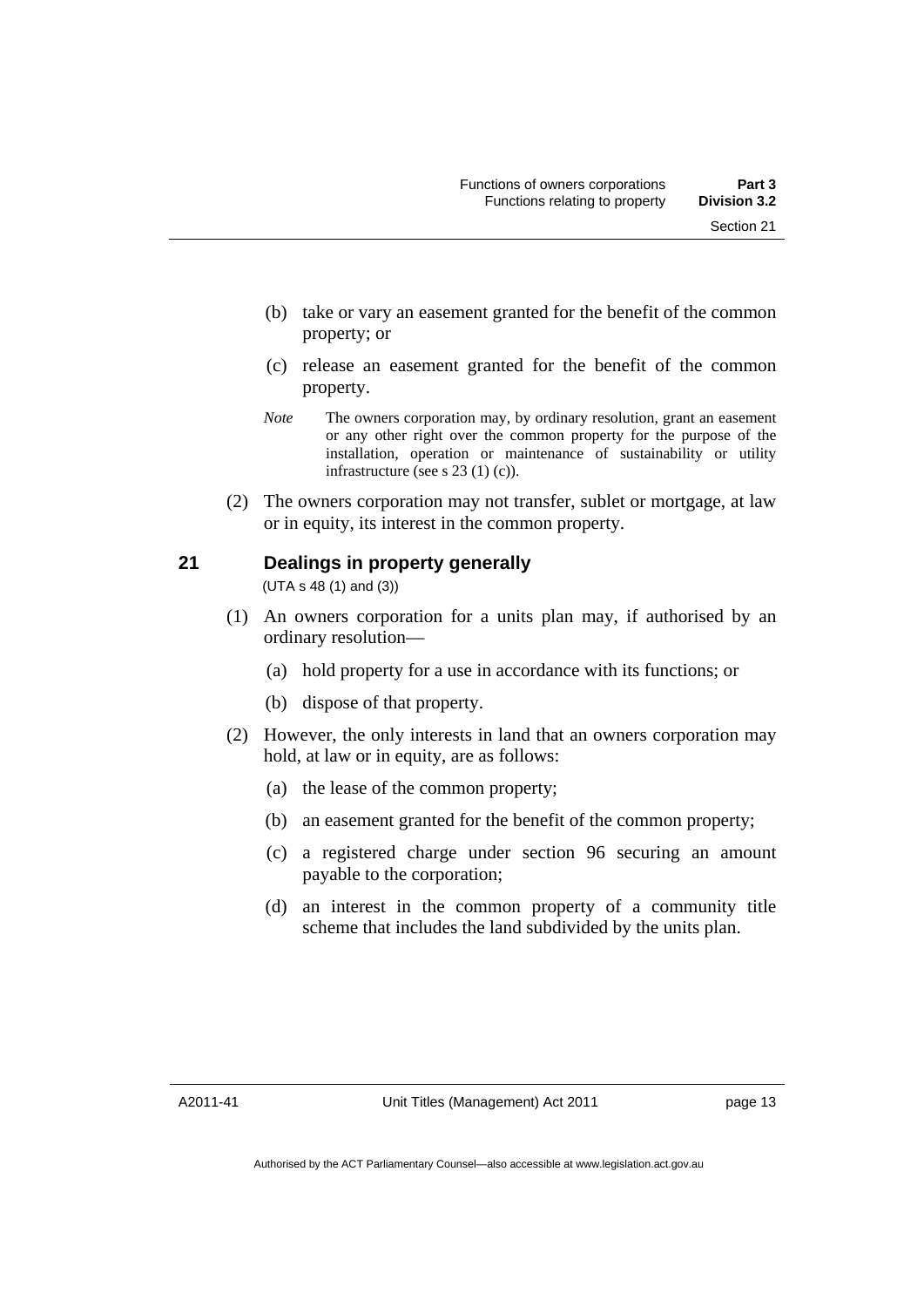(b) take or vary an easement granted for the benefit of the common property; or

(c) release an easement granted for the benefit of the common property.

*Note* The owners corporation may, by ordinary resolution, grant an easement or any other right over the common property for the purpose of the installation, operation or maintenance of sustainability or utility infrastructure (see s 23 (1) (c)).

(2) The owners corporation may not transfer, sublet or mortgage, at law or in equity, its interest in the common property.

## 21 Dealings in property generally

(UTA s 48 (1) and (3))

(1) An owners corporation for a units plan may, if authorised by an ordinary resolution—

(a) hold property for a use in accordance with its functions; or

(b) dispose of that property.

(2) However, the only interests in land that an owners corporation may hold, at law or in equity, are as follows:

(a) the lease of the common property;

(b) an easement granted for the benefit of the common property;

(c) a registered charge under section 96 securing an amount payable to the corporation;

(d) an interest in the common property of a community title scheme that includes the land subdivided by the units plan.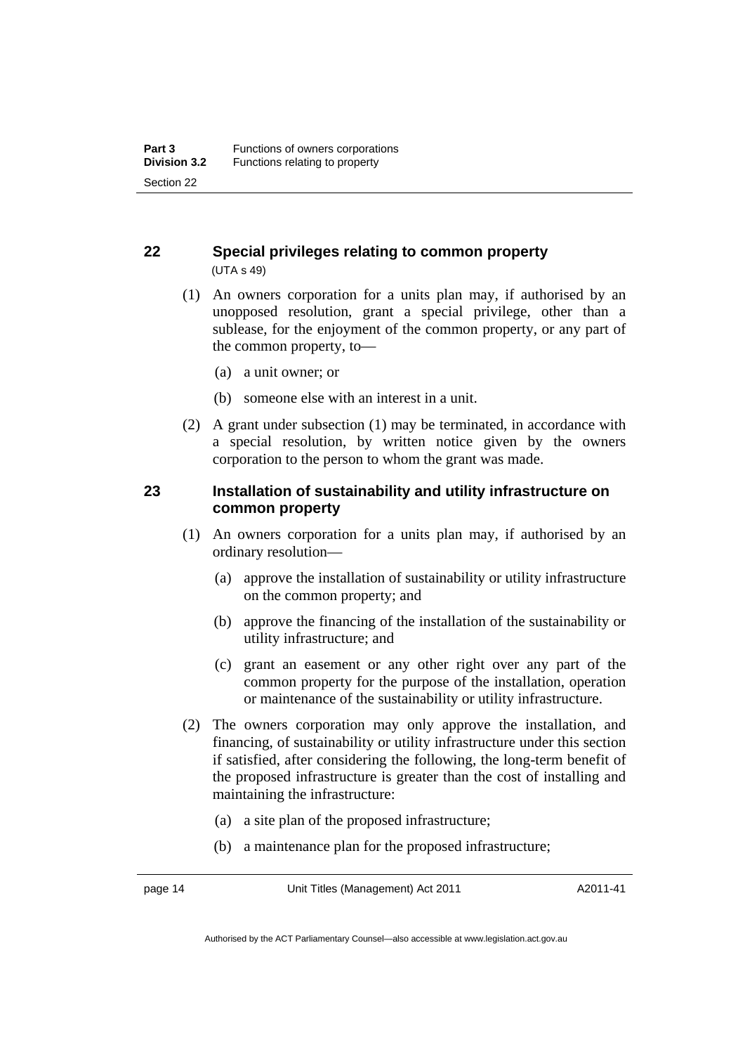## 22 Special privileges relating to common property

(UTA s 49)

(1) An owners corporation for a units plan may, if authorised by an unopposed resolution, grant a special privilege, other than a sublease, for the enjoyment of the common property, or any part of the common property, to—

(a) a unit owner; or

(b) someone else with an interest in a unit.

(2) A grant under subsection (1) may be terminated, in accordance with a special resolution, by written notice given by the owners corporation to the person to whom the grant was made.

## 23 Installation of sustainability and utility infrastructure on common property

(1) An owners corporation for a units plan may, if authorised by an ordinary resolution—

(a) approve the installation of sustainability or utility infrastructure on the common property; and

(b) approve the financing of the installation of the sustainability or utility infrastructure; and

(c) grant an easement or any other right over any part of the common property for the purpose of the installation, operation or maintenance of the sustainability or utility infrastructure.

(2) The owners corporation may only approve the installation, and financing, of sustainability or utility infrastructure under this section if satisfied, after considering the following, the long-term benefit of the proposed infrastructure is greater than the cost of installing and maintaining the infrastructure:

(a) a site plan of the proposed infrastructure;

(b) a maintenance plan for the proposed infrastructure;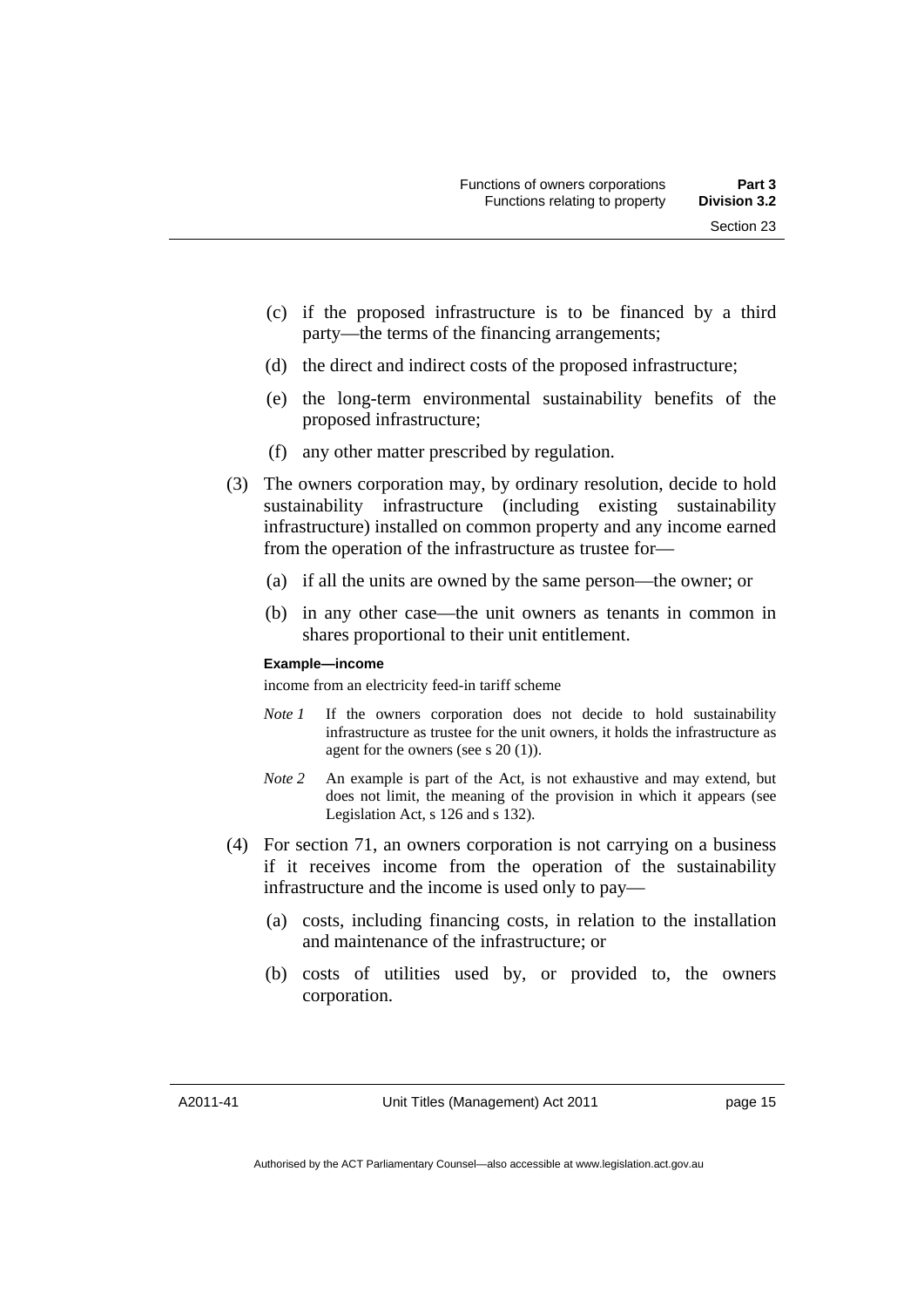(c) if the proposed infrastructure is to be financed by a third party—the terms of the financing arrangements;

(d) the direct and indirect costs of the proposed infrastructure;

(e) the long-term environmental sustainability benefits of the proposed infrastructure;

(f) any other matter prescribed by regulation.

(3) The owners corporation may, by ordinary resolution, decide to hold sustainability infrastructure (including existing sustainability infrastructure) installed on common property and any income earned from the operation of the infrastructure as trustee for—

(a) if all the units are owned by the same person—the owner; or

(b) in any other case—the unit owners as tenants in common in shares proportional to their unit entitlement.

**Example—income**

income from an electricity feed-in tariff scheme

*Note 1* If the owners corporation does not decide to hold sustainability infrastructure as trustee for the unit owners, it holds the infrastructure as agent for the owners (see s 20 (1)).

*Note 2* An example is part of the Act, is not exhaustive and may extend, but does not limit, the meaning of the provision in which it appears (see Legislation Act, s 126 and s 132).

(4) For section 71, an owners corporation is not carrying on a business if it receives income from the operation of the sustainability infrastructure and the income is used only to pay—

(a) costs, including financing costs, in relation to the installation and maintenance of the infrastructure; or

(b) costs of utilities used by, or provided to, the owners corporation.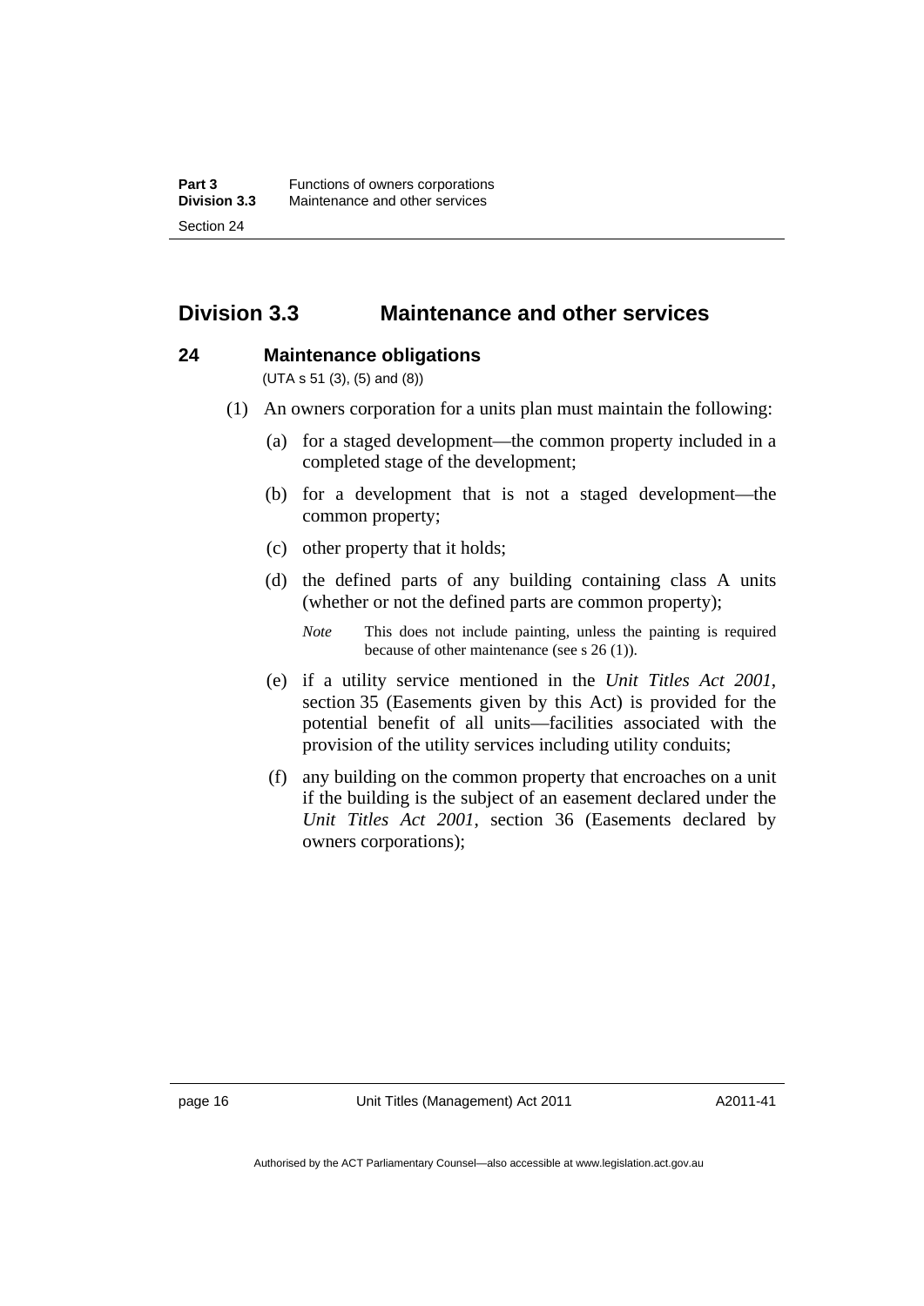## Division 3.3 Maintenance and other services

### 24 Maintenance obligations

(UTA s 51 (3), (5) and (8))

(1) An owners corporation for a units plan must maintain the following:

(a) for a staged development—the common property included in a completed stage of the development;

(b) for a development that is not a staged development—the common property;

(c) other property that it holds;

(d) the defined parts of any building containing class A units (whether or not the defined parts are common property);

*Note* This does not include painting, unless the painting is required because of other maintenance (see s 26 (1)).

(e) if a utility service mentioned in the *Unit Titles Act 2001*, section 35 (Easements given by this Act) is provided for the potential benefit of all units—facilities associated with the provision of the utility services including utility conduits;

(f) any building on the common property that encroaches on a unit if the building is the subject of an easement declared under the *Unit Titles Act 2001*, section 36 (Easements declared by owners corporations);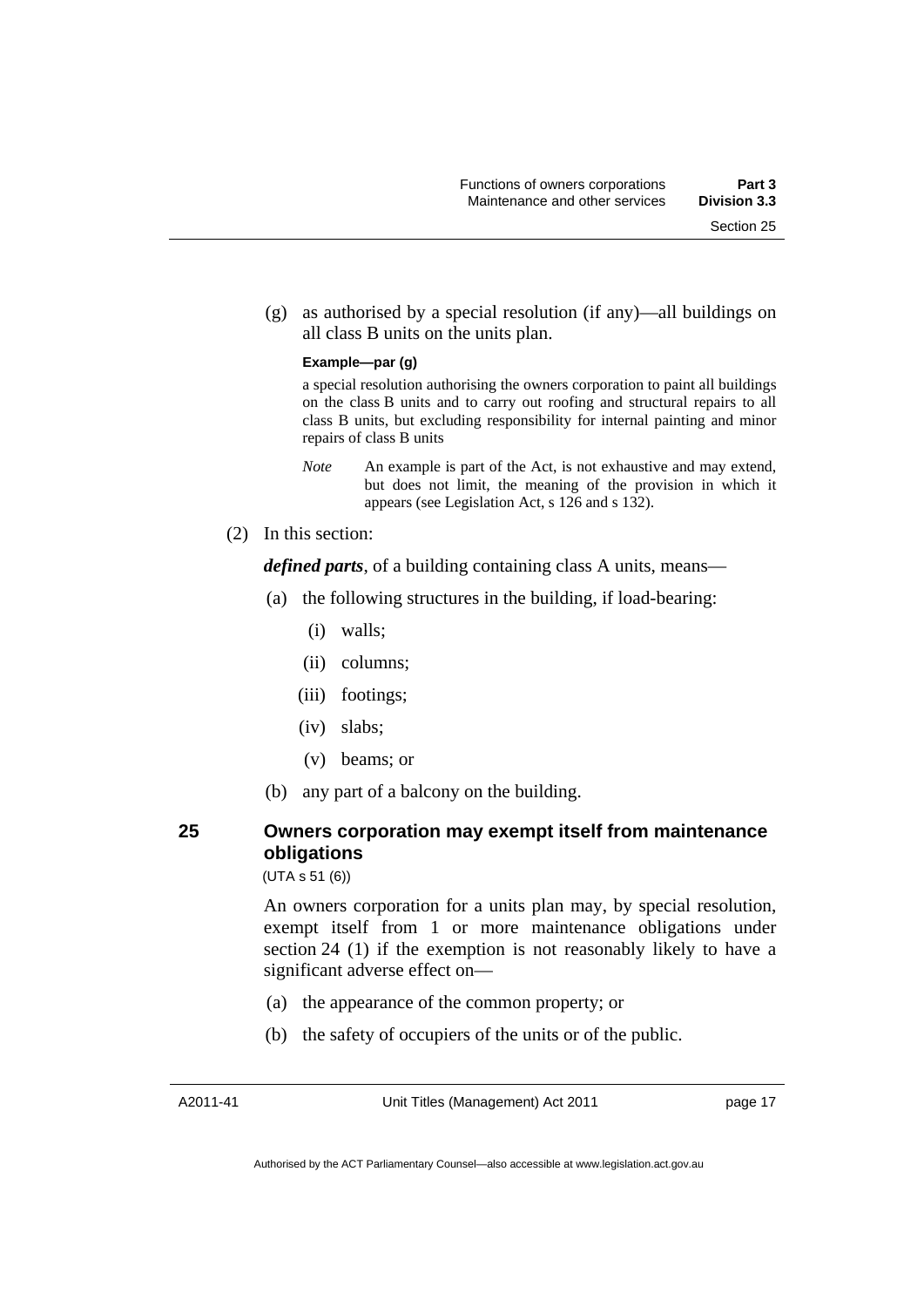(g) as authorised by a special resolution (if any)—all buildings on all class B units on the units plan.

**Example—par (g)**

a special resolution authorising the owners corporation to paint all buildings on the class B units and to carry out roofing and structural repairs to all class B units, but excluding responsibility for internal painting and minor repairs of class B units

*Note* An example is part of the Act, is not exhaustive and may extend, but does not limit, the meaning of the provision in which it appears (see Legislation Act, s 126 and s 132).

(2) In this section:

***defined parts***, of a building containing class A units, means—

(a) the following structures in the building, if load-bearing:

(i) walls;

(ii) columns;

(iii) footings;

(iv) slabs;

(v) beams; or

(b) any part of a balcony on the building.

## 25 Owners corporation may exempt itself from maintenance obligations

(UTA s 51 (6))

An owners corporation for a units plan may, by special resolution, exempt itself from 1 or more maintenance obligations under section 24 (1) if the exemption is not reasonably likely to have a significant adverse effect on—

(a) the appearance of the common property; or

(b) the safety of occupiers of the units or of the public.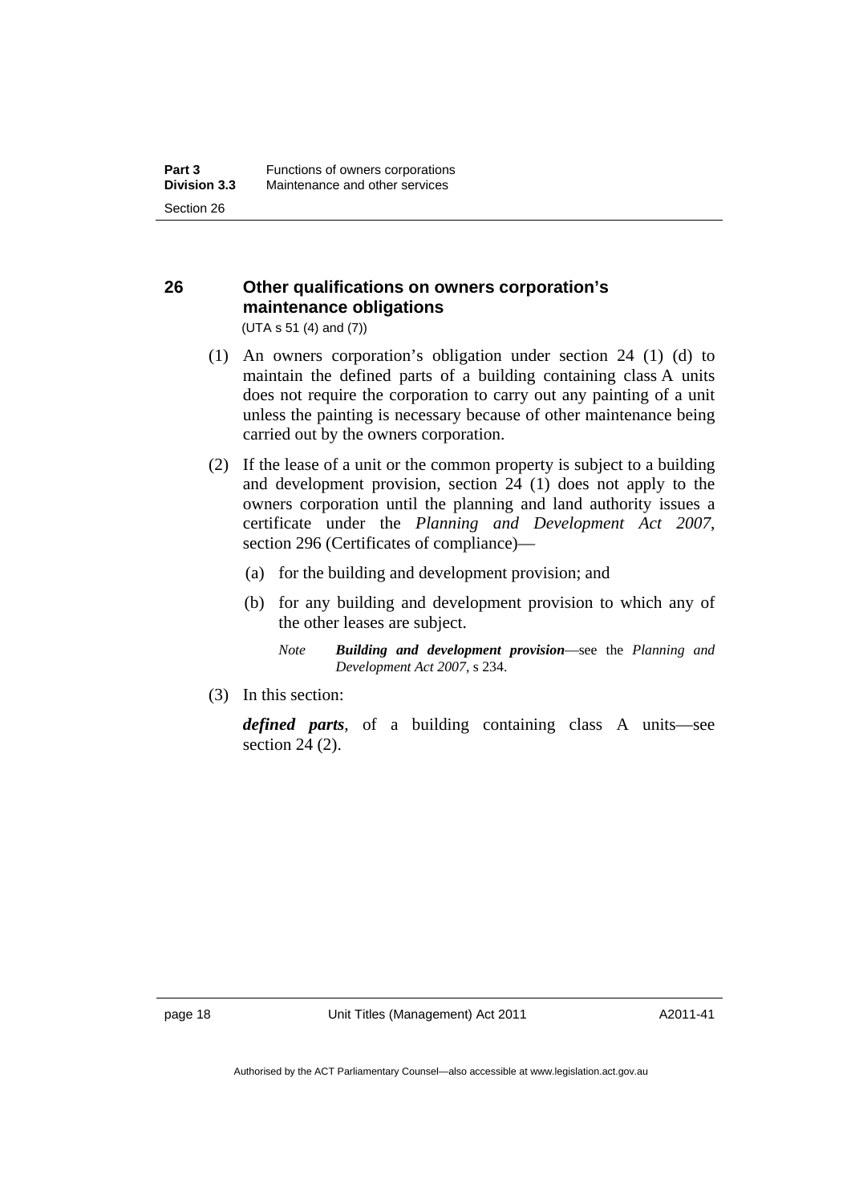## 26 Other qualifications on owners corporation's maintenance obligations

(UTA s 51 (4) and (7))

(1) An owners corporation's obligation under section 24 (1) (d) to maintain the defined parts of a building containing class A units does not require the corporation to carry out any painting of a unit unless the painting is necessary because of other maintenance being carried out by the owners corporation.

(2) If the lease of a unit or the common property is subject to a building and development provision, section 24 (1) does not apply to the owners corporation until the planning and land authority issues a certificate under the *Planning and Development Act 2007*, section 296 (Certificates of compliance)—

(a) for the building and development provision; and

(b) for any building and development provision to which any of the other leases are subject.

*Note* ***Building and development provision***—see the *Planning and Development Act 2007*, s 234.

(3) In this section:

***defined parts***, of a building containing class A units—see section 24 (2).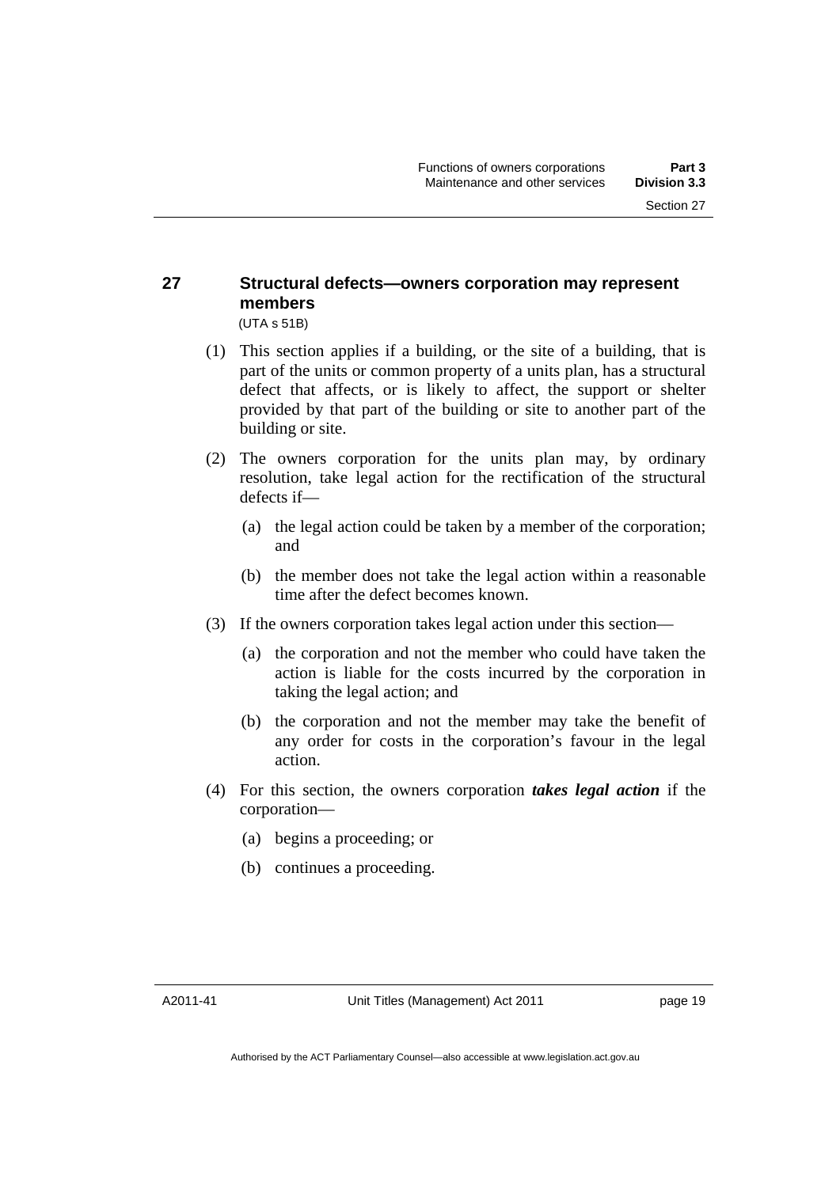## 27 Structural defects—owners corporation may represent members

(UTA s 51B)

(1) This section applies if a building, or the site of a building, that is part of the units or common property of a units plan, has a structural defect that affects, or is likely to affect, the support or shelter provided by that part of the building or site to another part of the building or site.

(2) The owners corporation for the units plan may, by ordinary resolution, take legal action for the rectification of the structural defects if—

  (a) the legal action could be taken by a member of the corporation; and

  (b) the member does not take the legal action within a reasonable time after the defect becomes known.

(3) If the owners corporation takes legal action under this section—

  (a) the corporation and not the member who could have taken the action is liable for the costs incurred by the corporation in taking the legal action; and

  (b) the corporation and not the member may take the benefit of any order for costs in the corporation's favour in the legal action.

(4) For this section, the owners corporation ***takes legal action*** if the corporation—

  (a) begins a proceeding; or

  (b) continues a proceeding.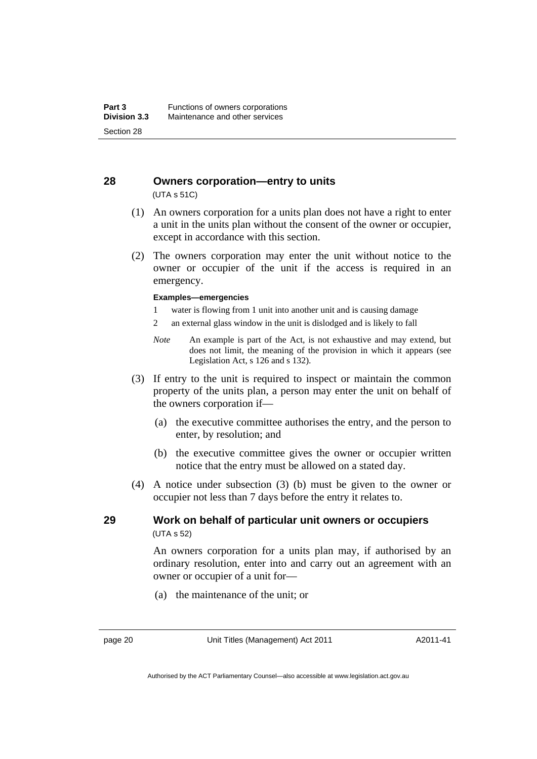## 28 Owners corporation—entry to units

(UTA s 51C)

(1) An owners corporation for a units plan does not have a right to enter a unit in the units plan without the consent of the owner or occupier, except in accordance with this section.

(2) The owners corporation may enter the unit without notice to the owner or occupier of the unit if the access is required in an emergency.

**Examples—emergencies**

1 water is flowing from 1 unit into another unit and is causing damage

2 an external glass window in the unit is dislodged and is likely to fall

*Note* An example is part of the Act, is not exhaustive and may extend, but does not limit, the meaning of the provision in which it appears (see Legislation Act, s 126 and s 132).

(3) If entry to the unit is required to inspect or maintain the common property of the units plan, a person may enter the unit on behalf of the owners corporation if—

(a) the executive committee authorises the entry, and the person to enter, by resolution; and

(b) the executive committee gives the owner or occupier written notice that the entry must be allowed on a stated day.

(4) A notice under subsection (3) (b) must be given to the owner or occupier not less than 7 days before the entry it relates to.

## 29 Work on behalf of particular unit owners or occupiers

(UTA s 52)

An owners corporation for a units plan may, if authorised by an ordinary resolution, enter into and carry out an agreement with an owner or occupier of a unit for—

(a) the maintenance of the unit; or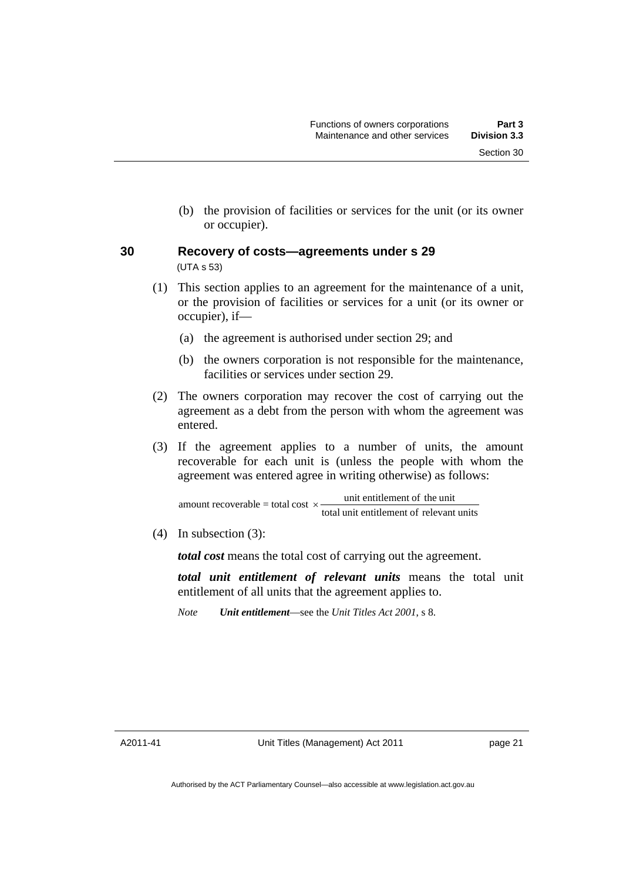(b) the provision of facilities or services for the unit (or its owner or occupier).

## 30 Recovery of costs—agreements under s 29

(UTA s 53)

(1) This section applies to an agreement for the maintenance of a unit, or the provision of facilities or services for a unit (or its owner or occupier), if—

(a) the agreement is authorised under section 29; and

(b) the owners corporation is not responsible for the maintenance, facilities or services under section 29.

(2) The owners corporation may recover the cost of carrying out the agreement as a debt from the person with whom the agreement was entered.

(3) If the agreement applies to a number of units, the amount recoverable for each unit is (unless the people with whom the agreement was entered agree in writing otherwise) as follows:

$$\text{amount recoverable} = \text{total cost} \times \frac{\text{unit entitlement of the unit}}{\text{total unit entitlement of relevant units}}$$

(4) In subsection (3):

***total cost*** means the total cost of carrying out the agreement.

***total unit entitlement of relevant units*** means the total unit entitlement of all units that the agreement applies to.

*Note* ***Unit entitlement***—see the *Unit Titles Act 2001*, s 8.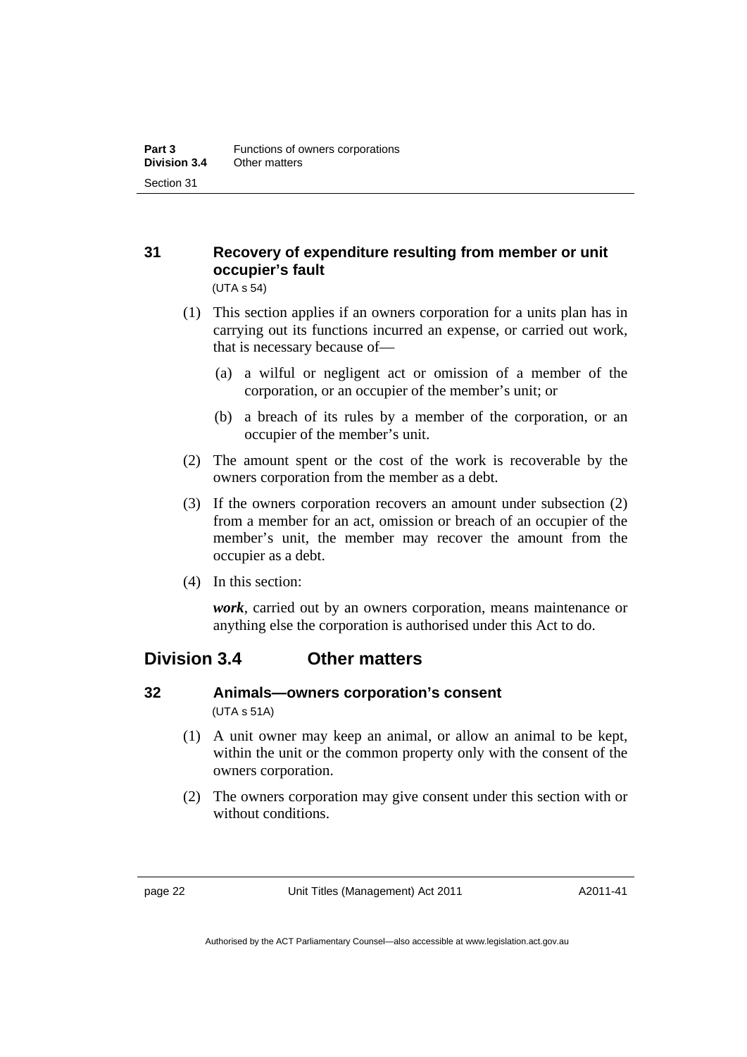### 31 Recovery of expenditure resulting from member or unit occupier's fault

(UTA s 54)

(1) This section applies if an owners corporation for a units plan has in carrying out its functions incurred an expense, or carried out work, that is necessary because of—

(a) a wilful or negligent act or omission of a member of the corporation, or an occupier of the member's unit; or

(b) a breach of its rules by a member of the corporation, or an occupier of the member's unit.

(2) The amount spent or the cost of the work is recoverable by the owners corporation from the member as a debt.

(3) If the owners corporation recovers an amount under subsection (2) from a member for an act, omission or breach of an occupier of the member's unit, the member may recover the amount from the occupier as a debt.

(4) In this section:

***work***, carried out by an owners corporation, means maintenance or anything else the corporation is authorised under this Act to do.

## Division 3.4 Other matters

### 32 Animals—owners corporation's consent

(UTA s 51A)

(1) A unit owner may keep an animal, or allow an animal to be kept, within the unit or the common property only with the consent of the owners corporation.

(2) The owners corporation may give consent under this section with or without conditions.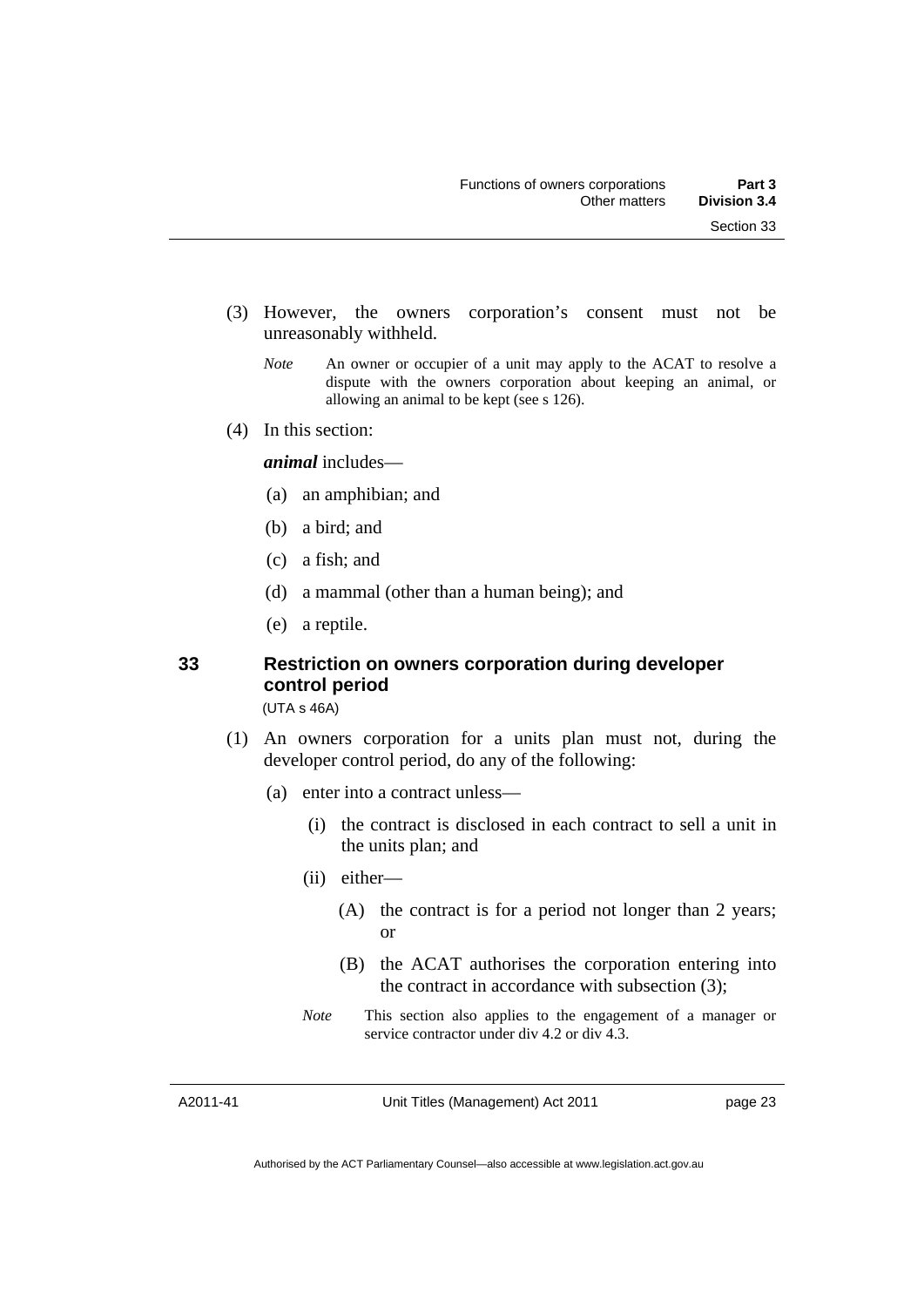(3) However, the owners corporation's consent must not be unreasonably withheld.

*Note* An owner or occupier of a unit may apply to the ACAT to resolve a dispute with the owners corporation about keeping an animal, or allowing an animal to be kept (see s 126).

(4) In this section:

***animal*** includes—

(a) an amphibian; and

(b) a bird; and

(c) a fish; and

(d) a mammal (other than a human being); and

(e) a reptile.

## 33 Restriction on owners corporation during developer control period

(UTA s 46A)

(1) An owners corporation for a units plan must not, during the developer control period, do any of the following:

(a) enter into a contract unless—

(i) the contract is disclosed in each contract to sell a unit in the units plan; and

(ii) either—

(A) the contract is for a period not longer than 2 years; or

(B) the ACAT authorises the corporation entering into the contract in accordance with subsection (3);

*Note* This section also applies to the engagement of a manager or service contractor under div 4.2 or div 4.3.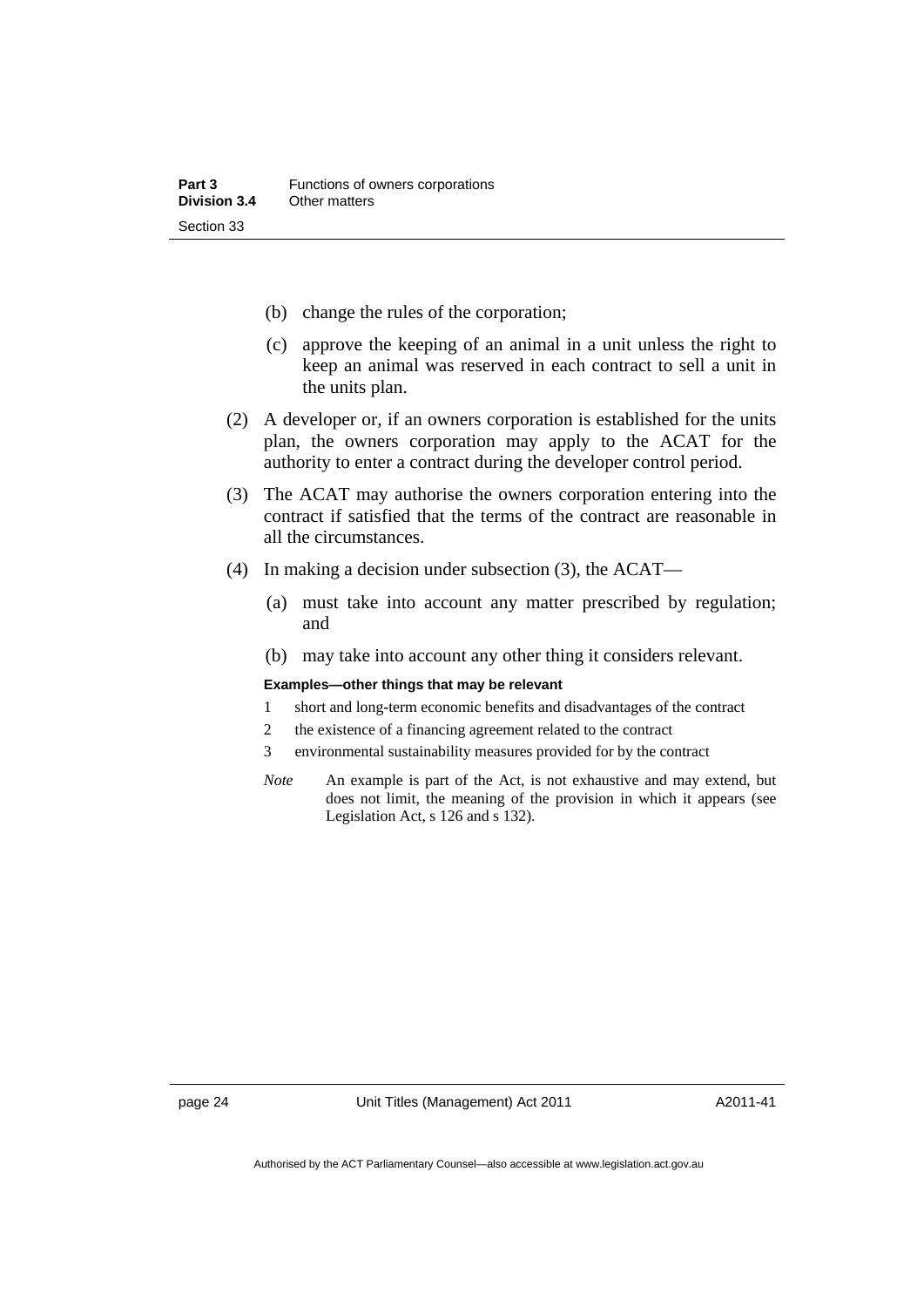(b) change the rules of the corporation;

(c) approve the keeping of an animal in a unit unless the right to keep an animal was reserved in each contract to sell a unit in the units plan.

(2) A developer or, if an owners corporation is established for the units plan, the owners corporation may apply to the ACAT for the authority to enter a contract during the developer control period.

(3) The ACAT may authorise the owners corporation entering into the contract if satisfied that the terms of the contract are reasonable in all the circumstances.

(4) In making a decision under subsection (3), the ACAT—

(a) must take into account any matter prescribed by regulation; and

(b) may take into account any other thing it considers relevant.

**Examples—other things that may be relevant**

1 short and long-term economic benefits and disadvantages of the contract

2 the existence of a financing agreement related to the contract

3 environmental sustainability measures provided for by the contract

*Note* An example is part of the Act, is not exhaustive and may extend, but does not limit, the meaning of the provision in which it appears (see Legislation Act, s 126 and s 132).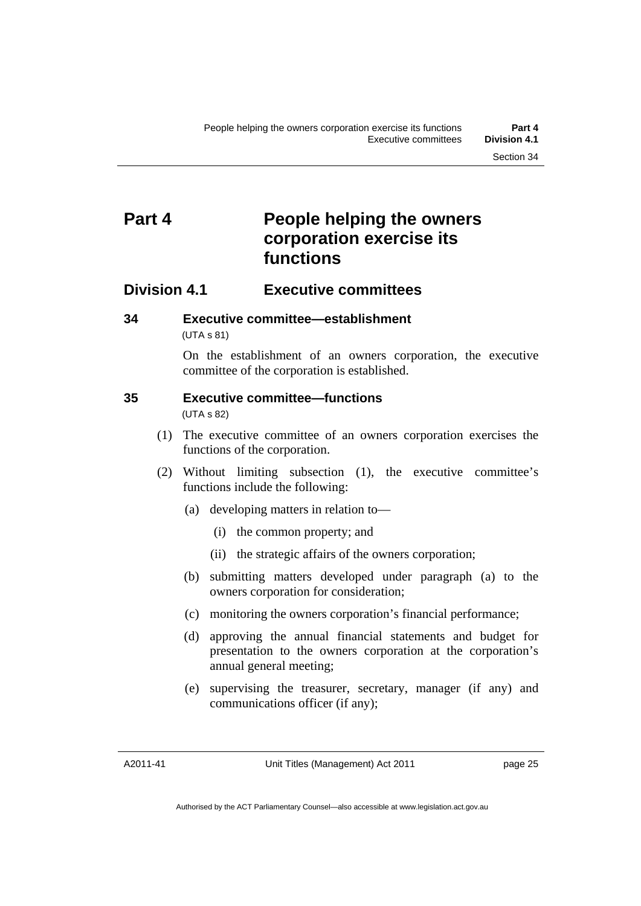# Part 4 People helping the owners corporation exercise its functions

## Division 4.1 Executive committees

### 34 Executive committee—establishment

(UTA s 81)

On the establishment of an owners corporation, the executive committee of the corporation is established.

### 35 Executive committee—functions

(UTA s 82)

(1) The executive committee of an owners corporation exercises the functions of the corporation.

(2) Without limiting subsection (1), the executive committee's functions include the following:

(a) developing matters in relation to—

(i) the common property; and

(ii) the strategic affairs of the owners corporation;

(b) submitting matters developed under paragraph (a) to the owners corporation for consideration;

(c) monitoring the owners corporation's financial performance;

(d) approving the annual financial statements and budget for presentation to the owners corporation at the corporation's annual general meeting;

(e) supervising the treasurer, secretary, manager (if any) and communications officer (if any);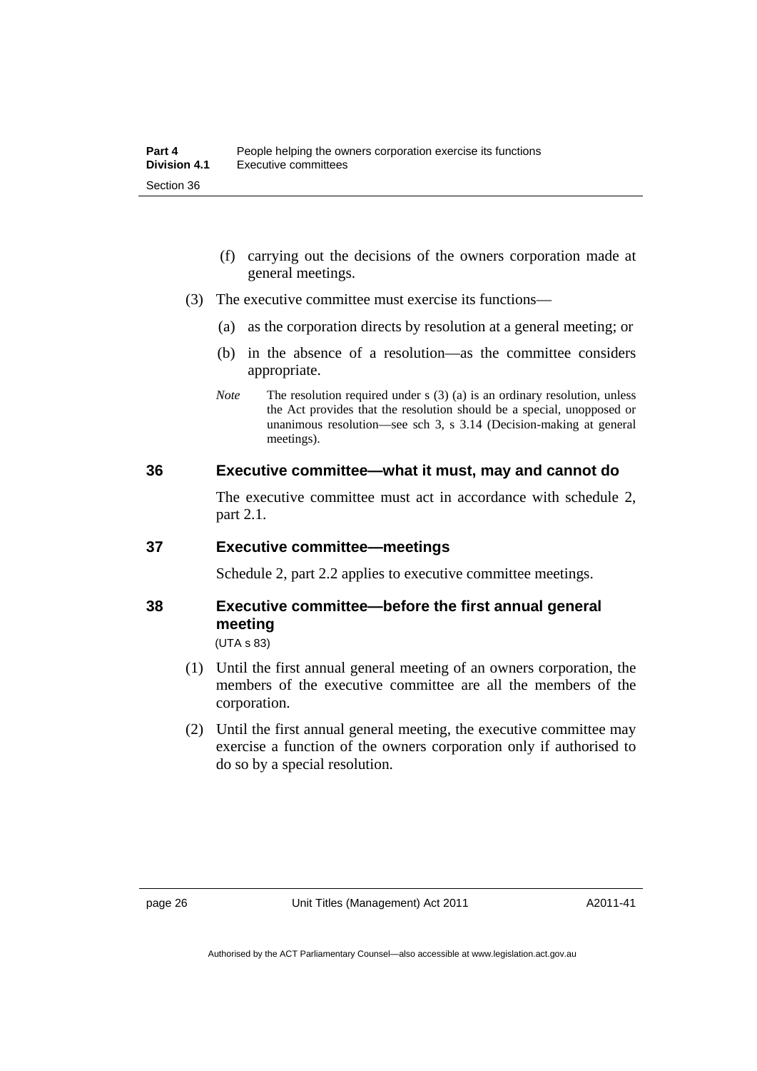(f) carrying out the decisions of the owners corporation made at general meetings.

(3) The executive committee must exercise its functions—

(a) as the corporation directs by resolution at a general meeting; or

(b) in the absence of a resolution—as the committee considers appropriate.

*Note* The resolution required under s (3) (a) is an ordinary resolution, unless the Act provides that the resolution should be a special, unopposed or unanimous resolution—see sch 3, s 3.14 (Decision-making at general meetings).

### 36 Executive committee—what it must, may and cannot do

The executive committee must act in accordance with schedule 2, part 2.1.

### 37 Executive committee—meetings

Schedule 2, part 2.2 applies to executive committee meetings.

### 38 Executive committee—before the first annual general meeting

(UTA s 83)

(1) Until the first annual general meeting of an owners corporation, the members of the executive committee are all the members of the corporation.

(2) Until the first annual general meeting, the executive committee may exercise a function of the owners corporation only if authorised to do so by a special resolution.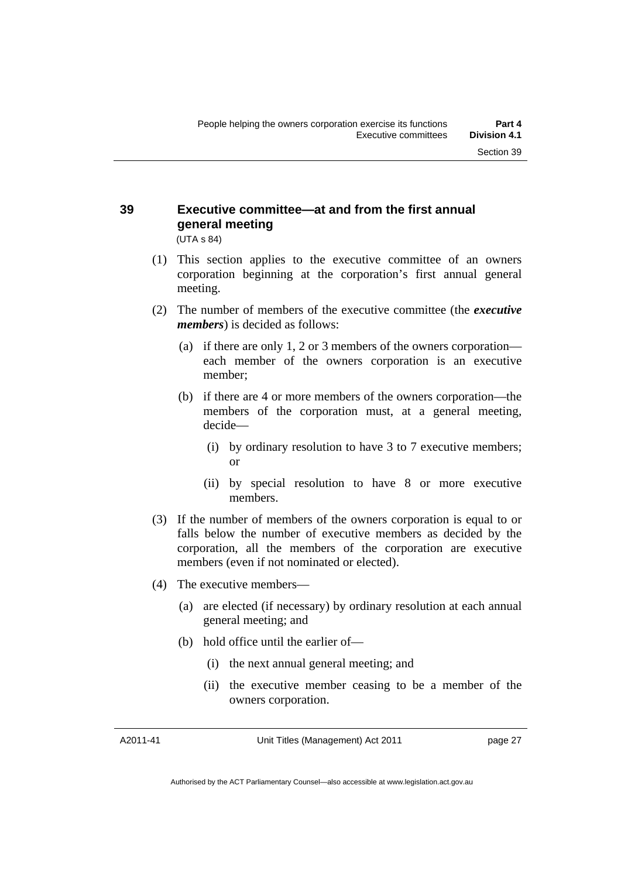## 39 Executive committee—at and from the first annual general meeting

(UTA s 84)

(1) This section applies to the executive committee of an owners corporation beginning at the corporation's first annual general meeting.

(2) The number of members of the executive committee (the ***executive members***) is decided as follows:

(a) if there are only 1, 2 or 3 members of the owners corporation—each member of the owners corporation is an executive member;

(b) if there are 4 or more members of the owners corporation—the members of the corporation must, at a general meeting, decide—

(i) by ordinary resolution to have 3 to 7 executive members; or

(ii) by special resolution to have 8 or more executive members.

(3) If the number of members of the owners corporation is equal to or falls below the number of executive members as decided by the corporation, all the members of the corporation are executive members (even if not nominated or elected).

(4) The executive members—

(a) are elected (if necessary) by ordinary resolution at each annual general meeting; and

(b) hold office until the earlier of—

(i) the next annual general meeting; and

(ii) the executive member ceasing to be a member of the owners corporation.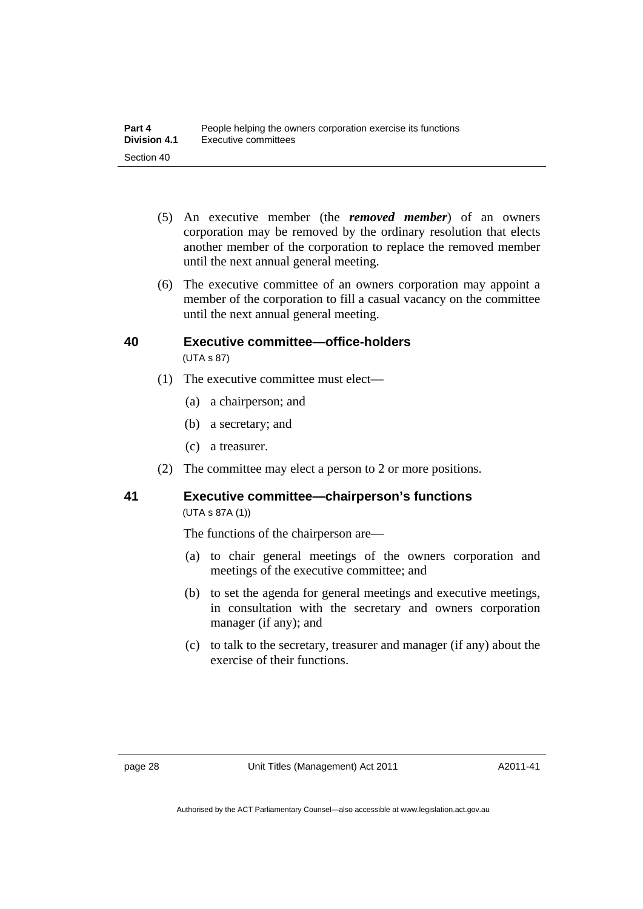(5) An executive member (the ***removed member***) of an owners corporation may be removed by the ordinary resolution that elects another member of the corporation to replace the removed member until the next annual general meeting.

(6) The executive committee of an owners corporation may appoint a member of the corporation to fill a casual vacancy on the committee until the next annual general meeting.

## 40 Executive committee—office-holders

(UTA s 87)

(1) The executive committee must elect—

(a) a chairperson; and

(b) a secretary; and

(c) a treasurer.

(2) The committee may elect a person to 2 or more positions.

## 41 Executive committee—chairperson's functions

(UTA s 87A (1))

The functions of the chairperson are—

(a) to chair general meetings of the owners corporation and meetings of the executive committee; and

(b) to set the agenda for general meetings and executive meetings, in consultation with the secretary and owners corporation manager (if any); and

(c) to talk to the secretary, treasurer and manager (if any) about the exercise of their functions.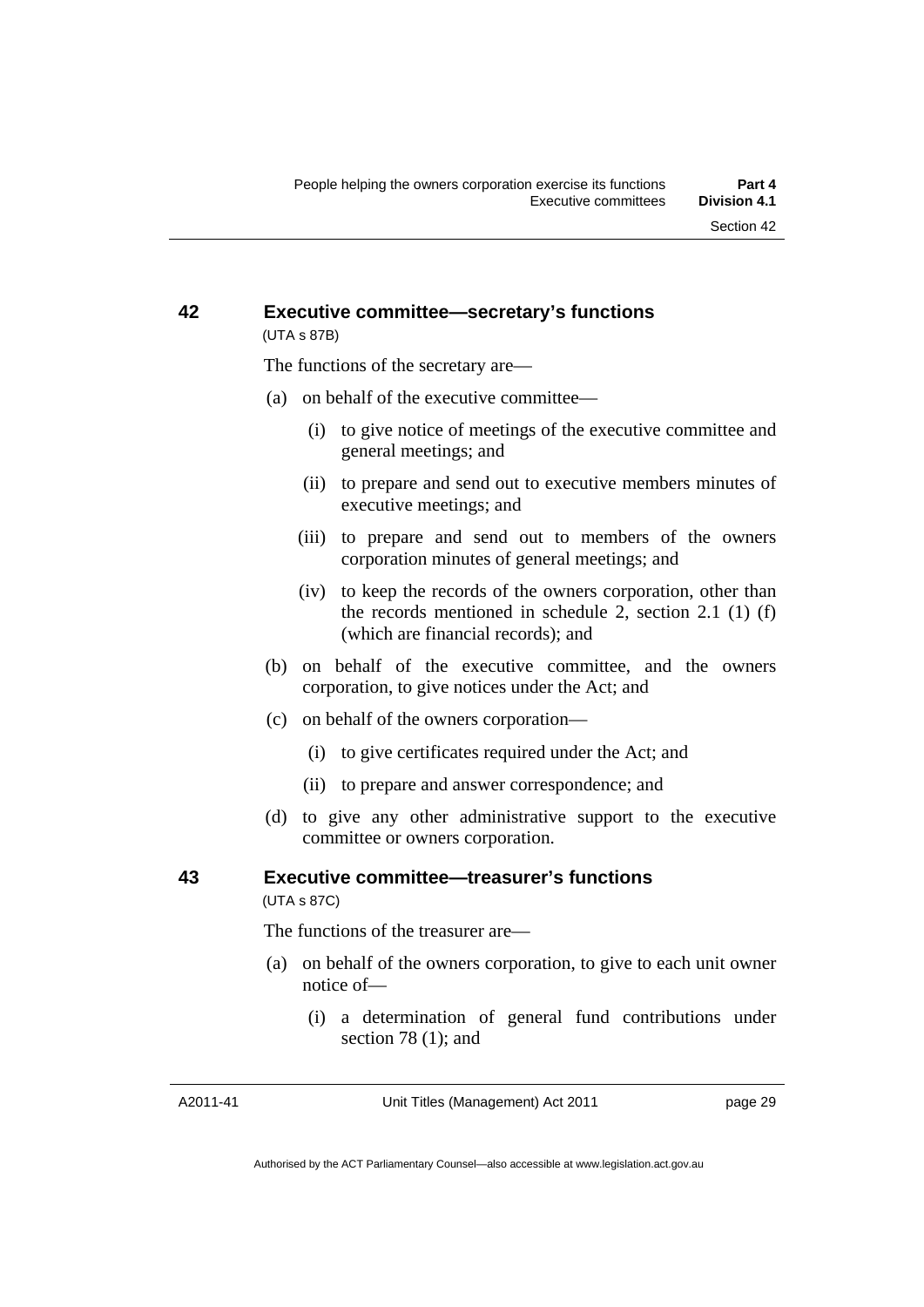## 42 Executive committee—secretary's functions

(UTA s 87B)

The functions of the secretary are—

(a) on behalf of the executive committee—

  (i) to give notice of meetings of the executive committee and general meetings; and

  (ii) to prepare and send out to executive members minutes of executive meetings; and

  (iii) to prepare and send out to members of the owners corporation minutes of general meetings; and

  (iv) to keep the records of the owners corporation, other than the records mentioned in schedule 2, section 2.1 (1) (f) (which are financial records); and

(b) on behalf of the executive committee, and the owners corporation, to give notices under the Act; and

(c) on behalf of the owners corporation—

  (i) to give certificates required under the Act; and

  (ii) to prepare and answer correspondence; and

(d) to give any other administrative support to the executive committee or owners corporation.

## 43 Executive committee—treasurer's functions

(UTA s 87C)

The functions of the treasurer are—

(a) on behalf of the owners corporation, to give to each unit owner notice of—

  (i) a determination of general fund contributions under section 78 (1); and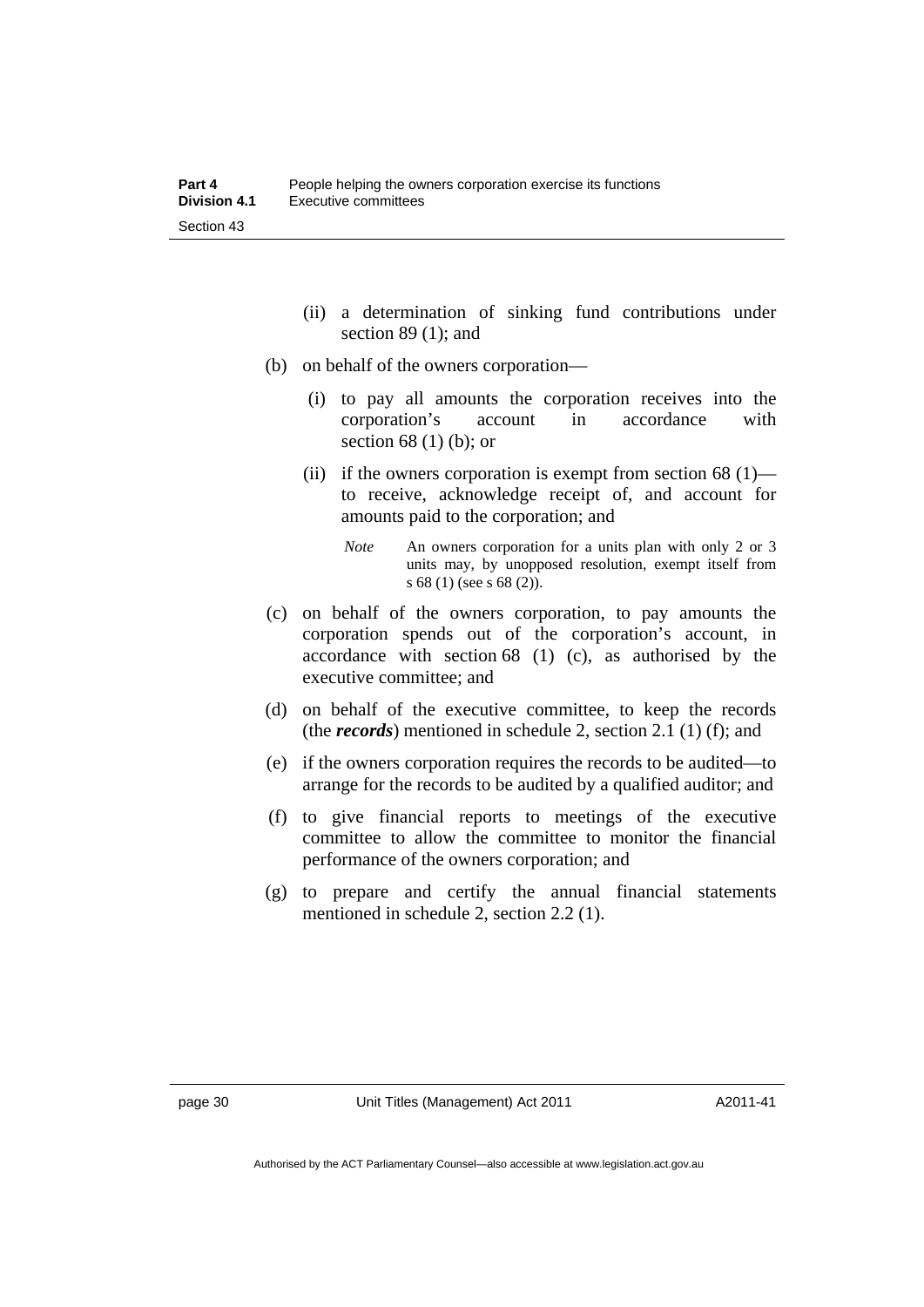(ii) a determination of sinking fund contributions under section 89 (1); and

(b) on behalf of the owners corporation—

(i) to pay all amounts the corporation receives into the corporation's account in accordance with section 68 (1) (b); or

(ii) if the owners corporation is exempt from section 68 (1)—to receive, acknowledge receipt of, and account for amounts paid to the corporation; and

*Note* An owners corporation for a units plan with only 2 or 3 units may, by unopposed resolution, exempt itself from s 68 (1) (see s 68 (2)).

(c) on behalf of the owners corporation, to pay amounts the corporation spends out of the corporation's account, in accordance with section 68 (1) (c), as authorised by the executive committee; and

(d) on behalf of the executive committee, to keep the records (the ***records***) mentioned in schedule 2, section 2.1 (1) (f); and

(e) if the owners corporation requires the records to be audited—to arrange for the records to be audited by a qualified auditor; and

(f) to give financial reports to meetings of the executive committee to allow the committee to monitor the financial performance of the owners corporation; and

(g) to prepare and certify the annual financial statements mentioned in schedule 2, section 2.2 (1).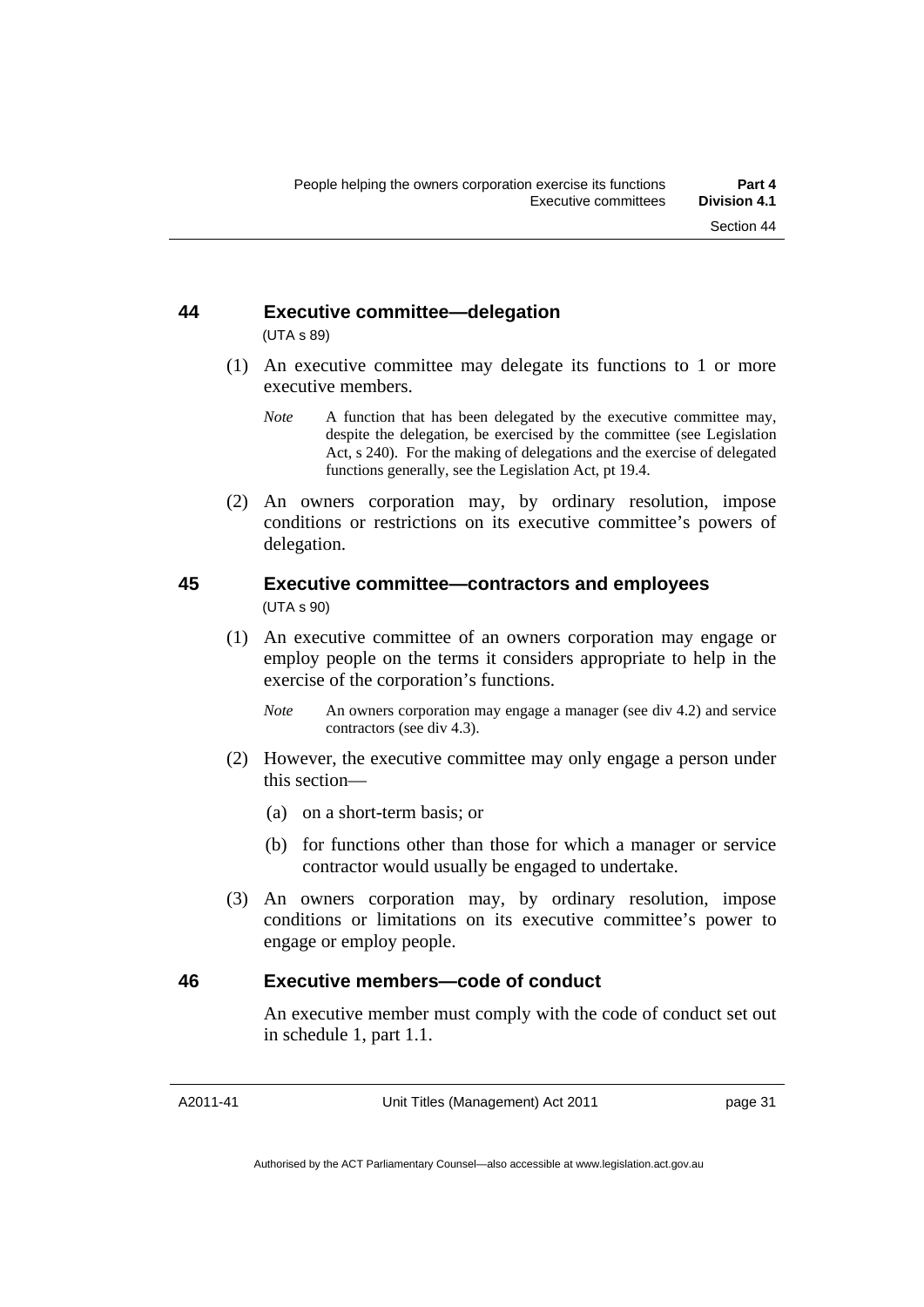## 44 Executive committee—delegation

(UTA s 89)

(1) An executive committee may delegate its functions to 1 or more executive members.

*Note* A function that has been delegated by the executive committee may, despite the delegation, be exercised by the committee (see Legislation Act, s 240). For the making of delegations and the exercise of delegated functions generally, see the Legislation Act, pt 19.4.

(2) An owners corporation may, by ordinary resolution, impose conditions or restrictions on its executive committee's powers of delegation.

## 45 Executive committee—contractors and employees

(UTA s 90)

(1) An executive committee of an owners corporation may engage or employ people on the terms it considers appropriate to help in the exercise of the corporation's functions.

*Note* An owners corporation may engage a manager (see div 4.2) and service contractors (see div 4.3).

(2) However, the executive committee may only engage a person under this section—

(a) on a short-term basis; or

(b) for functions other than those for which a manager or service contractor would usually be engaged to undertake.

(3) An owners corporation may, by ordinary resolution, impose conditions or limitations on its executive committee's power to engage or employ people.

## 46 Executive members—code of conduct

An executive member must comply with the code of conduct set out in schedule 1, part 1.1.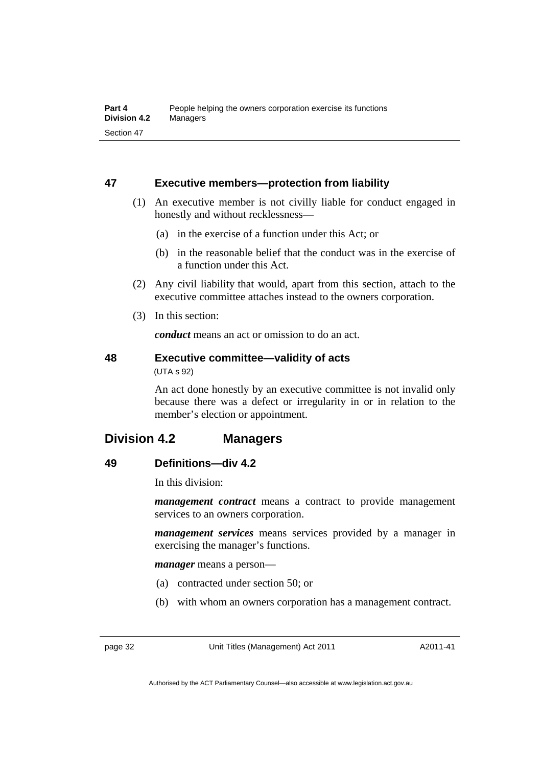## 47 Executive members—protection from liability

(1) An executive member is not civilly liable for conduct engaged in honestly and without recklessness—

(a) in the exercise of a function under this Act; or

(b) in the reasonable belief that the conduct was in the exercise of a function under this Act.

(2) Any civil liability that would, apart from this section, attach to the executive committee attaches instead to the owners corporation.

(3) In this section:

***conduct*** means an act or omission to do an act.

## 48 Executive committee—validity of acts

(UTA s 92)

An act done honestly by an executive committee is not invalid only because there was a defect or irregularity in or in relation to the member's election or appointment.

# Division 4.2 Managers

## 49 Definitions—div 4.2

In this division:

***management contract*** means a contract to provide management services to an owners corporation.

***management services*** means services provided by a manager in exercising the manager's functions.

***manager*** means a person—

(a) contracted under section 50; or

(b) with whom an owners corporation has a management contract.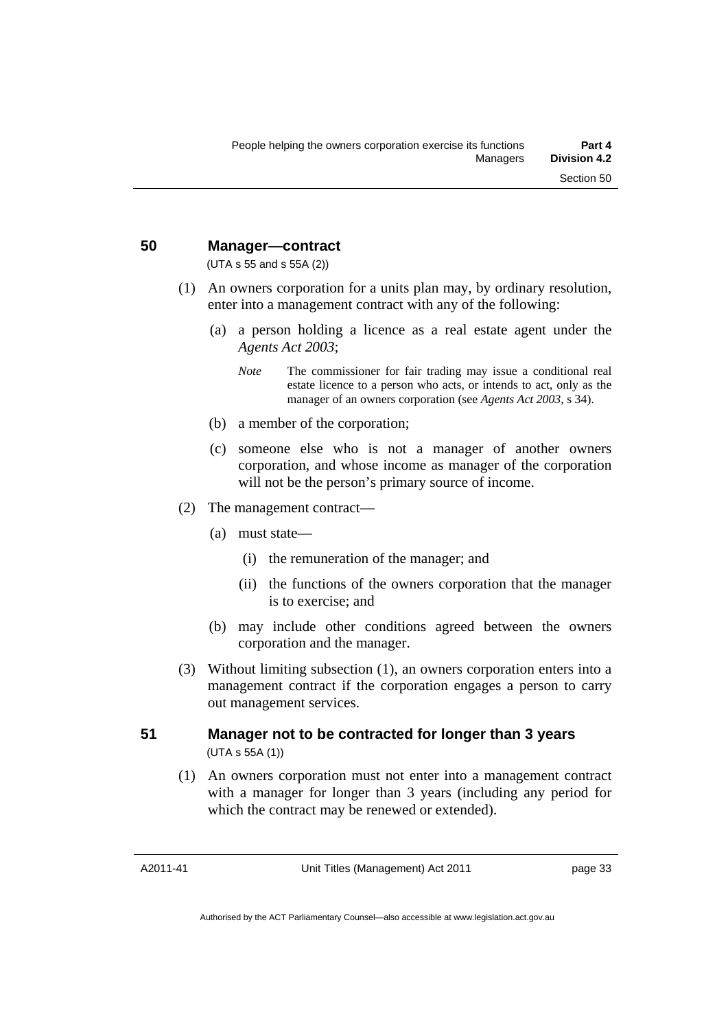## 50 Manager—contract

(UTA s 55 and s 55A (2))

(1) An owners corporation for a units plan may, by ordinary resolution, enter into a management contract with any of the following:

(a) a person holding a licence as a real estate agent under the *Agents Act 2003*;

*Note* The commissioner for fair trading may issue a conditional real estate licence to a person who acts, or intends to act, only as the manager of an owners corporation (see *Agents Act 2003*, s 34).

(b) a member of the corporation;

(c) someone else who is not a manager of another owners corporation, and whose income as manager of the corporation will not be the person's primary source of income.

(2) The management contract—

(a) must state—

(i) the remuneration of the manager; and

(ii) the functions of the owners corporation that the manager is to exercise; and

(b) may include other conditions agreed between the owners corporation and the manager.

(3) Without limiting subsection (1), an owners corporation enters into a management contract if the corporation engages a person to carry out management services.

## 51 Manager not to be contracted for longer than 3 years

(UTA s 55A (1))

(1) An owners corporation must not enter into a management contract with a manager for longer than 3 years (including any period for which the contract may be renewed or extended).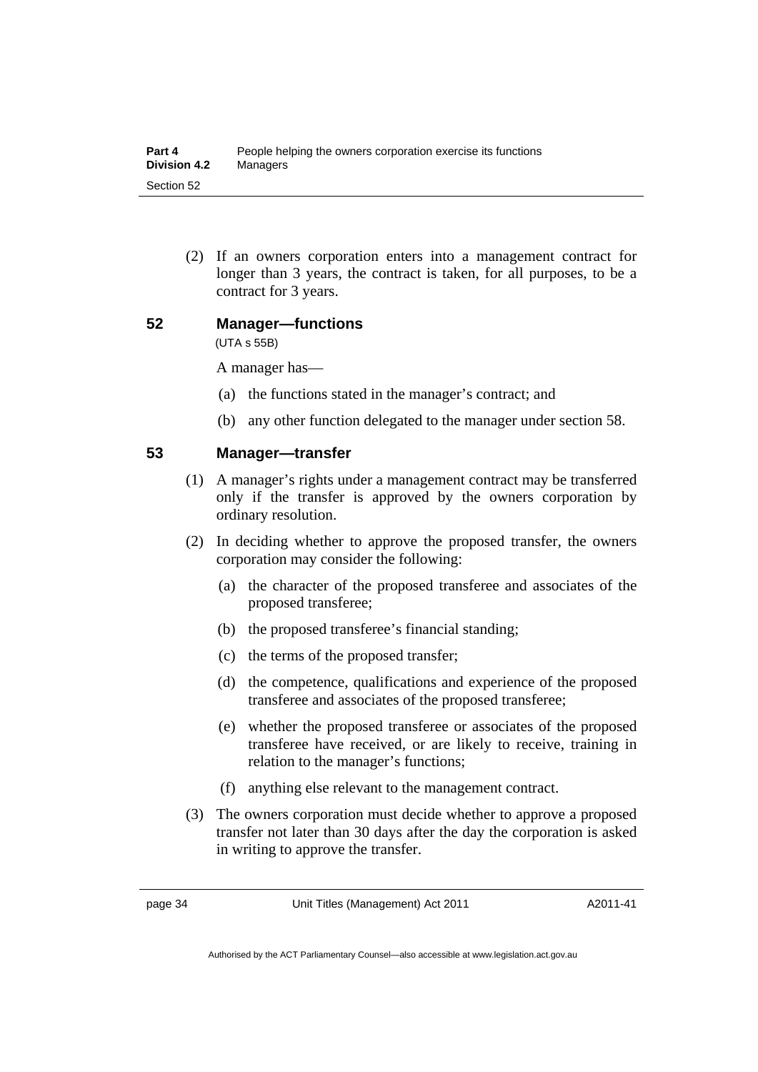(2) If an owners corporation enters into a management contract for longer than 3 years, the contract is taken, for all purposes, to be a contract for 3 years.

## 52 Manager—functions

(UTA s 55B)

A manager has—

(a) the functions stated in the manager's contract; and

(b) any other function delegated to the manager under section 58.

## 53 Manager—transfer

(1) A manager's rights under a management contract may be transferred only if the transfer is approved by the owners corporation by ordinary resolution.

(2) In deciding whether to approve the proposed transfer, the owners corporation may consider the following:

(a) the character of the proposed transferee and associates of the proposed transferee;

(b) the proposed transferee's financial standing;

(c) the terms of the proposed transfer;

(d) the competence, qualifications and experience of the proposed transferee and associates of the proposed transferee;

(e) whether the proposed transferee or associates of the proposed transferee have received, or are likely to receive, training in relation to the manager's functions;

(f) anything else relevant to the management contract.

(3) The owners corporation must decide whether to approve a proposed transfer not later than 30 days after the day the corporation is asked in writing to approve the transfer.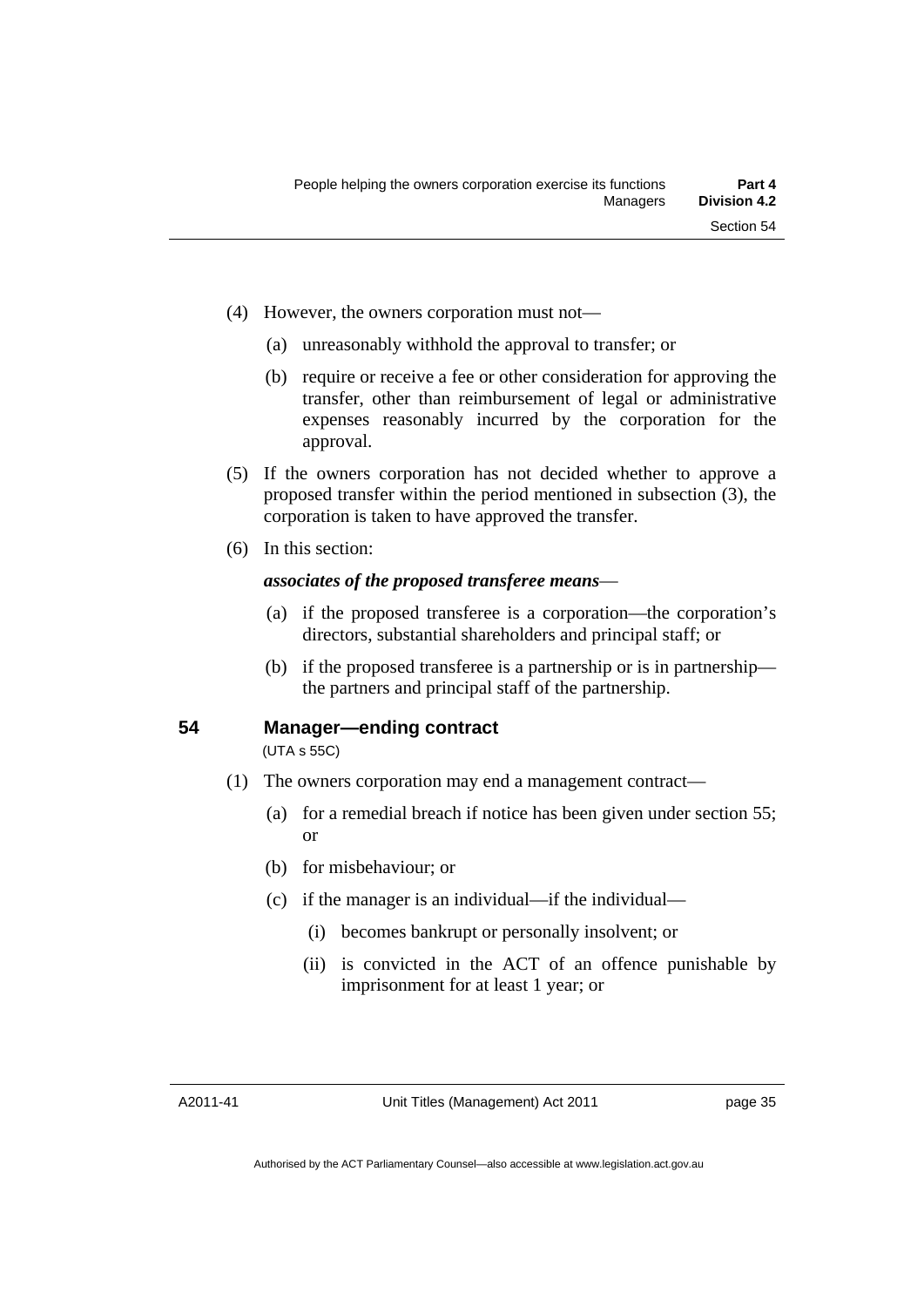(4) However, the owners corporation must not—

(a) unreasonably withhold the approval to transfer; or

(b) require or receive a fee or other consideration for approving the transfer, other than reimbursement of legal or administrative expenses reasonably incurred by the corporation for the approval.

(5) If the owners corporation has not decided whether to approve a proposed transfer within the period mentioned in subsection (3), the corporation is taken to have approved the transfer.

(6) In this section:

***associates of the proposed transferee means***—

(a) if the proposed transferee is a corporation—the corporation's directors, substantial shareholders and principal staff; or

(b) if the proposed transferee is a partnership or is in partnership—the partners and principal staff of the partnership.

## 54 Manager—ending contract

(UTA s 55C)

(1) The owners corporation may end a management contract—

(a) for a remedial breach if notice has been given under section 55; or

(b) for misbehaviour; or

(c) if the manager is an individual—if the individual—

(i) becomes bankrupt or personally insolvent; or

(ii) is convicted in the ACT of an offence punishable by imprisonment for at least 1 year; or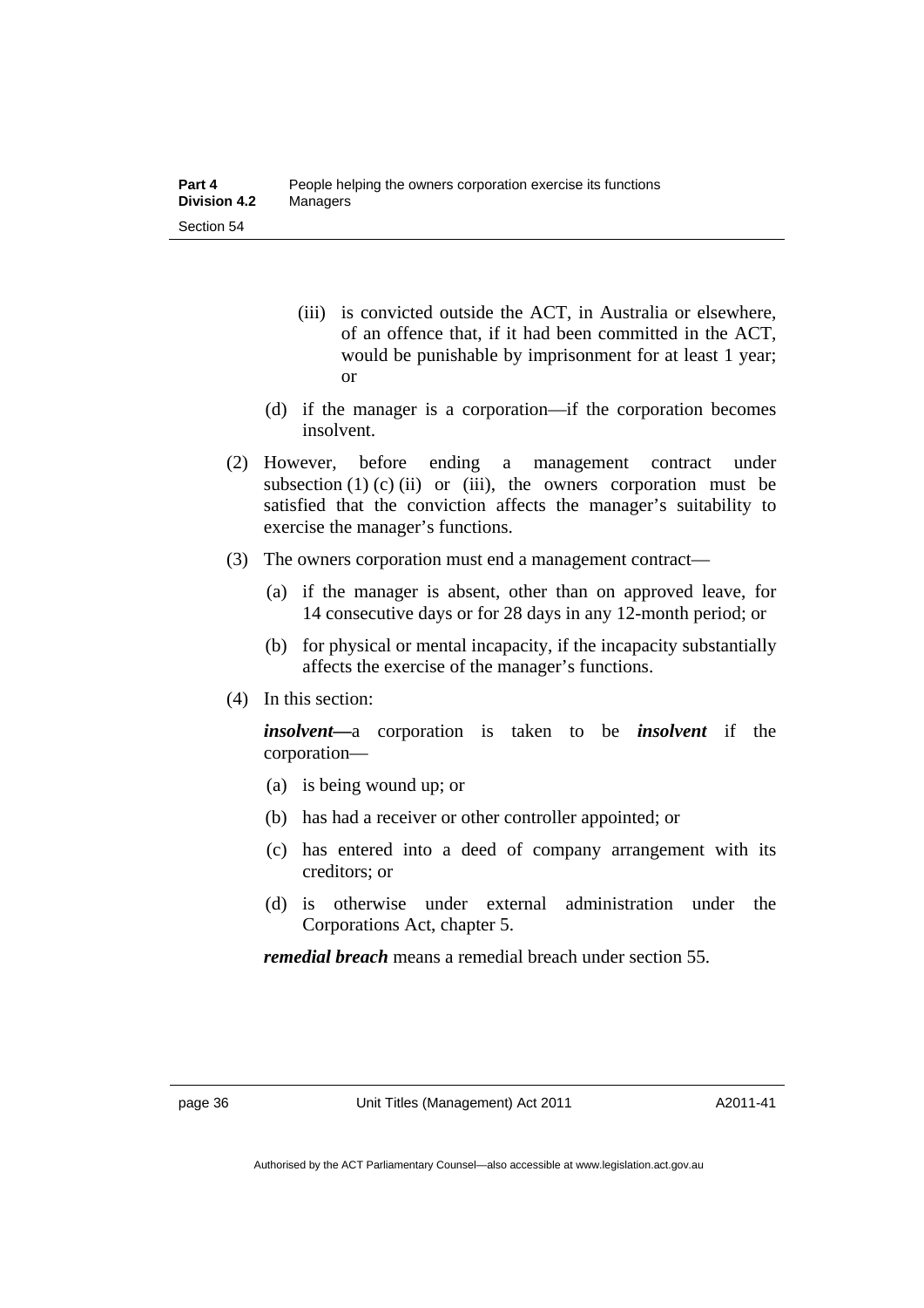(iii) is convicted outside the ACT, in Australia or elsewhere, of an offence that, if it had been committed in the ACT, would be punishable by imprisonment for at least 1 year; or

(d) if the manager is a corporation—if the corporation becomes insolvent.

(2) However, before ending a management contract under subsection (1) (c) (ii) or (iii), the owners corporation must be satisfied that the conviction affects the manager's suitability to exercise the manager's functions.

(3) The owners corporation must end a management contract—

(a) if the manager is absent, other than on approved leave, for 14 consecutive days or for 28 days in any 12-month period; or

(b) for physical or mental incapacity, if the incapacity substantially affects the exercise of the manager's functions.

(4) In this section:

***insolvent***—a corporation is taken to be ***insolvent*** if the corporation—

(a) is being wound up; or

(b) has had a receiver or other controller appointed; or

(c) has entered into a deed of company arrangement with its creditors; or

(d) is otherwise under external administration under the Corporations Act, chapter 5.

***remedial breach*** means a remedial breach under section 55.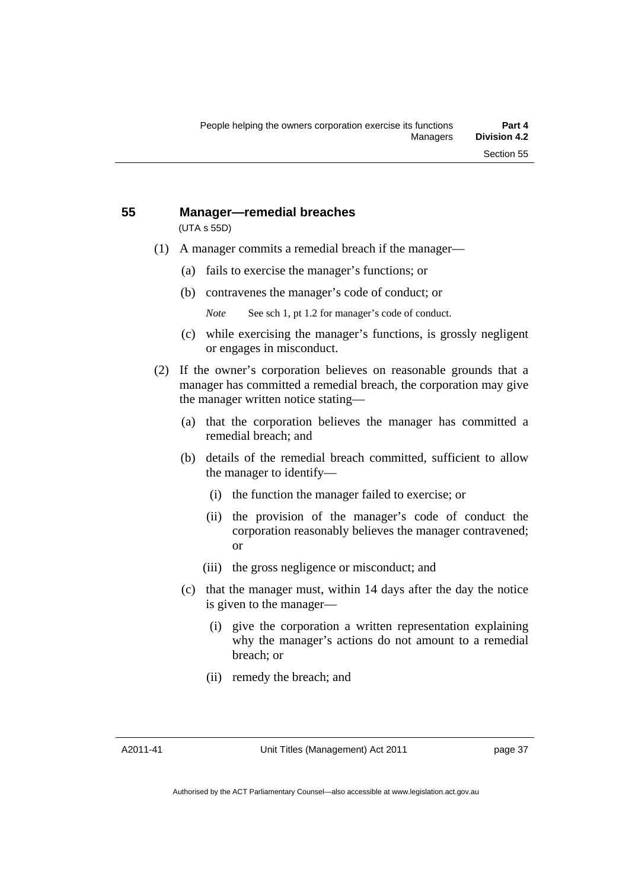## 55 Manager—remedial breaches

(UTA s 55D)

(1) A manager commits a remedial breach if the manager—

(a) fails to exercise the manager's functions; or

(b) contravenes the manager's code of conduct; or

*Note* See sch 1, pt 1.2 for manager's code of conduct.

(c) while exercising the manager's functions, is grossly negligent or engages in misconduct.

(2) If the owner's corporation believes on reasonable grounds that a manager has committed a remedial breach, the corporation may give the manager written notice stating—

(a) that the corporation believes the manager has committed a remedial breach; and

(b) details of the remedial breach committed, sufficient to allow the manager to identify—

(i) the function the manager failed to exercise; or

(ii) the provision of the manager's code of conduct the corporation reasonably believes the manager contravened; or

(iii) the gross negligence or misconduct; and

(c) that the manager must, within 14 days after the day the notice is given to the manager—

(i) give the corporation a written representation explaining why the manager's actions do not amount to a remedial breach; or

(ii) remedy the breach; and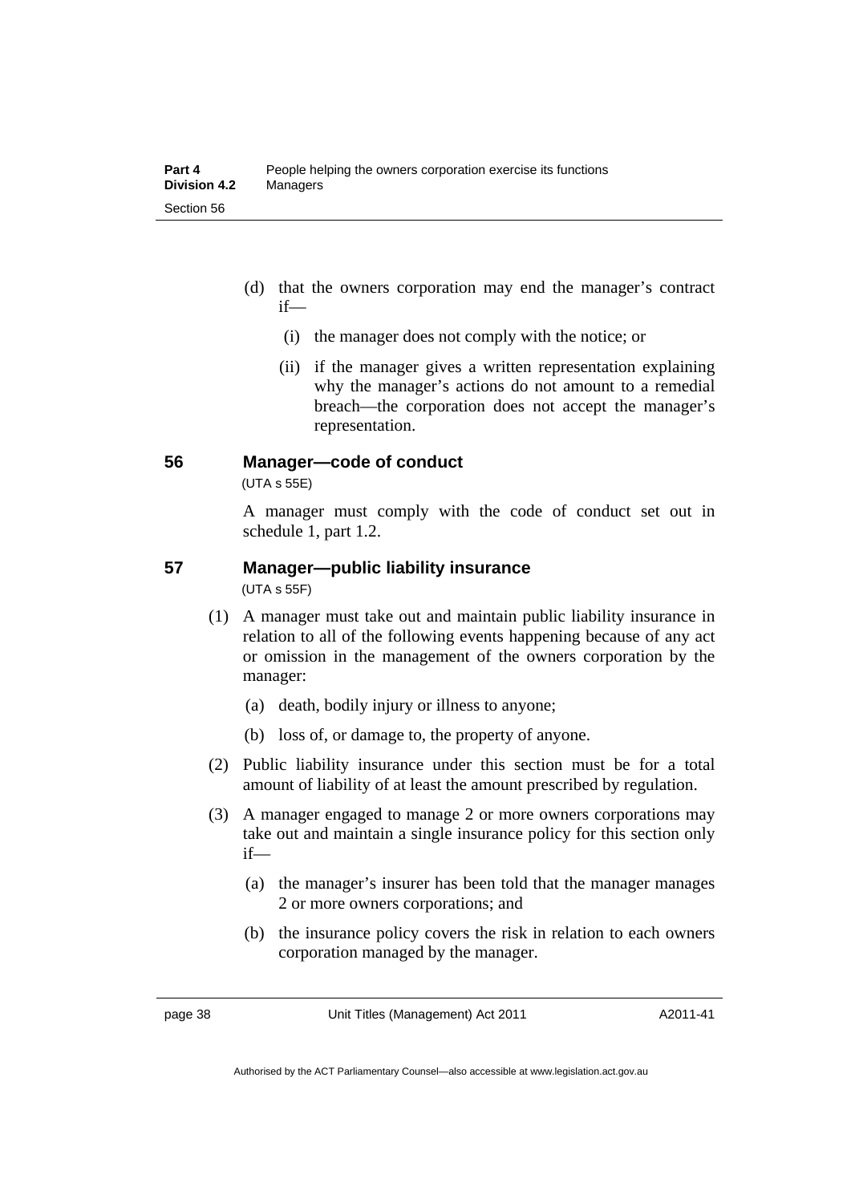(d) that the owners corporation may end the manager's contract if—

(i) the manager does not comply with the notice; or

(ii) if the manager gives a written representation explaining why the manager's actions do not amount to a remedial breach—the corporation does not accept the manager's representation.

## 56 Manager—code of conduct

(UTA s 55E)

A manager must comply with the code of conduct set out in schedule 1, part 1.2.

## 57 Manager—public liability insurance

(UTA s 55F)

(1) A manager must take out and maintain public liability insurance in relation to all of the following events happening because of any act or omission in the management of the owners corporation by the manager:

(a) death, bodily injury or illness to anyone;

(b) loss of, or damage to, the property of anyone.

(2) Public liability insurance under this section must be for a total amount of liability of at least the amount prescribed by regulation.

(3) A manager engaged to manage 2 or more owners corporations may take out and maintain a single insurance policy for this section only if—

(a) the manager's insurer has been told that the manager manages 2 or more owners corporations; and

(b) the insurance policy covers the risk in relation to each owners corporation managed by the manager.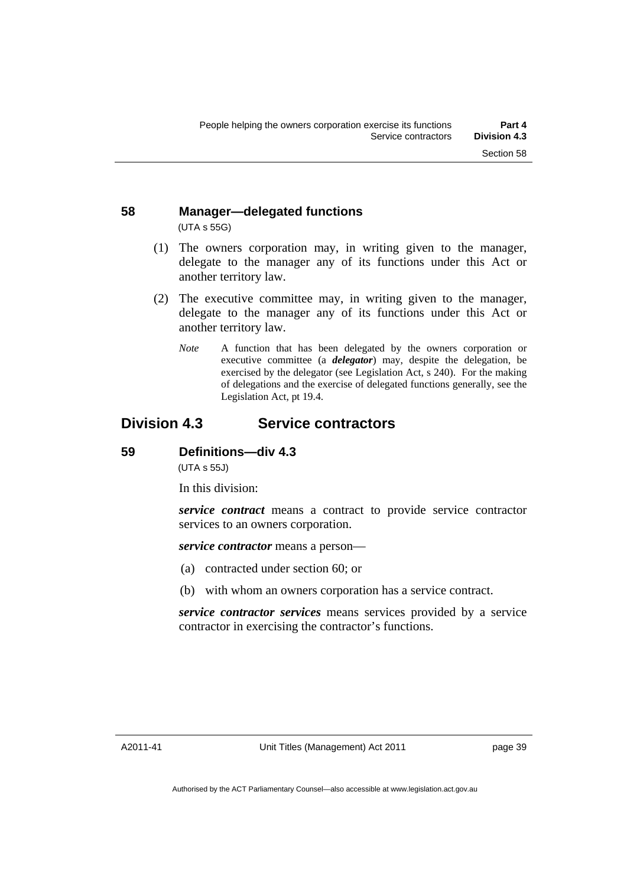### 58 Manager—delegated functions

(UTA s 55G)

(1) The owners corporation may, in writing given to the manager, delegate to the manager any of its functions under this Act or another territory law.

(2) The executive committee may, in writing given to the manager, delegate to the manager any of its functions under this Act or another territory law.

*Note* A function that has been delegated by the owners corporation or executive committee (a ***delegator***) may, despite the delegation, be exercised by the delegator (see Legislation Act, s 240). For the making of delegations and the exercise of delegated functions generally, see the Legislation Act, pt 19.4.

## Division 4.3 Service contractors

### 59 Definitions—div 4.3

(UTA s 55J)

In this division:

***service contract*** means a contract to provide service contractor services to an owners corporation.

***service contractor*** means a person—

(a) contracted under section 60; or

(b) with whom an owners corporation has a service contract.

***service contractor services*** means services provided by a service contractor in exercising the contractor's functions.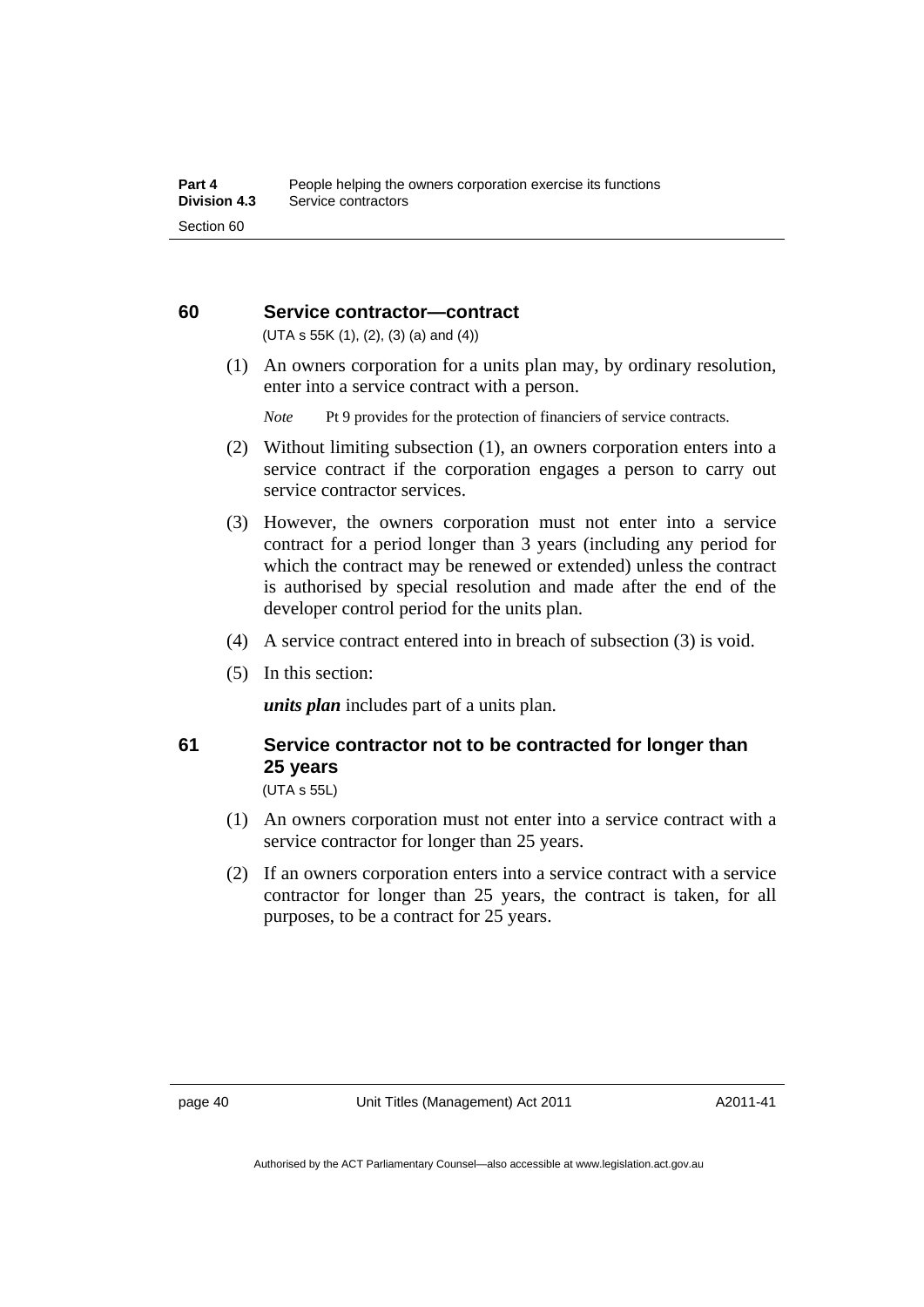## 60 Service contractor—contract

(UTA s 55K (1), (2), (3) (a) and (4))

(1) An owners corporation for a units plan may, by ordinary resolution, enter into a service contract with a person.

*Note* Pt 9 provides for the protection of financiers of service contracts.

(2) Without limiting subsection (1), an owners corporation enters into a service contract if the corporation engages a person to carry out service contractor services.

(3) However, the owners corporation must not enter into a service contract for a period longer than 3 years (including any period for which the contract may be renewed or extended) unless the contract is authorised by special resolution and made after the end of the developer control period for the units plan.

(4) A service contract entered into in breach of subsection (3) is void.

(5) In this section:

***units plan*** includes part of a units plan.

## 61 Service contractor not to be contracted for longer than 25 years

(UTA s 55L)

(1) An owners corporation must not enter into a service contract with a service contractor for longer than 25 years.

(2) If an owners corporation enters into a service contract with a service contractor for longer than 25 years, the contract is taken, for all purposes, to be a contract for 25 years.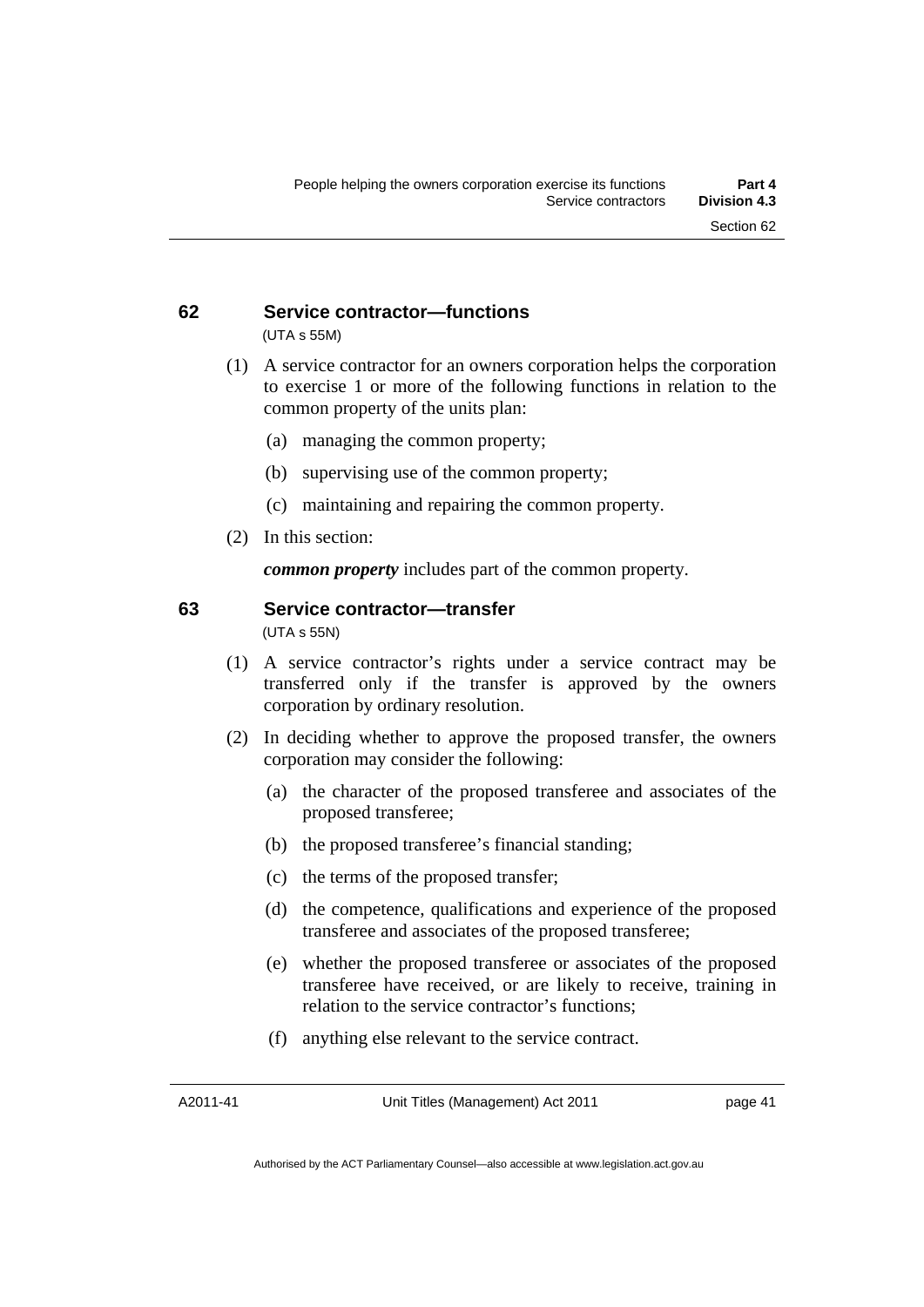## 62 Service contractor—functions

(UTA s 55M)

(1) A service contractor for an owners corporation helps the corporation to exercise 1 or more of the following functions in relation to the common property of the units plan:

(a) managing the common property;

(b) supervising use of the common property;

(c) maintaining and repairing the common property.

(2) In this section:

***common property*** includes part of the common property.

## 63 Service contractor—transfer

(UTA s 55N)

(1) A service contractor's rights under a service contract may be transferred only if the transfer is approved by the owners corporation by ordinary resolution.

(2) In deciding whether to approve the proposed transfer, the owners corporation may consider the following:

(a) the character of the proposed transferee and associates of the proposed transferee;

(b) the proposed transferee's financial standing;

(c) the terms of the proposed transfer;

(d) the competence, qualifications and experience of the proposed transferee and associates of the proposed transferee;

(e) whether the proposed transferee or associates of the proposed transferee have received, or are likely to receive, training in relation to the service contractor's functions;

(f) anything else relevant to the service contract.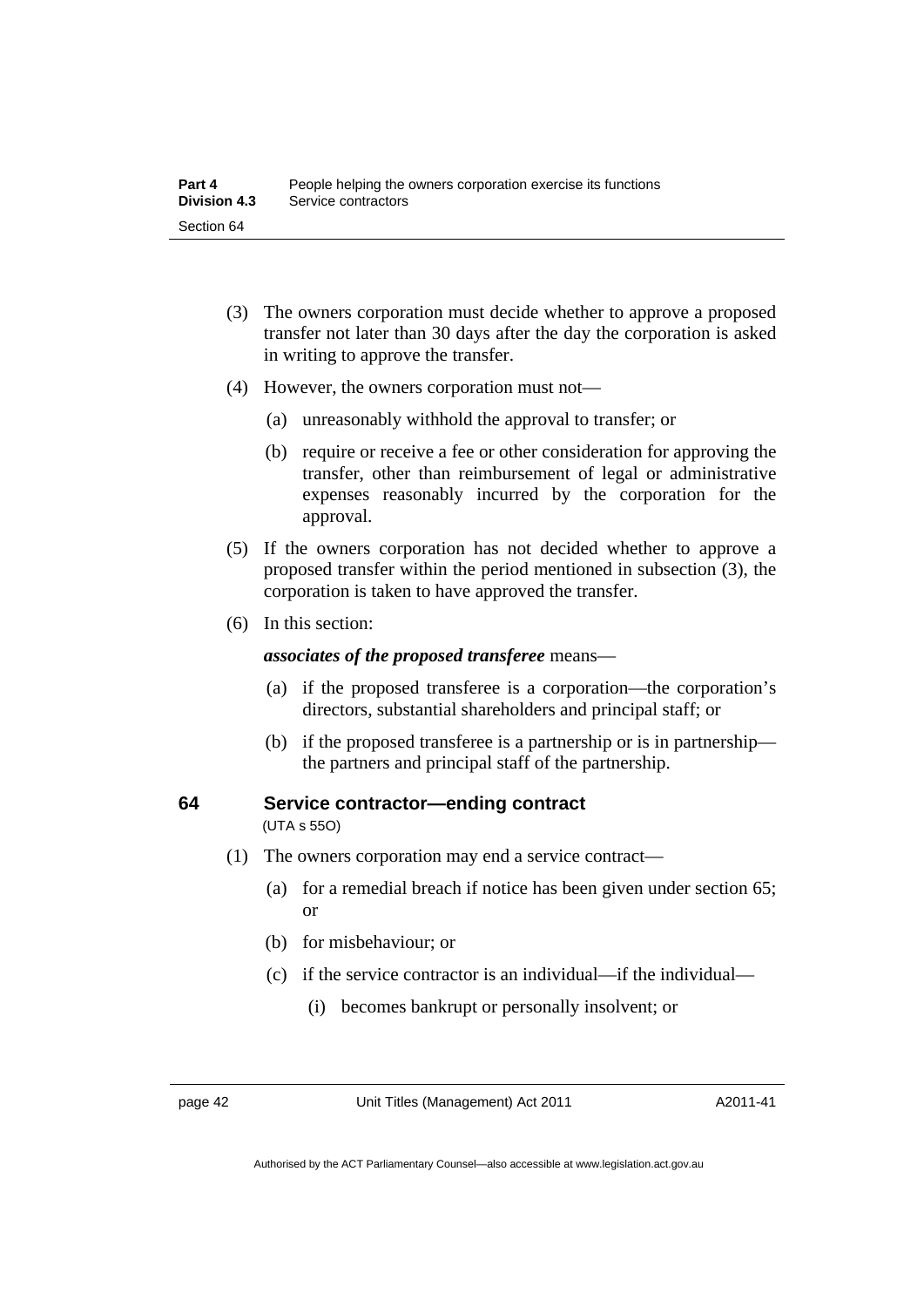(3) The owners corporation must decide whether to approve a proposed transfer not later than 30 days after the day the corporation is asked in writing to approve the transfer.

(4) However, the owners corporation must not—

(a) unreasonably withhold the approval to transfer; or

(b) require or receive a fee or other consideration for approving the transfer, other than reimbursement of legal or administrative expenses reasonably incurred by the corporation for the approval.

(5) If the owners corporation has not decided whether to approve a proposed transfer within the period mentioned in subsection (3), the corporation is taken to have approved the transfer.

(6) In this section:

***associates of the proposed transferee*** means—

(a) if the proposed transferee is a corporation—the corporation's directors, substantial shareholders and principal staff; or

(b) if the proposed transferee is a partnership or is in partnership—the partners and principal staff of the partnership.

### 64 Service contractor—ending contract

(UTA s 55O)

(1) The owners corporation may end a service contract—

(a) for a remedial breach if notice has been given under section 65; or

(b) for misbehaviour; or

(c) if the service contractor is an individual—if the individual—

(i) becomes bankrupt or personally insolvent; or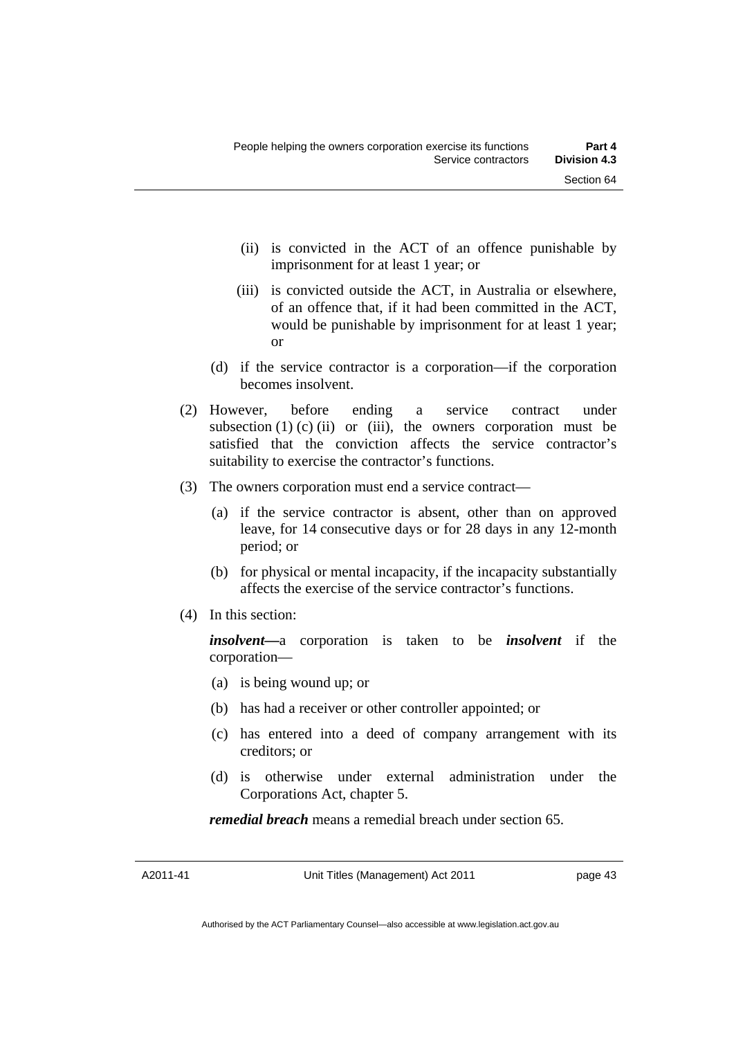(ii) is convicted in the ACT of an offence punishable by imprisonment for at least 1 year; or

(iii) is convicted outside the ACT, in Australia or elsewhere, of an offence that, if it had been committed in the ACT, would be punishable by imprisonment for at least 1 year; or

(d) if the service contractor is a corporation—if the corporation becomes insolvent.

(2) However, before ending a service contract under subsection (1) (c) (ii) or (iii), the owners corporation must be satisfied that the conviction affects the service contractor's suitability to exercise the contractor's functions.

(3) The owners corporation must end a service contract—

(a) if the service contractor is absent, other than on approved leave, for 14 consecutive days or for 28 days in any 12-month period; or

(b) for physical or mental incapacity, if the incapacity substantially affects the exercise of the service contractor's functions.

(4) In this section:

***insolvent***—a corporation is taken to be ***insolvent*** if the corporation—

(a) is being wound up; or

(b) has had a receiver or other controller appointed; or

(c) has entered into a deed of company arrangement with its creditors; or

(d) is otherwise under external administration under the Corporations Act, chapter 5.

***remedial breach*** means a remedial breach under section 65.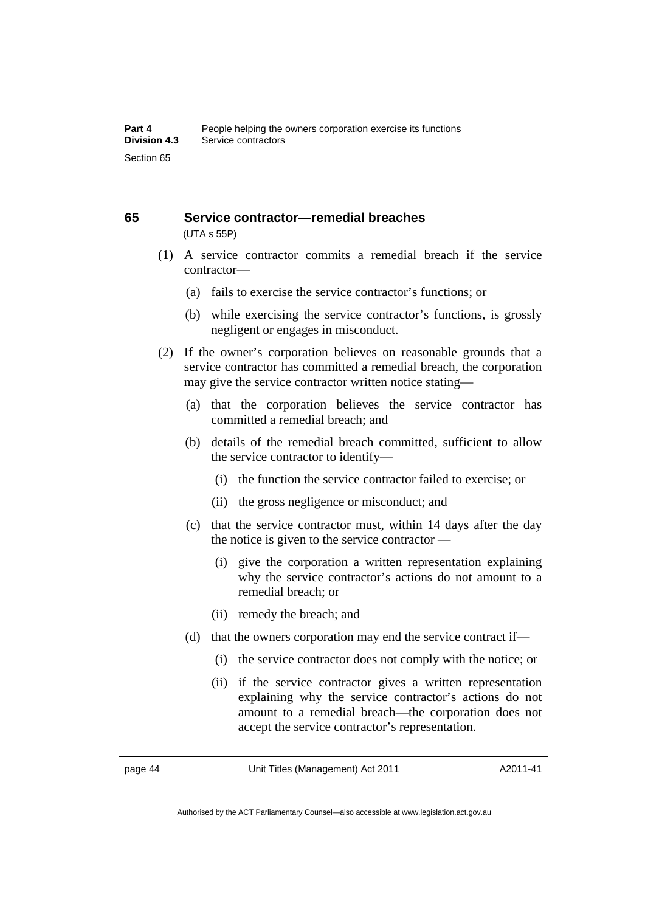## 65 Service contractor—remedial breaches

(UTA s 55P)

(1) A service contractor commits a remedial breach if the service contractor—

  (a) fails to exercise the service contractor's functions; or

  (b) while exercising the service contractor's functions, is grossly negligent or engages in misconduct.

(2) If the owner's corporation believes on reasonable grounds that a service contractor has committed a remedial breach, the corporation may give the service contractor written notice stating—

  (a) that the corporation believes the service contractor has committed a remedial breach; and

  (b) details of the remedial breach committed, sufficient to allow the service contractor to identify—

    (i) the function the service contractor failed to exercise; or

    (ii) the gross negligence or misconduct; and

  (c) that the service contractor must, within 14 days after the day the notice is given to the service contractor —

    (i) give the corporation a written representation explaining why the service contractor's actions do not amount to a remedial breach; or

    (ii) remedy the breach; and

  (d) that the owners corporation may end the service contract if—

    (i) the service contractor does not comply with the notice; or

    (ii) if the service contractor gives a written representation explaining why the service contractor's actions do not amount to a remedial breach—the corporation does not accept the service contractor's representation.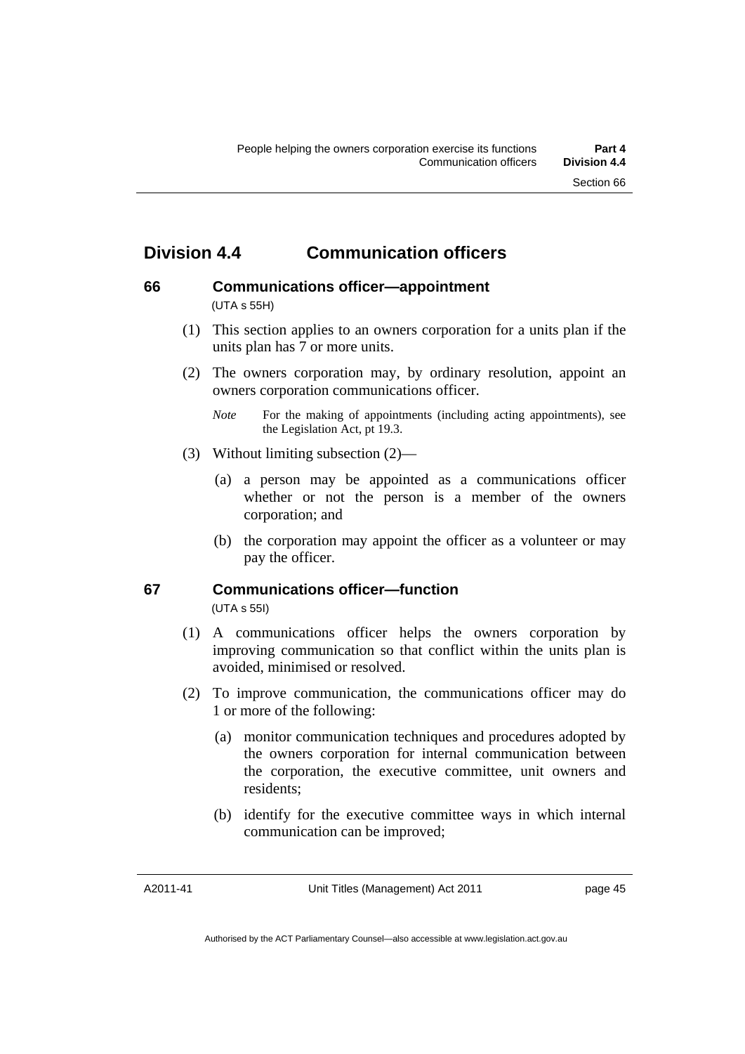## Division 4.4 Communication officers

### 66 Communications officer—appointment

(UTA s 55H)

(1) This section applies to an owners corporation for a units plan if the units plan has 7 or more units.

(2) The owners corporation may, by ordinary resolution, appoint an owners corporation communications officer.

*Note* For the making of appointments (including acting appointments), see the Legislation Act, pt 19.3.

(3) Without limiting subsection (2)—

(a) a person may be appointed as a communications officer whether or not the person is a member of the owners corporation; and

(b) the corporation may appoint the officer as a volunteer or may pay the officer.

### 67 Communications officer—function

(UTA s 55I)

(1) A communications officer helps the owners corporation by improving communication so that conflict within the units plan is avoided, minimised or resolved.

(2) To improve communication, the communications officer may do 1 or more of the following:

(a) monitor communication techniques and procedures adopted by the owners corporation for internal communication between the corporation, the executive committee, unit owners and residents;

(b) identify for the executive committee ways in which internal communication can be improved;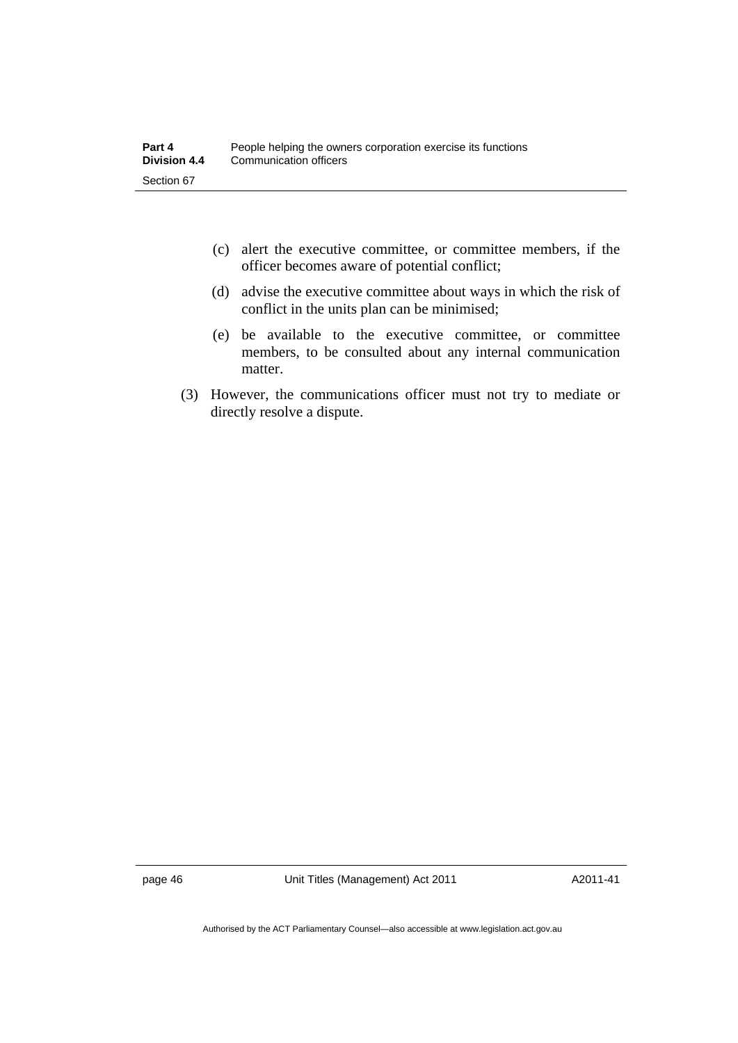(c) alert the executive committee, or committee members, if the officer becomes aware of potential conflict;

(d) advise the executive committee about ways in which the risk of conflict in the units plan can be minimised;

(e) be available to the executive committee, or committee members, to be consulted about any internal communication matter.

(3) However, the communications officer must not try to mediate or directly resolve a dispute.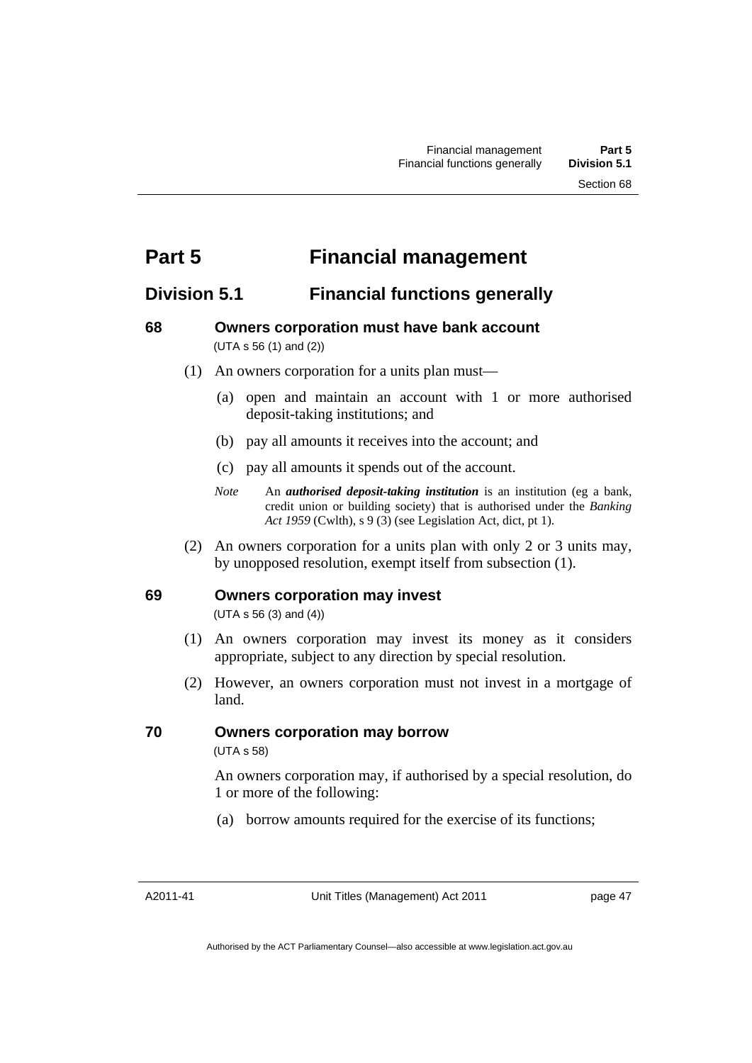# Part 5 Financial management

## Division 5.1 Financial functions generally

### 68 Owners corporation must have bank account

(UTA s 56 (1) and (2))

(1) An owners corporation for a units plan must—

(a) open and maintain an account with 1 or more authorised deposit-taking institutions; and

(b) pay all amounts it receives into the account; and

(c) pay all amounts it spends out of the account.

*Note* An ***authorised deposit-taking institution*** is an institution (eg a bank, credit union or building society) that is authorised under the *Banking Act 1959* (Cwlth), s 9 (3) (see Legislation Act, dict, pt 1).

(2) An owners corporation for a units plan with only 2 or 3 units may, by unopposed resolution, exempt itself from subsection (1).

### 69 Owners corporation may invest

(UTA s 56 (3) and (4))

(1) An owners corporation may invest its money as it considers appropriate, subject to any direction by special resolution.

(2) However, an owners corporation must not invest in a mortgage of land.

### 70 Owners corporation may borrow

(UTA s 58)

An owners corporation may, if authorised by a special resolution, do 1 or more of the following:

(a) borrow amounts required for the exercise of its functions;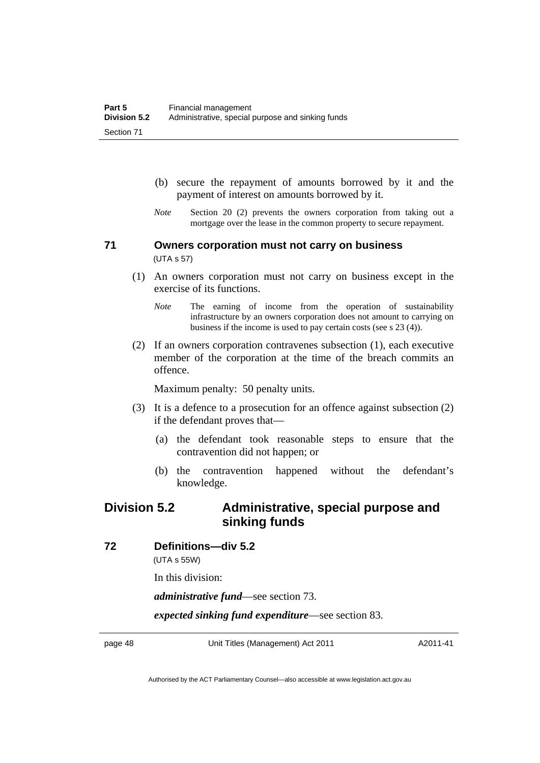(b) secure the repayment of amounts borrowed by it and the payment of interest on amounts borrowed by it.

*Note* Section 20 (2) prevents the owners corporation from taking out a mortgage over the lease in the common property to secure repayment.

### 71 Owners corporation must not carry on business

(UTA s 57)

(1) An owners corporation must not carry on business except in the exercise of its functions.

*Note* The earning of income from the operation of sustainability infrastructure by an owners corporation does not amount to carrying on business if the income is used to pay certain costs (see s 23 (4)).

(2) If an owners corporation contravenes subsection (1), each executive member of the corporation at the time of the breach commits an offence.

Maximum penalty: 50 penalty units.

(3) It is a defence to a prosecution for an offence against subsection (2) if the defendant proves that—

(a) the defendant took reasonable steps to ensure that the contravention did not happen; or

(b) the contravention happened without the defendant's knowledge.

## Division 5.2 Administrative, special purpose and sinking funds

### 72 Definitions—div 5.2

(UTA s 55W)

In this division:

***administrative fund***—see section 73.

***expected sinking fund expenditure***—see section 83.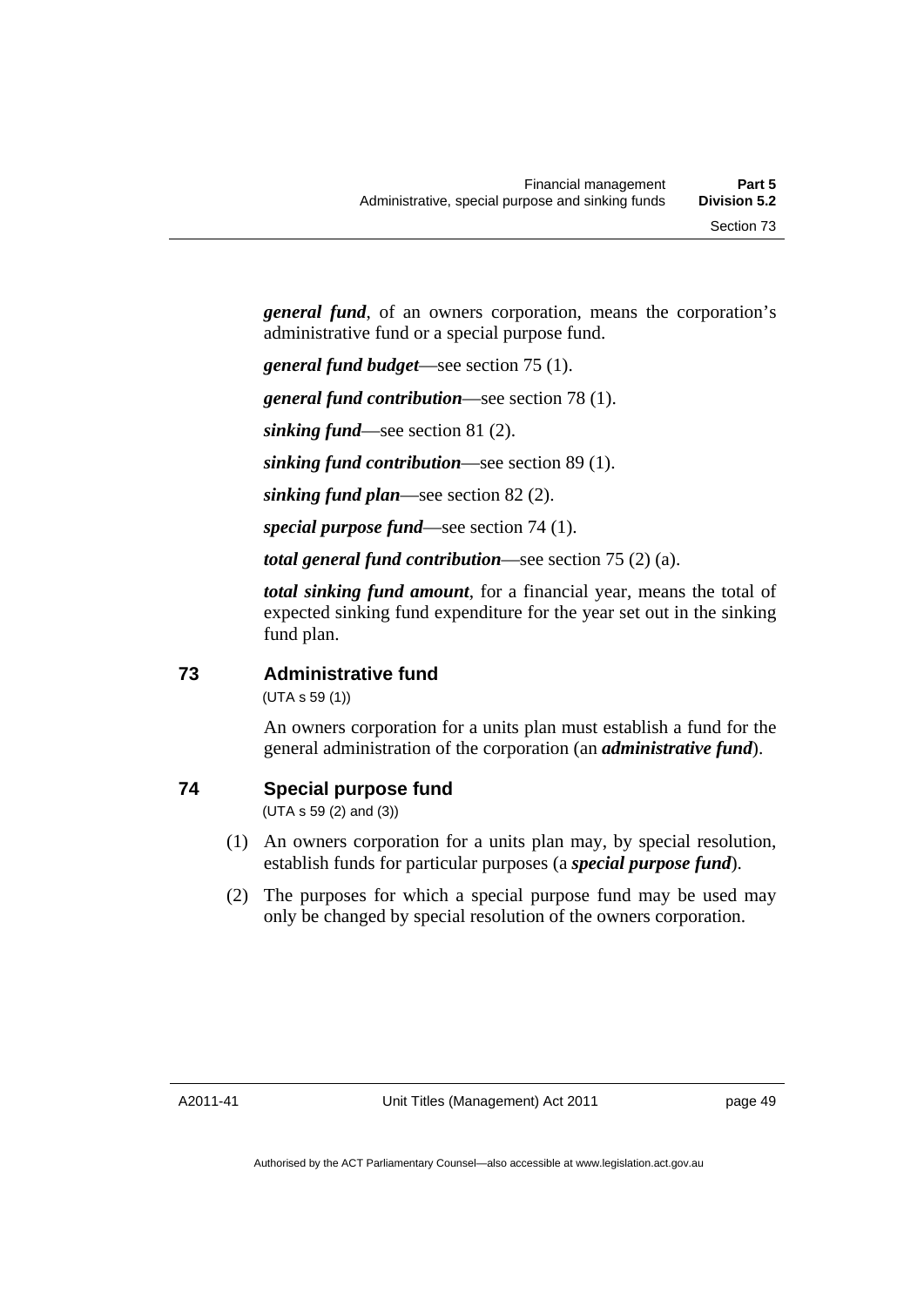***general fund***, of an owners corporation, means the corporation's administrative fund or a special purpose fund.

***general fund budget***—see section 75 (1).

***general fund contribution***—see section 78 (1).

***sinking fund***—see section 81 (2).

***sinking fund contribution***—see section 89 (1).

***sinking fund plan***—see section 82 (2).

***special purpose fund***—see section 74 (1).

***total general fund contribution***—see section 75 (2) (a).

***total sinking fund amount***, for a financial year, means the total of expected sinking fund expenditure for the year set out in the sinking fund plan.

## 73 Administrative fund

(UTA s 59 (1))

An owners corporation for a units plan must establish a fund for the general administration of the corporation (an ***administrative fund***).

## 74 Special purpose fund

(UTA s 59 (2) and (3))

(1) An owners corporation for a units plan may, by special resolution, establish funds for particular purposes (a ***special purpose fund***).

(2) The purposes for which a special purpose fund may be used may only be changed by special resolution of the owners corporation.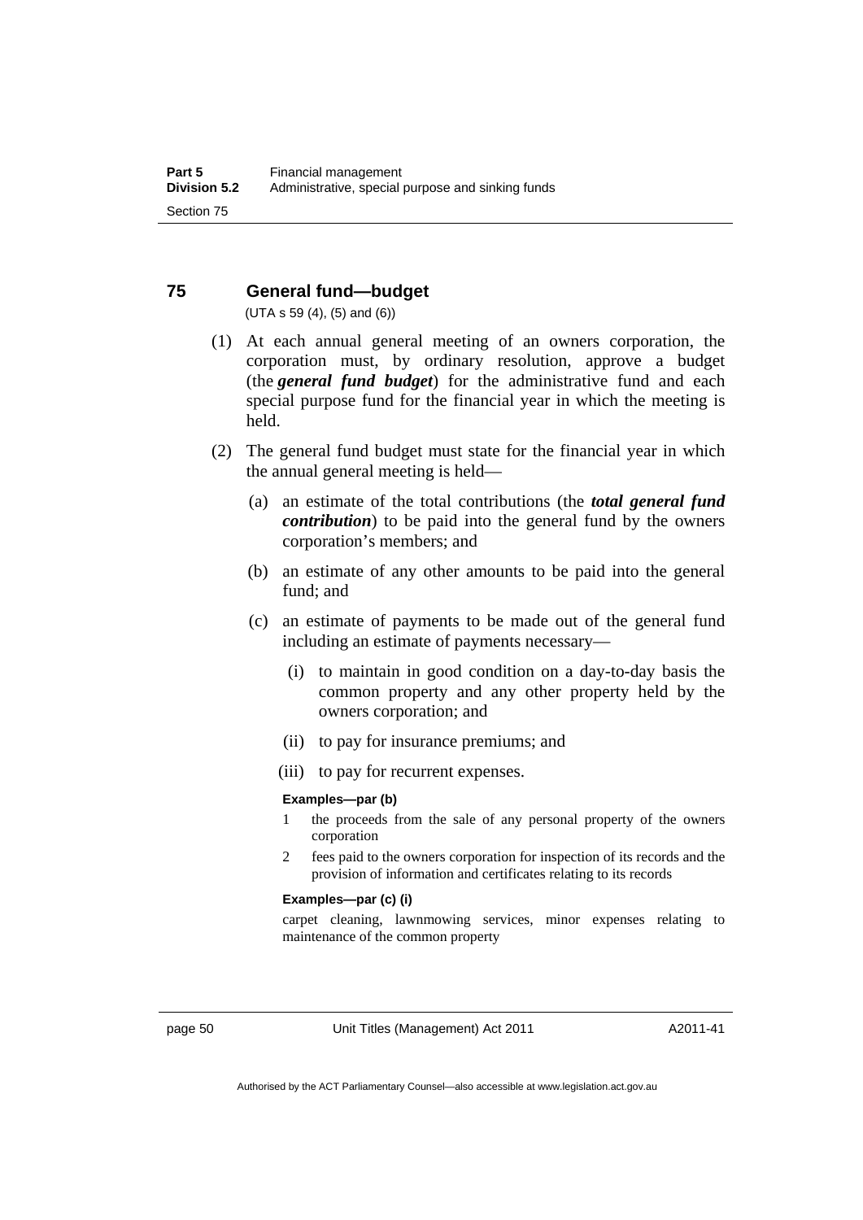## 75 General fund—budget

(UTA s 59 (4), (5) and (6))

(1) At each annual general meeting of an owners corporation, the corporation must, by ordinary resolution, approve a budget (the ***general fund budget***) for the administrative fund and each special purpose fund for the financial year in which the meeting is held.

(2) The general fund budget must state for the financial year in which the annual general meeting is held—

(a) an estimate of the total contributions (the ***total general fund contribution***) to be paid into the general fund by the owners corporation's members; and

(b) an estimate of any other amounts to be paid into the general fund; and

(c) an estimate of payments to be made out of the general fund including an estimate of payments necessary—

(i) to maintain in good condition on a day-to-day basis the common property and any other property held by the owners corporation; and

(ii) to pay for insurance premiums; and

(iii) to pay for recurrent expenses.

**Examples—par (b)**

1 the proceeds from the sale of any personal property of the owners corporation

2 fees paid to the owners corporation for inspection of its records and the provision of information and certificates relating to its records

**Examples—par (c) (i)**

carpet cleaning, lawnmowing services, minor expenses relating to maintenance of the common property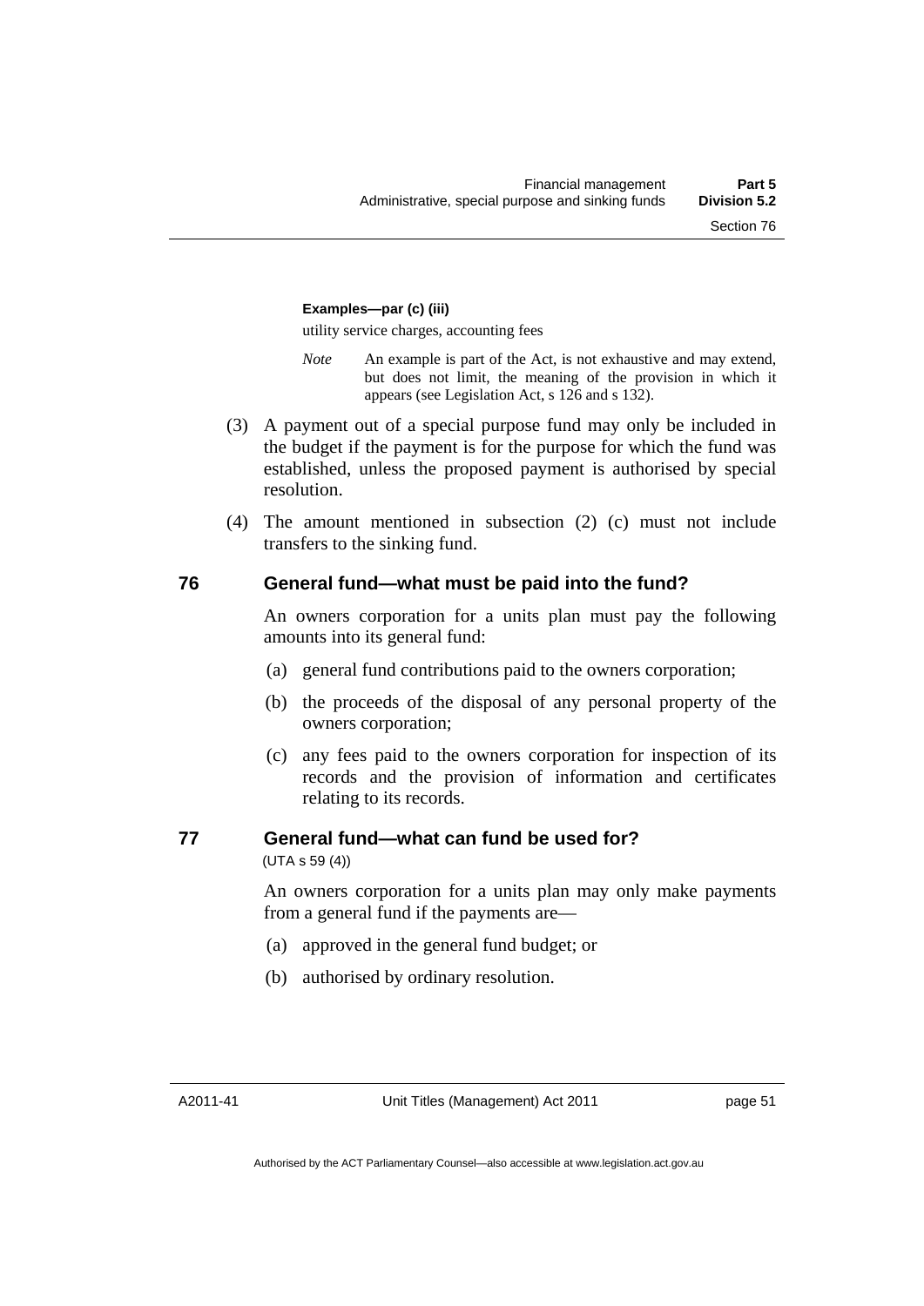**Examples—par (c) (iii)**

utility service charges, accounting fees

*Note* An example is part of the Act, is not exhaustive and may extend, but does not limit, the meaning of the provision in which it appears (see Legislation Act, s 126 and s 132).

(3) A payment out of a special purpose fund may only be included in the budget if the payment is for the purpose for which the fund was established, unless the proposed payment is authorised by special resolution.

(4) The amount mentioned in subsection (2) (c) must not include transfers to the sinking fund.

## 76 General fund—what must be paid into the fund?

An owners corporation for a units plan must pay the following amounts into its general fund:

(a) general fund contributions paid to the owners corporation;

(b) the proceeds of the disposal of any personal property of the owners corporation;

(c) any fees paid to the owners corporation for inspection of its records and the provision of information and certificates relating to its records.

## 77 General fund—what can fund be used for?

(UTA s 59 (4))

An owners corporation for a units plan may only make payments from a general fund if the payments are—

(a) approved in the general fund budget; or

(b) authorised by ordinary resolution.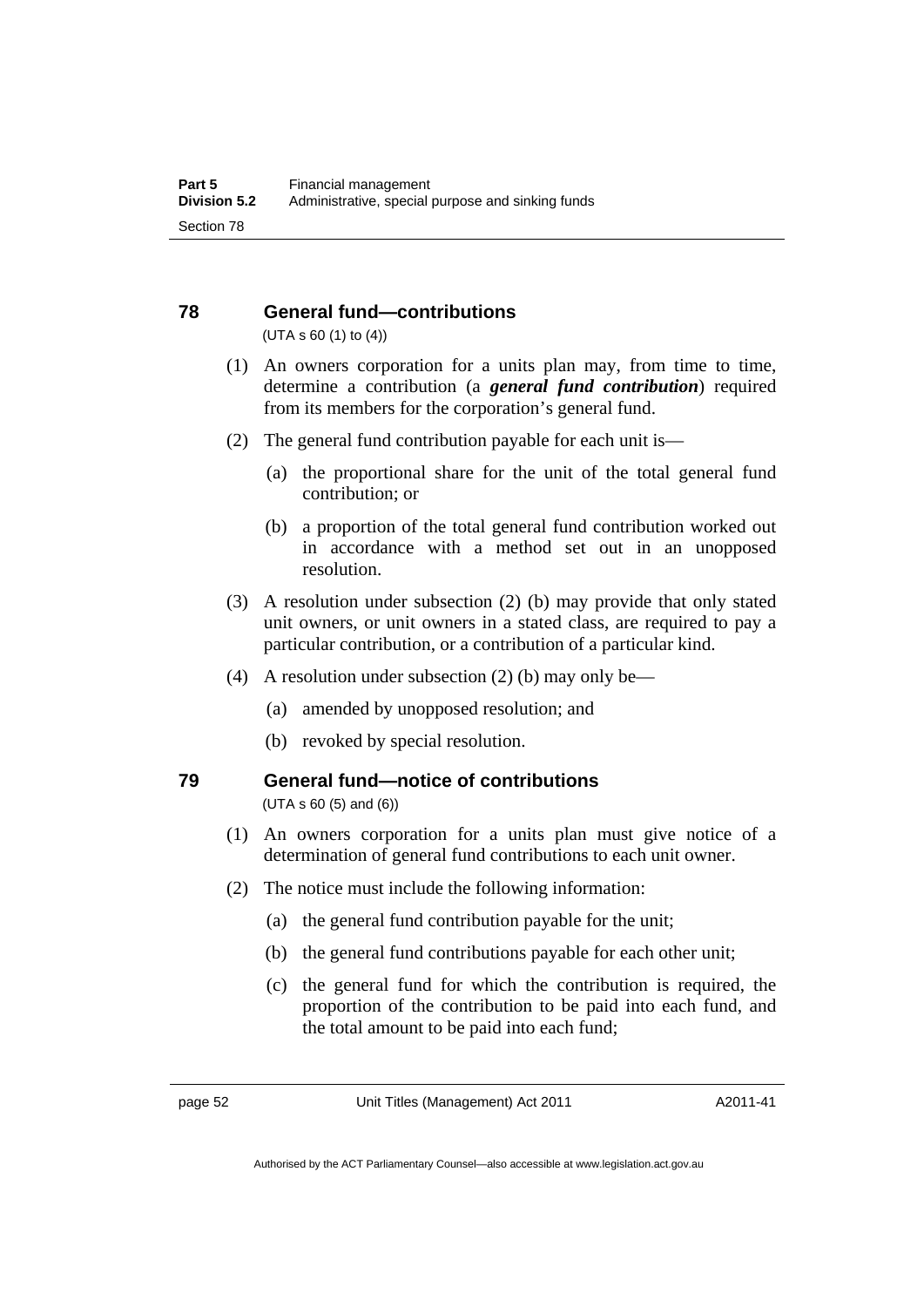## 78 General fund—contributions

(UTA s 60 (1) to (4))

(1) An owners corporation for a units plan may, from time to time, determine a contribution (a ***general fund contribution***) required from its members for the corporation's general fund.

(2) The general fund contribution payable for each unit is—

(a) the proportional share for the unit of the total general fund contribution; or

(b) a proportion of the total general fund contribution worked out in accordance with a method set out in an unopposed resolution.

(3) A resolution under subsection (2) (b) may provide that only stated unit owners, or unit owners in a stated class, are required to pay a particular contribution, or a contribution of a particular kind.

(4) A resolution under subsection (2) (b) may only be—

(a) amended by unopposed resolution; and

(b) revoked by special resolution.

## 79 General fund—notice of contributions

(UTA s 60 (5) and (6))

(1) An owners corporation for a units plan must give notice of a determination of general fund contributions to each unit owner.

(2) The notice must include the following information:

(a) the general fund contribution payable for the unit;

(b) the general fund contributions payable for each other unit;

(c) the general fund for which the contribution is required, the proportion of the contribution to be paid into each fund, and the total amount to be paid into each fund;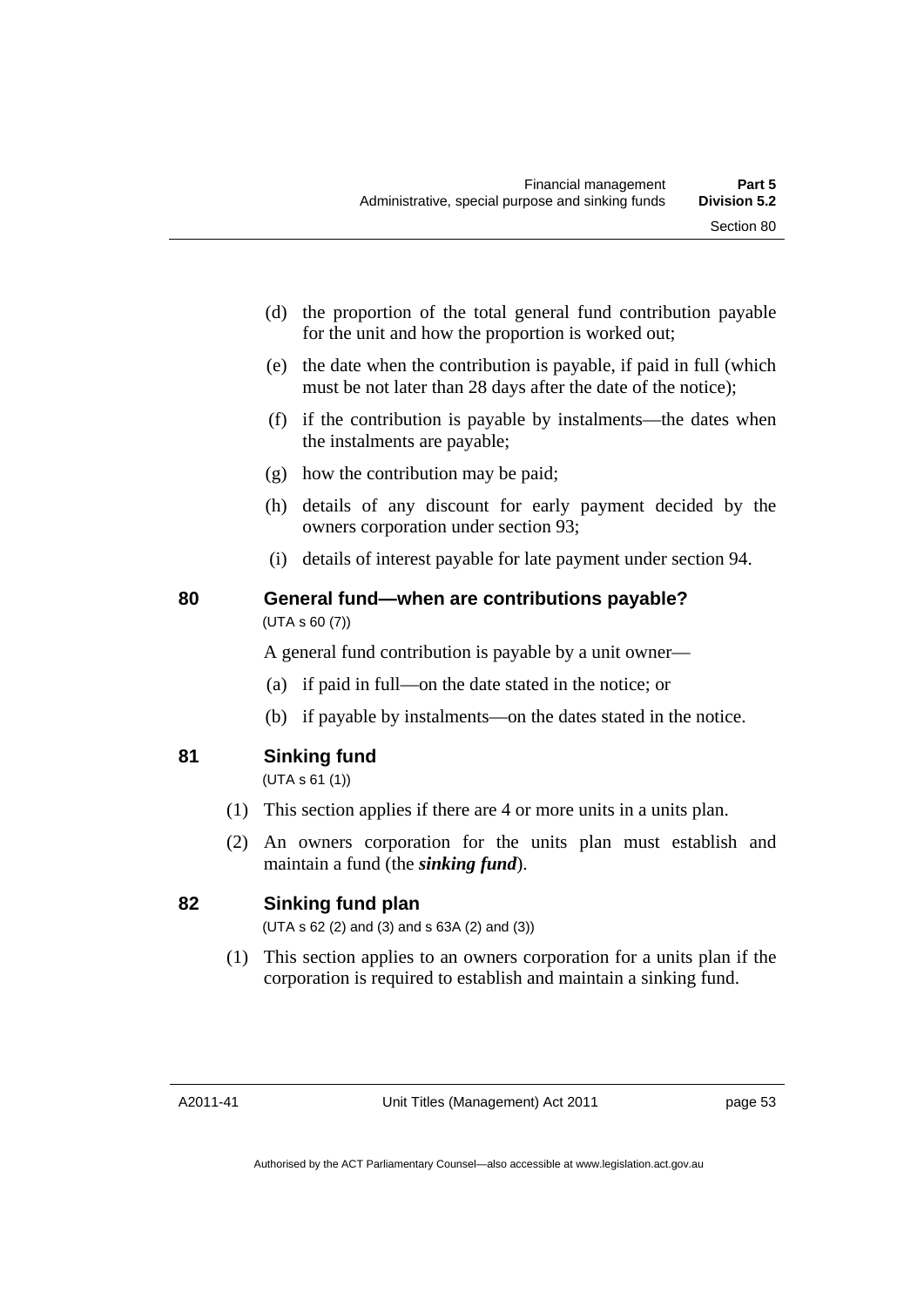(d) the proportion of the total general fund contribution payable for the unit and how the proportion is worked out;

(e) the date when the contribution is payable, if paid in full (which must be not later than 28 days after the date of the notice);

(f) if the contribution is payable by instalments—the dates when the instalments are payable;

(g) how the contribution may be paid;

(h) details of any discount for early payment decided by the owners corporation under section 93;

(i) details of interest payable for late payment under section 94.

## 80 General fund—when are contributions payable?

(UTA s 60 (7))

A general fund contribution is payable by a unit owner—

(a) if paid in full—on the date stated in the notice; or

(b) if payable by instalments—on the dates stated in the notice.

## 81 Sinking fund

(UTA s 61 (1))

(1) This section applies if there are 4 or more units in a units plan.

(2) An owners corporation for the units plan must establish and maintain a fund (the ***sinking fund***).

## 82 Sinking fund plan

(UTA s 62 (2) and (3) and s 63A (2) and (3))

(1) This section applies to an owners corporation for a units plan if the corporation is required to establish and maintain a sinking fund.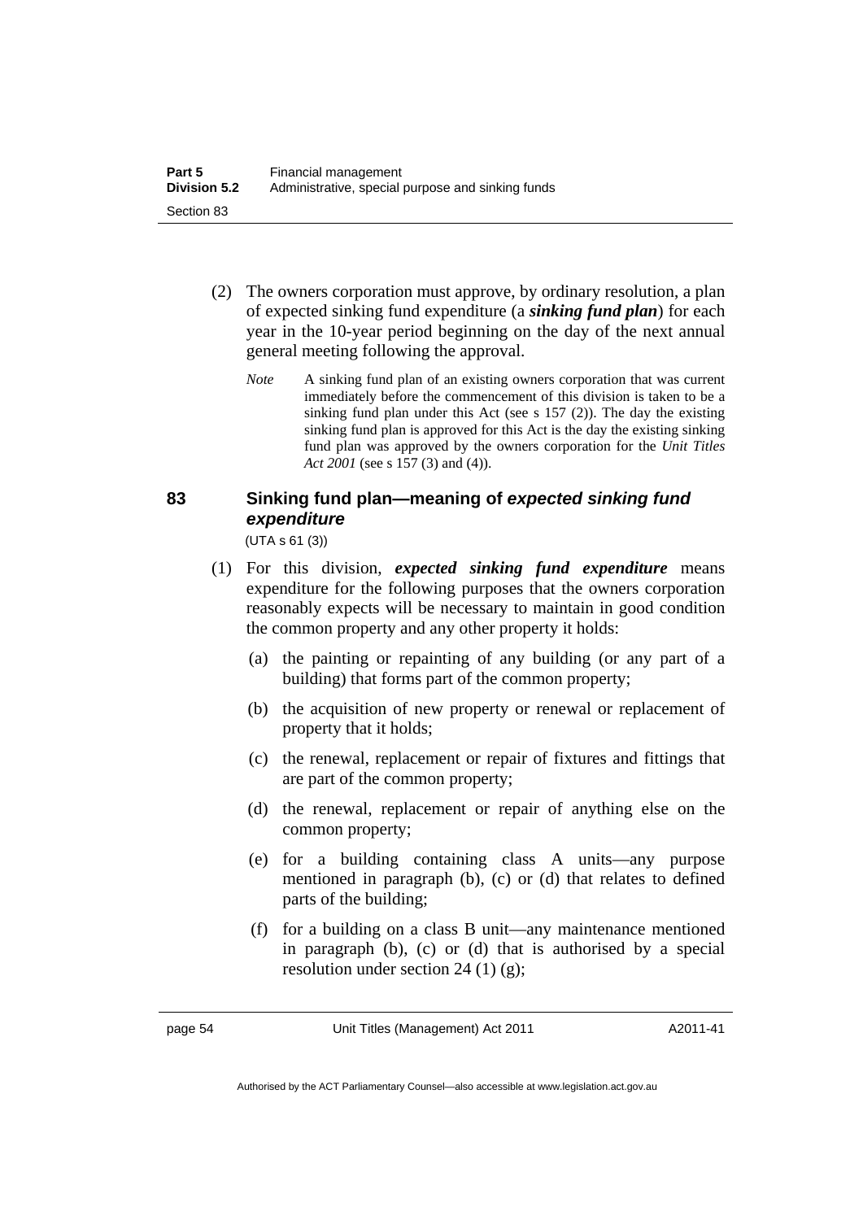(2) The owners corporation must approve, by ordinary resolution, a plan of expected sinking fund expenditure (a ***sinking fund plan***) for each year in the 10-year period beginning on the day of the next annual general meeting following the approval.

*Note* A sinking fund plan of an existing owners corporation that was current immediately before the commencement of this division is taken to be a sinking fund plan under this Act (see s 157 (2)). The day the existing sinking fund plan is approved for this Act is the day the existing sinking fund plan was approved by the owners corporation for the *Unit Titles Act 2001* (see s 157 (3) and (4)).

### 83 Sinking fund plan—meaning of *expected sinking fund expenditure*

(UTA s 61 (3))

(1) For this division, ***expected sinking fund expenditure*** means expenditure for the following purposes that the owners corporation reasonably expects will be necessary to maintain in good condition the common property and any other property it holds:

(a) the painting or repainting of any building (or any part of a building) that forms part of the common property;

(b) the acquisition of new property or renewal or replacement of property that it holds;

(c) the renewal, replacement or repair of fixtures and fittings that are part of the common property;

(d) the renewal, replacement or repair of anything else on the common property;

(e) for a building containing class A units—any purpose mentioned in paragraph (b), (c) or (d) that relates to defined parts of the building;

(f) for a building on a class B unit—any maintenance mentioned in paragraph (b), (c) or (d) that is authorised by a special resolution under section 24 (1) (g);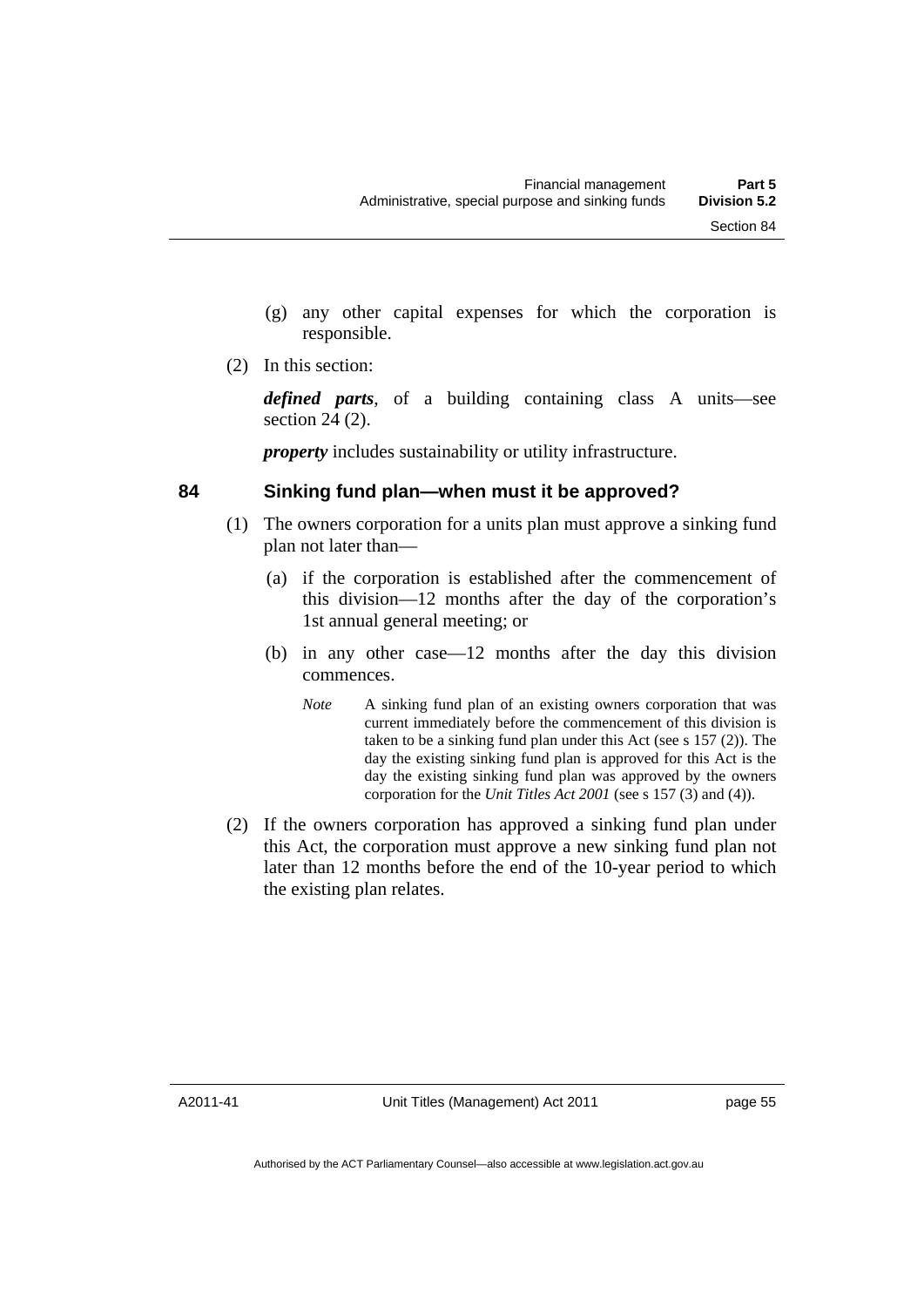(g) any other capital expenses for which the corporation is responsible.

(2) In this section:

***defined parts***, of a building containing class A units—see section 24 (2).

***property*** includes sustainability or utility infrastructure.

### 84 Sinking fund plan—when must it be approved?

(1) The owners corporation for a units plan must approve a sinking fund plan not later than—

(a) if the corporation is established after the commencement of this division—12 months after the day of the corporation's 1st annual general meeting; or

(b) in any other case—12 months after the day this division commences.

*Note* A sinking fund plan of an existing owners corporation that was current immediately before the commencement of this division is taken to be a sinking fund plan under this Act (see s 157 (2)). The day the existing sinking fund plan is approved for this Act is the day the existing sinking fund plan was approved by the owners corporation for the *Unit Titles Act 2001* (see s 157 (3) and (4)).

(2) If the owners corporation has approved a sinking fund plan under this Act, the corporation must approve a new sinking fund plan not later than 12 months before the end of the 10-year period to which the existing plan relates.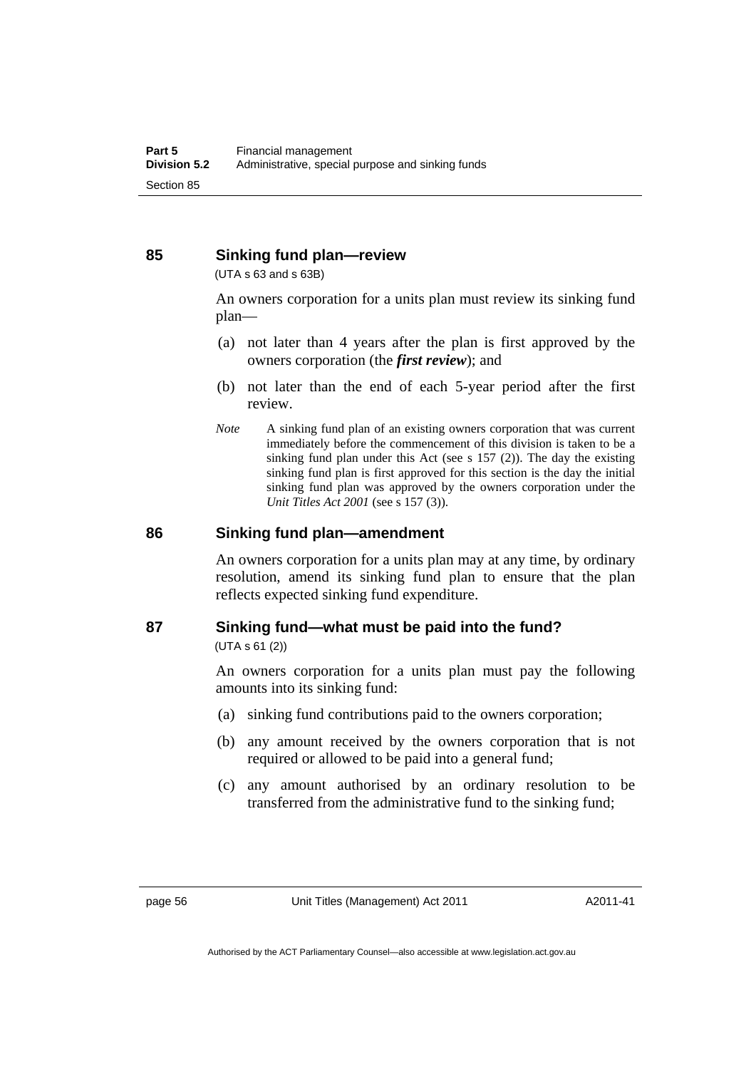## 85 Sinking fund plan—review

(UTA s 63 and s 63B)

An owners corporation for a units plan must review its sinking fund plan—

(a) not later than 4 years after the plan is first approved by the owners corporation (the ***first review***); and

(b) not later than the end of each 5-year period after the first review.

*Note* A sinking fund plan of an existing owners corporation that was current immediately before the commencement of this division is taken to be a sinking fund plan under this Act (see s 157 (2)). The day the existing sinking fund plan is first approved for this section is the day the initial sinking fund plan was approved by the owners corporation under the *Unit Titles Act 2001* (see s 157 (3)).

## 86 Sinking fund plan—amendment

An owners corporation for a units plan may at any time, by ordinary resolution, amend its sinking fund plan to ensure that the plan reflects expected sinking fund expenditure.

## 87 Sinking fund—what must be paid into the fund?

(UTA s 61 (2))

An owners corporation for a units plan must pay the following amounts into its sinking fund:

(a) sinking fund contributions paid to the owners corporation;

(b) any amount received by the owners corporation that is not required or allowed to be paid into a general fund;

(c) any amount authorised by an ordinary resolution to be transferred from the administrative fund to the sinking fund;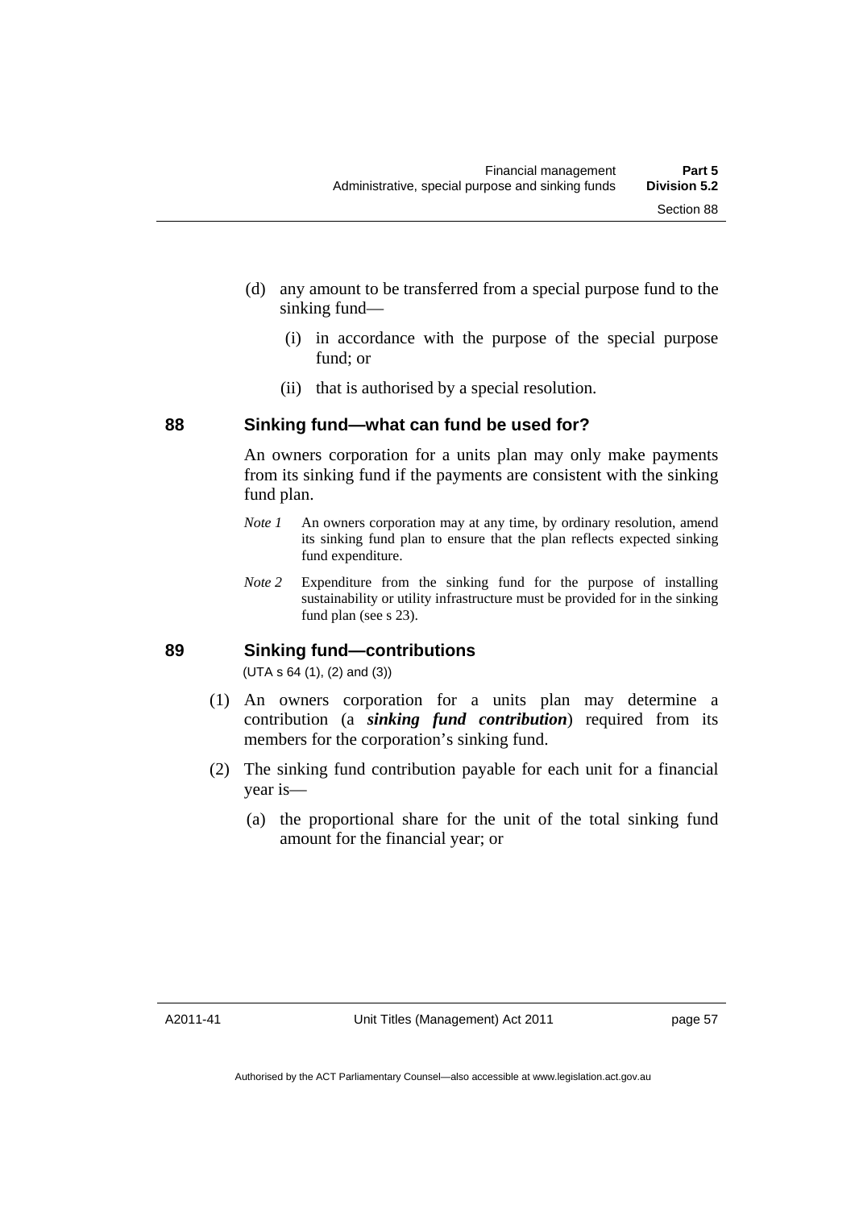(d) any amount to be transferred from a special purpose fund to the sinking fund—

  (i) in accordance with the purpose of the special purpose fund; or

  (ii) that is authorised by a special resolution.

## 88 Sinking fund—what can fund be used for?

An owners corporation for a units plan may only make payments from its sinking fund if the payments are consistent with the sinking fund plan.

*Note 1* An owners corporation may at any time, by ordinary resolution, amend its sinking fund plan to ensure that the plan reflects expected sinking fund expenditure.

*Note 2* Expenditure from the sinking fund for the purpose of installing sustainability or utility infrastructure must be provided for in the sinking fund plan (see s 23).

## 89 Sinking fund—contributions

(UTA s 64 (1), (2) and (3))

(1) An owners corporation for a units plan may determine a contribution (a ***sinking fund contribution***) required from its members for the corporation's sinking fund.

(2) The sinking fund contribution payable for each unit for a financial year is—

  (a) the proportional share for the unit of the total sinking fund amount for the financial year; or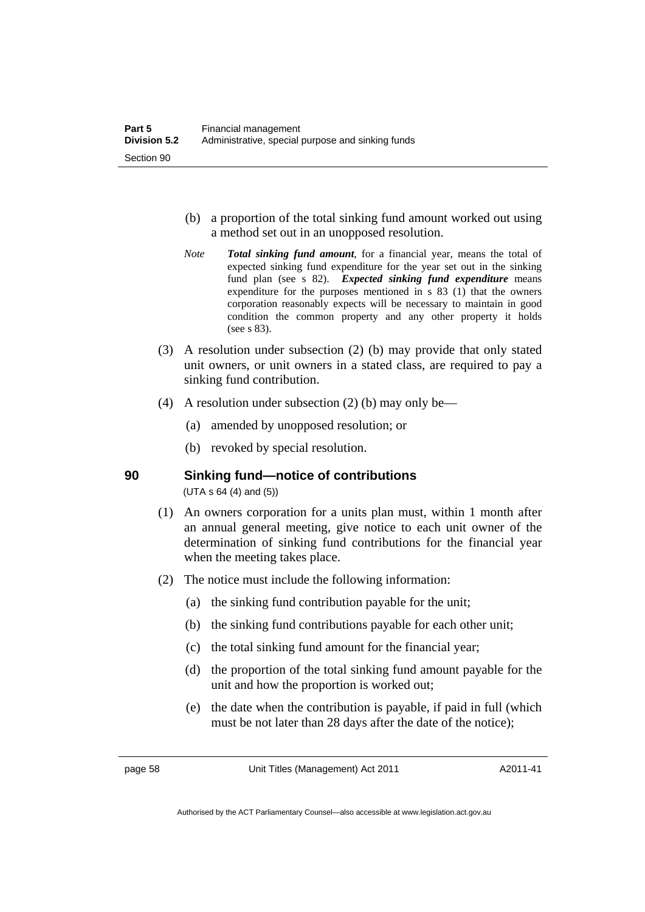(b) a proportion of the total sinking fund amount worked out using a method set out in an unopposed resolution.

*Note* ***Total sinking fund amount***, for a financial year, means the total of expected sinking fund expenditure for the year set out in the sinking fund plan (see s 82). ***Expected sinking fund expenditure*** means expenditure for the purposes mentioned in s 83 (1) that the owners corporation reasonably expects will be necessary to maintain in good condition the common property and any other property it holds (see s 83).

(3) A resolution under subsection (2) (b) may provide that only stated unit owners, or unit owners in a stated class, are required to pay a sinking fund contribution.

(4) A resolution under subsection (2) (b) may only be—

(a) amended by unopposed resolution; or

(b) revoked by special resolution.

## 90 Sinking fund—notice of contributions

(UTA s 64 (4) and (5))

(1) An owners corporation for a units plan must, within 1 month after an annual general meeting, give notice to each unit owner of the determination of sinking fund contributions for the financial year when the meeting takes place.

(2) The notice must include the following information:

(a) the sinking fund contribution payable for the unit;

(b) the sinking fund contributions payable for each other unit;

(c) the total sinking fund amount for the financial year;

(d) the proportion of the total sinking fund amount payable for the unit and how the proportion is worked out;

(e) the date when the contribution is payable, if paid in full (which must be not later than 28 days after the date of the notice);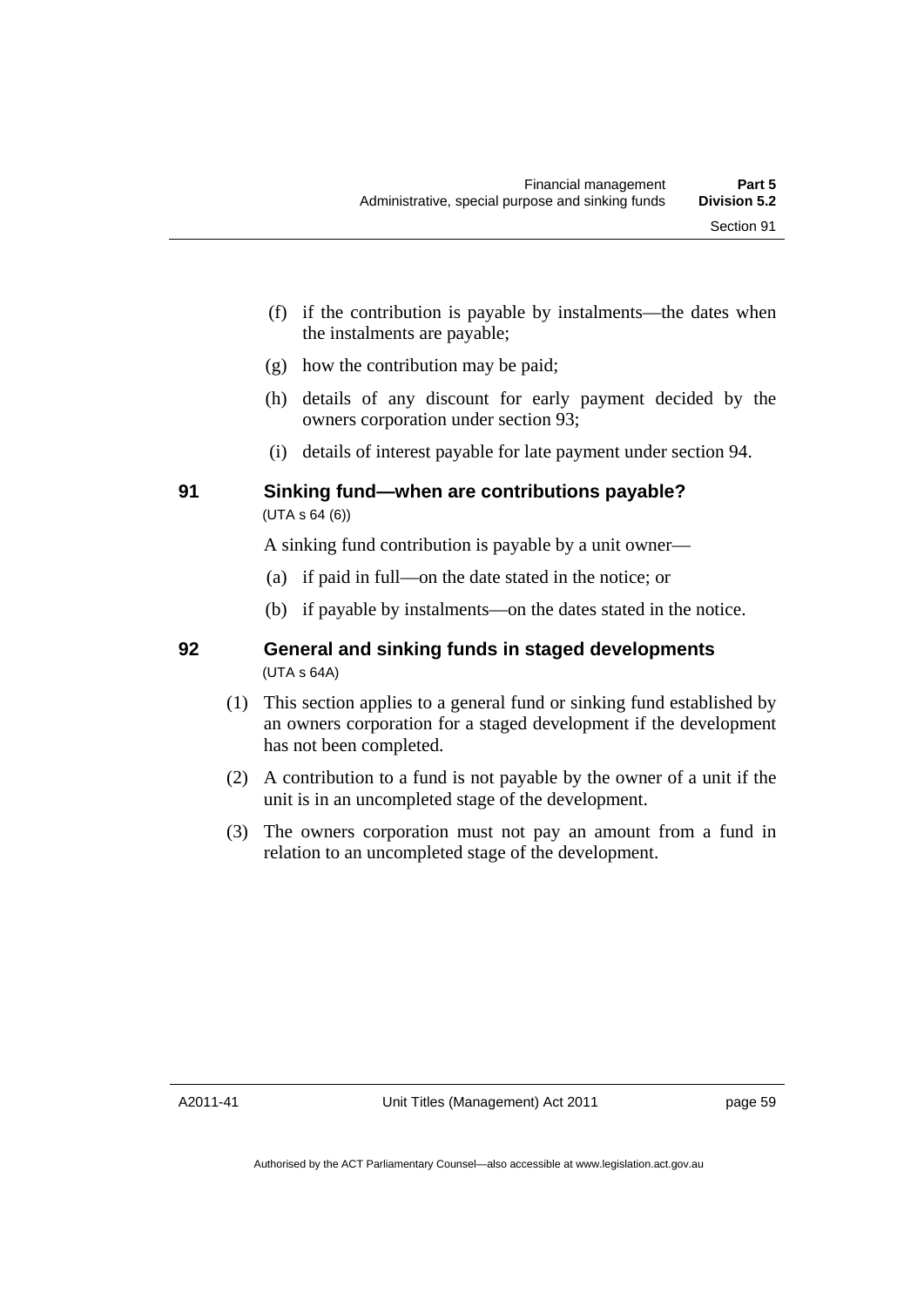(f) if the contribution is payable by instalments—the dates when the instalments are payable;

(g) how the contribution may be paid;

(h) details of any discount for early payment decided by the owners corporation under section 93;

(i) details of interest payable for late payment under section 94.

## 91 Sinking fund—when are contributions payable?

(UTA s 64 (6))

A sinking fund contribution is payable by a unit owner—

(a) if paid in full—on the date stated in the notice; or

(b) if payable by instalments—on the dates stated in the notice.

## 92 General and sinking funds in staged developments

(UTA s 64A)

(1) This section applies to a general fund or sinking fund established by an owners corporation for a staged development if the development has not been completed.

(2) A contribution to a fund is not payable by the owner of a unit if the unit is in an uncompleted stage of the development.

(3) The owners corporation must not pay an amount from a fund in relation to an uncompleted stage of the development.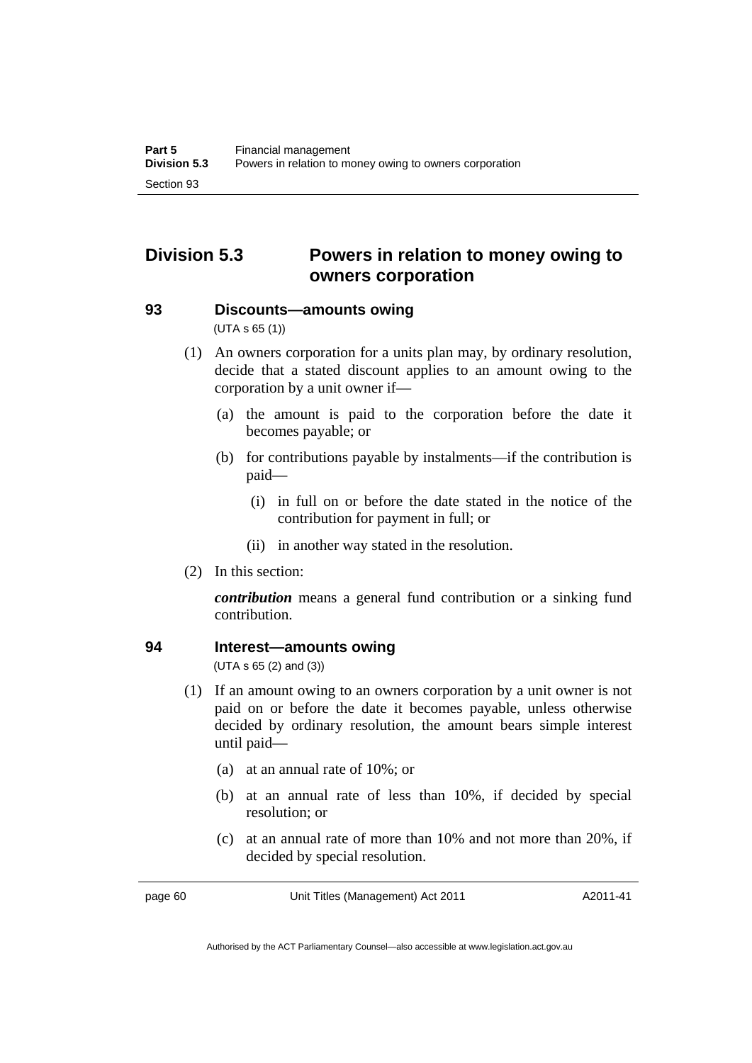## Division 5.3 Powers in relation to money owing to owners corporation

### 93 Discounts—amounts owing

(UTA s 65 (1))

(1) An owners corporation for a units plan may, by ordinary resolution, decide that a stated discount applies to an amount owing to the corporation by a unit owner if—

(a) the amount is paid to the corporation before the date it becomes payable; or

(b) for contributions payable by instalments—if the contribution is paid—

(i) in full on or before the date stated in the notice of the contribution for payment in full; or

(ii) in another way stated in the resolution.

(2) In this section:

***contribution*** means a general fund contribution or a sinking fund contribution.

### 94 Interest—amounts owing

(UTA s 65 (2) and (3))

(1) If an amount owing to an owners corporation by a unit owner is not paid on or before the date it becomes payable, unless otherwise decided by ordinary resolution, the amount bears simple interest until paid—

(a) at an annual rate of 10%; or

(b) at an annual rate of less than 10%, if decided by special resolution; or

(c) at an annual rate of more than 10% and not more than 20%, if decided by special resolution.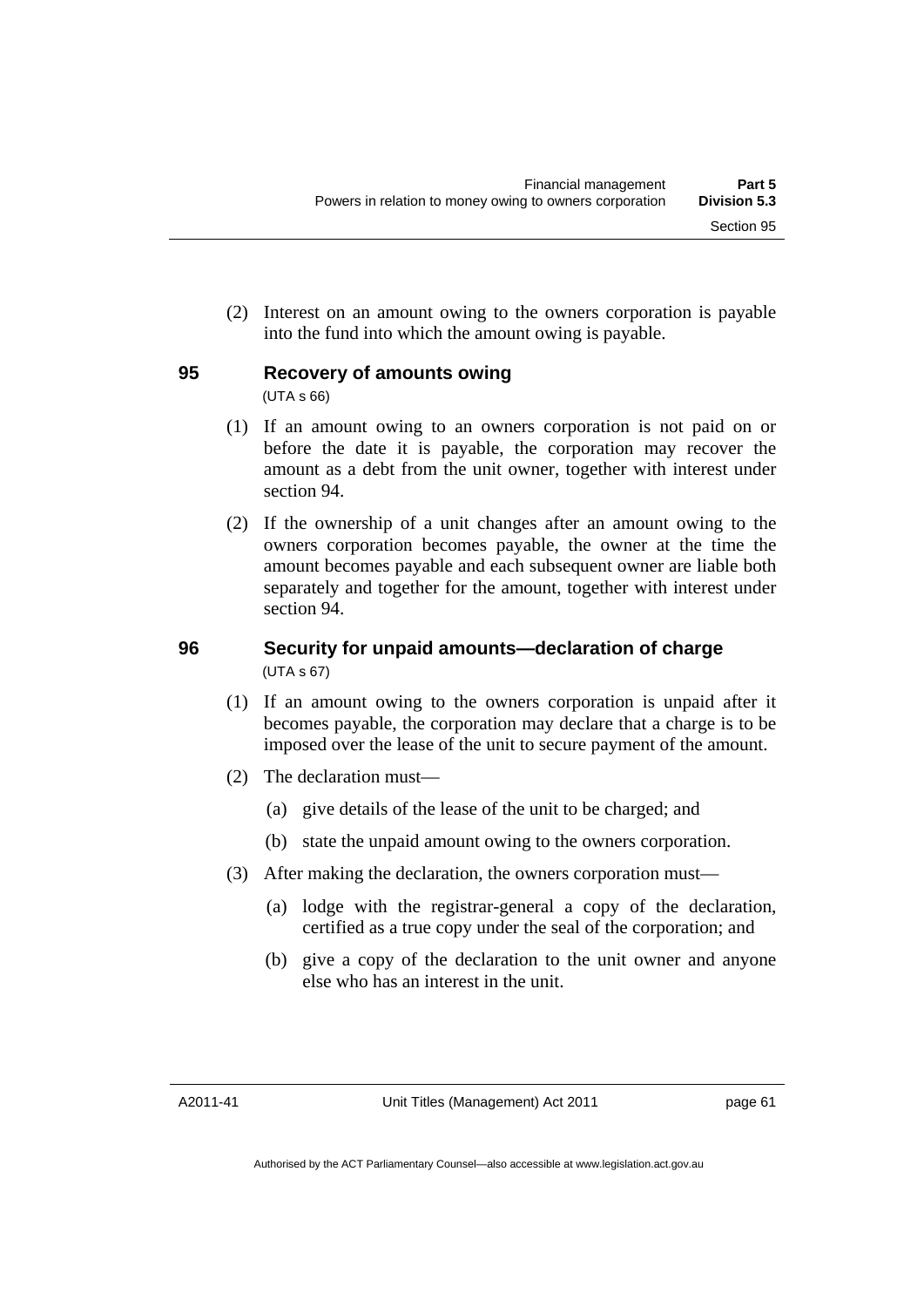(2) Interest on an amount owing to the owners corporation is payable into the fund into which the amount owing is payable.

## 95 Recovery of amounts owing

(UTA s 66)

(1) If an amount owing to an owners corporation is not paid on or before the date it is payable, the corporation may recover the amount as a debt from the unit owner, together with interest under section 94.

(2) If the ownership of a unit changes after an amount owing to the owners corporation becomes payable, the owner at the time the amount becomes payable and each subsequent owner are liable both separately and together for the amount, together with interest under section 94.

## 96 Security for unpaid amounts—declaration of charge

(UTA s 67)

(1) If an amount owing to the owners corporation is unpaid after it becomes payable, the corporation may declare that a charge is to be imposed over the lease of the unit to secure payment of the amount.

(2) The declaration must—

- (a) give details of the lease of the unit to be charged; and
- (b) state the unpaid amount owing to the owners corporation.

(3) After making the declaration, the owners corporation must—

- (a) lodge with the registrar-general a copy of the declaration, certified as a true copy under the seal of the corporation; and
- (b) give a copy of the declaration to the unit owner and anyone else who has an interest in the unit.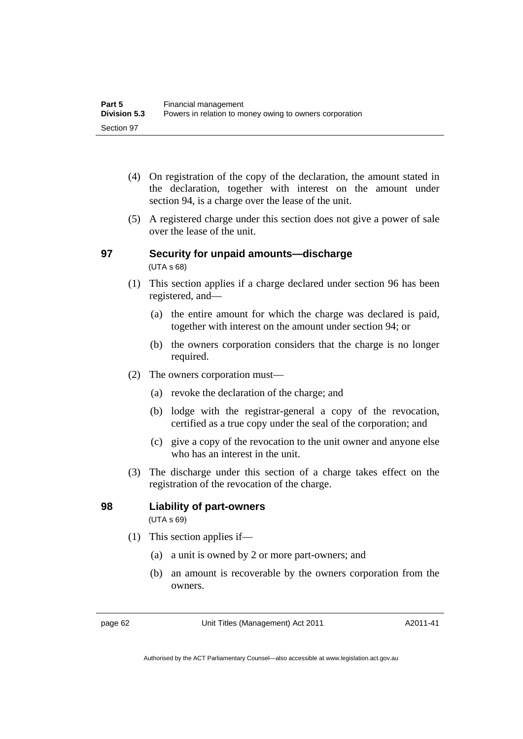(4) On registration of the copy of the declaration, the amount stated in the declaration, together with interest on the amount under section 94, is a charge over the lease of the unit.

(5) A registered charge under this section does not give a power of sale over the lease of the unit.

## 97 Security for unpaid amounts—discharge

(UTA s 68)

(1) This section applies if a charge declared under section 96 has been registered, and—

(a) the entire amount for which the charge was declared is paid, together with interest on the amount under section 94; or

(b) the owners corporation considers that the charge is no longer required.

(2) The owners corporation must—

(a) revoke the declaration of the charge; and

(b) lodge with the registrar-general a copy of the revocation, certified as a true copy under the seal of the corporation; and

(c) give a copy of the revocation to the unit owner and anyone else who has an interest in the unit.

(3) The discharge under this section of a charge takes effect on the registration of the revocation of the charge.

## 98 Liability of part-owners

(UTA s 69)

(1) This section applies if—

(a) a unit is owned by 2 or more part-owners; and

(b) an amount is recoverable by the owners corporation from the owners.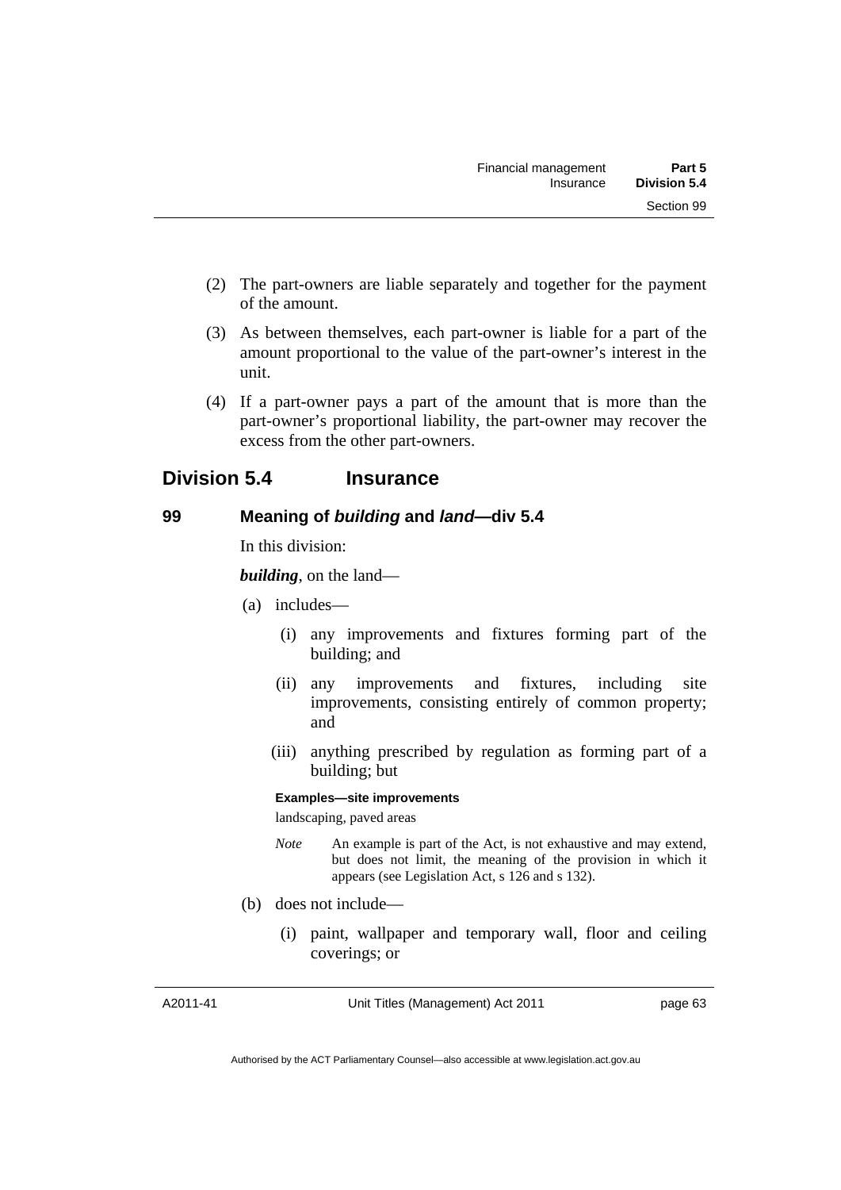(2) The part-owners are liable separately and together for the payment of the amount.

(3) As between themselves, each part-owner is liable for a part of the amount proportional to the value of the part-owner's interest in the unit.

(4) If a part-owner pays a part of the amount that is more than the part-owner's proportional liability, the part-owner may recover the excess from the other part-owners.

## Division 5.4 Insurance

### 99 Meaning of *building* and *land*—div 5.4

In this division:

***building***, on the land—

(a) includes—

(i) any improvements and fixtures forming part of the building; and

(ii) any improvements and fixtures, including site improvements, consisting entirely of common property; and

(iii) anything prescribed by regulation as forming part of a building; but

**Examples—site improvements**

landscaping, paved areas

*Note* An example is part of the Act, is not exhaustive and may extend, but does not limit, the meaning of the provision in which it appears (see Legislation Act, s 126 and s 132).

(b) does not include—

(i) paint, wallpaper and temporary wall, floor and ceiling coverings; or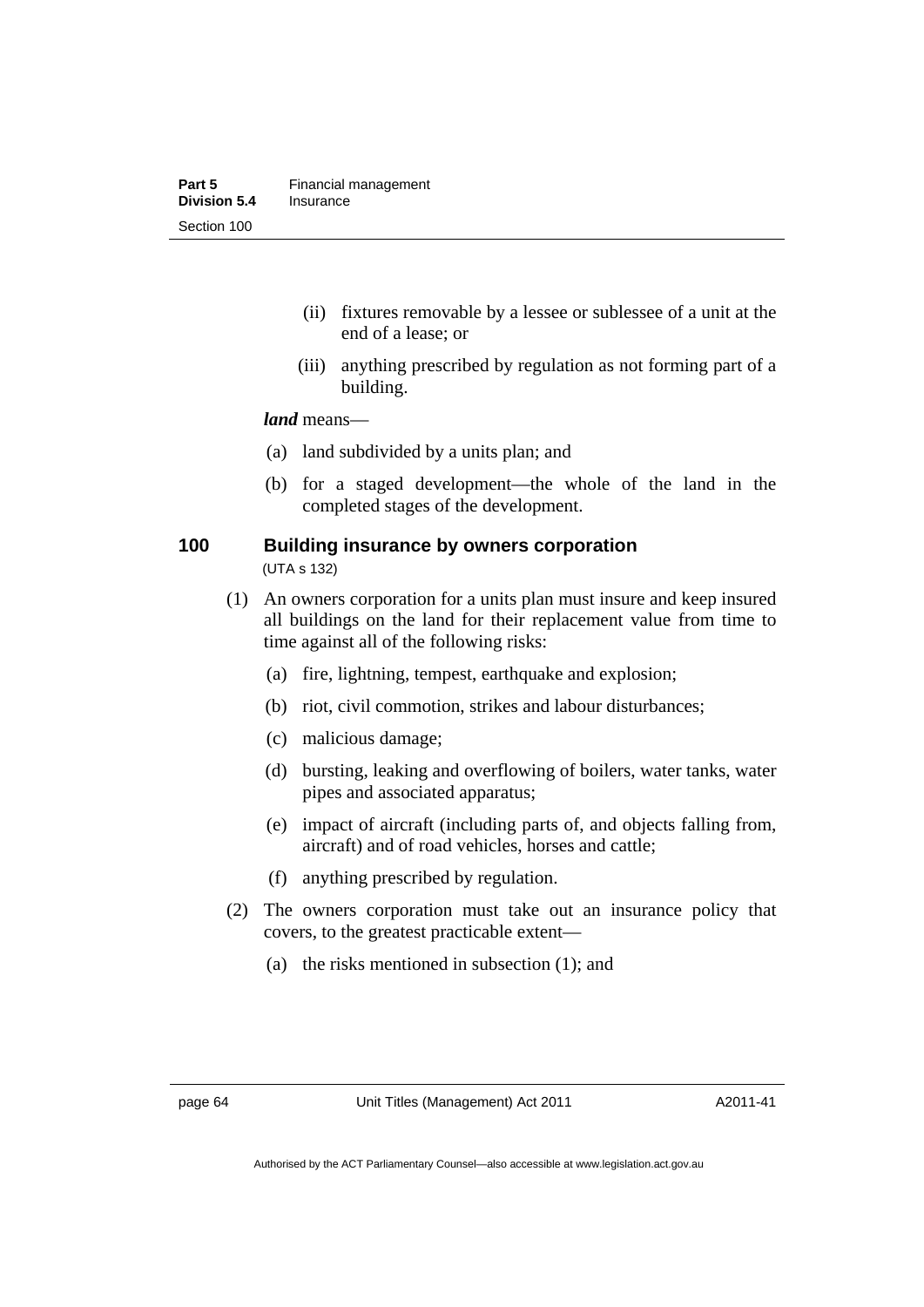(ii) fixtures removable by a lessee or sublessee of a unit at the end of a lease; or

(iii) anything prescribed by regulation as not forming part of a building.

***land*** means—

(a) land subdivided by a units plan; and

(b) for a staged development—the whole of the land in the completed stages of the development.

## 100 Building insurance by owners corporation

(UTA s 132)

(1) An owners corporation for a units plan must insure and keep insured all buildings on the land for their replacement value from time to time against all of the following risks:

(a) fire, lightning, tempest, earthquake and explosion;

(b) riot, civil commotion, strikes and labour disturbances;

(c) malicious damage;

(d) bursting, leaking and overflowing of boilers, water tanks, water pipes and associated apparatus;

(e) impact of aircraft (including parts of, and objects falling from, aircraft) and of road vehicles, horses and cattle;

(f) anything prescribed by regulation.

(2) The owners corporation must take out an insurance policy that covers, to the greatest practicable extent—

(a) the risks mentioned in subsection (1); and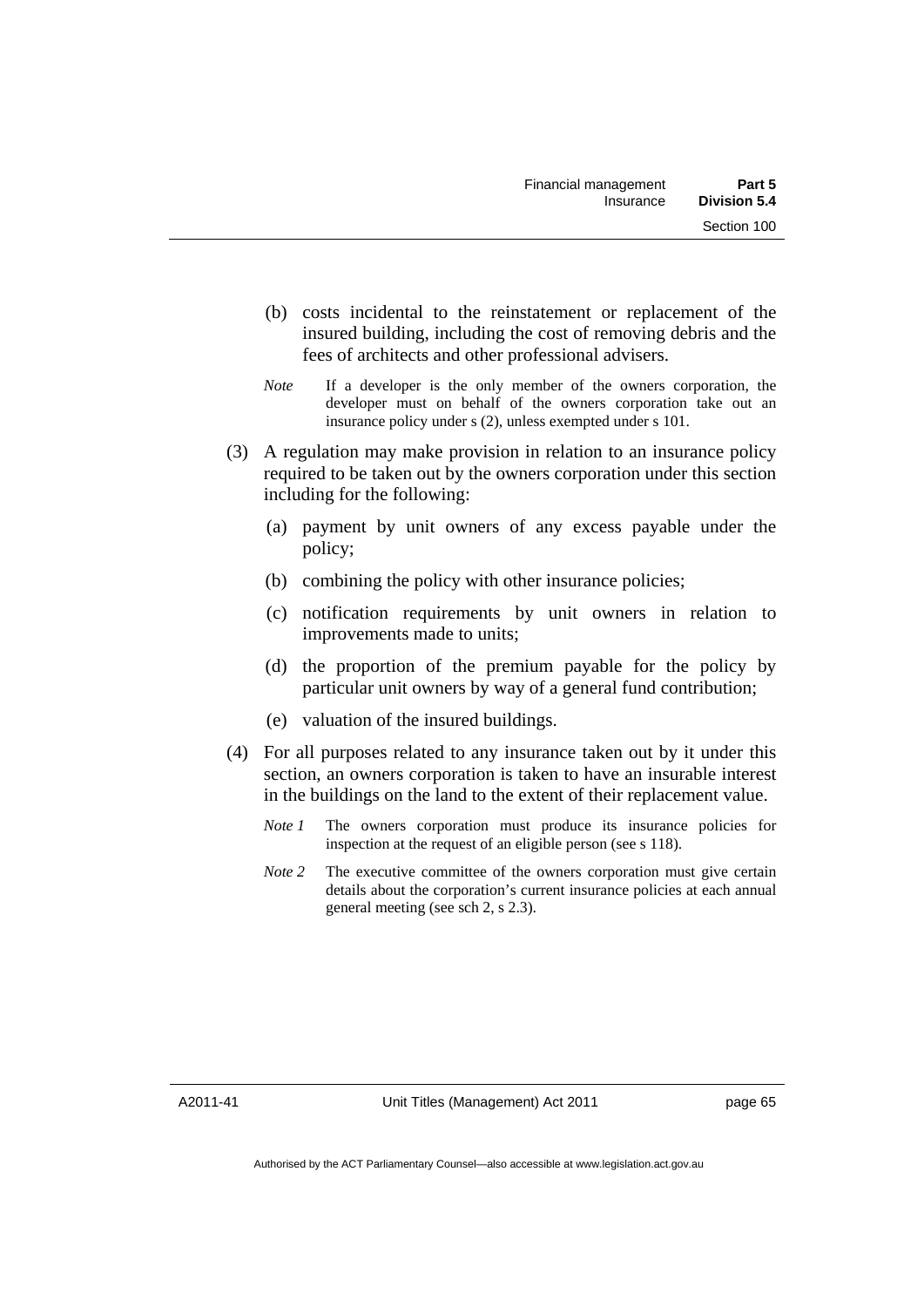(b) costs incidental to the reinstatement or replacement of the insured building, including the cost of removing debris and the fees of architects and other professional advisers.

*Note* If a developer is the only member of the owners corporation, the developer must on behalf of the owners corporation take out an insurance policy under s (2), unless exempted under s 101.

(3) A regulation may make provision in relation to an insurance policy required to be taken out by the owners corporation under this section including for the following:

(a) payment by unit owners of any excess payable under the policy;

(b) combining the policy with other insurance policies;

(c) notification requirements by unit owners in relation to improvements made to units;

(d) the proportion of the premium payable for the policy by particular unit owners by way of a general fund contribution;

(e) valuation of the insured buildings.

(4) For all purposes related to any insurance taken out by it under this section, an owners corporation is taken to have an insurable interest in the buildings on the land to the extent of their replacement value.

*Note 1* The owners corporation must produce its insurance policies for inspection at the request of an eligible person (see s 118).

*Note 2* The executive committee of the owners corporation must give certain details about the corporation's current insurance policies at each annual general meeting (see sch 2, s 2.3).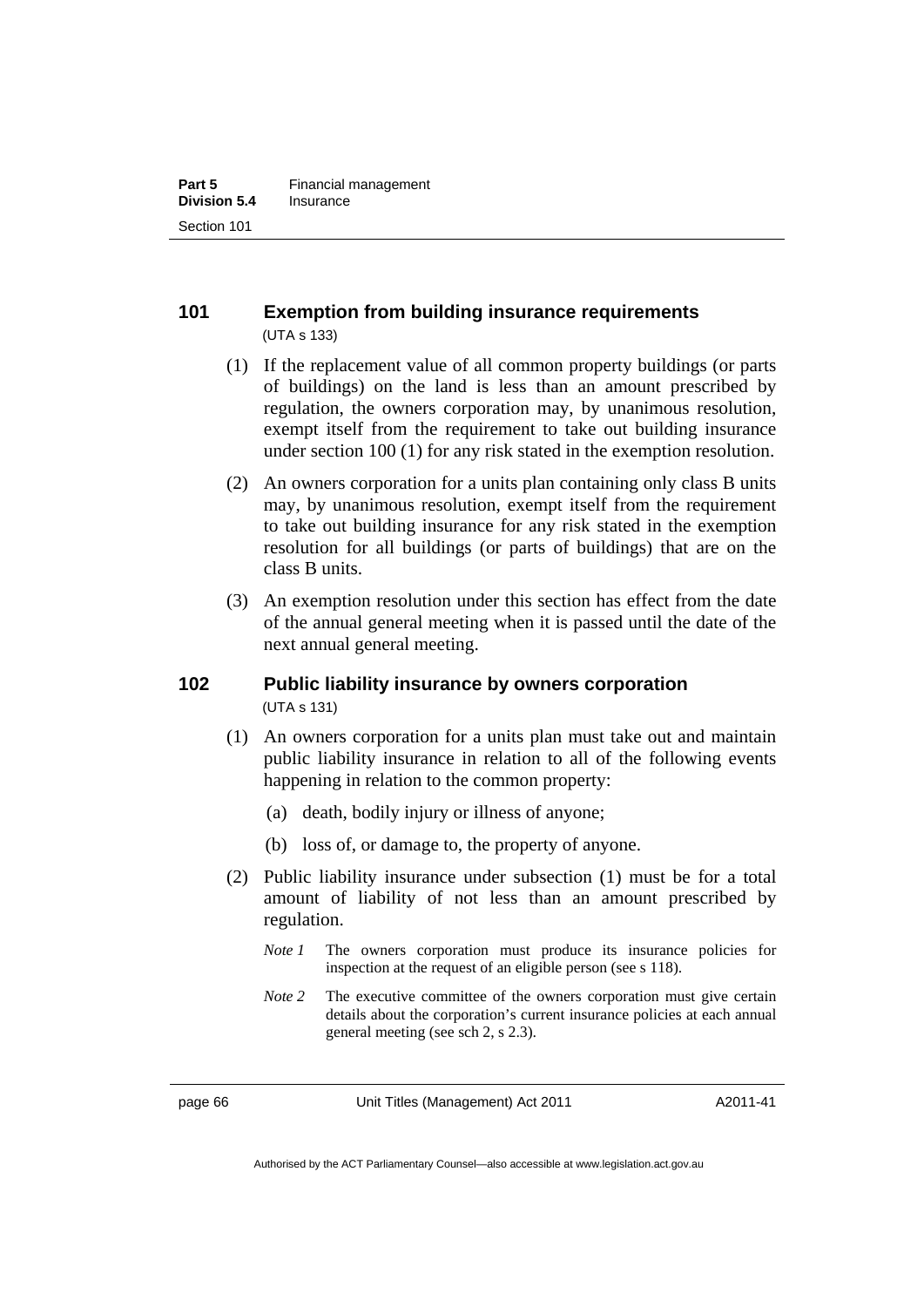## 101 Exemption from building insurance requirements

(UTA s 133)

(1) If the replacement value of all common property buildings (or parts of buildings) on the land is less than an amount prescribed by regulation, the owners corporation may, by unanimous resolution, exempt itself from the requirement to take out building insurance under section 100 (1) for any risk stated in the exemption resolution.

(2) An owners corporation for a units plan containing only class B units may, by unanimous resolution, exempt itself from the requirement to take out building insurance for any risk stated in the exemption resolution for all buildings (or parts of buildings) that are on the class B units.

(3) An exemption resolution under this section has effect from the date of the annual general meeting when it is passed until the date of the next annual general meeting.

## 102 Public liability insurance by owners corporation

(UTA s 131)

(1) An owners corporation for a units plan must take out and maintain public liability insurance in relation to all of the following events happening in relation to the common property:

(a) death, bodily injury or illness of anyone;

(b) loss of, or damage to, the property of anyone.

(2) Public liability insurance under subsection (1) must be for a total amount of liability of not less than an amount prescribed by regulation.

*Note 1* The owners corporation must produce its insurance policies for inspection at the request of an eligible person (see s 118).

*Note 2* The executive committee of the owners corporation must give certain details about the corporation's current insurance policies at each annual general meeting (see sch 2, s 2.3).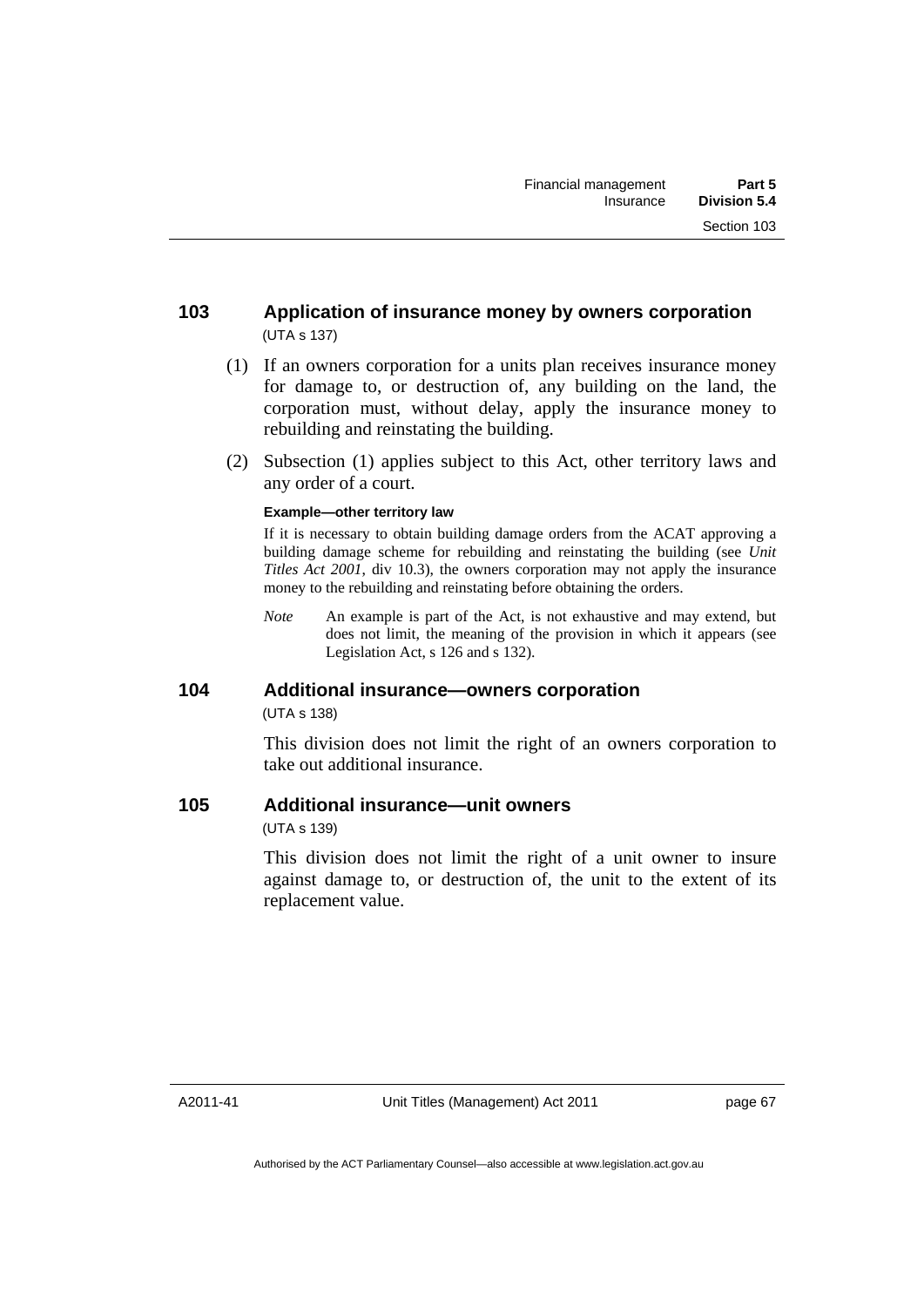## 103 Application of insurance money by owners corporation

(UTA s 137)

(1) If an owners corporation for a units plan receives insurance money for damage to, or destruction of, any building on the land, the corporation must, without delay, apply the insurance money to rebuilding and reinstating the building.

(2) Subsection (1) applies subject to this Act, other territory laws and any order of a court.

**Example—other territory law**

If it is necessary to obtain building damage orders from the ACAT approving a building damage scheme for rebuilding and reinstating the building (see *Unit Titles Act 2001*, div 10.3), the owners corporation may not apply the insurance money to the rebuilding and reinstating before obtaining the orders.

*Note* An example is part of the Act, is not exhaustive and may extend, but does not limit, the meaning of the provision in which it appears (see Legislation Act, s 126 and s 132).

## 104 Additional insurance—owners corporation

(UTA s 138)

This division does not limit the right of an owners corporation to take out additional insurance.

## 105 Additional insurance—unit owners

(UTA s 139)

This division does not limit the right of a unit owner to insure against damage to, or destruction of, the unit to the extent of its replacement value.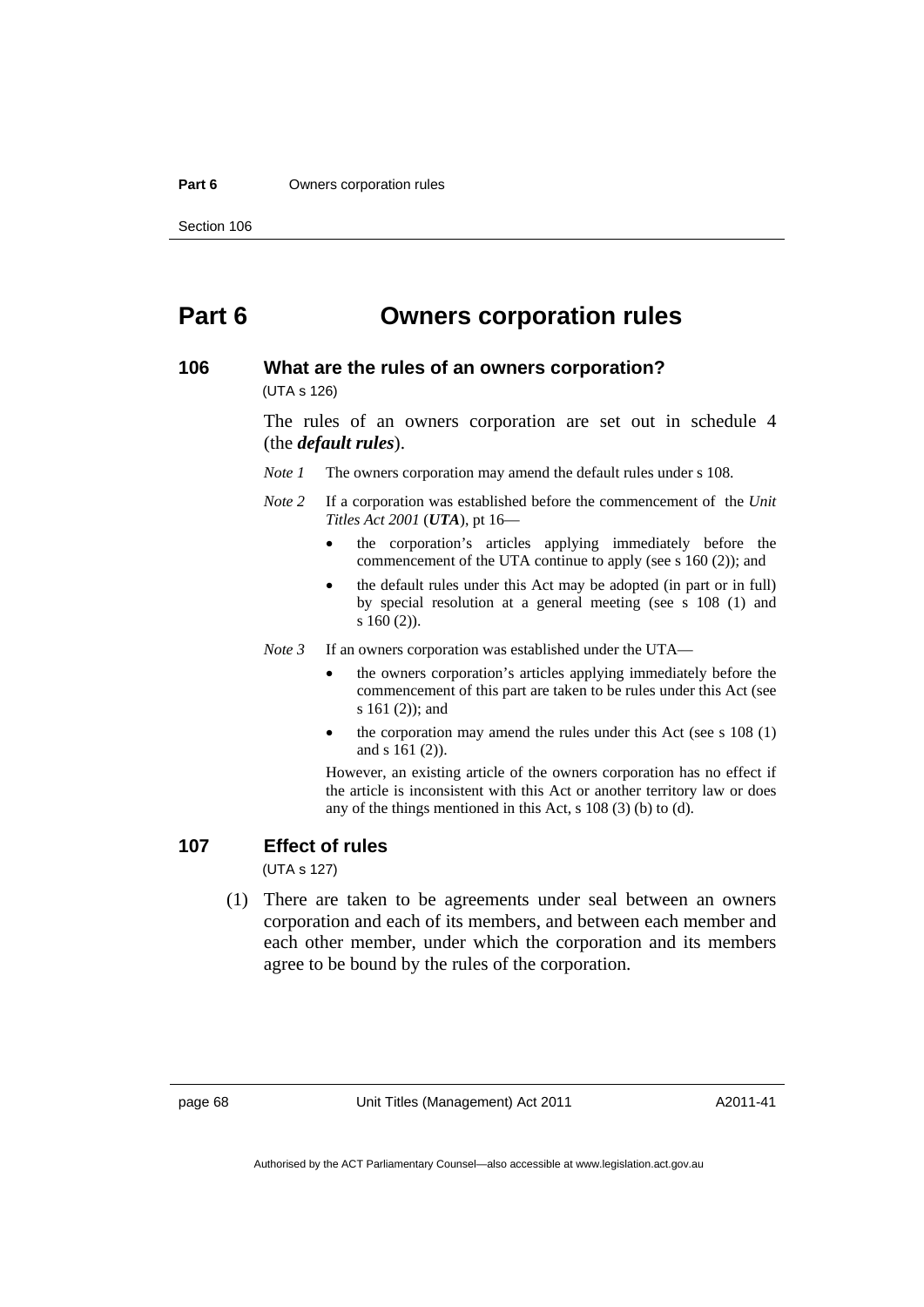# Part 6 Owners corporation rules

## 106 What are the rules of an owners corporation?

(UTA s 126)

The rules of an owners corporation are set out in schedule 4 (the ***default rules***).

*Note 1* The owners corporation may amend the default rules under s 108.

*Note 2* If a corporation was established before the commencement of the *Unit Titles Act 2001* (***UTA***), pt 16—

- the corporation's articles applying immediately before the commencement of the UTA continue to apply (see s 160 (2)); and
- the default rules under this Act may be adopted (in part or in full) by special resolution at a general meeting (see s 108 (1) and s 160 (2)).

*Note 3* If an owners corporation was established under the UTA—

- the owners corporation's articles applying immediately before the commencement of this part are taken to be rules under this Act (see s 161 (2)); and
- the corporation may amend the rules under this Act (see s 108 (1) and s 161 (2)).

However, an existing article of the owners corporation has no effect if the article is inconsistent with this Act or another territory law or does any of the things mentioned in this Act, s 108 (3) (b) to (d).

## 107 Effect of rules

(UTA s 127)

(1) There are taken to be agreements under seal between an owners corporation and each of its members, and between each member and each other member, under which the corporation and its members agree to be bound by the rules of the corporation.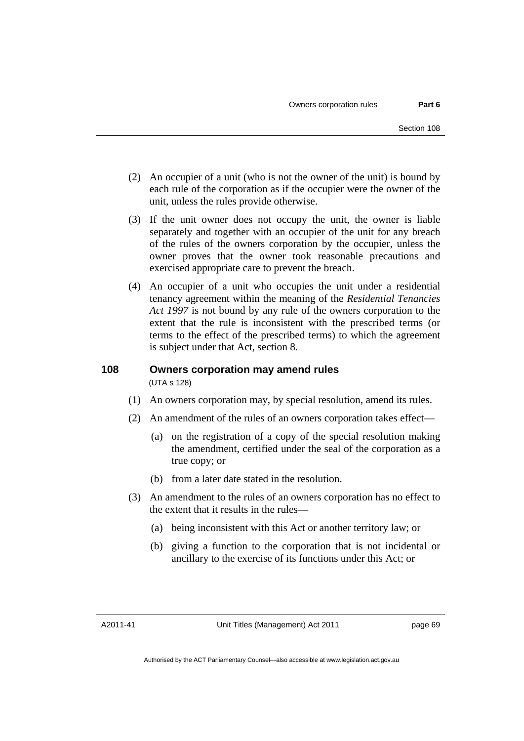(2) An occupier of a unit (who is not the owner of the unit) is bound by each rule of the corporation as if the occupier were the owner of the unit, unless the rules provide otherwise.

(3) If the unit owner does not occupy the unit, the owner is liable separately and together with an occupier of the unit for any breach of the rules of the owners corporation by the occupier, unless the owner proves that the owner took reasonable precautions and exercised appropriate care to prevent the breach.

(4) An occupier of a unit who occupies the unit under a residential tenancy agreement within the meaning of the *Residential Tenancies Act 1997* is not bound by any rule of the owners corporation to the extent that the rule is inconsistent with the prescribed terms (or terms to the effect of the prescribed terms) to which the agreement is subject under that Act, section 8.

## 108 Owners corporation may amend rules

(UTA s 128)

(1) An owners corporation may, by special resolution, amend its rules.

(2) An amendment of the rules of an owners corporation takes effect—

(a) on the registration of a copy of the special resolution making the amendment, certified under the seal of the corporation as a true copy; or

(b) from a later date stated in the resolution.

(3) An amendment to the rules of an owners corporation has no effect to the extent that it results in the rules—

(a) being inconsistent with this Act or another territory law; or

(b) giving a function to the corporation that is not incidental or ancillary to the exercise of its functions under this Act; or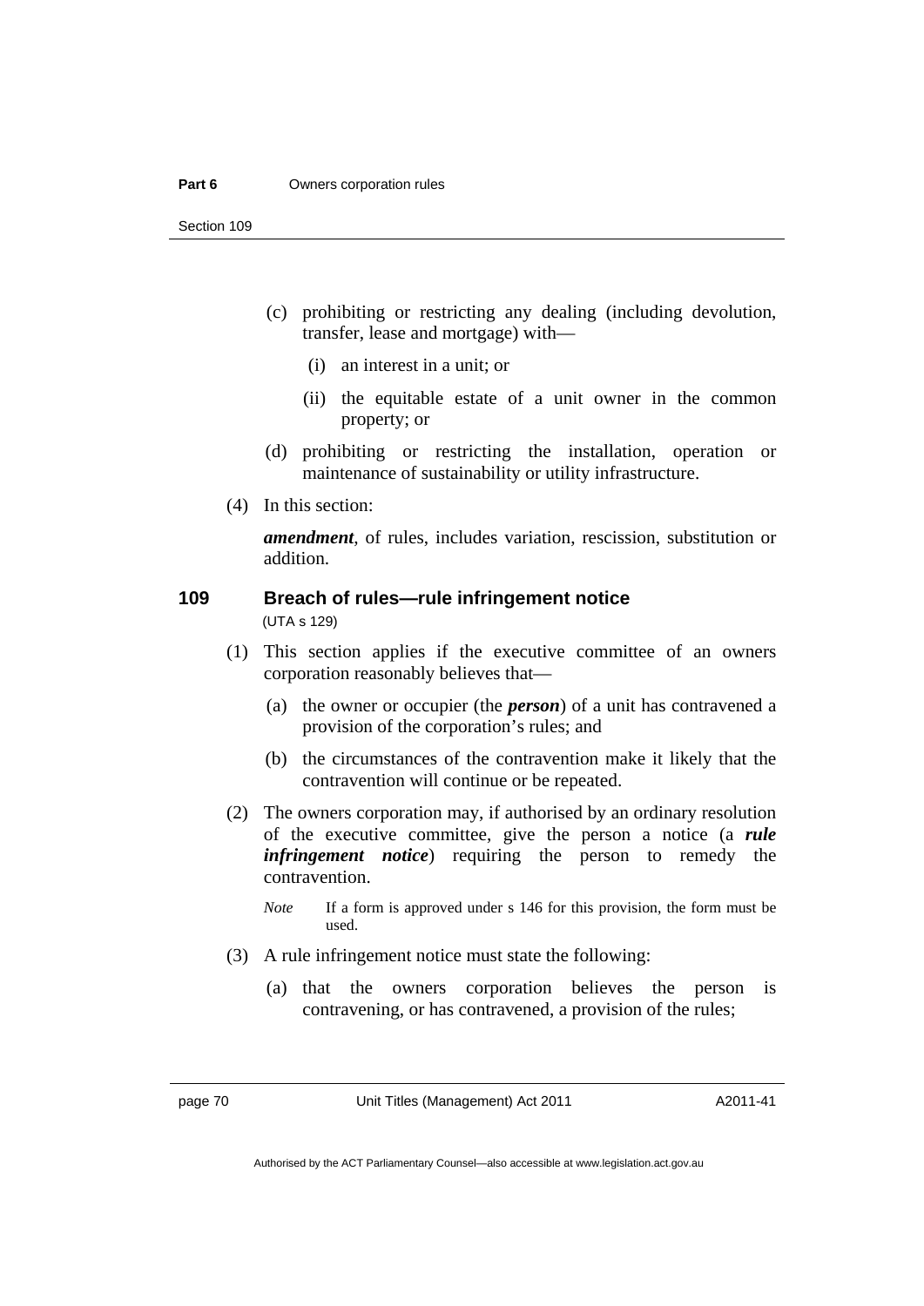(c) prohibiting or restricting any dealing (including devolution, transfer, lease and mortgage) with—

(i) an interest in a unit; or

(ii) the equitable estate of a unit owner in the common property; or

(d) prohibiting or restricting the installation, operation or maintenance of sustainability or utility infrastructure.

(4) In this section:

***amendment***, of rules, includes variation, rescission, substitution or addition.

## 109 Breach of rules—rule infringement notice

(UTA s 129)

(1) This section applies if the executive committee of an owners corporation reasonably believes that—

(a) the owner or occupier (the ***person***) of a unit has contravened a provision of the corporation's rules; and

(b) the circumstances of the contravention make it likely that the contravention will continue or be repeated.

(2) The owners corporation may, if authorised by an ordinary resolution of the executive committee, give the person a notice (a ***rule infringement notice***) requiring the person to remedy the contravention.

*Note* If a form is approved under s 146 for this provision, the form must be used.

(3) A rule infringement notice must state the following:

(a) that the owners corporation believes the person is contravening, or has contravened, a provision of the rules;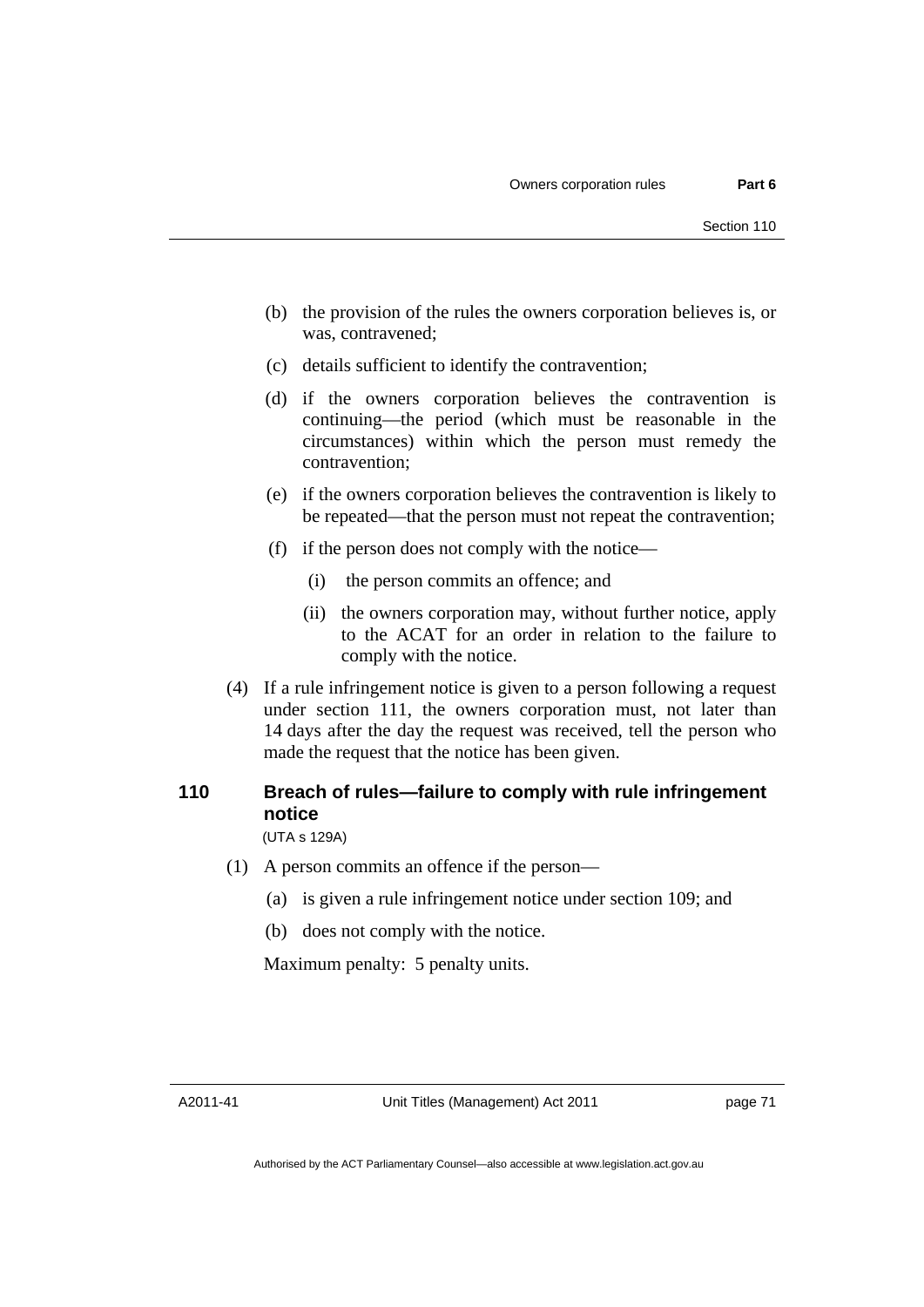(b) the provision of the rules the owners corporation believes is, or was, contravened;

(c) details sufficient to identify the contravention;

(d) if the owners corporation believes the contravention is continuing—the period (which must be reasonable in the circumstances) within which the person must remedy the contravention;

(e) if the owners corporation believes the contravention is likely to be repeated—that the person must not repeat the contravention;

(f) if the person does not comply with the notice—

(i) the person commits an offence; and

(ii) the owners corporation may, without further notice, apply to the ACAT for an order in relation to the failure to comply with the notice.

(4) If a rule infringement notice is given to a person following a request under section 111, the owners corporation must, not later than 14 days after the day the request was received, tell the person who made the request that the notice has been given.

## 110 Breach of rules—failure to comply with rule infringement notice

(UTA s 129A)

(1) A person commits an offence if the person—

(a) is given a rule infringement notice under section 109; and

(b) does not comply with the notice.

Maximum penalty: 5 penalty units.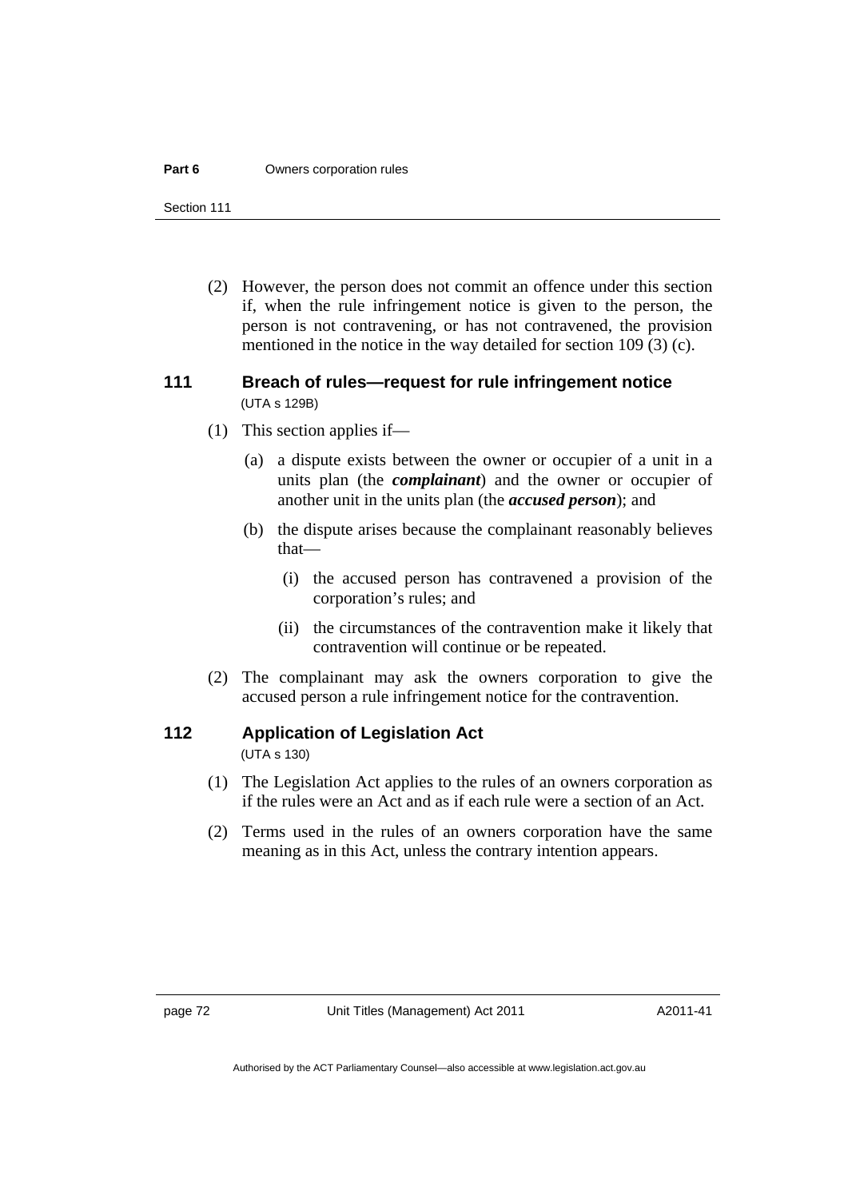(2) However, the person does not commit an offence under this section if, when the rule infringement notice is given to the person, the person is not contravening, or has not contravened, the provision mentioned in the notice in the way detailed for section 109 (3) (c).

### 111 Breach of rules—request for rule infringement notice

(UTA s 129B)

(1) This section applies if—

(a) a dispute exists between the owner or occupier of a unit in a units plan (the ***complainant***) and the owner or occupier of another unit in the units plan (the ***accused person***); and

(b) the dispute arises because the complainant reasonably believes that—

(i) the accused person has contravened a provision of the corporation's rules; and

(ii) the circumstances of the contravention make it likely that contravention will continue or be repeated.

(2) The complainant may ask the owners corporation to give the accused person a rule infringement notice for the contravention.

### 112 Application of Legislation Act

(UTA s 130)

(1) The Legislation Act applies to the rules of an owners corporation as if the rules were an Act and as if each rule were a section of an Act.

(2) Terms used in the rules of an owners corporation have the same meaning as in this Act, unless the contrary intention appears.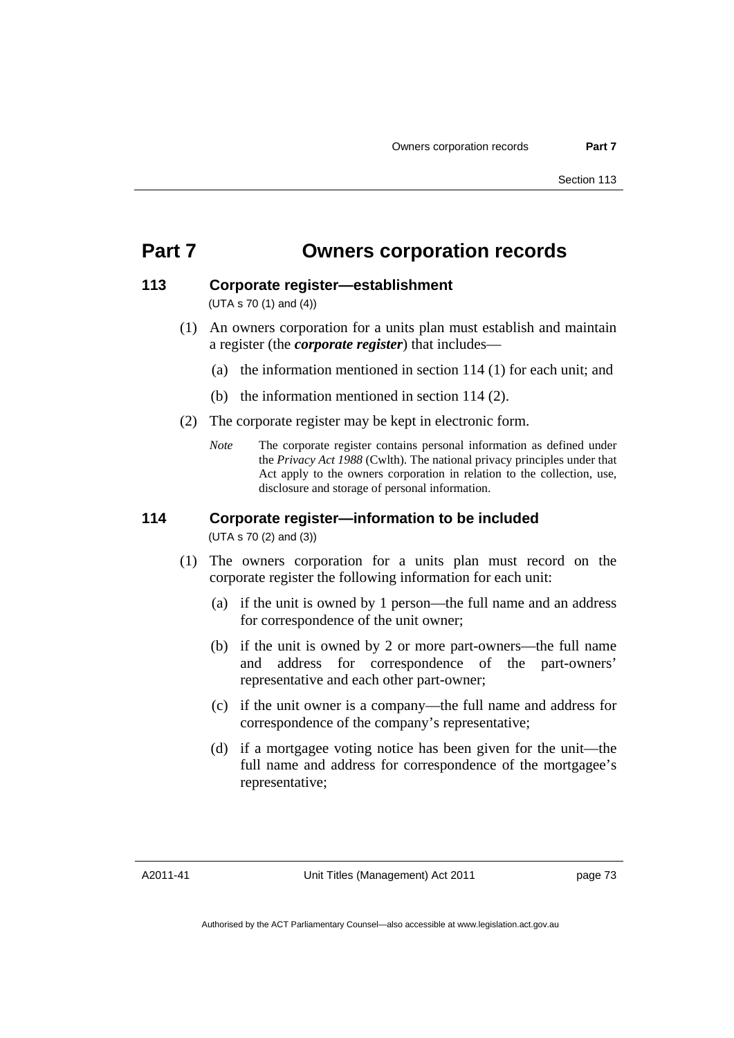# Part 7 Owners corporation records

## 113 Corporate register—establishment

(UTA s 70 (1) and (4))

(1) An owners corporation for a units plan must establish and maintain a register (the ***corporate register***) that includes—

(a) the information mentioned in section 114 (1) for each unit; and

(b) the information mentioned in section 114 (2).

(2) The corporate register may be kept in electronic form.

*Note* The corporate register contains personal information as defined under the *Privacy Act 1988* (Cwlth). The national privacy principles under that Act apply to the owners corporation in relation to the collection, use, disclosure and storage of personal information.

## 114 Corporate register—information to be included

(UTA s 70 (2) and (3))

(1) The owners corporation for a units plan must record on the corporate register the following information for each unit:

(a) if the unit is owned by 1 person—the full name and an address for correspondence of the unit owner;

(b) if the unit is owned by 2 or more part-owners—the full name and address for correspondence of the part-owners' representative and each other part-owner;

(c) if the unit owner is a company—the full name and address for correspondence of the company's representative;

(d) if a mortgagee voting notice has been given for the unit—the full name and address for correspondence of the mortgagee's representative;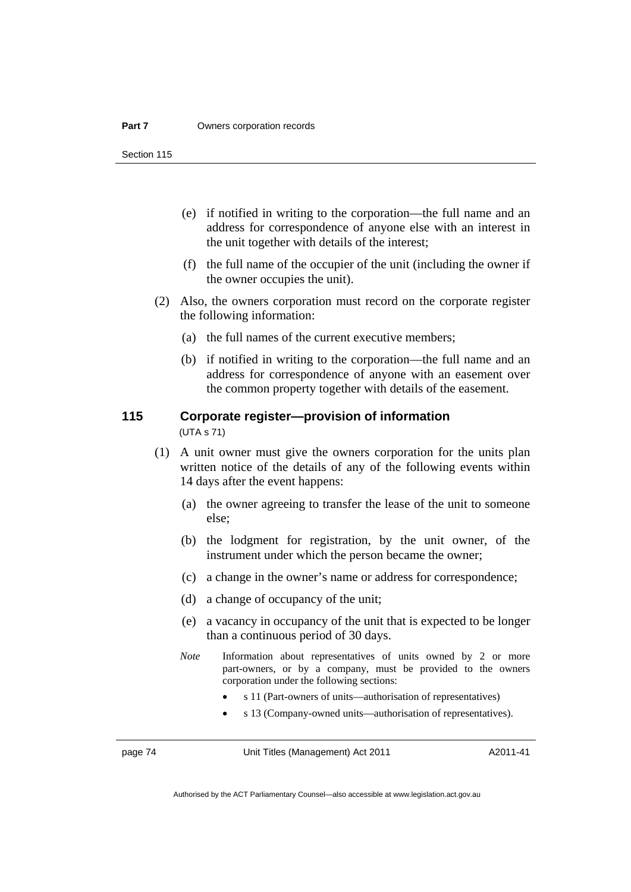(e) if notified in writing to the corporation—the full name and an address for correspondence of anyone else with an interest in the unit together with details of the interest;

(f) the full name of the occupier of the unit (including the owner if the owner occupies the unit).

(2) Also, the owners corporation must record on the corporate register the following information:

(a) the full names of the current executive members;

(b) if notified in writing to the corporation—the full name and an address for correspondence of anyone with an easement over the common property together with details of the easement.

## 115 Corporate register—provision of information

(UTA s 71)

(1) A unit owner must give the owners corporation for the units plan written notice of the details of any of the following events within 14 days after the event happens:

(a) the owner agreeing to transfer the lease of the unit to someone else;

(b) the lodgment for registration, by the unit owner, of the instrument under which the person became the owner;

(c) a change in the owner's name or address for correspondence;

(d) a change of occupancy of the unit;

(e) a vacancy in occupancy of the unit that is expected to be longer than a continuous period of 30 days.

*Note* Information about representatives of units owned by 2 or more part-owners, or by a company, must be provided to the owners corporation under the following sections:

- s 11 (Part-owners of units—authorisation of representatives)
- s 13 (Company-owned units—authorisation of representatives).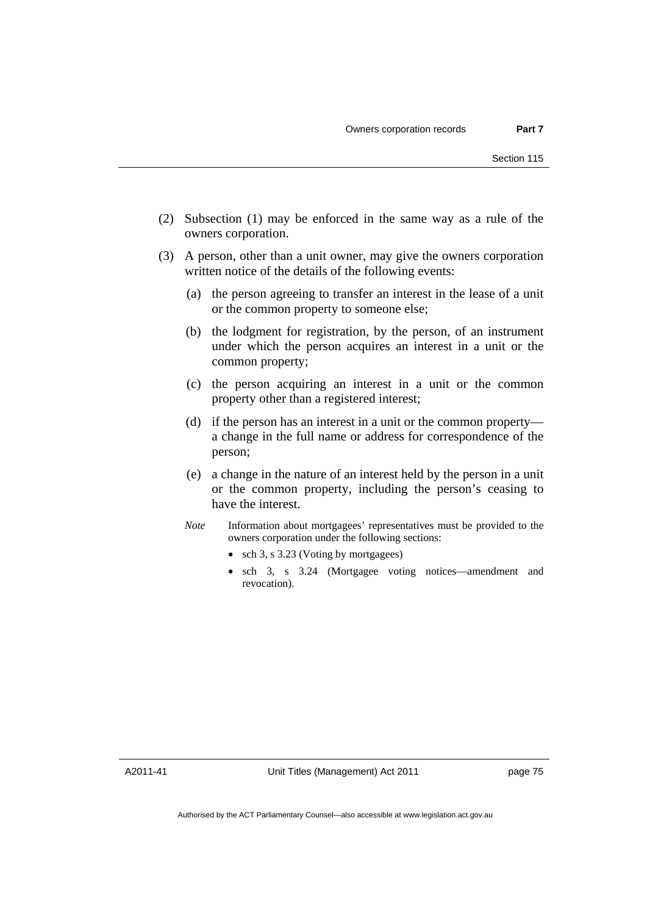(2) Subsection (1) may be enforced in the same way as a rule of the owners corporation.

(3) A person, other than a unit owner, may give the owners corporation written notice of the details of the following events:

(a) the person agreeing to transfer an interest in the lease of a unit or the common property to someone else;

(b) the lodgment for registration, by the person, of an instrument under which the person acquires an interest in a unit or the common property;

(c) the person acquiring an interest in a unit or the common property other than a registered interest;

(d) if the person has an interest in a unit or the common property—a change in the full name or address for correspondence of the person;

(e) a change in the nature of an interest held by the person in a unit or the common property, including the person's ceasing to have the interest.

*Note* Information about mortgagees' representatives must be provided to the owners corporation under the following sections:

- sch 3, s 3.23 (Voting by mortgagees)
- sch 3, s 3.24 (Mortgagee voting notices—amendment and revocation).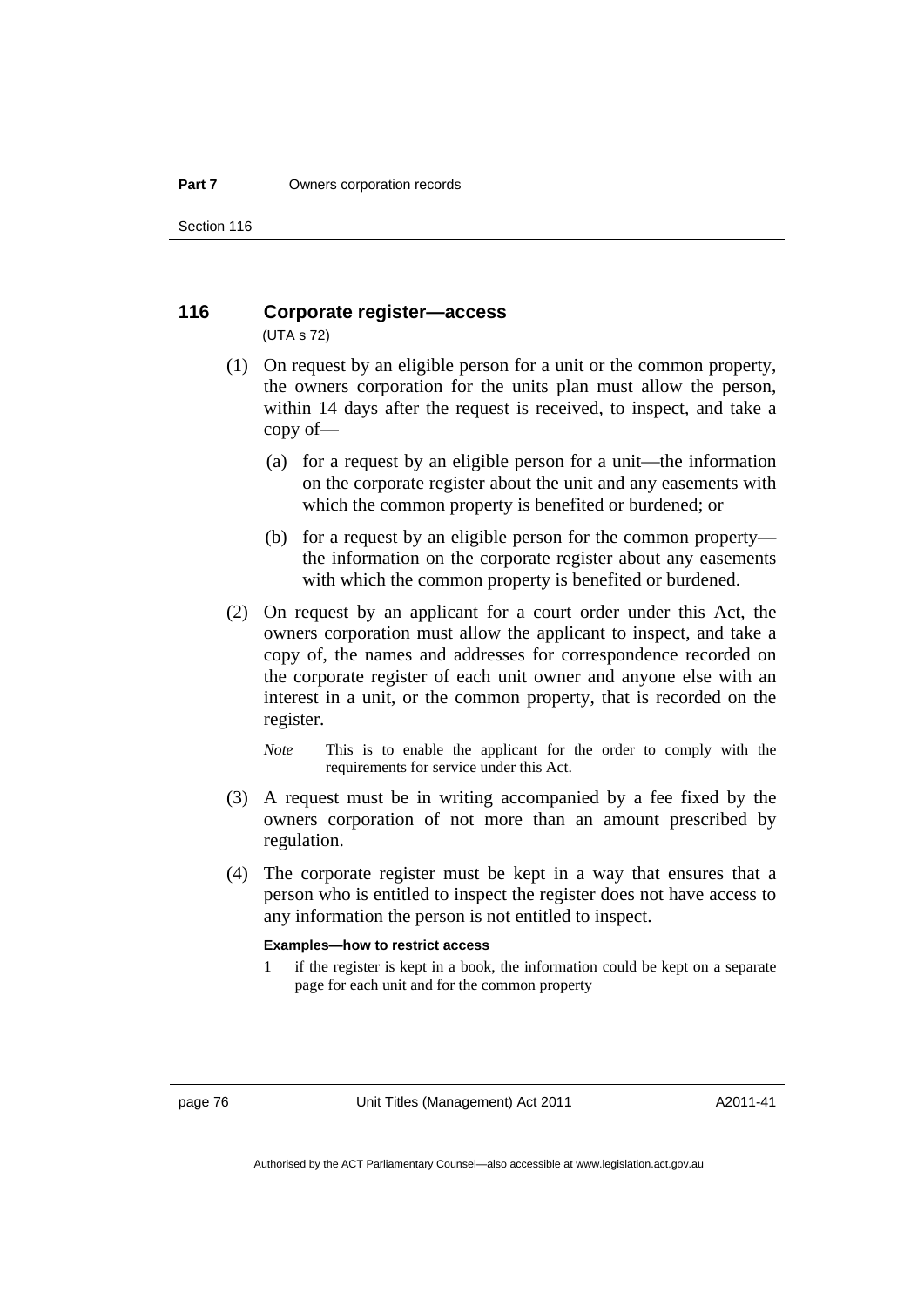## 116 Corporate register—access

(UTA s 72)

(1) On request by an eligible person for a unit or the common property, the owners corporation for the units plan must allow the person, within 14 days after the request is received, to inspect, and take a copy of—

(a) for a request by an eligible person for a unit—the information on the corporate register about the unit and any easements with which the common property is benefited or burdened; or

(b) for a request by an eligible person for the common property—the information on the corporate register about any easements with which the common property is benefited or burdened.

(2) On request by an applicant for a court order under this Act, the owners corporation must allow the applicant to inspect, and take a copy of, the names and addresses for correspondence recorded on the corporate register of each unit owner and anyone else with an interest in a unit, or the common property, that is recorded on the register.

*Note* This is to enable the applicant for the order to comply with the requirements for service under this Act.

(3) A request must be in writing accompanied by a fee fixed by the owners corporation of not more than an amount prescribed by regulation.

(4) The corporate register must be kept in a way that ensures that a person who is entitled to inspect the register does not have access to any information the person is not entitled to inspect.

**Examples—how to restrict access**

1 if the register is kept in a book, the information could be kept on a separate page for each unit and for the common property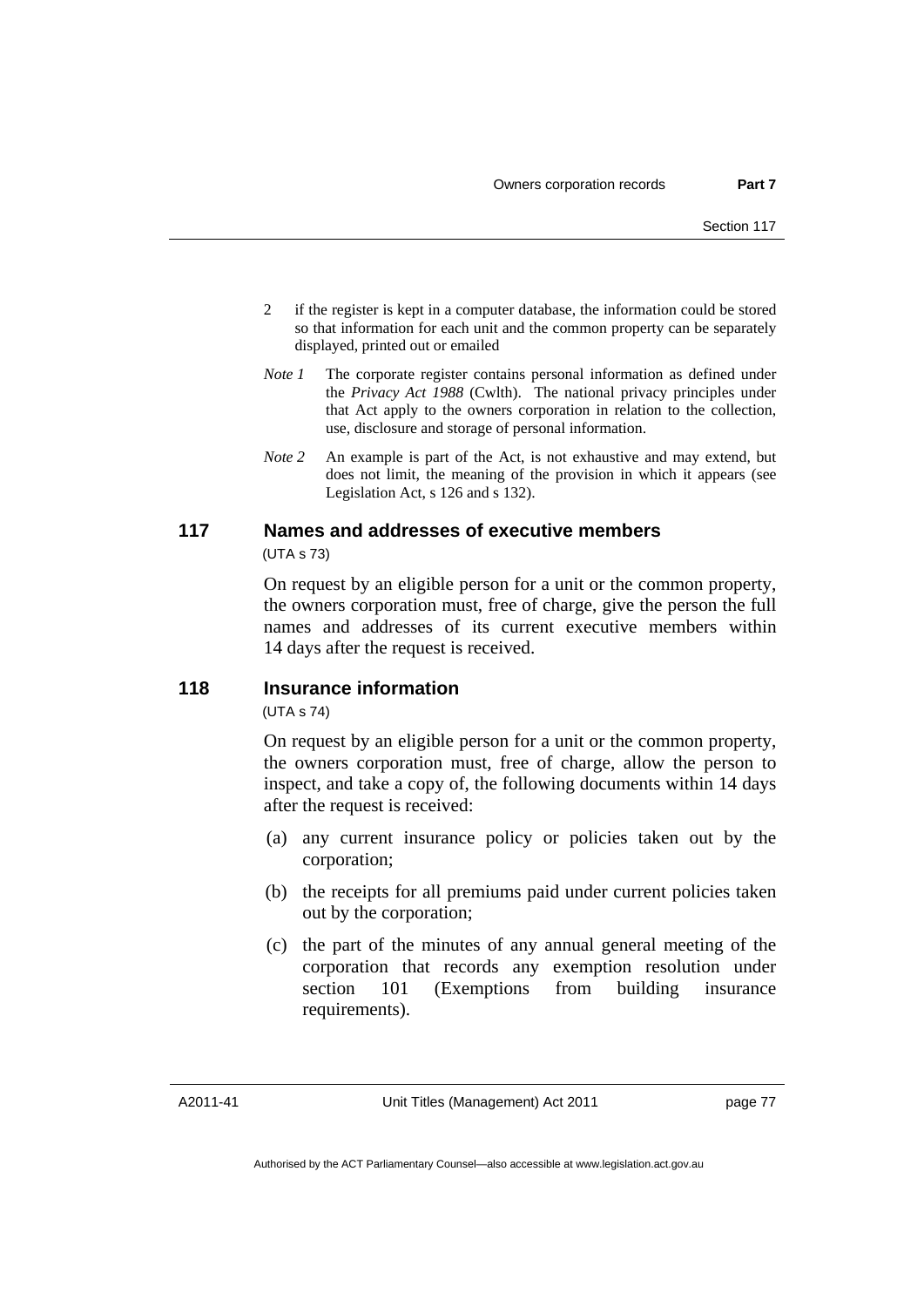2 if the register is kept in a computer database, the information could be stored so that information for each unit and the common property can be separately displayed, printed out or emailed

*Note 1* The corporate register contains personal information as defined under the *Privacy Act 1988* (Cwlth). The national privacy principles under that Act apply to the owners corporation in relation to the collection, use, disclosure and storage of personal information.

*Note 2* An example is part of the Act, is not exhaustive and may extend, but does not limit, the meaning of the provision in which it appears (see Legislation Act, s 126 and s 132).

## 117 Names and addresses of executive members

(UTA s 73)

On request by an eligible person for a unit or the common property, the owners corporation must, free of charge, give the person the full names and addresses of its current executive members within 14 days after the request is received.

## 118 Insurance information

(UTA s 74)

On request by an eligible person for a unit or the common property, the owners corporation must, free of charge, allow the person to inspect, and take a copy of, the following documents within 14 days after the request is received:

(a) any current insurance policy or policies taken out by the corporation;

(b) the receipts for all premiums paid under current policies taken out by the corporation;

(c) the part of the minutes of any annual general meeting of the corporation that records any exemption resolution under section 101 (Exemptions from building insurance requirements).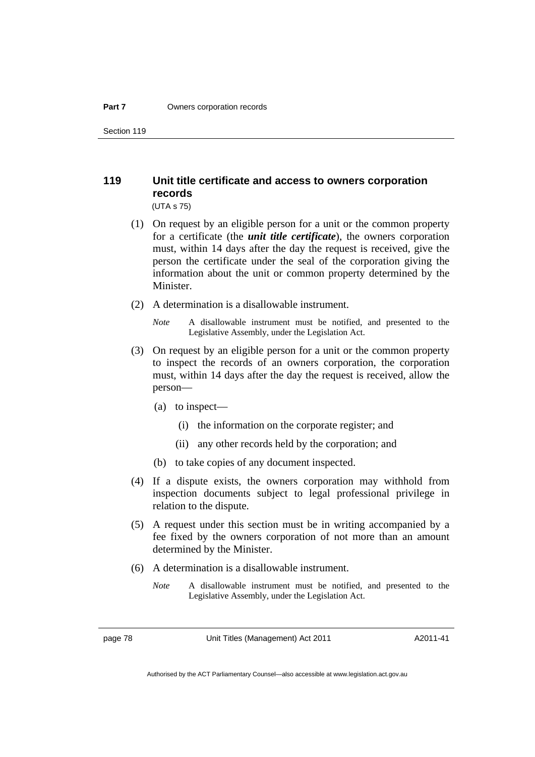## 119 Unit title certificate and access to owners corporation records

(UTA s 75)

(1) On request by an eligible person for a unit or the common property for a certificate (the ***unit title certificate***), the owners corporation must, within 14 days after the day the request is received, give the person the certificate under the seal of the corporation giving the information about the unit or common property determined by the Minister.

(2) A determination is a disallowable instrument.

*Note* A disallowable instrument must be notified, and presented to the Legislative Assembly, under the Legislation Act.

(3) On request by an eligible person for a unit or the common property to inspect the records of an owners corporation, the corporation must, within 14 days after the day the request is received, allow the person—

(a) to inspect—

(i) the information on the corporate register; and

(ii) any other records held by the corporation; and

(b) to take copies of any document inspected.

(4) If a dispute exists, the owners corporation may withhold from inspection documents subject to legal professional privilege in relation to the dispute.

(5) A request under this section must be in writing accompanied by a fee fixed by the owners corporation of not more than an amount determined by the Minister.

(6) A determination is a disallowable instrument.

*Note* A disallowable instrument must be notified, and presented to the Legislative Assembly, under the Legislation Act.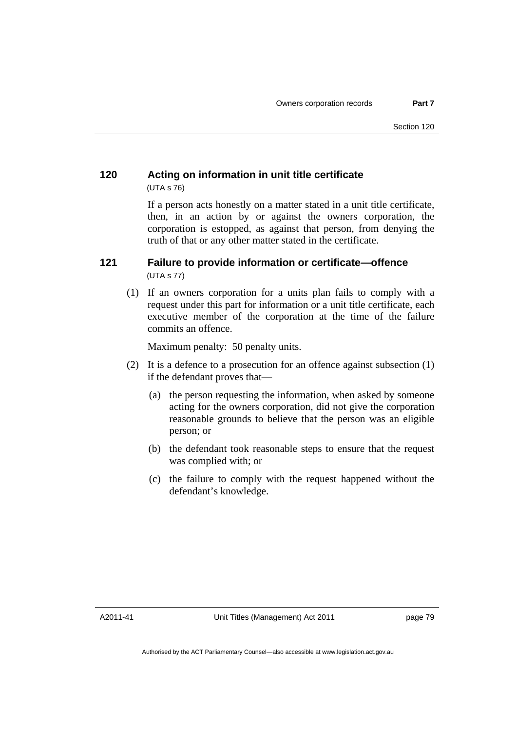### 120 Acting on information in unit title certificate

(UTA s 76)

If a person acts honestly on a matter stated in a unit title certificate, then, in an action by or against the owners corporation, the corporation is estopped, as against that person, from denying the truth of that or any other matter stated in the certificate.

### 121 Failure to provide information or certificate—offence

(UTA s 77)

(1) If an owners corporation for a units plan fails to comply with a request under this part for information or a unit title certificate, each executive member of the corporation at the time of the failure commits an offence.

Maximum penalty: 50 penalty units.

(2) It is a defence to a prosecution for an offence against subsection (1) if the defendant proves that—

(a) the person requesting the information, when asked by someone acting for the owners corporation, did not give the corporation reasonable grounds to believe that the person was an eligible person; or

(b) the defendant took reasonable steps to ensure that the request was complied with; or

(c) the failure to comply with the request happened without the defendant's knowledge.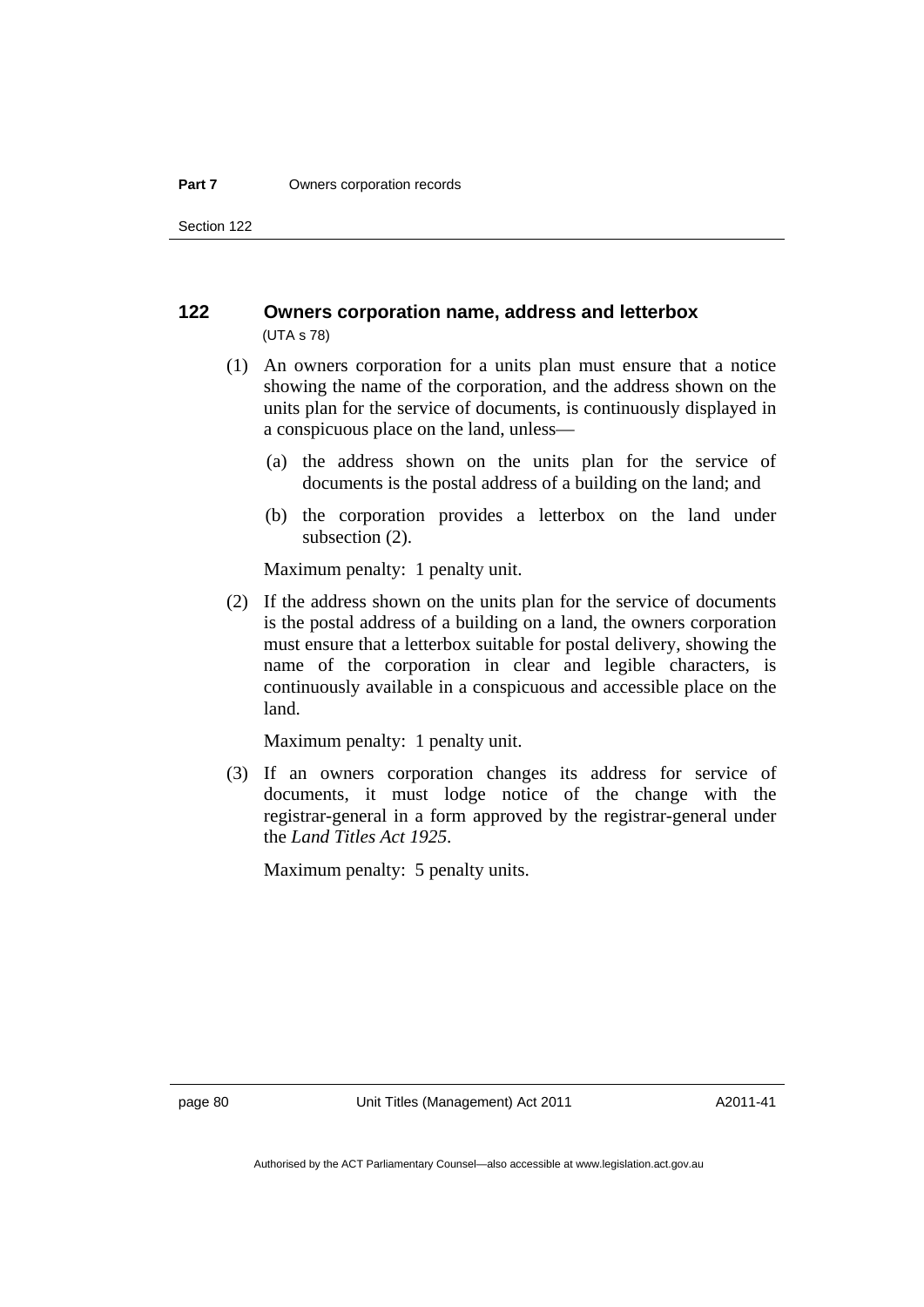## 122 Owners corporation name, address and letterbox

(UTA s 78)

(1) An owners corporation for a units plan must ensure that a notice showing the name of the corporation, and the address shown on the units plan for the service of documents, is continuously displayed in a conspicuous place on the land, unless—

(a) the address shown on the units plan for the service of documents is the postal address of a building on the land; and

(b) the corporation provides a letterbox on the land under subsection (2).

Maximum penalty: 1 penalty unit.

(2) If the address shown on the units plan for the service of documents is the postal address of a building on a land, the owners corporation must ensure that a letterbox suitable for postal delivery, showing the name of the corporation in clear and legible characters, is continuously available in a conspicuous and accessible place on the land.

Maximum penalty: 1 penalty unit.

(3) If an owners corporation changes its address for service of documents, it must lodge notice of the change with the registrar-general in a form approved by the registrar-general under the *Land Titles Act 1925*.

Maximum penalty: 5 penalty units.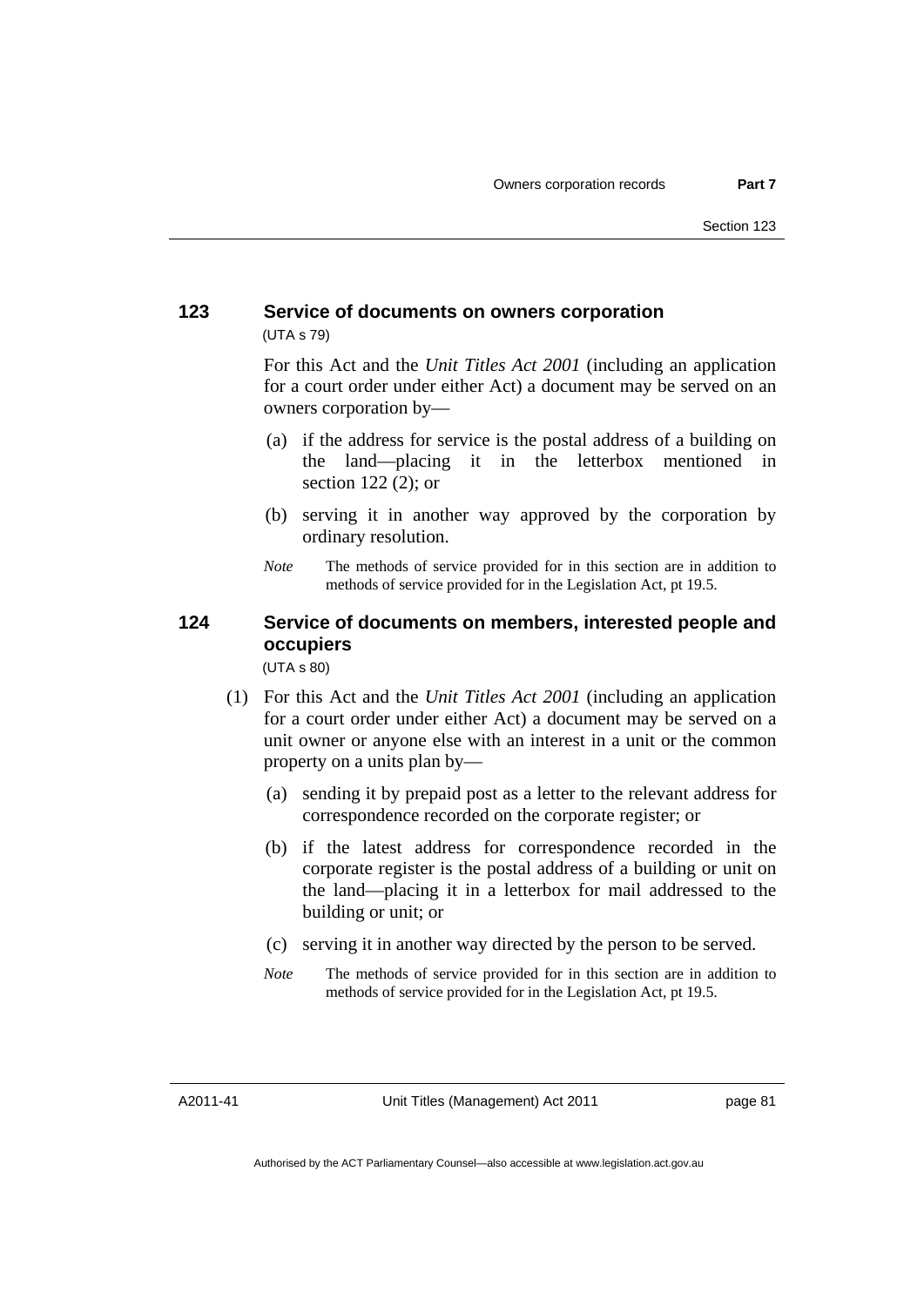## 123 Service of documents on owners corporation

(UTA s 79)

For this Act and the *Unit Titles Act 2001* (including an application for a court order under either Act) a document may be served on an owners corporation by—

(a) if the address for service is the postal address of a building on the land—placing it in the letterbox mentioned in section 122 (2); or

(b) serving it in another way approved by the corporation by ordinary resolution.

*Note* The methods of service provided for in this section are in addition to methods of service provided for in the Legislation Act, pt 19.5.

## 124 Service of documents on members, interested people and occupiers

(UTA s 80)

(1) For this Act and the *Unit Titles Act 2001* (including an application for a court order under either Act) a document may be served on a unit owner or anyone else with an interest in a unit or the common property on a units plan by—

(a) sending it by prepaid post as a letter to the relevant address for correspondence recorded on the corporate register; or

(b) if the latest address for correspondence recorded in the corporate register is the postal address of a building or unit on the land—placing it in a letterbox for mail addressed to the building or unit; or

(c) serving it in another way directed by the person to be served.

*Note* The methods of service provided for in this section are in addition to methods of service provided for in the Legislation Act, pt 19.5.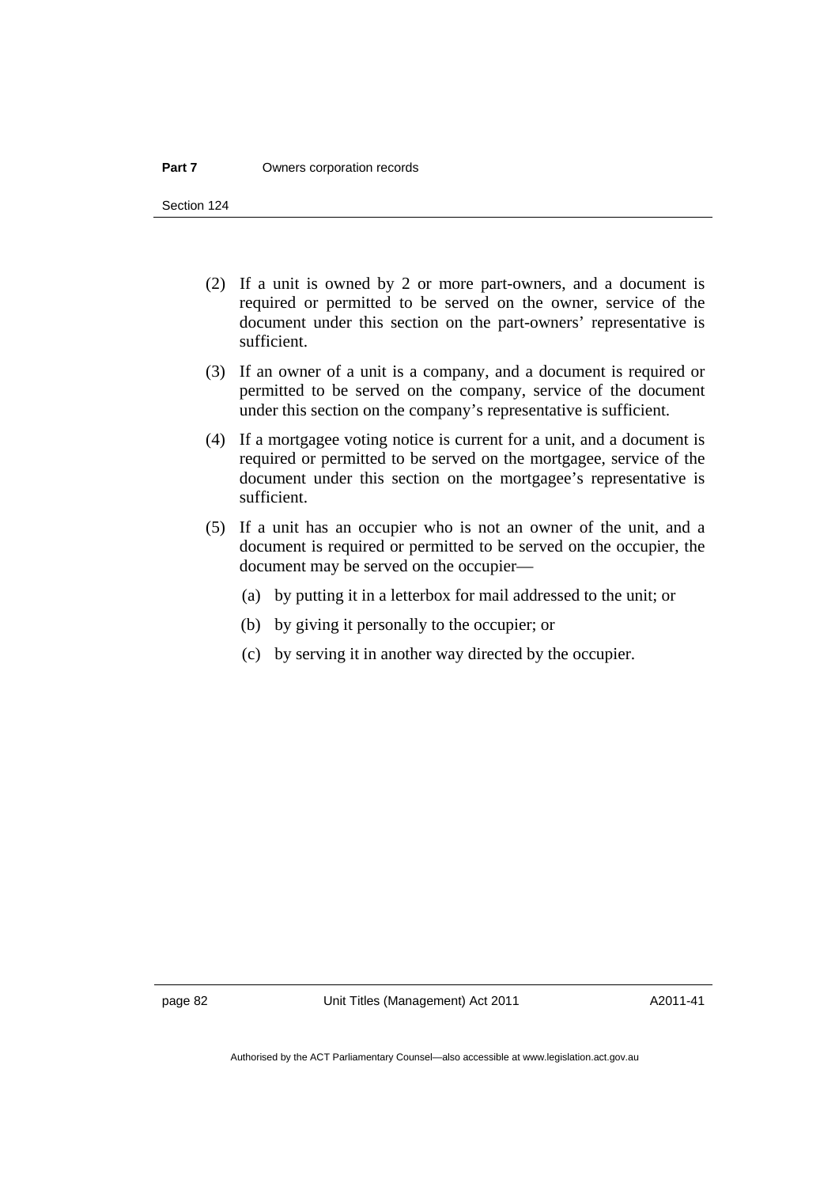(2) If a unit is owned by 2 or more part-owners, and a document is required or permitted to be served on the owner, service of the document under this section on the part-owners' representative is sufficient.

(3) If an owner of a unit is a company, and a document is required or permitted to be served on the company, service of the document under this section on the company's representative is sufficient.

(4) If a mortgagee voting notice is current for a unit, and a document is required or permitted to be served on the mortgagee, service of the document under this section on the mortgagee's representative is sufficient.

(5) If a unit has an occupier who is not an owner of the unit, and a document is required or permitted to be served on the occupier, the document may be served on the occupier—

  (a) by putting it in a letterbox for mail addressed to the unit; or

  (b) by giving it personally to the occupier; or

  (c) by serving it in another way directed by the occupier.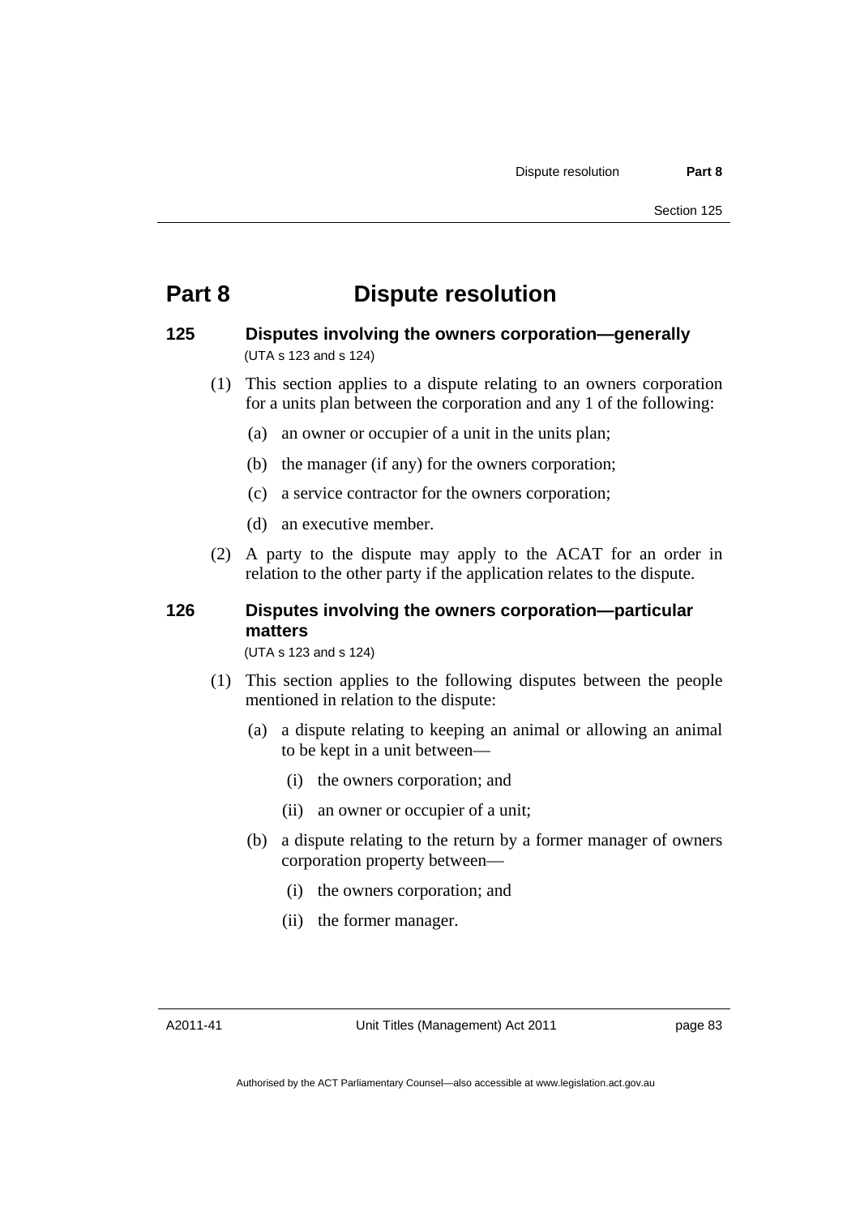# Part 8 Dispute resolution

## 125 Disputes involving the owners corporation—generally

(UTA s 123 and s 124)

(1) This section applies to a dispute relating to an owners corporation for a units plan between the corporation and any 1 of the following:

- (a) an owner or occupier of a unit in the units plan;
- (b) the manager (if any) for the owners corporation;
- (c) a service contractor for the owners corporation;
- (d) an executive member.

(2) A party to the dispute may apply to the ACAT for an order in relation to the other party if the application relates to the dispute.

## 126 Disputes involving the owners corporation—particular matters

(UTA s 123 and s 124)

(1) This section applies to the following disputes between the people mentioned in relation to the dispute:

- (a) a dispute relating to keeping an animal or allowing an animal to be kept in a unit between—
  - (i) the owners corporation; and
  - (ii) an owner or occupier of a unit;
- (b) a dispute relating to the return by a former manager of owners corporation property between—
  - (i) the owners corporation; and
  - (ii) the former manager.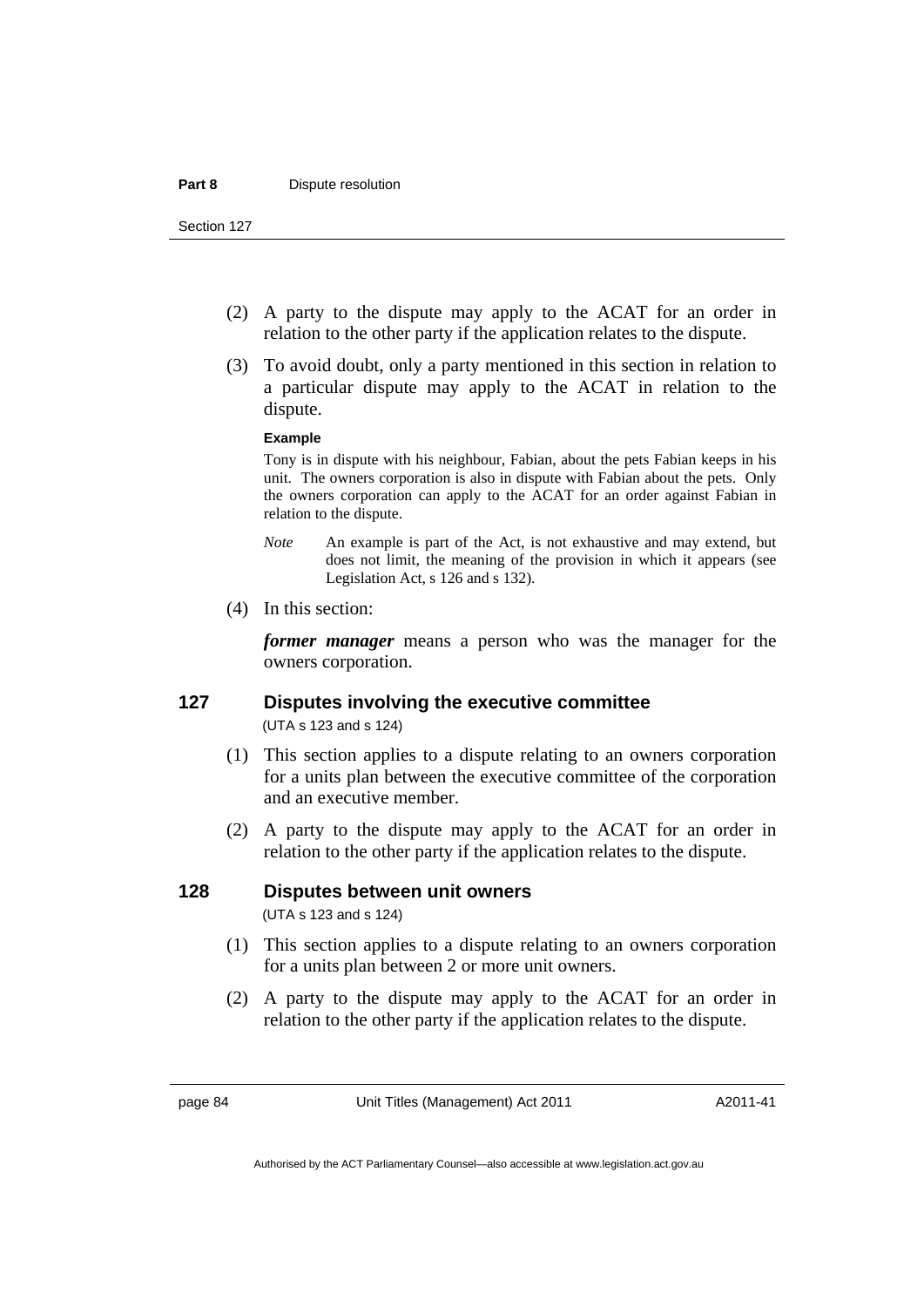(2) A party to the dispute may apply to the ACAT for an order in relation to the other party if the application relates to the dispute.

(3) To avoid doubt, only a party mentioned in this section in relation to a particular dispute may apply to the ACAT in relation to the dispute.

**Example**

Tony is in dispute with his neighbour, Fabian, about the pets Fabian keeps in his unit. The owners corporation is also in dispute with Fabian about the pets. Only the owners corporation can apply to the ACAT for an order against Fabian in relation to the dispute.

*Note* An example is part of the Act, is not exhaustive and may extend, but does not limit, the meaning of the provision in which it appears (see Legislation Act, s 126 and s 132).

(4) In this section:

***former manager*** means a person who was the manager for the owners corporation.

## 127 Disputes involving the executive committee

(UTA s 123 and s 124)

(1) This section applies to a dispute relating to an owners corporation for a units plan between the executive committee of the corporation and an executive member.

(2) A party to the dispute may apply to the ACAT for an order in relation to the other party if the application relates to the dispute.

## 128 Disputes between unit owners

(UTA s 123 and s 124)

(1) This section applies to a dispute relating to an owners corporation for a units plan between 2 or more unit owners.

(2) A party to the dispute may apply to the ACAT for an order in relation to the other party if the application relates to the dispute.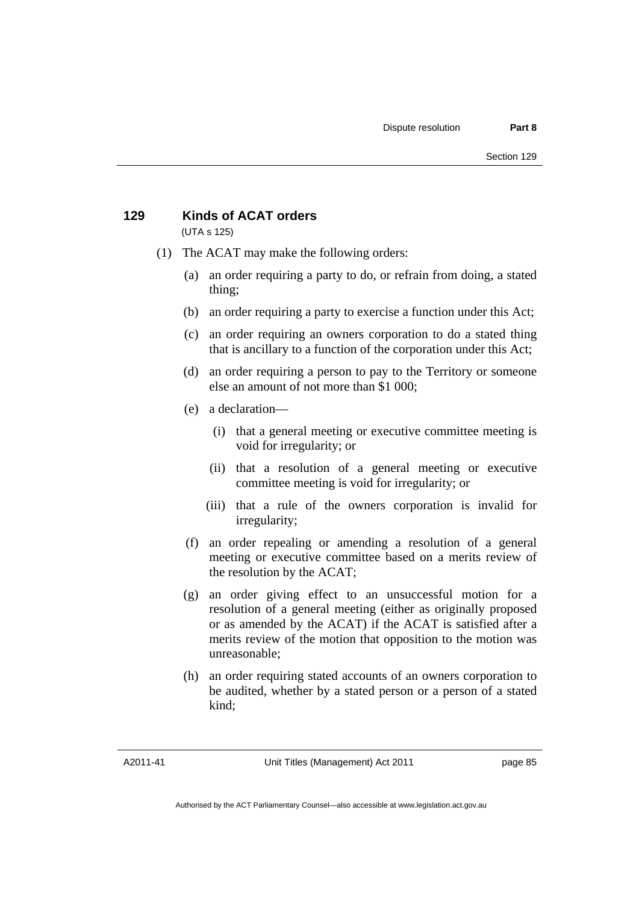## 129 Kinds of ACAT orders

(UTA s 125)

(1) The ACAT may make the following orders:

(a) an order requiring a party to do, or refrain from doing, a stated thing;

(b) an order requiring a party to exercise a function under this Act;

(c) an order requiring an owners corporation to do a stated thing that is ancillary to a function of the corporation under this Act;

(d) an order requiring a person to pay to the Territory or someone else an amount of not more than $1 000;

(e) a declaration—

(i) that a general meeting or executive committee meeting is void for irregularity; or

(ii) that a resolution of a general meeting or executive committee meeting is void for irregularity; or

(iii) that a rule of the owners corporation is invalid for irregularity;

(f) an order repealing or amending a resolution of a general meeting or executive committee based on a merits review of the resolution by the ACAT;

(g) an order giving effect to an unsuccessful motion for a resolution of a general meeting (either as originally proposed or as amended by the ACAT) if the ACAT is satisfied after a merits review of the motion that opposition to the motion was unreasonable;

(h) an order requiring stated accounts of an owners corporation to be audited, whether by a stated person or a person of a stated kind;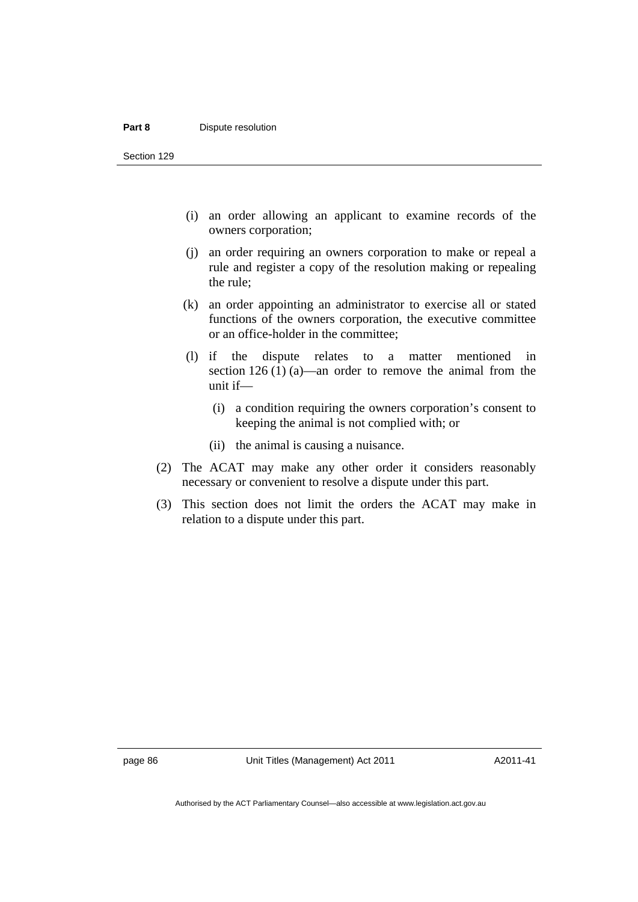(i) an order allowing an applicant to examine records of the owners corporation;

(j) an order requiring an owners corporation to make or repeal a rule and register a copy of the resolution making or repealing the rule;

(k) an order appointing an administrator to exercise all or stated functions of the owners corporation, the executive committee or an office-holder in the committee;

(l) if the dispute relates to a matter mentioned in section 126 (1) (a)—an order to remove the animal from the unit if—

  (i) a condition requiring the owners corporation's consent to keeping the animal is not complied with; or

  (ii) the animal is causing a nuisance.

(2) The ACAT may make any other order it considers reasonably necessary or convenient to resolve a dispute under this part.

(3) This section does not limit the orders the ACAT may make in relation to a dispute under this part.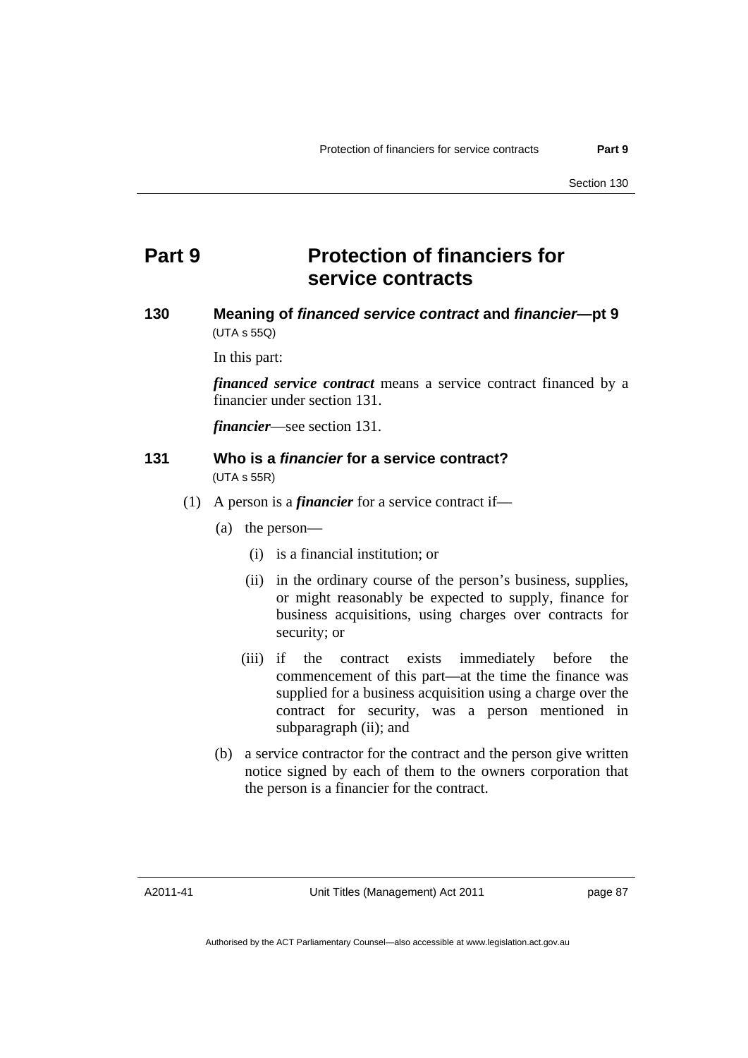# Part 9 Protection of financiers for service contracts

### 130 Meaning of *financed service contract* and *financier*—pt 9

(UTA s 55Q)

In this part:

***financed service contract*** means a service contract financed by a financier under section 131.

***financier***—see section 131.

### 131 Who is a *financier* for a service contract?

(UTA s 55R)

(1) A person is a ***financier*** for a service contract if—

(a) the person—

(i) is a financial institution; or

(ii) in the ordinary course of the person's business, supplies, or might reasonably be expected to supply, finance for business acquisitions, using charges over contracts for security; or

(iii) if the contract exists immediately before the commencement of this part—at the time the finance was supplied for a business acquisition using a charge over the contract for security, was a person mentioned in subparagraph (ii); and

(b) a service contractor for the contract and the person give written notice signed by each of them to the owners corporation that the person is a financier for the contract.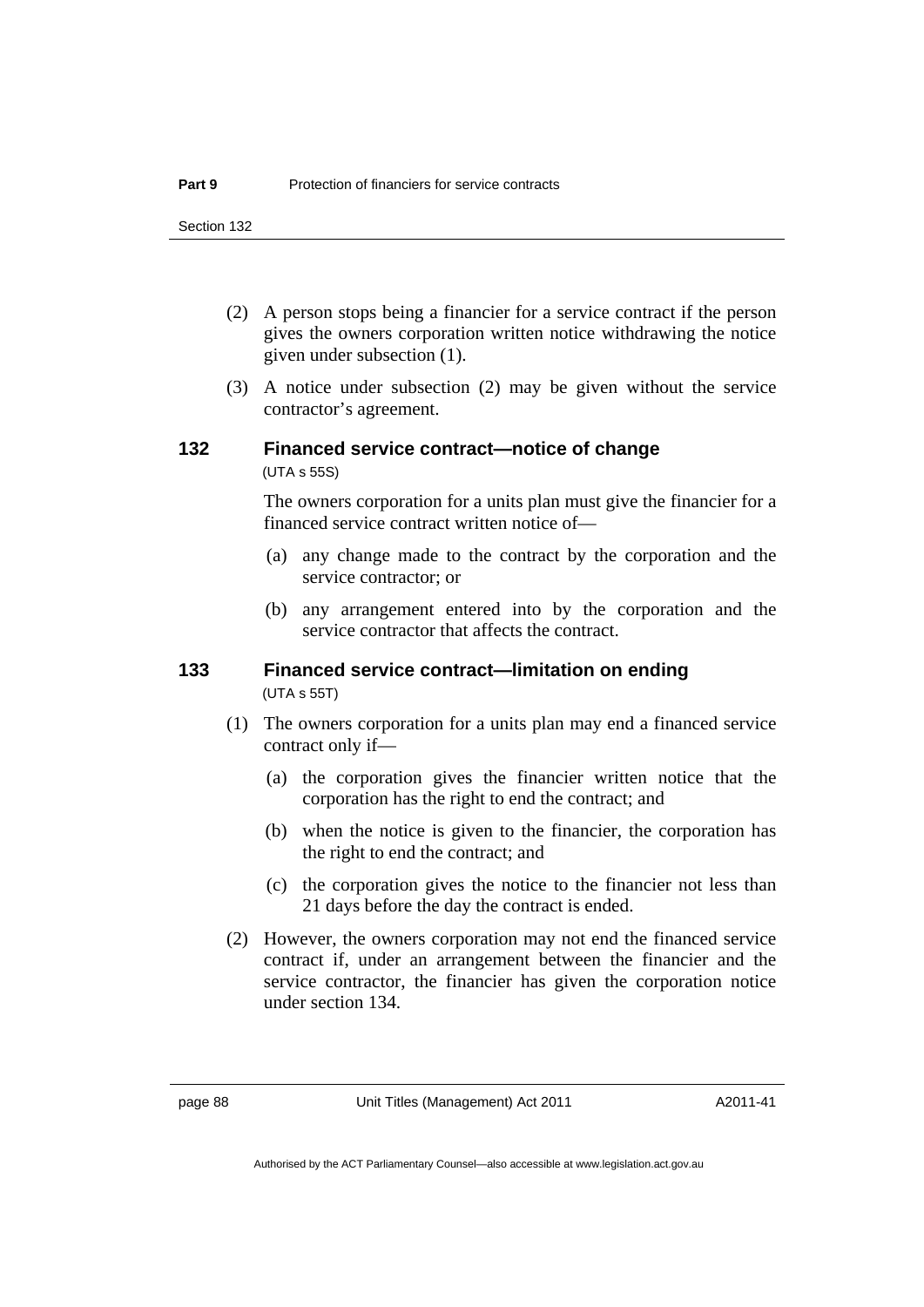(2) A person stops being a financier for a service contract if the person gives the owners corporation written notice withdrawing the notice given under subsection (1).

(3) A notice under subsection (2) may be given without the service contractor's agreement.

### 132 Financed service contract—notice of change

(UTA s 55S)

The owners corporation for a units plan must give the financier for a financed service contract written notice of—

(a) any change made to the contract by the corporation and the service contractor; or

(b) any arrangement entered into by the corporation and the service contractor that affects the contract.

### 133 Financed service contract—limitation on ending

(UTA s 55T)

(1) The owners corporation for a units plan may end a financed service contract only if—

(a) the corporation gives the financier written notice that the corporation has the right to end the contract; and

(b) when the notice is given to the financier, the corporation has the right to end the contract; and

(c) the corporation gives the notice to the financier not less than 21 days before the day the contract is ended.

(2) However, the owners corporation may not end the financed service contract if, under an arrangement between the financier and the service contractor, the financier has given the corporation notice under section 134.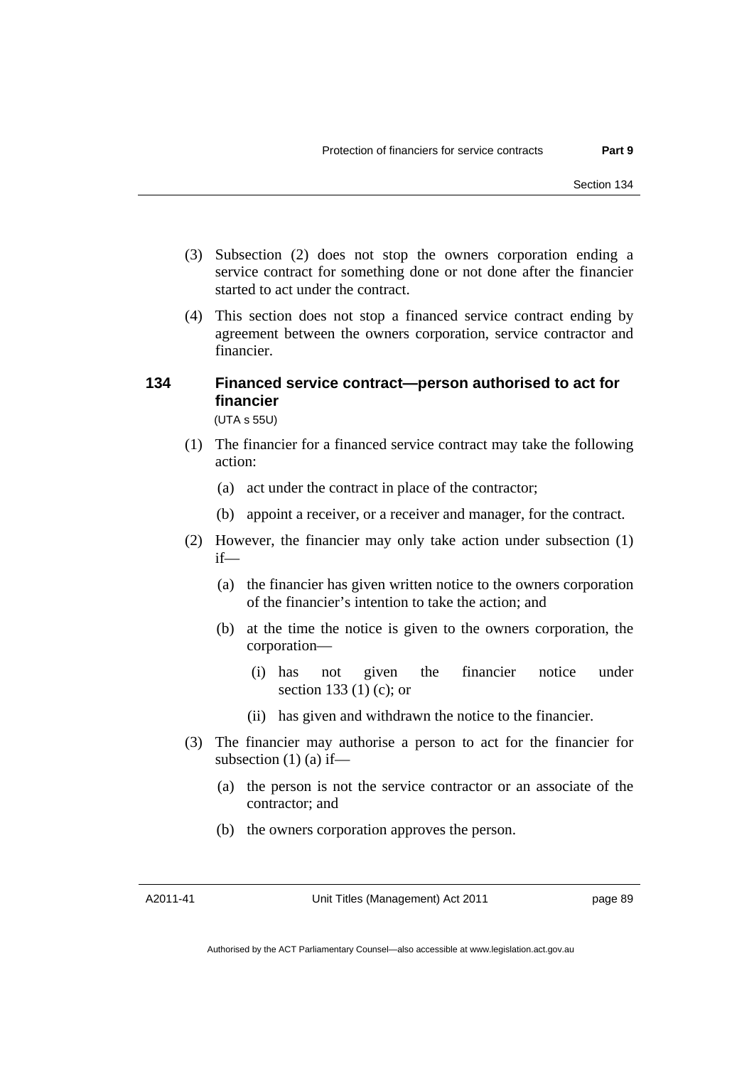(3) Subsection (2) does not stop the owners corporation ending a service contract for something done or not done after the financier started to act under the contract.

(4) This section does not stop a financed service contract ending by agreement between the owners corporation, service contractor and financier.

## 134 Financed service contract—person authorised to act for financier

(UTA s 55U)

(1) The financier for a financed service contract may take the following action:

(a) act under the contract in place of the contractor;

(b) appoint a receiver, or a receiver and manager, for the contract.

(2) However, the financier may only take action under subsection (1) if—

(a) the financier has given written notice to the owners corporation of the financier's intention to take the action; and

(b) at the time the notice is given to the owners corporation, the corporation—

(i) has not given the financier notice under section 133 (1) (c); or

(ii) has given and withdrawn the notice to the financier.

(3) The financier may authorise a person to act for the financier for subsection (1) (a) if—

(a) the person is not the service contractor or an associate of the contractor; and

(b) the owners corporation approves the person.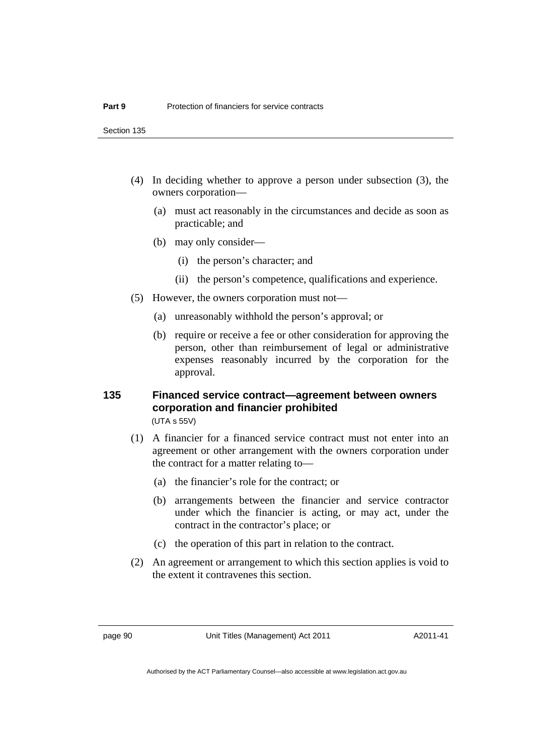(4) In deciding whether to approve a person under subsection (3), the owners corporation—

(a) must act reasonably in the circumstances and decide as soon as practicable; and

(b) may only consider—

(i) the person's character; and

(ii) the person's competence, qualifications and experience.

(5) However, the owners corporation must not—

(a) unreasonably withhold the person's approval; or

(b) require or receive a fee or other consideration for approving the person, other than reimbursement of legal or administrative expenses reasonably incurred by the corporation for the approval.

### 135 Financed service contract—agreement between owners corporation and financier prohibited

(UTA s 55V)

(1) A financier for a financed service contract must not enter into an agreement or other arrangement with the owners corporation under the contract for a matter relating to—

(a) the financier's role for the contract; or

(b) arrangements between the financier and service contractor under which the financier is acting, or may act, under the contract in the contractor's place; or

(c) the operation of this part in relation to the contract.

(2) An agreement or arrangement to which this section applies is void to the extent it contravenes this section.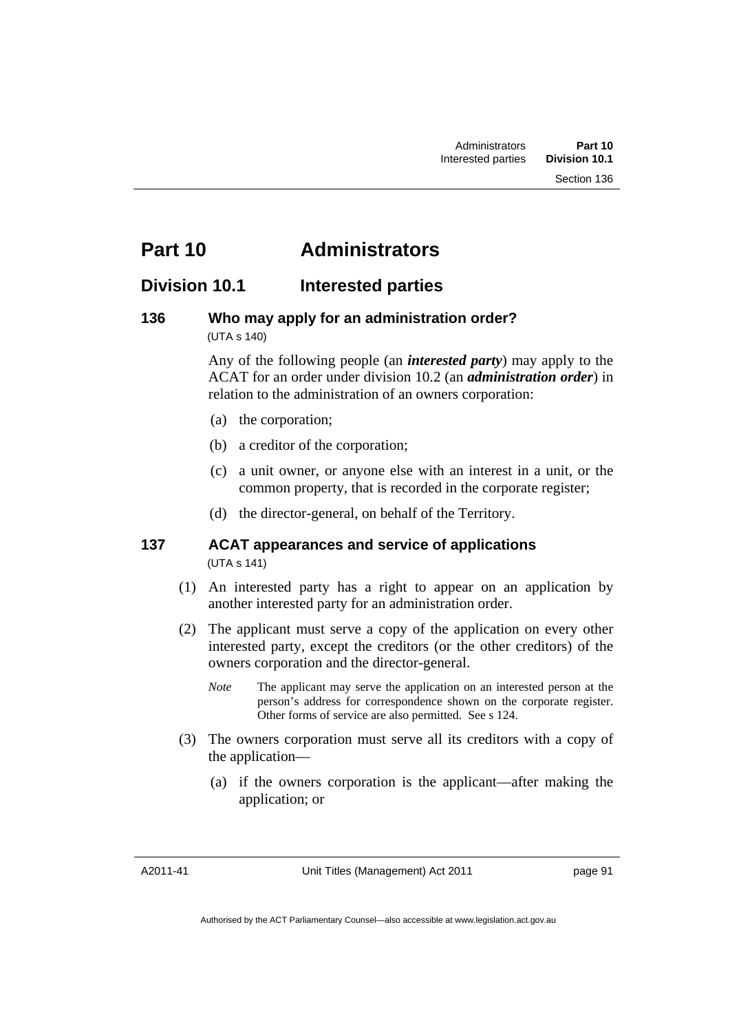# Part 10 Administrators

## Division 10.1 Interested parties

### 136 Who may apply for an administration order?

(UTA s 140)

Any of the following people (an ***interested party***) may apply to the ACAT for an order under division 10.2 (an ***administration order***) in relation to the administration of an owners corporation:

(a) the corporation;

(b) a creditor of the corporation;

(c) a unit owner, or anyone else with an interest in a unit, or the common property, that is recorded in the corporate register;

(d) the director-general, on behalf of the Territory.

### 137 ACAT appearances and service of applications

(UTA s 141)

(1) An interested party has a right to appear on an application by another interested party for an administration order.

(2) The applicant must serve a copy of the application on every other interested party, except the creditors (or the other creditors) of the owners corporation and the director-general.

*Note* The applicant may serve the application on an interested person at the person's address for correspondence shown on the corporate register. Other forms of service are also permitted. See s 124.

(3) The owners corporation must serve all its creditors with a copy of the application—

(a) if the owners corporation is the applicant—after making the application; or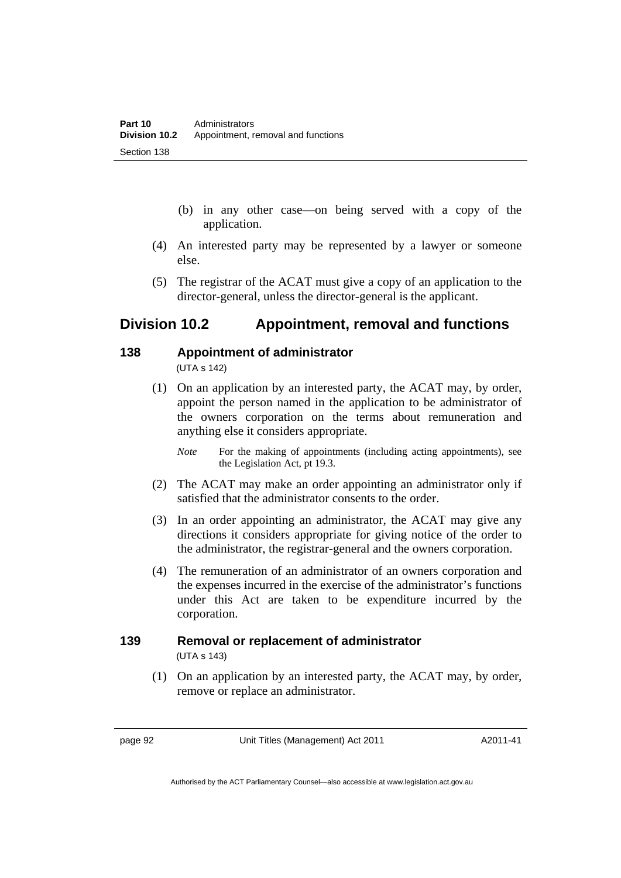(b) in any other case—on being served with a copy of the application.

(4) An interested party may be represented by a lawyer or someone else.

(5) The registrar of the ACAT must give a copy of an application to the director-general, unless the director-general is the applicant.

## Division 10.2 Appointment, removal and functions

### 138 Appointment of administrator

(UTA s 142)

(1) On an application by an interested party, the ACAT may, by order, appoint the person named in the application to be administrator of the owners corporation on the terms about remuneration and anything else it considers appropriate.

*Note* For the making of appointments (including acting appointments), see the Legislation Act, pt 19.3.

(2) The ACAT may make an order appointing an administrator only if satisfied that the administrator consents to the order.

(3) In an order appointing an administrator, the ACAT may give any directions it considers appropriate for giving notice of the order to the administrator, the registrar-general and the owners corporation.

(4) The remuneration of an administrator of an owners corporation and the expenses incurred in the exercise of the administrator's functions under this Act are taken to be expenditure incurred by the corporation.

### 139 Removal or replacement of administrator

(UTA s 143)

(1) On an application by an interested party, the ACAT may, by order, remove or replace an administrator.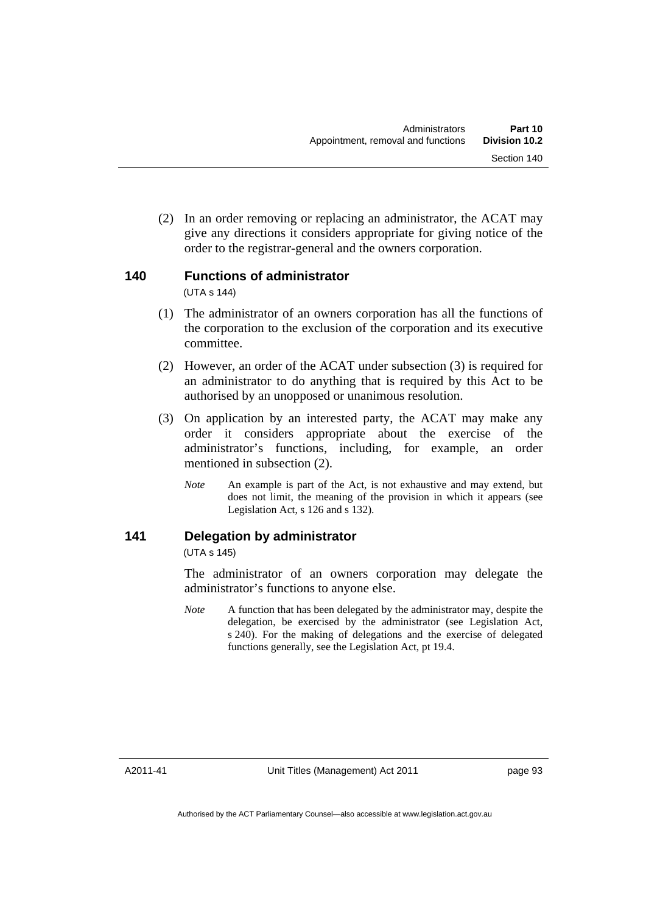(2) In an order removing or replacing an administrator, the ACAT may give any directions it considers appropriate for giving notice of the order to the registrar-general and the owners corporation.

## 140 Functions of administrator

(UTA s 144)

(1) The administrator of an owners corporation has all the functions of the corporation to the exclusion of the corporation and its executive committee.

(2) However, an order of the ACAT under subsection (3) is required for an administrator to do anything that is required by this Act to be authorised by an unopposed or unanimous resolution.

(3) On application by an interested party, the ACAT may make any order it considers appropriate about the exercise of the administrator's functions, including, for example, an order mentioned in subsection (2).

*Note* An example is part of the Act, is not exhaustive and may extend, but does not limit, the meaning of the provision in which it appears (see Legislation Act, s 126 and s 132).

## 141 Delegation by administrator

(UTA s 145)

The administrator of an owners corporation may delegate the administrator's functions to anyone else.

*Note* A function that has been delegated by the administrator may, despite the delegation, be exercised by the administrator (see Legislation Act, s 240). For the making of delegations and the exercise of delegated functions generally, see the Legislation Act, pt 19.4.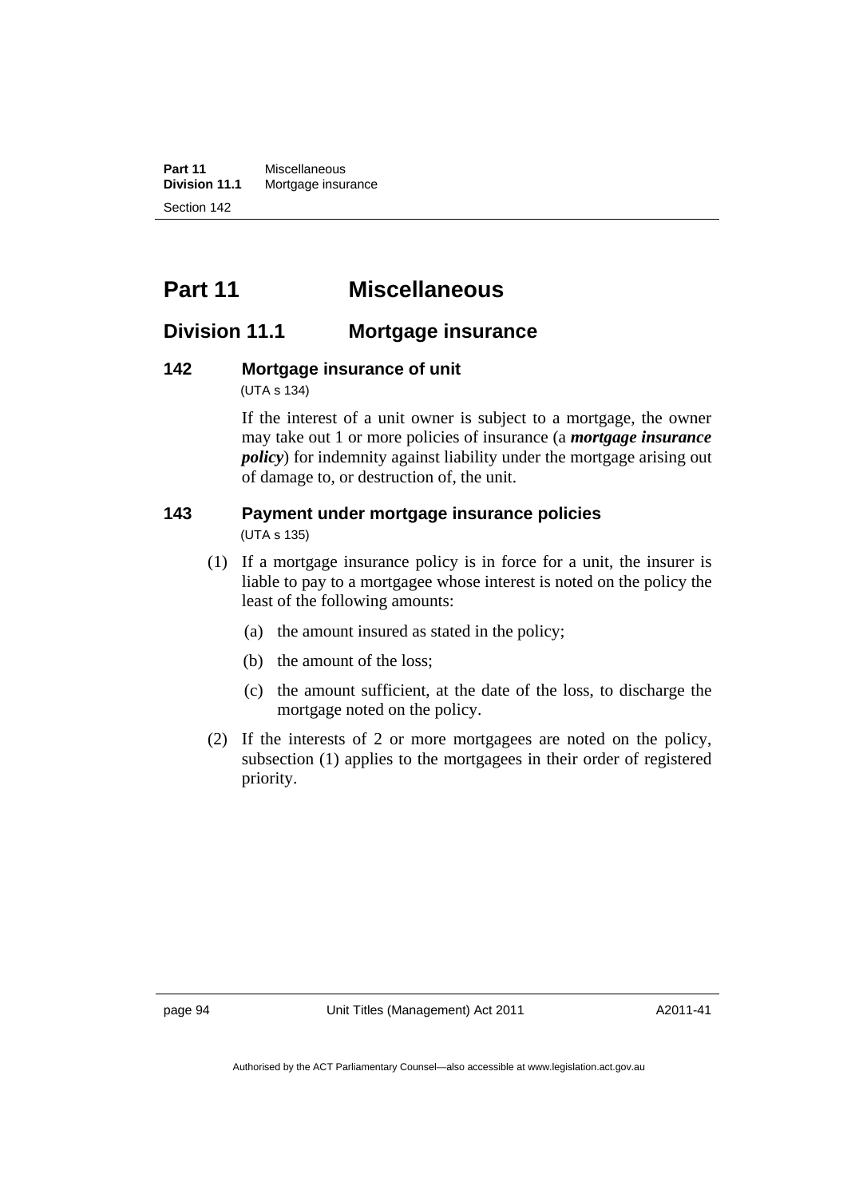# Part 11 Miscellaneous

## Division 11.1 Mortgage insurance

### 142 Mortgage insurance of unit

(UTA s 134)

If the interest of a unit owner is subject to a mortgage, the owner may take out 1 or more policies of insurance (a ***mortgage insurance policy***) for indemnity against liability under the mortgage arising out of damage to, or destruction of, the unit.

### 143 Payment under mortgage insurance policies

(UTA s 135)

(1) If a mortgage insurance policy is in force for a unit, the insurer is liable to pay to a mortgagee whose interest is noted on the policy the least of the following amounts:

(a) the amount insured as stated in the policy;

(b) the amount of the loss;

(c) the amount sufficient, at the date of the loss, to discharge the mortgage noted on the policy.

(2) If the interests of 2 or more mortgagees are noted on the policy, subsection (1) applies to the mortgagees in their order of registered priority.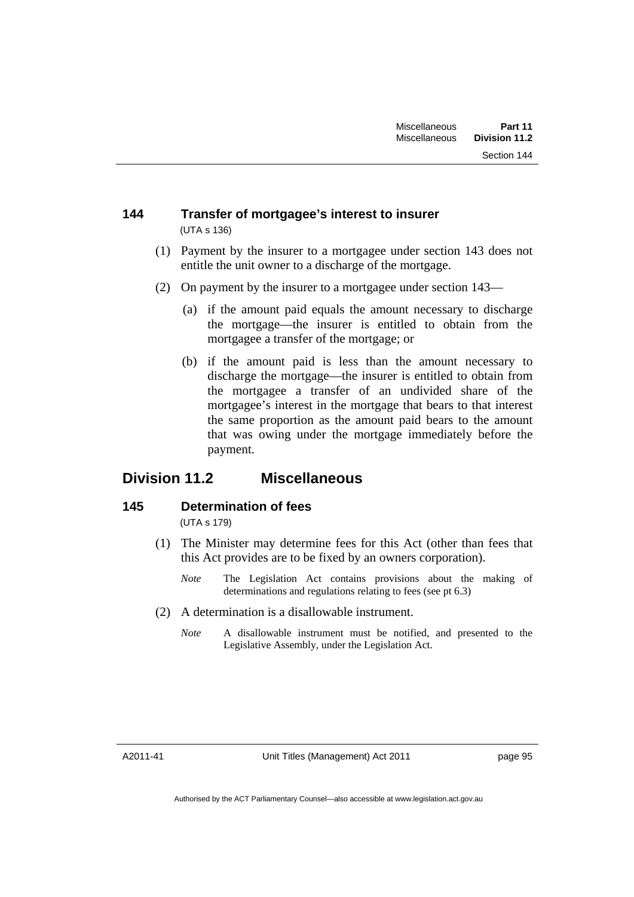### 144 Transfer of mortgagee's interest to insurer

(UTA s 136)

(1) Payment by the insurer to a mortgagee under section 143 does not entitle the unit owner to a discharge of the mortgage.

(2) On payment by the insurer to a mortgagee under section 143—

(a) if the amount paid equals the amount necessary to discharge the mortgage—the insurer is entitled to obtain from the mortgagee a transfer of the mortgage; or

(b) if the amount paid is less than the amount necessary to discharge the mortgage—the insurer is entitled to obtain from the mortgagee a transfer of an undivided share of the mortgagee's interest in the mortgage that bears to that interest the same proportion as the amount paid bears to the amount that was owing under the mortgage immediately before the payment.

## Division 11.2 Miscellaneous

### 145 Determination of fees

(UTA s 179)

(1) The Minister may determine fees for this Act (other than fees that this Act provides are to be fixed by an owners corporation).

*Note* The Legislation Act contains provisions about the making of determinations and regulations relating to fees (see pt 6.3)

(2) A determination is a disallowable instrument.

*Note* A disallowable instrument must be notified, and presented to the Legislative Assembly, under the Legislation Act.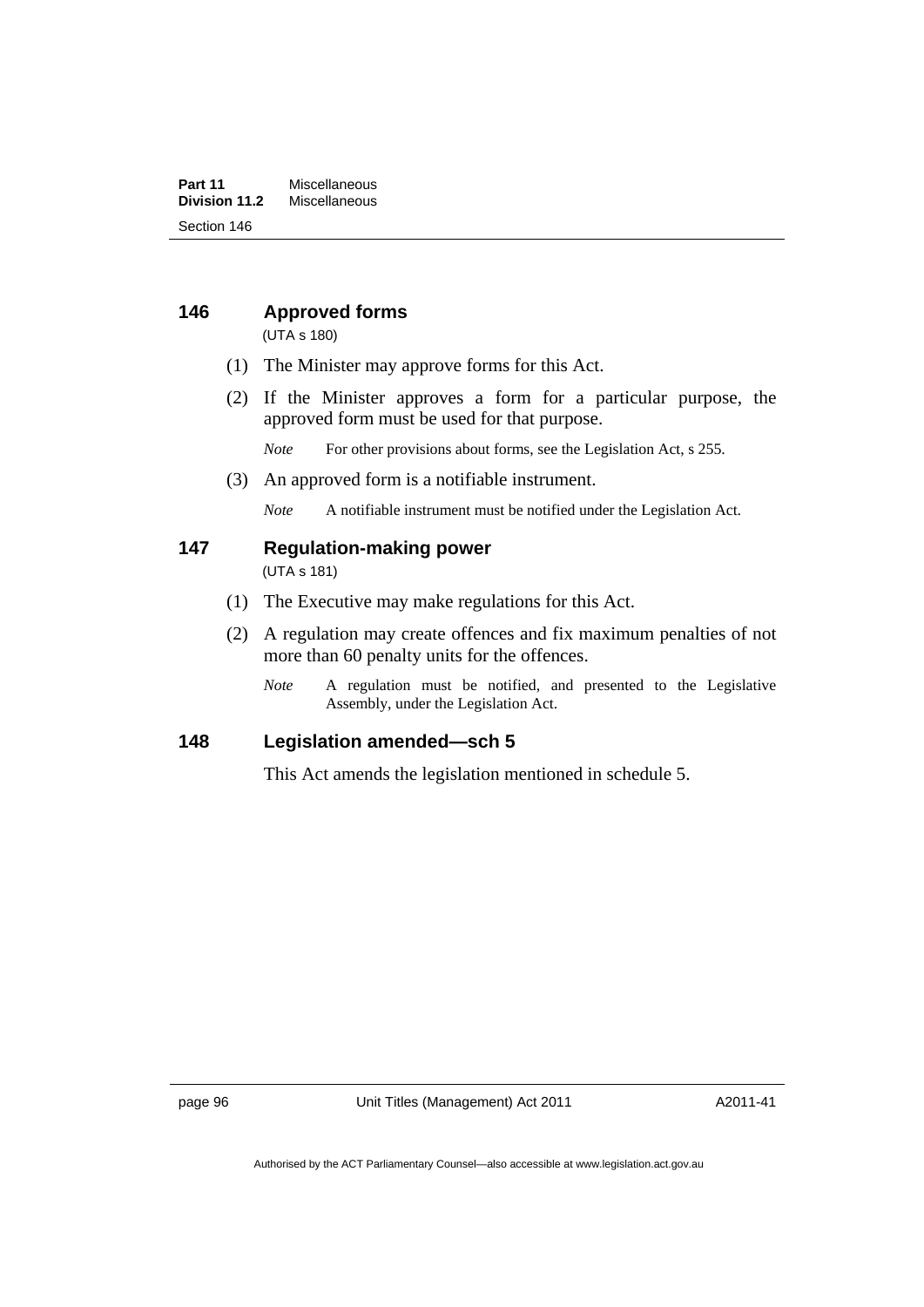### 146 Approved forms

(UTA s 180)

(1) The Minister may approve forms for this Act.

(2) If the Minister approves a form for a particular purpose, the approved form must be used for that purpose.

*Note* For other provisions about forms, see the Legislation Act, s 255.

(3) An approved form is a notifiable instrument.

*Note* A notifiable instrument must be notified under the Legislation Act.

### 147 Regulation-making power

(UTA s 181)

(1) The Executive may make regulations for this Act.

(2) A regulation may create offences and fix maximum penalties of not more than 60 penalty units for the offences.

*Note* A regulation must be notified, and presented to the Legislative Assembly, under the Legislation Act.

### 148 Legislation amended—sch 5

This Act amends the legislation mentioned in schedule 5.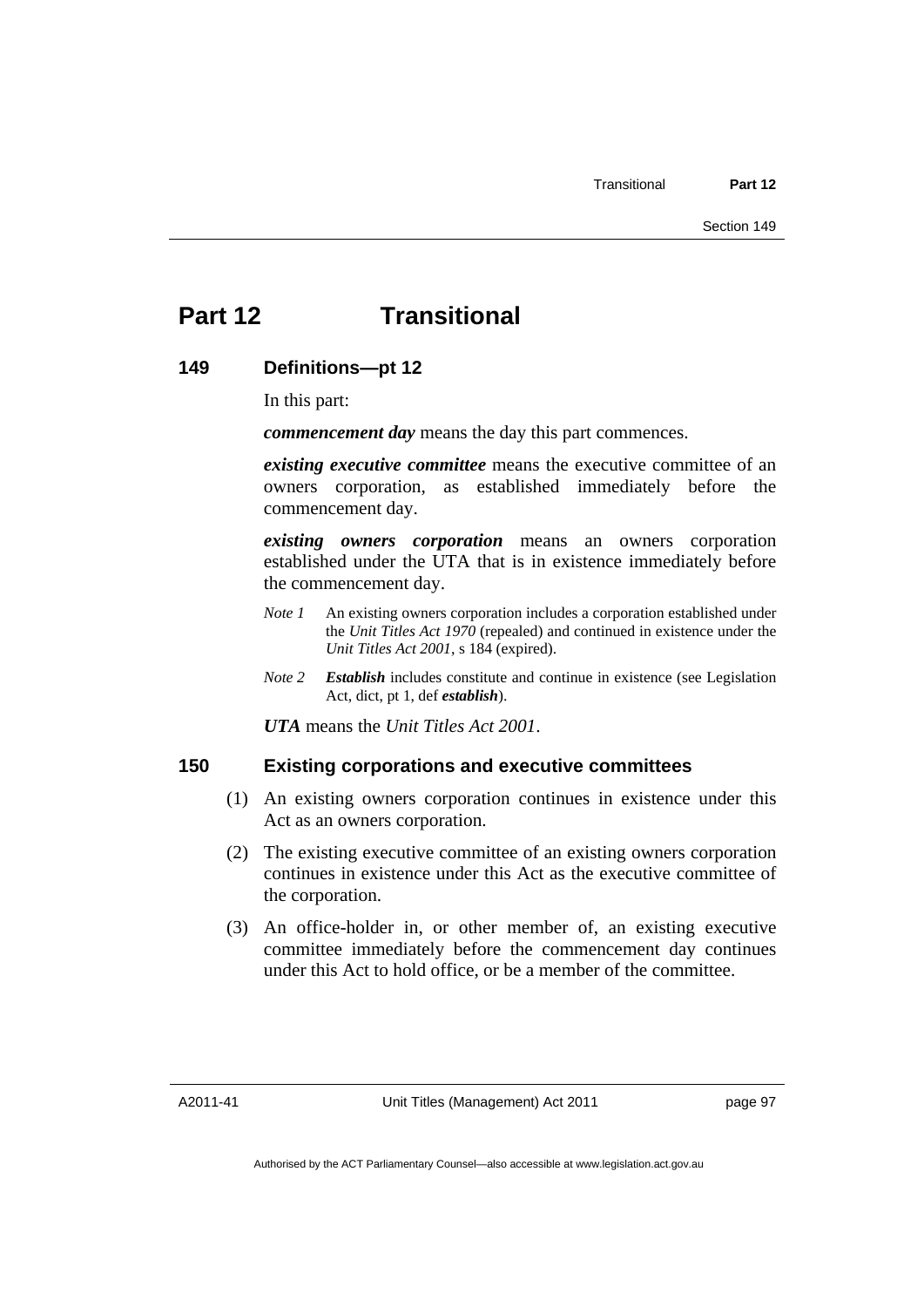# Part 12 Transitional

### 149 Definitions—pt 12

In this part:

***commencement day*** means the day this part commences.

***existing executive committee*** means the executive committee of an owners corporation, as established immediately before the commencement day.

***existing owners corporation*** means an owners corporation established under the UTA that is in existence immediately before the commencement day.

*Note 1* An existing owners corporation includes a corporation established under the *Unit Titles Act 1970* (repealed) and continued in existence under the *Unit Titles Act 2001*, s 184 (expired).

*Note 2* ***Establish*** includes constitute and continue in existence (see Legislation Act, dict, pt 1, def ***establish***).

***UTA*** means the *Unit Titles Act 2001*.

### 150 Existing corporations and executive committees

(1) An existing owners corporation continues in existence under this Act as an owners corporation.

(2) The existing executive committee of an existing owners corporation continues in existence under this Act as the executive committee of the corporation.

(3) An office-holder in, or other member of, an existing executive committee immediately before the commencement day continues under this Act to hold office, or be a member of the committee.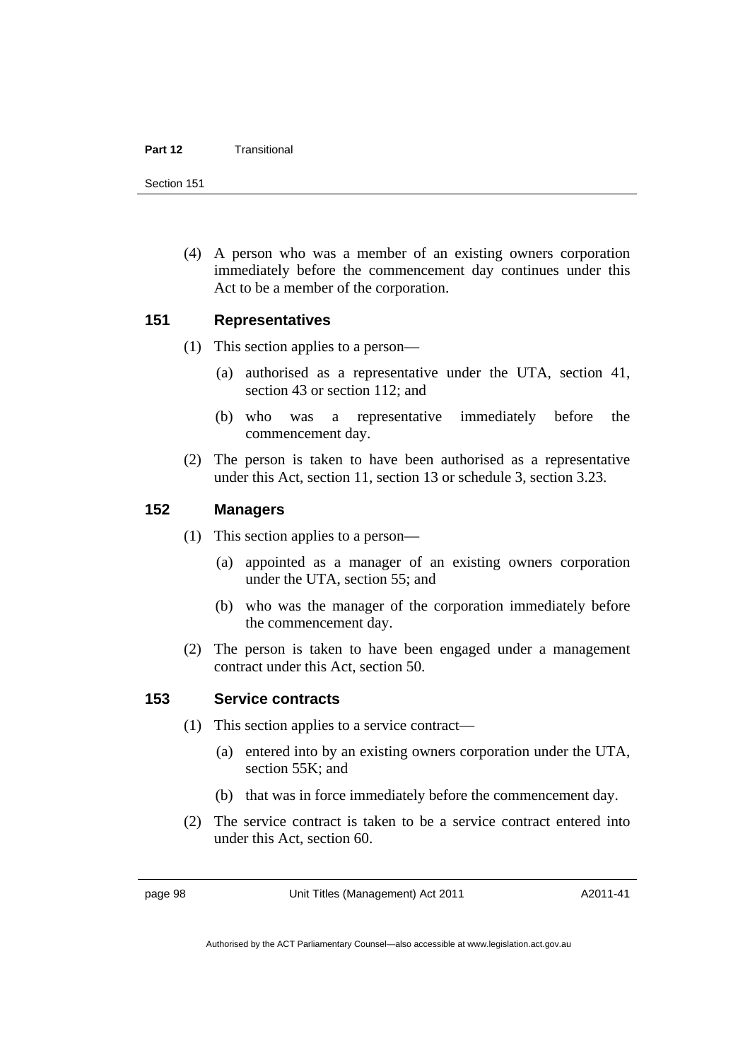(4) A person who was a member of an existing owners corporation immediately before the commencement day continues under this Act to be a member of the corporation.

## 151 Representatives

(1) This section applies to a person—

(a) authorised as a representative under the UTA, section 41, section 43 or section 112; and

(b) who was a representative immediately before the commencement day.

(2) The person is taken to have been authorised as a representative under this Act, section 11, section 13 or schedule 3, section 3.23.

## 152 Managers

(1) This section applies to a person—

(a) appointed as a manager of an existing owners corporation under the UTA, section 55; and

(b) who was the manager of the corporation immediately before the commencement day.

(2) The person is taken to have been engaged under a management contract under this Act, section 50.

## 153 Service contracts

(1) This section applies to a service contract—

(a) entered into by an existing owners corporation under the UTA, section 55K; and

(b) that was in force immediately before the commencement day.

(2) The service contract is taken to be a service contract entered into under this Act, section 60.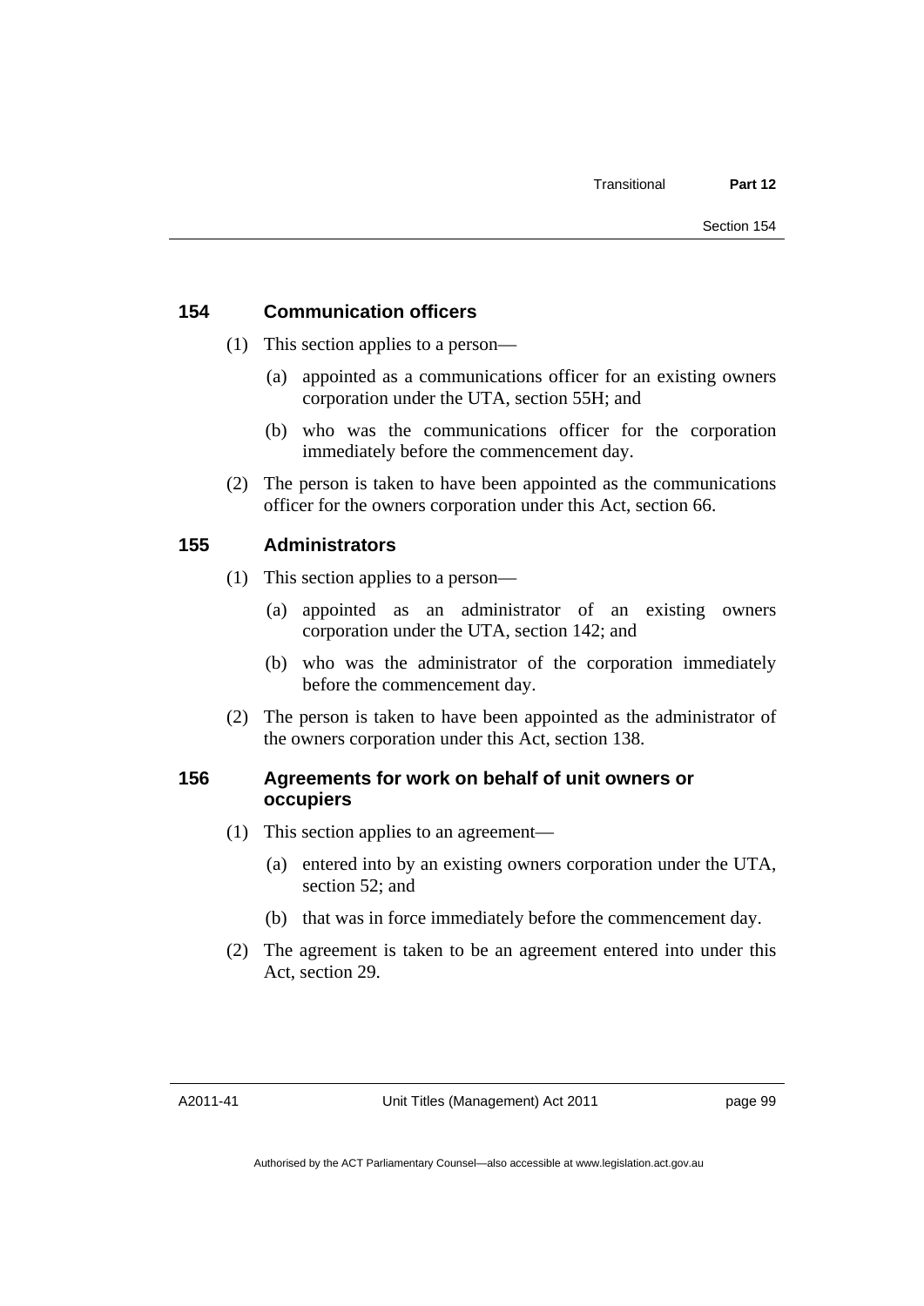## 154 Communication officers

(1) This section applies to a person—

(a) appointed as a communications officer for an existing owners corporation under the UTA, section 55H; and

(b) who was the communications officer for the corporation immediately before the commencement day.

(2) The person is taken to have been appointed as the communications officer for the owners corporation under this Act, section 66.

## 155 Administrators

(1) This section applies to a person—

(a) appointed as an administrator of an existing owners corporation under the UTA, section 142; and

(b) who was the administrator of the corporation immediately before the commencement day.

(2) The person is taken to have been appointed as the administrator of the owners corporation under this Act, section 138.

## 156 Agreements for work on behalf of unit owners or occupiers

(1) This section applies to an agreement—

(a) entered into by an existing owners corporation under the UTA, section 52; and

(b) that was in force immediately before the commencement day.

(2) The agreement is taken to be an agreement entered into under this Act, section 29.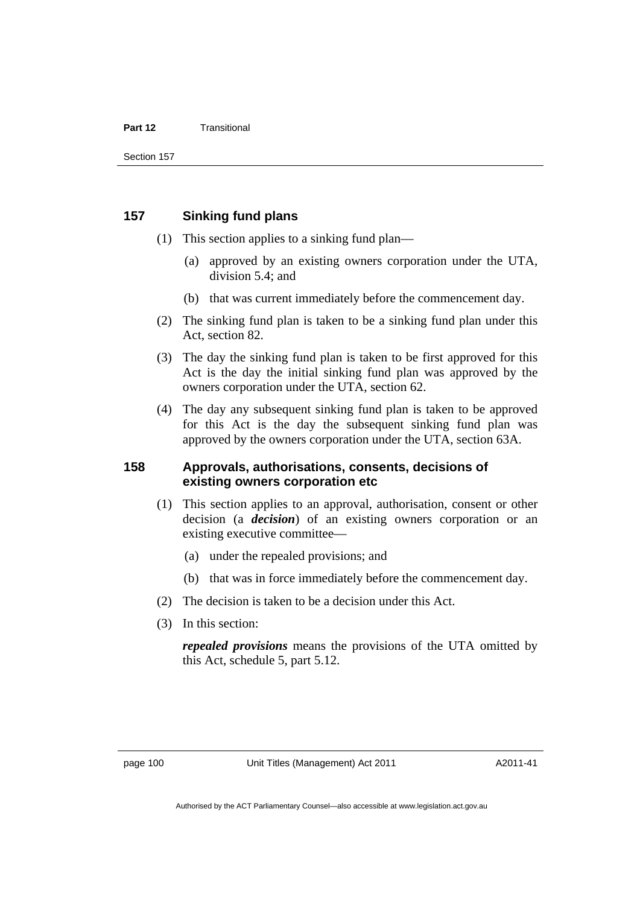## 157 Sinking fund plans

(1) This section applies to a sinking fund plan—

(a) approved by an existing owners corporation under the UTA, division 5.4; and

(b) that was current immediately before the commencement day.

(2) The sinking fund plan is taken to be a sinking fund plan under this Act, section 82.

(3) The day the sinking fund plan is taken to be first approved for this Act is the day the initial sinking fund plan was approved by the owners corporation under the UTA, section 62.

(4) The day any subsequent sinking fund plan is taken to be approved for this Act is the day the subsequent sinking fund plan was approved by the owners corporation under the UTA, section 63A.

## 158 Approvals, authorisations, consents, decisions of existing owners corporation etc

(1) This section applies to an approval, authorisation, consent or other decision (a ***decision***) of an existing owners corporation or an existing executive committee—

(a) under the repealed provisions; and

(b) that was in force immediately before the commencement day.

(2) The decision is taken to be a decision under this Act.

(3) In this section:

***repealed provisions*** means the provisions of the UTA omitted by this Act, schedule 5, part 5.12.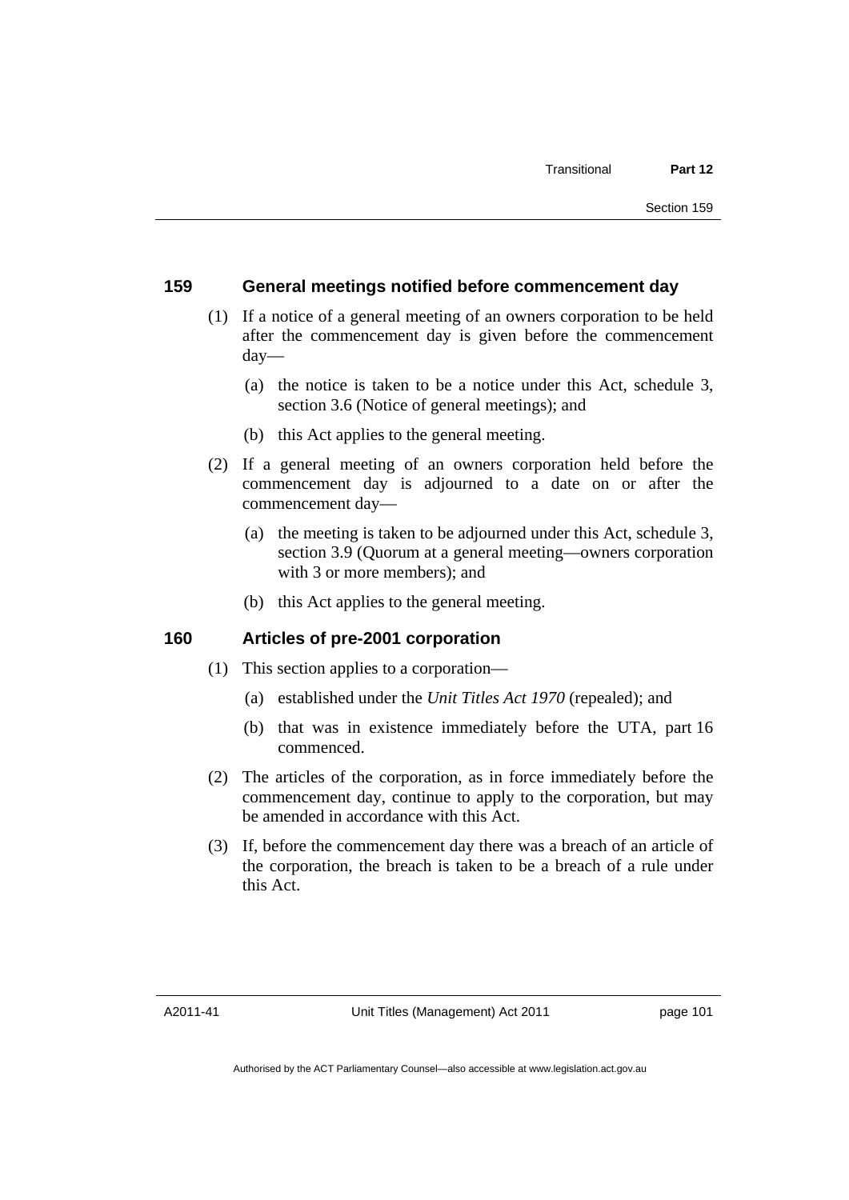## 159 General meetings notified before commencement day

(1) If a notice of a general meeting of an owners corporation to be held after the commencement day is given before the commencement day—

(a) the notice is taken to be a notice under this Act, schedule 3, section 3.6 (Notice of general meetings); and

(b) this Act applies to the general meeting.

(2) If a general meeting of an owners corporation held before the commencement day is adjourned to a date on or after the commencement day—

(a) the meeting is taken to be adjourned under this Act, schedule 3, section 3.9 (Quorum at a general meeting—owners corporation with 3 or more members); and

(b) this Act applies to the general meeting.

## 160 Articles of pre-2001 corporation

(1) This section applies to a corporation—

(a) established under the *Unit Titles Act 1970* (repealed); and

(b) that was in existence immediately before the UTA, part 16 commenced.

(2) The articles of the corporation, as in force immediately before the commencement day, continue to apply to the corporation, but may be amended in accordance with this Act.

(3) If, before the commencement day there was a breach of an article of the corporation, the breach is taken to be a breach of a rule under this Act.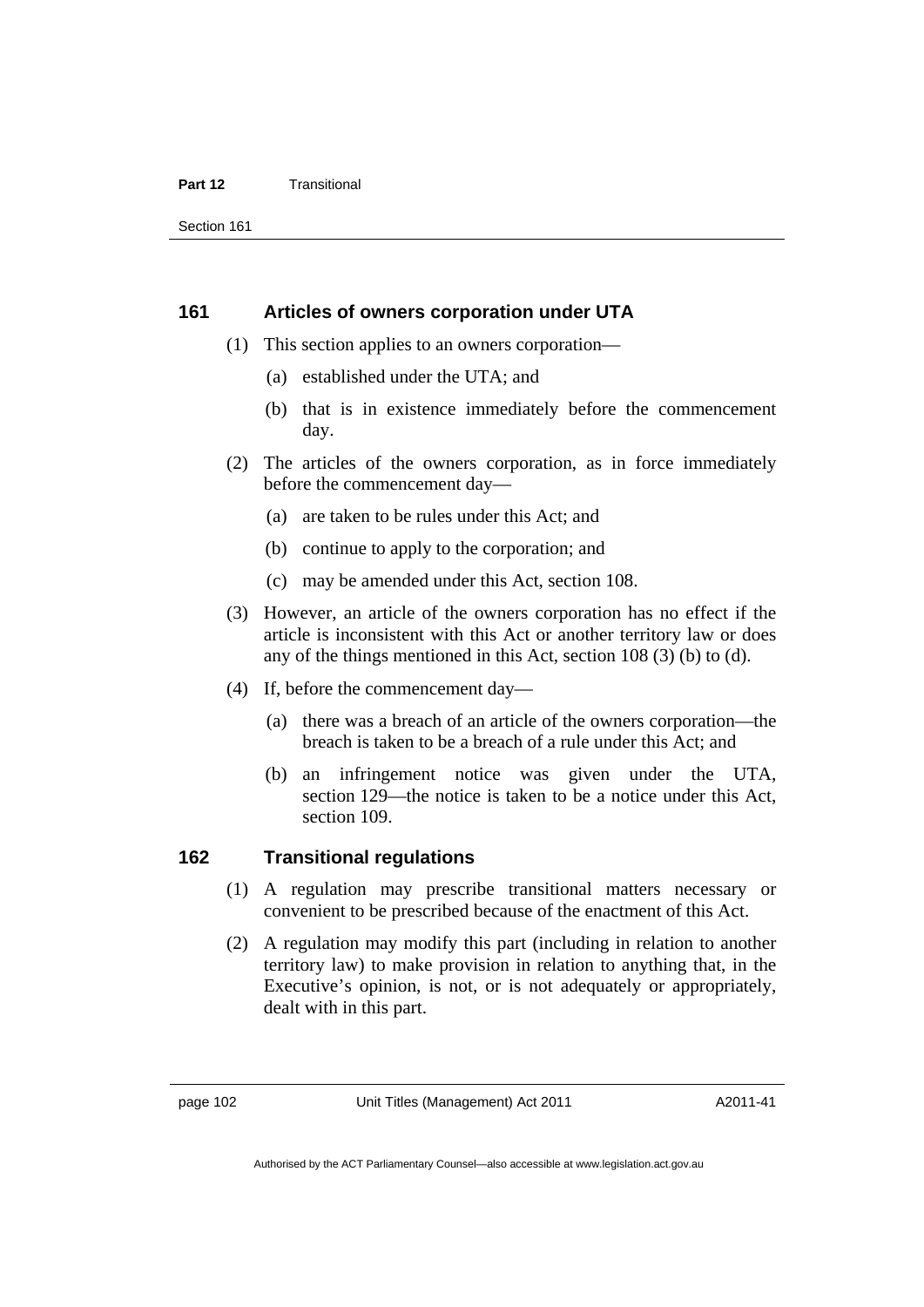## 161 Articles of owners corporation under UTA

(1) This section applies to an owners corporation—

(a) established under the UTA; and

(b) that is in existence immediately before the commencement day.

(2) The articles of the owners corporation, as in force immediately before the commencement day—

(a) are taken to be rules under this Act; and

(b) continue to apply to the corporation; and

(c) may be amended under this Act, section 108.

(3) However, an article of the owners corporation has no effect if the article is inconsistent with this Act or another territory law or does any of the things mentioned in this Act, section 108 (3) (b) to (d).

(4) If, before the commencement day—

(a) there was a breach of an article of the owners corporation—the breach is taken to be a breach of a rule under this Act; and

(b) an infringement notice was given under the UTA, section 129—the notice is taken to be a notice under this Act, section 109.

## 162 Transitional regulations

(1) A regulation may prescribe transitional matters necessary or convenient to be prescribed because of the enactment of this Act.

(2) A regulation may modify this part (including in relation to another territory law) to make provision in relation to anything that, in the Executive's opinion, is not, or is not adequately or appropriately, dealt with in this part.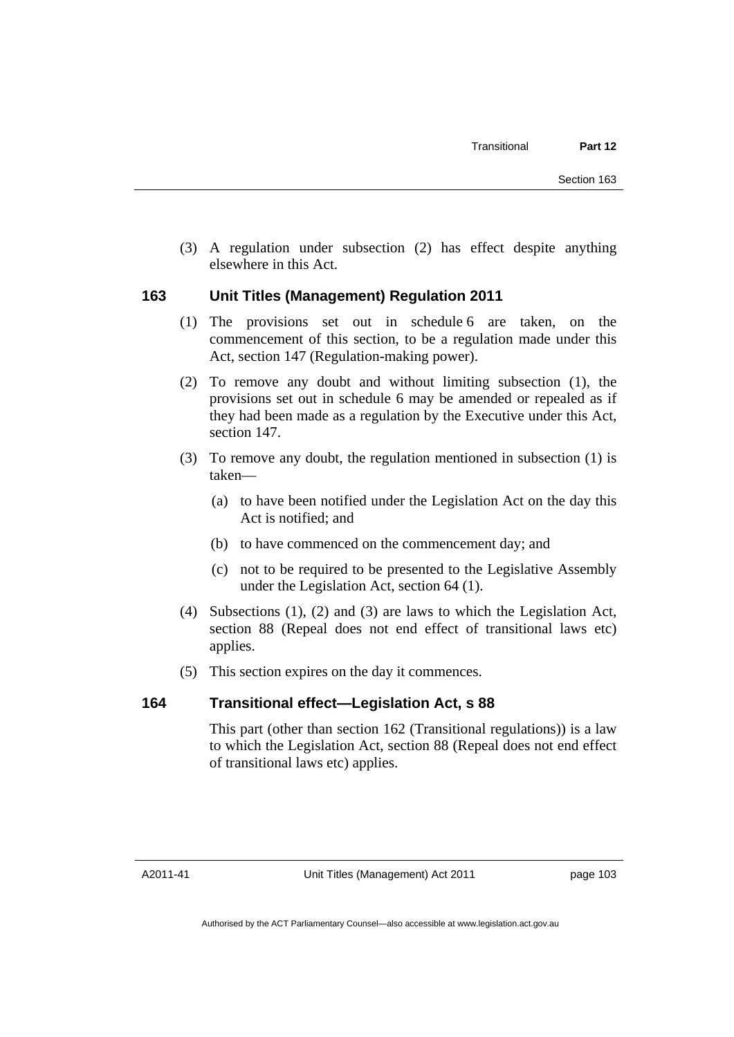(3) A regulation under subsection (2) has effect despite anything elsewhere in this Act.

## 163 Unit Titles (Management) Regulation 2011

(1) The provisions set out in schedule 6 are taken, on the commencement of this section, to be a regulation made under this Act, section 147 (Regulation-making power).

(2) To remove any doubt and without limiting subsection (1), the provisions set out in schedule 6 may be amended or repealed as if they had been made as a regulation by the Executive under this Act, section 147.

(3) To remove any doubt, the regulation mentioned in subsection (1) is taken—

(a) to have been notified under the Legislation Act on the day this Act is notified; and

(b) to have commenced on the commencement day; and

(c) not to be required to be presented to the Legislative Assembly under the Legislation Act, section 64 (1).

(4) Subsections (1), (2) and (3) are laws to which the Legislation Act, section 88 (Repeal does not end effect of transitional laws etc) applies.

(5) This section expires on the day it commences.

## 164 Transitional effect—Legislation Act, s 88

This part (other than section 162 (Transitional regulations)) is a law to which the Legislation Act, section 88 (Repeal does not end effect of transitional laws etc) applies.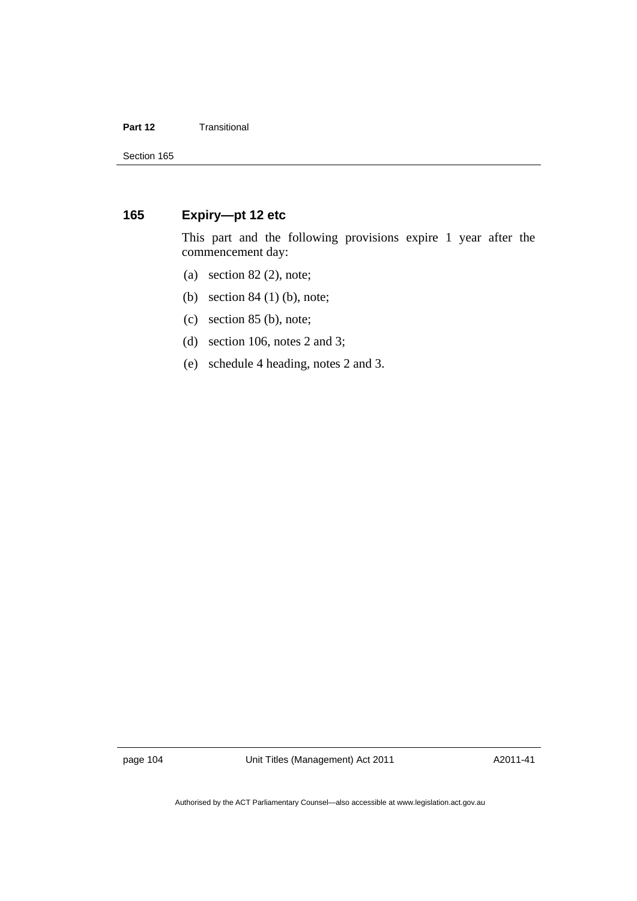## 165 Expiry—pt 12 etc

This part and the following provisions expire 1 year after the commencement day:

(a) section 82 (2), note;

(b) section 84 (1) (b), note;

(c) section 85 (b), note;

(d) section 106, notes 2 and 3;

(e) schedule 4 heading, notes 2 and 3.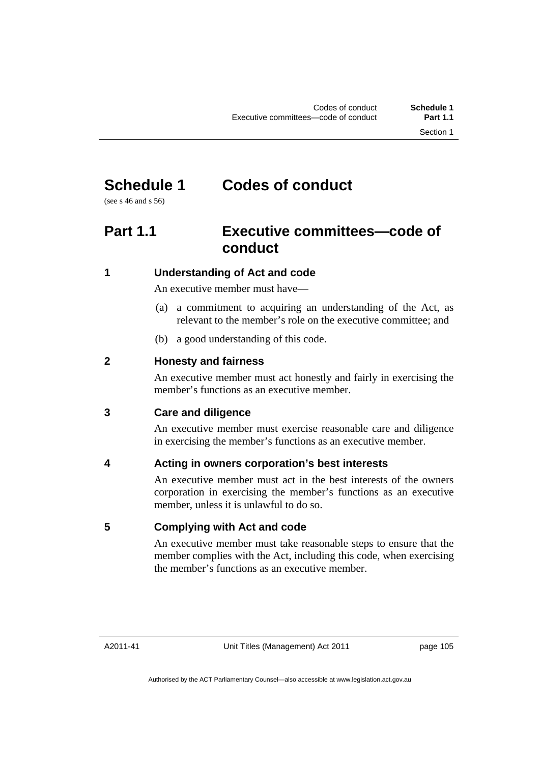# Schedule 1 Codes of conduct

(see s 46 and s 56)

## Part 1.1 Executive committees—code of conduct

### 1 Understanding of Act and code

An executive member must have—

(a) a commitment to acquiring an understanding of the Act, as relevant to the member's role on the executive committee; and

(b) a good understanding of this code.

### 2 Honesty and fairness

An executive member must act honestly and fairly in exercising the member's functions as an executive member.

### 3 Care and diligence

An executive member must exercise reasonable care and diligence in exercising the member's functions as an executive member.

### 4 Acting in owners corporation's best interests

An executive member must act in the best interests of the owners corporation in exercising the member's functions as an executive member, unless it is unlawful to do so.

### 5 Complying with Act and code

An executive member must take reasonable steps to ensure that the member complies with the Act, including this code, when exercising the member's functions as an executive member.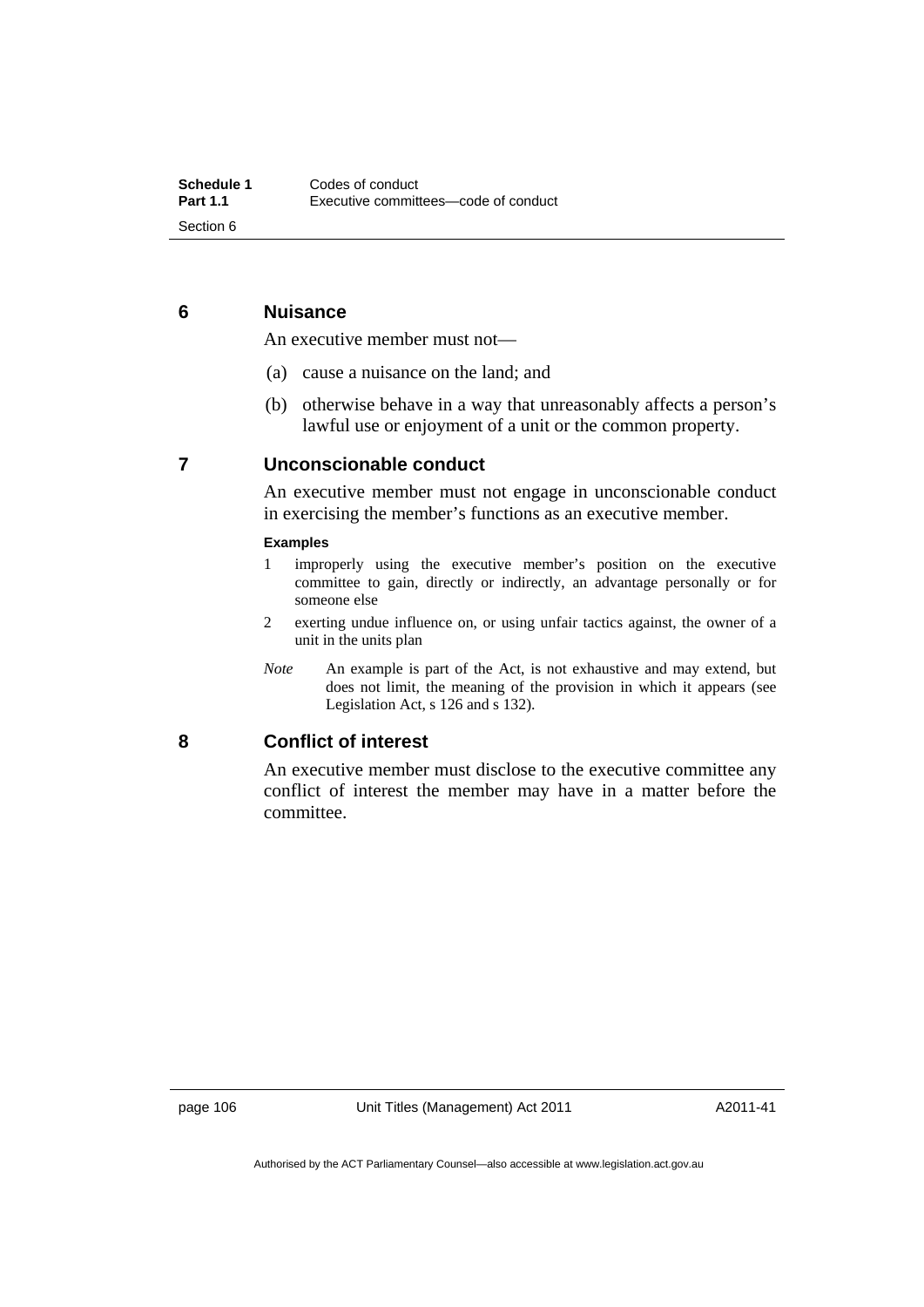## 6 Nuisance

An executive member must not—

(a) cause a nuisance on the land; and

(b) otherwise behave in a way that unreasonably affects a person's lawful use or enjoyment of a unit or the common property.

## 7 Unconscionable conduct

An executive member must not engage in unconscionable conduct in exercising the member's functions as an executive member.

**Examples**

1 improperly using the executive member's position on the executive committee to gain, directly or indirectly, an advantage personally or for someone else

2 exerting undue influence on, or using unfair tactics against, the owner of a unit in the units plan

*Note* An example is part of the Act, is not exhaustive and may extend, but does not limit, the meaning of the provision in which it appears (see Legislation Act, s 126 and s 132).

## 8 Conflict of interest

An executive member must disclose to the executive committee any conflict of interest the member may have in a matter before the committee.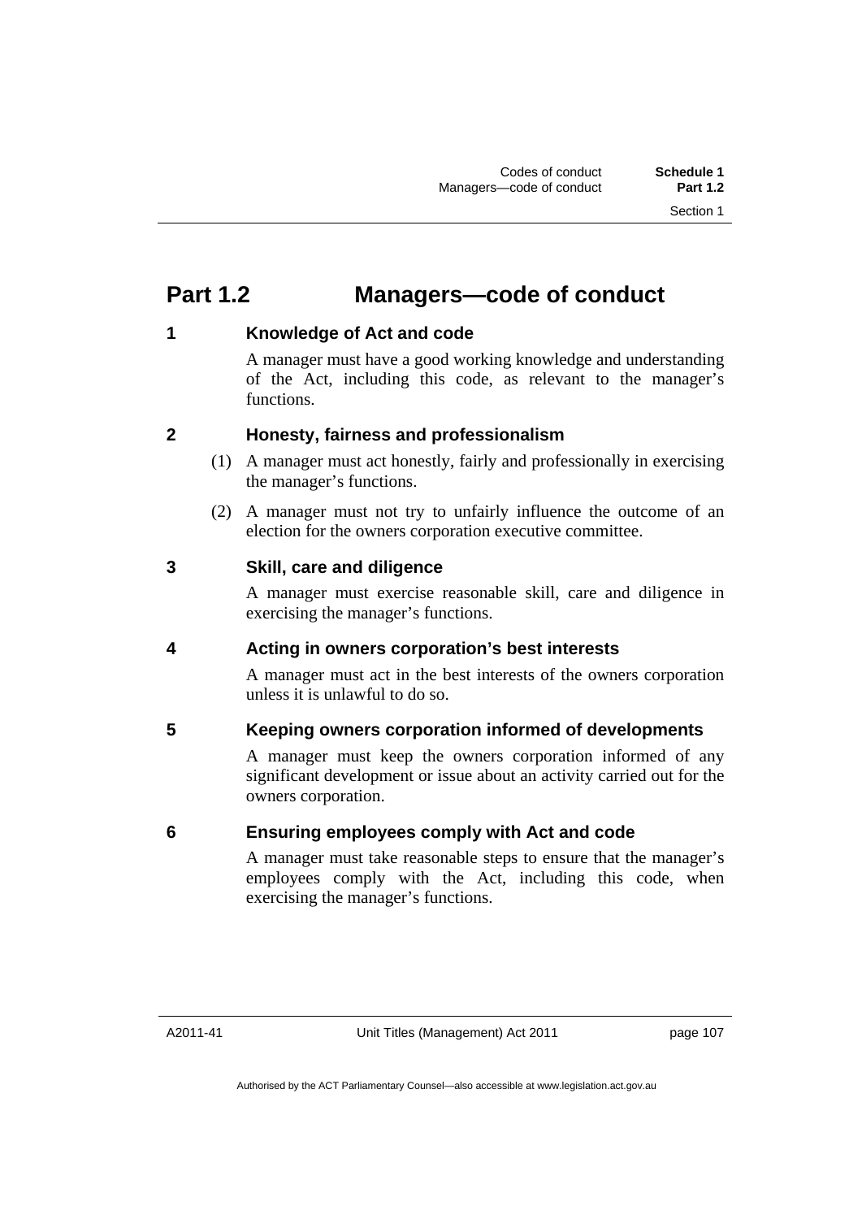# Part 1.2 Managers—code of conduct

### 1 Knowledge of Act and code

A manager must have a good working knowledge and understanding of the Act, including this code, as relevant to the manager's functions.

### 2 Honesty, fairness and professionalism

(1) A manager must act honestly, fairly and professionally in exercising the manager's functions.

(2) A manager must not try to unfairly influence the outcome of an election for the owners corporation executive committee.

### 3 Skill, care and diligence

A manager must exercise reasonable skill, care and diligence in exercising the manager's functions.

### 4 Acting in owners corporation's best interests

A manager must act in the best interests of the owners corporation unless it is unlawful to do so.

### 5 Keeping owners corporation informed of developments

A manager must keep the owners corporation informed of any significant development or issue about an activity carried out for the owners corporation.

### 6 Ensuring employees comply with Act and code

A manager must take reasonable steps to ensure that the manager's employees comply with the Act, including this code, when exercising the manager's functions.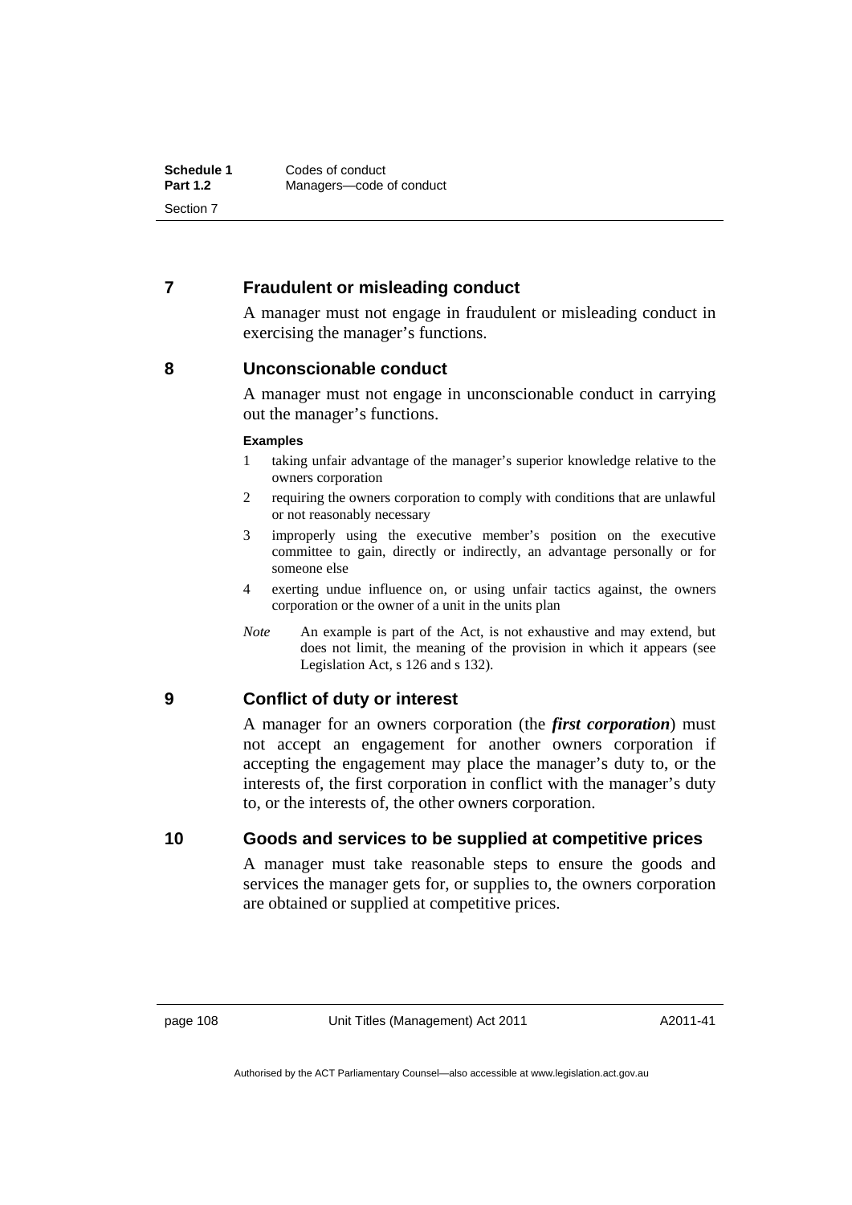## 7 Fraudulent or misleading conduct

A manager must not engage in fraudulent or misleading conduct in exercising the manager's functions.

## 8 Unconscionable conduct

A manager must not engage in unconscionable conduct in carrying out the manager's functions.

**Examples**

1. taking unfair advantage of the manager's superior knowledge relative to the owners corporation
2. requiring the owners corporation to comply with conditions that are unlawful or not reasonably necessary
3. improperly using the executive member's position on the executive committee to gain, directly or indirectly, an advantage personally or for someone else
4. exerting undue influence on, or using unfair tactics against, the owners corporation or the owner of a unit in the units plan

*Note* An example is part of the Act, is not exhaustive and may extend, but does not limit, the meaning of the provision in which it appears (see Legislation Act, s 126 and s 132).

## 9 Conflict of duty or interest

A manager for an owners corporation (the ***first corporation***) must not accept an engagement for another owners corporation if accepting the engagement may place the manager's duty to, or the interests of, the first corporation in conflict with the manager's duty to, or the interests of, the other owners corporation.

## 10 Goods and services to be supplied at competitive prices

A manager must take reasonable steps to ensure the goods and services the manager gets for, or supplies to, the owners corporation are obtained or supplied at competitive prices.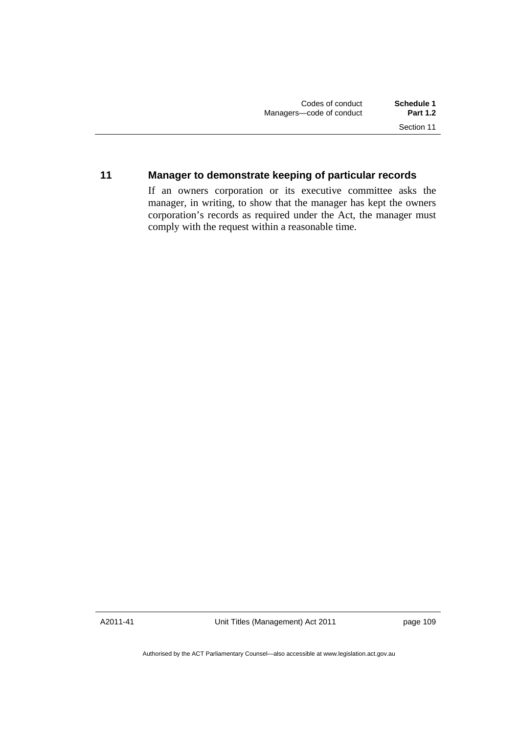## 11 Manager to demonstrate keeping of particular records

If an owners corporation or its executive committee asks the manager, in writing, to show that the manager has kept the owners corporation's records as required under the Act, the manager must comply with the request within a reasonable time.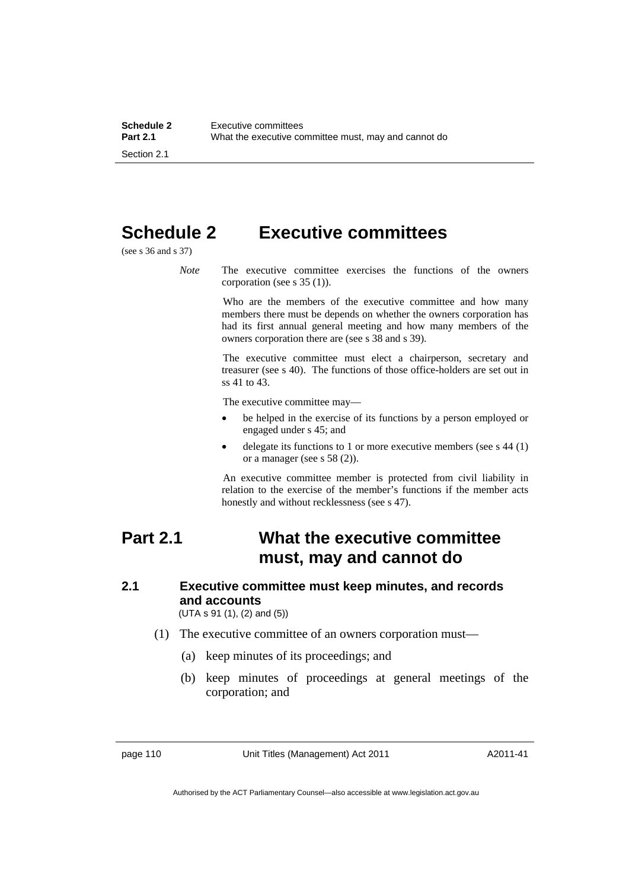# Schedule 2 Executive committees

(see s 36 and s 37)

*Note* The executive committee exercises the functions of the owners corporation (see s 35 (1)).

Who are the members of the executive committee and how many members there must be depends on whether the owners corporation has had its first annual general meeting and how many members of the owners corporation there are (see s 38 and s 39).

The executive committee must elect a chairperson, secretary and treasurer (see s 40). The functions of those office-holders are set out in ss 41 to 43.

The executive committee may—

- be helped in the exercise of its functions by a person employed or engaged under s 45; and
- delegate its functions to 1 or more executive members (see s 44 (1) or a manager (see s 58 (2)).

An executive committee member is protected from civil liability in relation to the exercise of the member's functions if the member acts honestly and without recklessness (see s 47).

## Part 2.1 What the executive committee must, may and cannot do

### 2.1 Executive committee must keep minutes, and records and accounts

(UTA s 91 (1), (2) and (5))

(1) The executive committee of an owners corporation must—

(a) keep minutes of its proceedings; and

(b) keep minutes of proceedings at general meetings of the corporation; and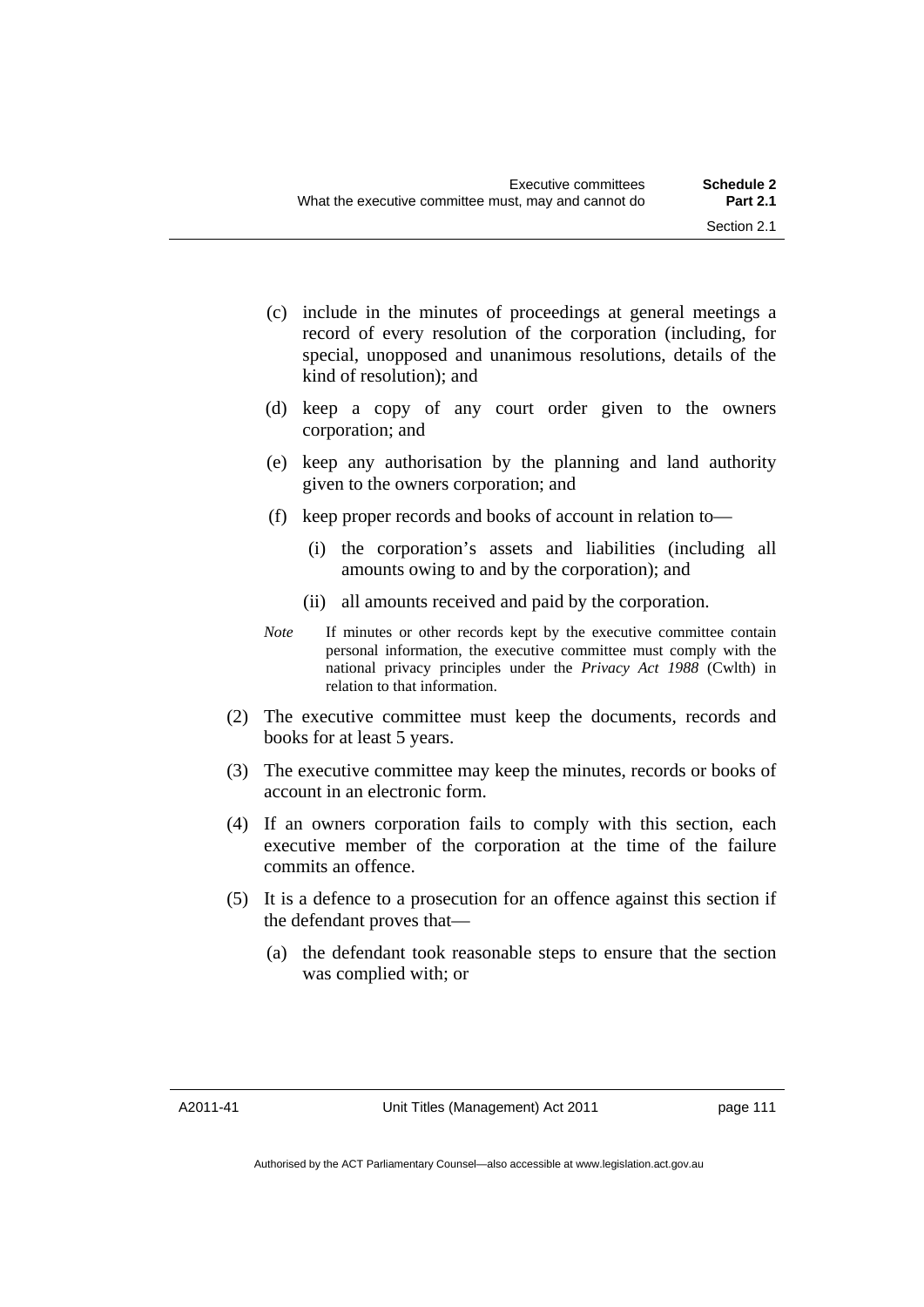(c) include in the minutes of proceedings at general meetings a record of every resolution of the corporation (including, for special, unopposed and unanimous resolutions, details of the kind of resolution); and

(d) keep a copy of any court order given to the owners corporation; and

(e) keep any authorisation by the planning and land authority given to the owners corporation; and

(f) keep proper records and books of account in relation to—

(i) the corporation's assets and liabilities (including all amounts owing to and by the corporation); and

(ii) all amounts received and paid by the corporation.

*Note* If minutes or other records kept by the executive committee contain personal information, the executive committee must comply with the national privacy principles under the *Privacy Act 1988* (Cwlth) in relation to that information.

(2) The executive committee must keep the documents, records and books for at least 5 years.

(3) The executive committee may keep the minutes, records or books of account in an electronic form.

(4) If an owners corporation fails to comply with this section, each executive member of the corporation at the time of the failure commits an offence.

(5) It is a defence to a prosecution for an offence against this section if the defendant proves that—

(a) the defendant took reasonable steps to ensure that the section was complied with; or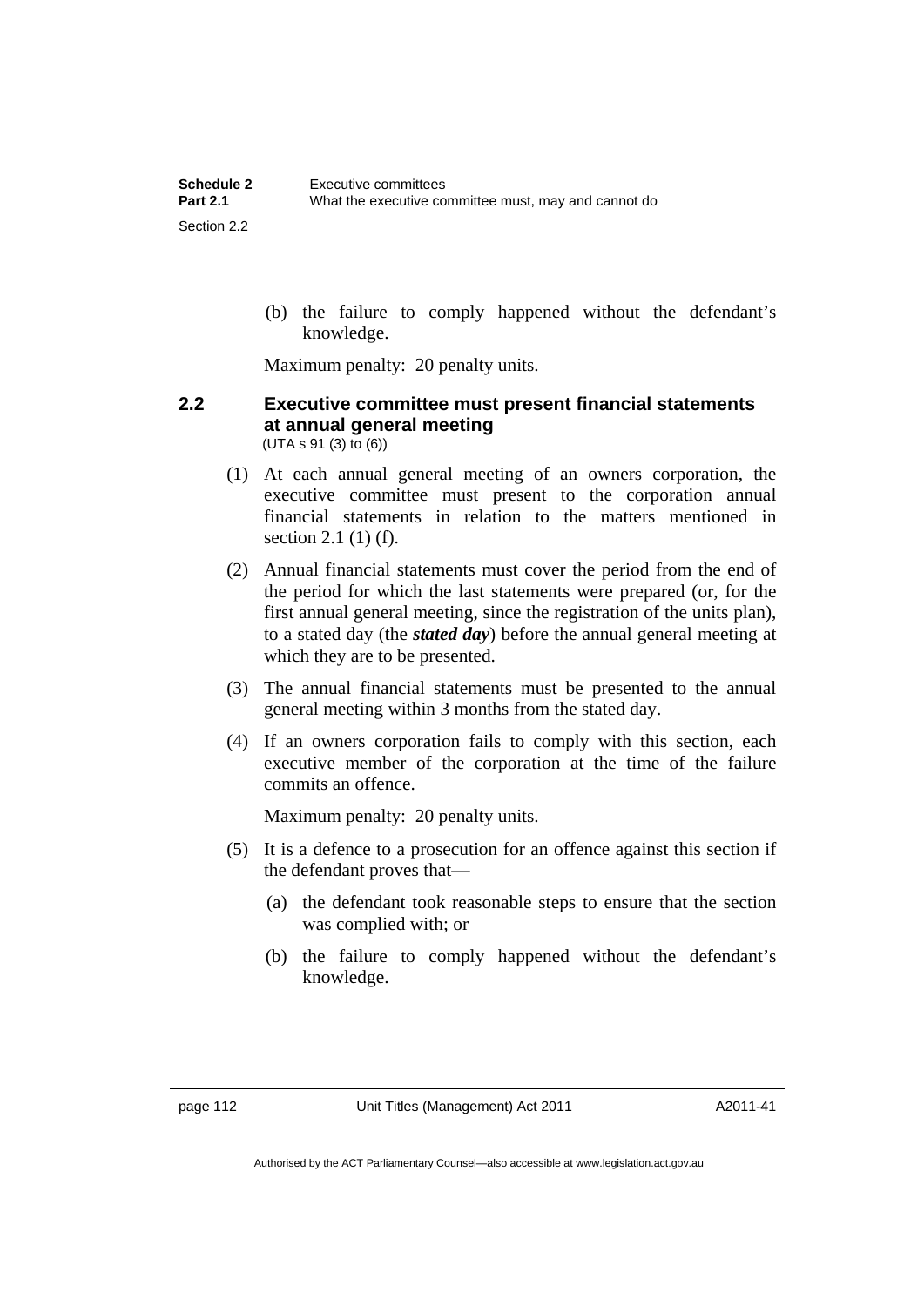(b) the failure to comply happened without the defendant's knowledge.

Maximum penalty: 20 penalty units.

### 2.2 Executive committee must present financial statements at annual general meeting

(UTA s 91 (3) to (6))

(1) At each annual general meeting of an owners corporation, the executive committee must present to the corporation annual financial statements in relation to the matters mentioned in section 2.1 (1) (f).

(2) Annual financial statements must cover the period from the end of the period for which the last statements were prepared (or, for the first annual general meeting, since the registration of the units plan), to a stated day (the ***stated day***) before the annual general meeting at which they are to be presented.

(3) The annual financial statements must be presented to the annual general meeting within 3 months from the stated day.

(4) If an owners corporation fails to comply with this section, each executive member of the corporation at the time of the failure commits an offence.

Maximum penalty: 20 penalty units.

(5) It is a defence to a prosecution for an offence against this section if the defendant proves that—

(a) the defendant took reasonable steps to ensure that the section was complied with; or

(b) the failure to comply happened without the defendant's knowledge.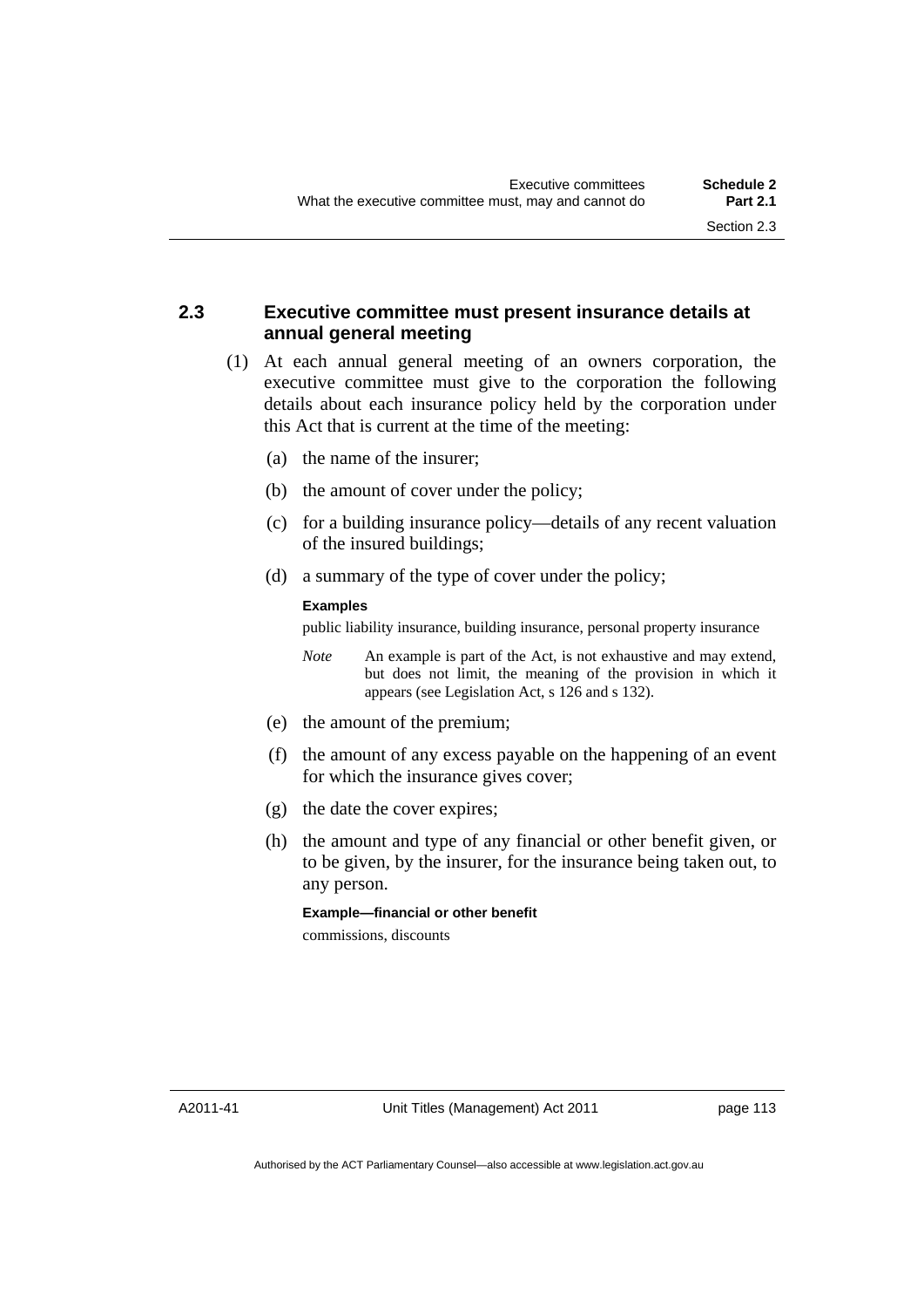## 2.3 Executive committee must present insurance details at annual general meeting

(1) At each annual general meeting of an owners corporation, the executive committee must give to the corporation the following details about each insurance policy held by the corporation under this Act that is current at the time of the meeting:

(a) the name of the insurer;

(b) the amount of cover under the policy;

(c) for a building insurance policy—details of any recent valuation of the insured buildings;

(d) a summary of the type of cover under the policy;

**Examples**

public liability insurance, building insurance, personal property insurance

*Note* An example is part of the Act, is not exhaustive and may extend, but does not limit, the meaning of the provision in which it appears (see Legislation Act, s 126 and s 132).

(e) the amount of the premium;

(f) the amount of any excess payable on the happening of an event for which the insurance gives cover;

(g) the date the cover expires;

(h) the amount and type of any financial or other benefit given, or to be given, by the insurer, for the insurance being taken out, to any person.

**Example—financial or other benefit**

commissions, discounts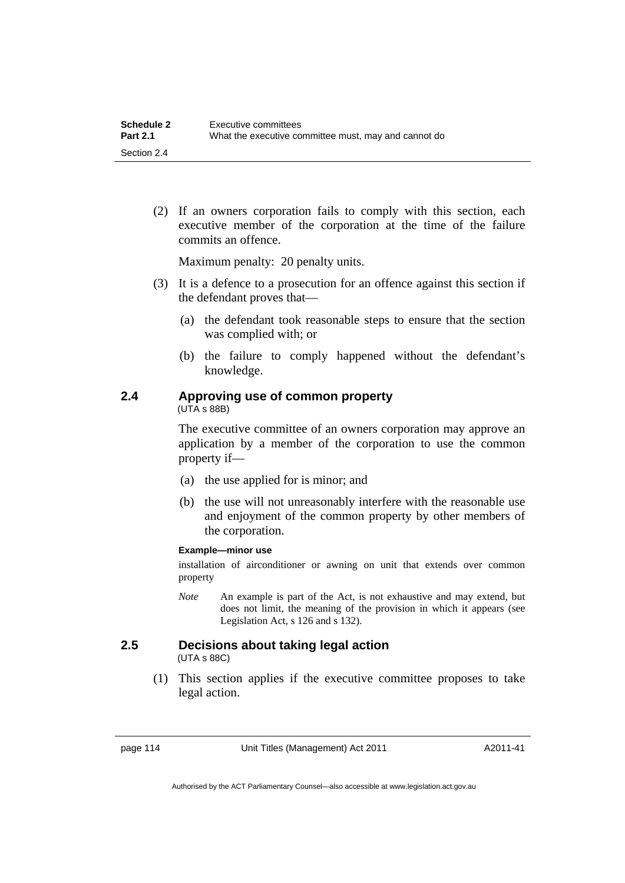(2) If an owners corporation fails to comply with this section, each executive member of the corporation at the time of the failure commits an offence.

Maximum penalty: 20 penalty units.

(3) It is a defence to a prosecution for an offence against this section if the defendant proves that—

(a) the defendant took reasonable steps to ensure that the section was complied with; or

(b) the failure to comply happened without the defendant's knowledge.

## 2.4 Approving use of common property

(UTA s 88B)

The executive committee of an owners corporation may approve an application by a member of the corporation to use the common property if—

(a) the use applied for is minor; and

(b) the use will not unreasonably interfere with the reasonable use and enjoyment of the common property by other members of the corporation.

**Example—minor use**

installation of airconditioner or awning on unit that extends over common property

*Note* An example is part of the Act, is not exhaustive and may extend, but does not limit, the meaning of the provision in which it appears (see Legislation Act, s 126 and s 132).

## 2.5 Decisions about taking legal action

(UTA s 88C)

(1) This section applies if the executive committee proposes to take legal action.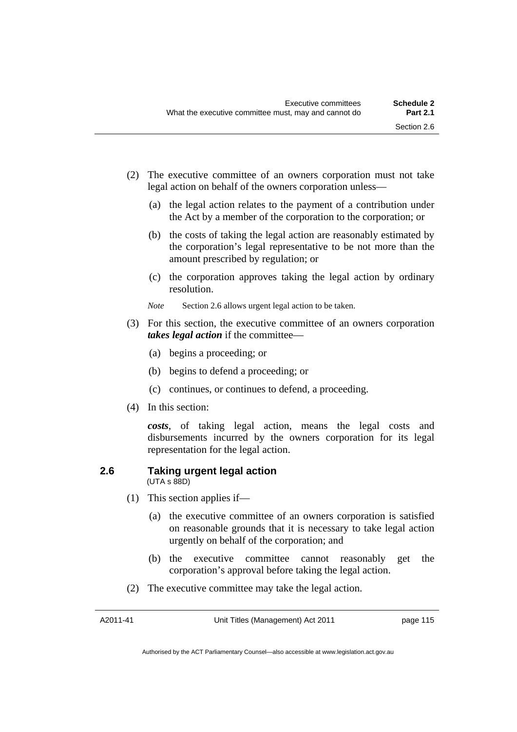(2) The executive committee of an owners corporation must not take legal action on behalf of the owners corporation unless—

(a) the legal action relates to the payment of a contribution under the Act by a member of the corporation to the corporation; or

(b) the costs of taking the legal action are reasonably estimated by the corporation's legal representative to be not more than the amount prescribed by regulation; or

(c) the corporation approves taking the legal action by ordinary resolution.

*Note* Section 2.6 allows urgent legal action to be taken.

(3) For this section, the executive committee of an owners corporation ***takes legal action*** if the committee—

(a) begins a proceeding; or

(b) begins to defend a proceeding; or

(c) continues, or continues to defend, a proceeding.

(4) In this section:

***costs***, of taking legal action, means the legal costs and disbursements incurred by the owners corporation for its legal representation for the legal action.

## 2.6 Taking urgent legal action

(UTA s 88D)

(1) This section applies if—

(a) the executive committee of an owners corporation is satisfied on reasonable grounds that it is necessary to take legal action urgently on behalf of the corporation; and

(b) the executive committee cannot reasonably get the corporation's approval before taking the legal action.

(2) The executive committee may take the legal action.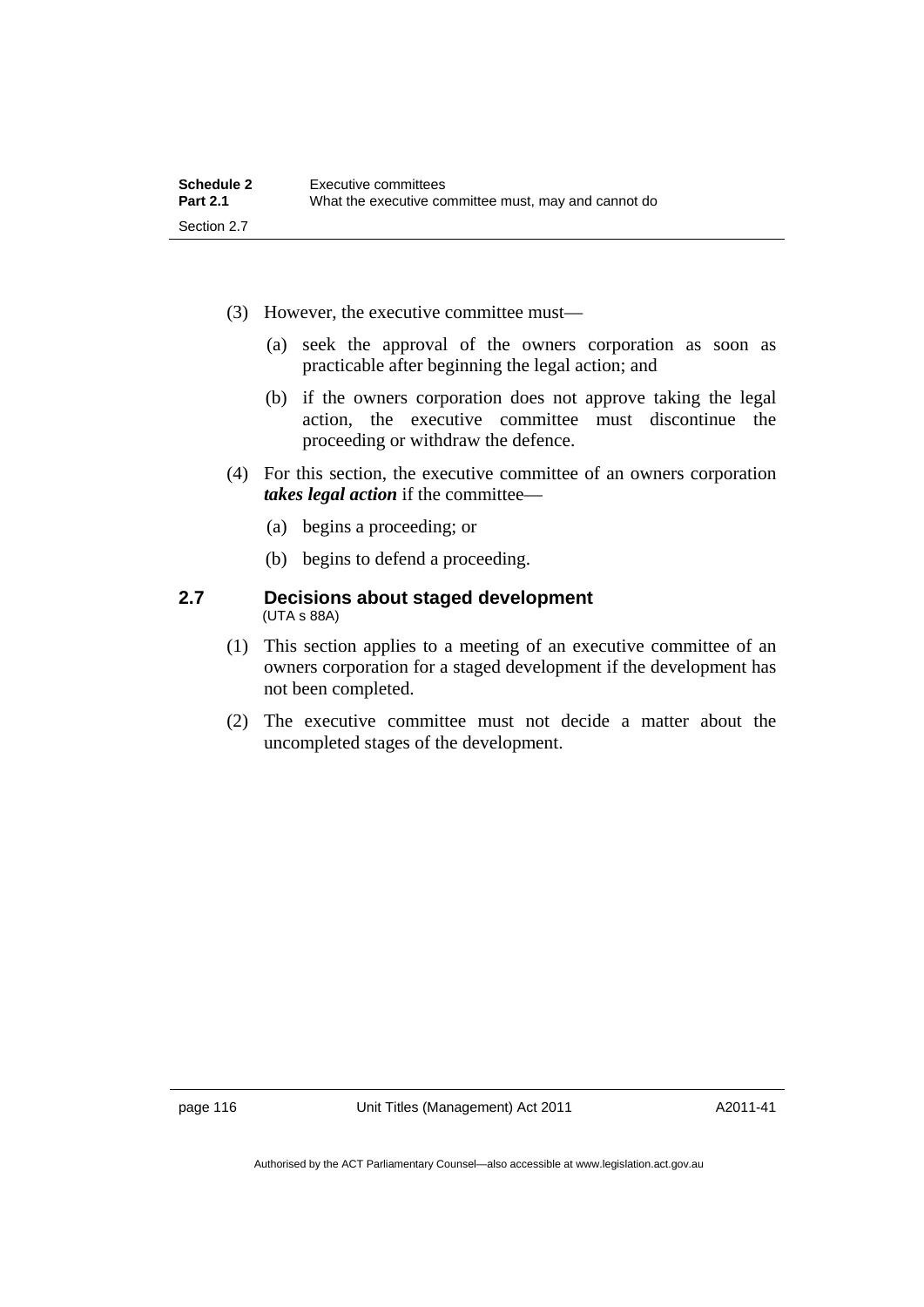(3) However, the executive committee must—

(a) seek the approval of the owners corporation as soon as practicable after beginning the legal action; and

(b) if the owners corporation does not approve taking the legal action, the executive committee must discontinue the proceeding or withdraw the defence.

(4) For this section, the executive committee of an owners corporation ***takes legal action*** if the committee—

(a) begins a proceeding; or

(b) begins to defend a proceeding.

### 2.7 Decisions about staged development

(UTA s 88A)

(1) This section applies to a meeting of an executive committee of an owners corporation for a staged development if the development has not been completed.

(2) The executive committee must not decide a matter about the uncompleted stages of the development.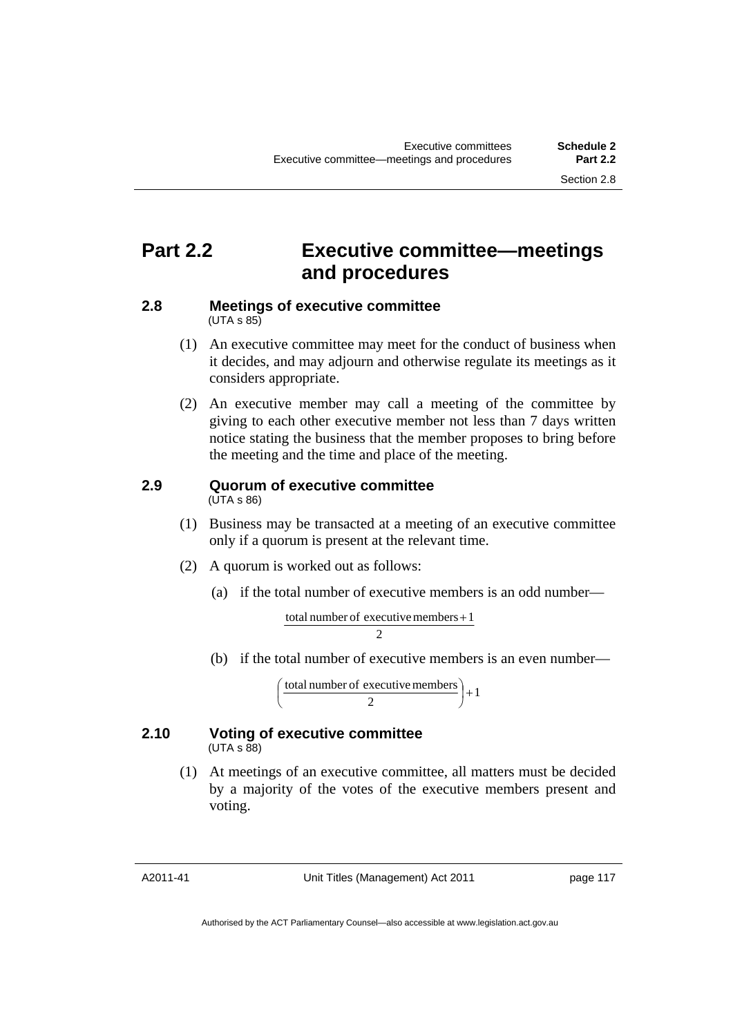# Part 2.2 Executive committee—meetings and procedures

## 2.8 Meetings of executive committee

(UTA s 85)

(1) An executive committee may meet for the conduct of business when it decides, and may adjourn and otherwise regulate its meetings as it considers appropriate.

(2) An executive member may call a meeting of the committee by giving to each other executive member not less than 7 days written notice stating the business that the member proposes to bring before the meeting and the time and place of the meeting.

## 2.9 Quorum of executive committee

(UTA s 86)

(1) Business may be transacted at a meeting of an executive committee only if a quorum is present at the relevant time.

(2) A quorum is worked out as follows:

(a) if the total number of executive members is an odd number—

$$\frac{\text{total number of executive members} + 1}{2}$$

(b) if the total number of executive members is an even number—

$$\left(\frac{\text{total number of executive members}}{2}\right) + 1$$

## 2.10 Voting of executive committee

(UTA s 88)

(1) At meetings of an executive committee, all matters must be decided by a majority of the votes of the executive members present and voting.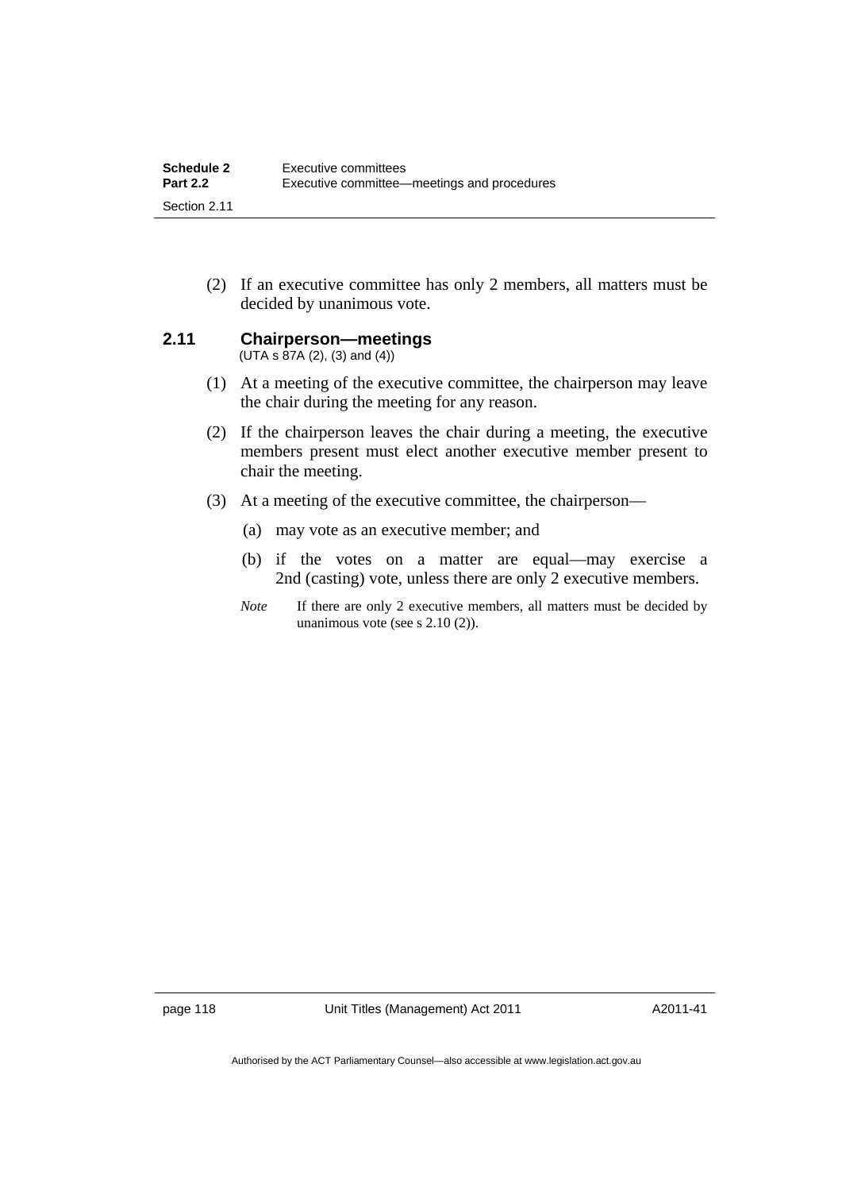(2) If an executive committee has only 2 members, all matters must be decided by unanimous vote.

## 2.11 Chairperson—meetings

(UTA s 87A (2), (3) and (4))

(1) At a meeting of the executive committee, the chairperson may leave the chair during the meeting for any reason.

(2) If the chairperson leaves the chair during a meeting, the executive members present must elect another executive member present to chair the meeting.

(3) At a meeting of the executive committee, the chairperson—

(a) may vote as an executive member; and

(b) if the votes on a matter are equal—may exercise a 2nd (casting) vote, unless there are only 2 executive members.

*Note* If there are only 2 executive members, all matters must be decided by unanimous vote (see s 2.10 (2)).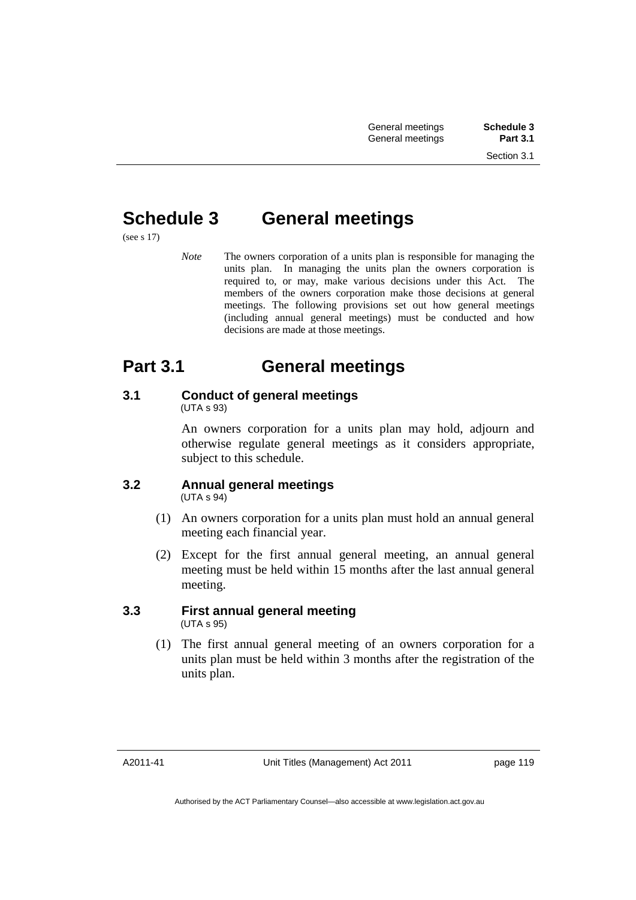# Schedule 3 General meetings

(see s 17)

*Note* The owners corporation of a units plan is responsible for managing the units plan. In managing the units plan the owners corporation is required to, or may, make various decisions under this Act. The members of the owners corporation make those decisions at general meetings. The following provisions set out how general meetings (including annual general meetings) must be conducted and how decisions are made at those meetings.

# Part 3.1 General meetings

### 3.1 Conduct of general meetings

(UTA s 93)

An owners corporation for a units plan may hold, adjourn and otherwise regulate general meetings as it considers appropriate, subject to this schedule.

### 3.2 Annual general meetings

(UTA s 94)

(1) An owners corporation for a units plan must hold an annual general meeting each financial year.

(2) Except for the first annual general meeting, an annual general meeting must be held within 15 months after the last annual general meeting.

### 3.3 First annual general meeting

(UTA s 95)

(1) The first annual general meeting of an owners corporation for a units plan must be held within 3 months after the registration of the units plan.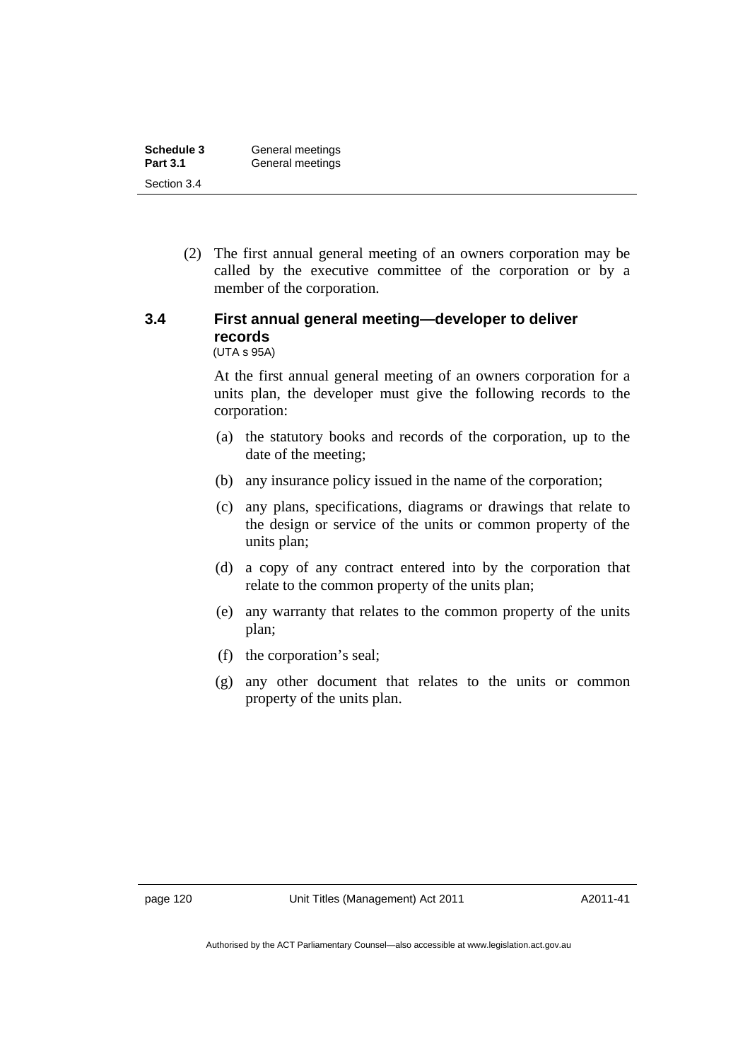(2) The first annual general meeting of an owners corporation may be called by the executive committee of the corporation or by a member of the corporation.

### 3.4 First annual general meeting—developer to deliver records

(UTA s 95A)

At the first annual general meeting of an owners corporation for a units plan, the developer must give the following records to the corporation:

(a) the statutory books and records of the corporation, up to the date of the meeting;

(b) any insurance policy issued in the name of the corporation;

(c) any plans, specifications, diagrams or drawings that relate to the design or service of the units or common property of the units plan;

(d) a copy of any contract entered into by the corporation that relate to the common property of the units plan;

(e) any warranty that relates to the common property of the units plan;

(f) the corporation's seal;

(g) any other document that relates to the units or common property of the units plan.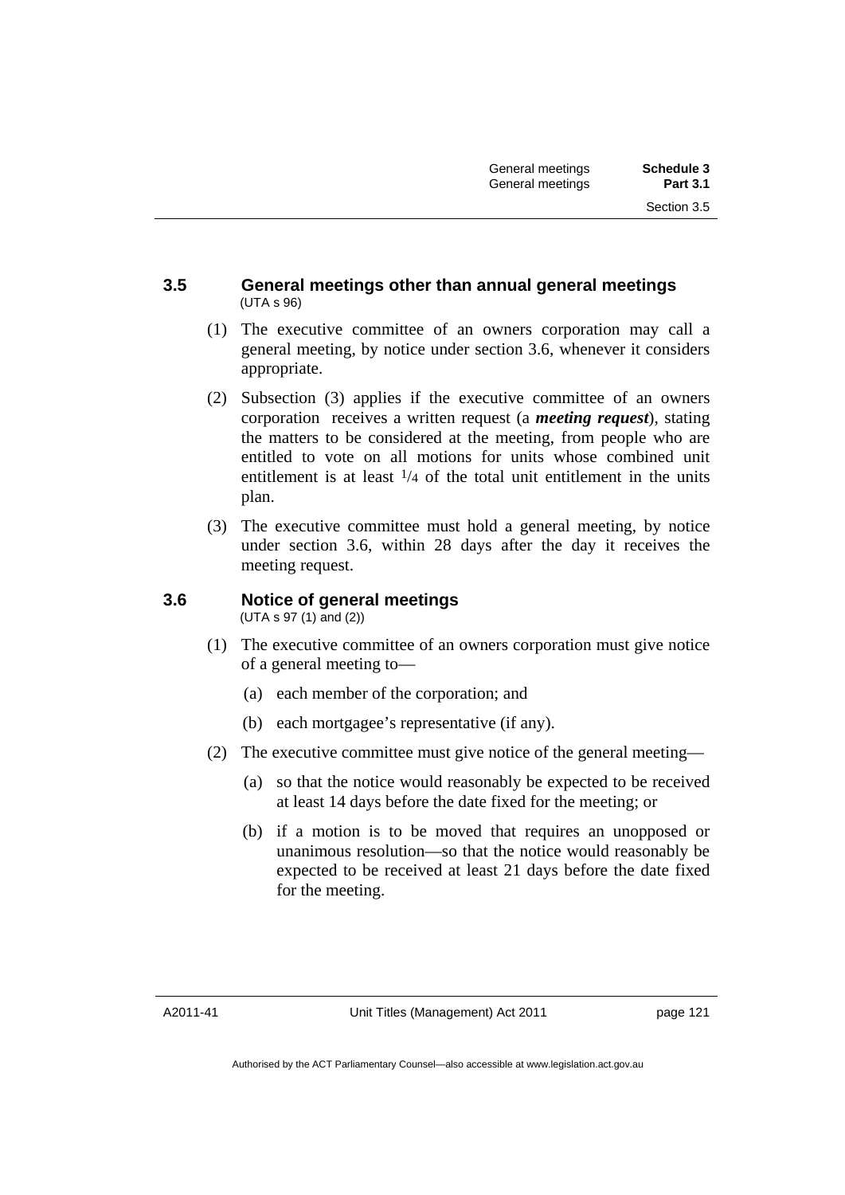### 3.5 General meetings other than annual general meetings

(UTA s 96)

(1) The executive committee of an owners corporation may call a general meeting, by notice under section 3.6, whenever it considers appropriate.

(2) Subsection (3) applies if the executive committee of an owners corporation receives a written request (a ***meeting request***), stating the matters to be considered at the meeting, from people who are entitled to vote on all motions for units whose combined unit entitlement is at least $1/4$ of the total unit entitlement in the units plan.

(3) The executive committee must hold a general meeting, by notice under section 3.6, within 28 days after the day it receives the meeting request.

### 3.6 Notice of general meetings

(UTA s 97 (1) and (2))

(1) The executive committee of an owners corporation must give notice of a general meeting to—

(a) each member of the corporation; and

(b) each mortgagee's representative (if any).

(2) The executive committee must give notice of the general meeting—

(a) so that the notice would reasonably be expected to be received at least 14 days before the date fixed for the meeting; or

(b) if a motion is to be moved that requires an unopposed or unanimous resolution—so that the notice would reasonably be expected to be received at least 21 days before the date fixed for the meeting.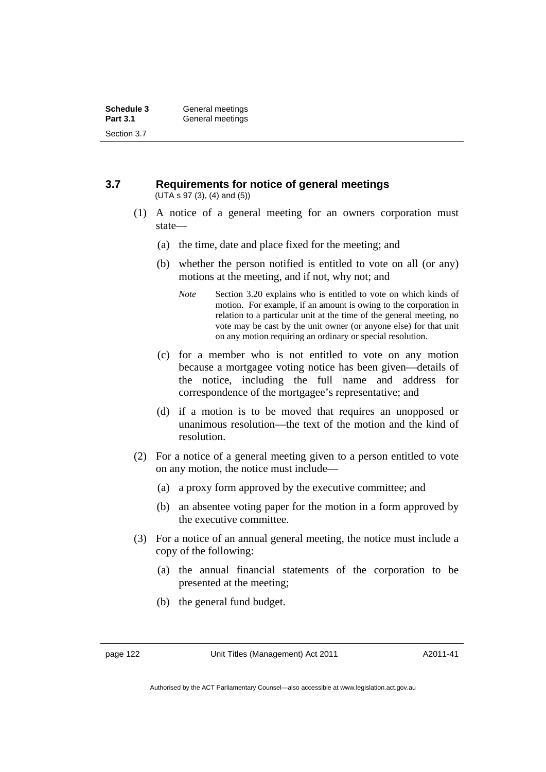### 3.7 Requirements for notice of general meetings

(UTA s 97 (3), (4) and (5))

(1) A notice of a general meeting for an owners corporation must state—

(a) the time, date and place fixed for the meeting; and

(b) whether the person notified is entitled to vote on all (or any) motions at the meeting, and if not, why not; and

*Note* Section 3.20 explains who is entitled to vote on which kinds of motion. For example, if an amount is owing to the corporation in relation to a particular unit at the time of the general meeting, no vote may be cast by the unit owner (or anyone else) for that unit on any motion requiring an ordinary or special resolution.

(c) for a member who is not entitled to vote on any motion because a mortgagee voting notice has been given—details of the notice, including the full name and address for correspondence of the mortgagee's representative; and

(d) if a motion is to be moved that requires an unopposed or unanimous resolution—the text of the motion and the kind of resolution.

(2) For a notice of a general meeting given to a person entitled to vote on any motion, the notice must include—

(a) a proxy form approved by the executive committee; and

(b) an absentee voting paper for the motion in a form approved by the executive committee.

(3) For a notice of an annual general meeting, the notice must include a copy of the following:

(a) the annual financial statements of the corporation to be presented at the meeting;

(b) the general fund budget.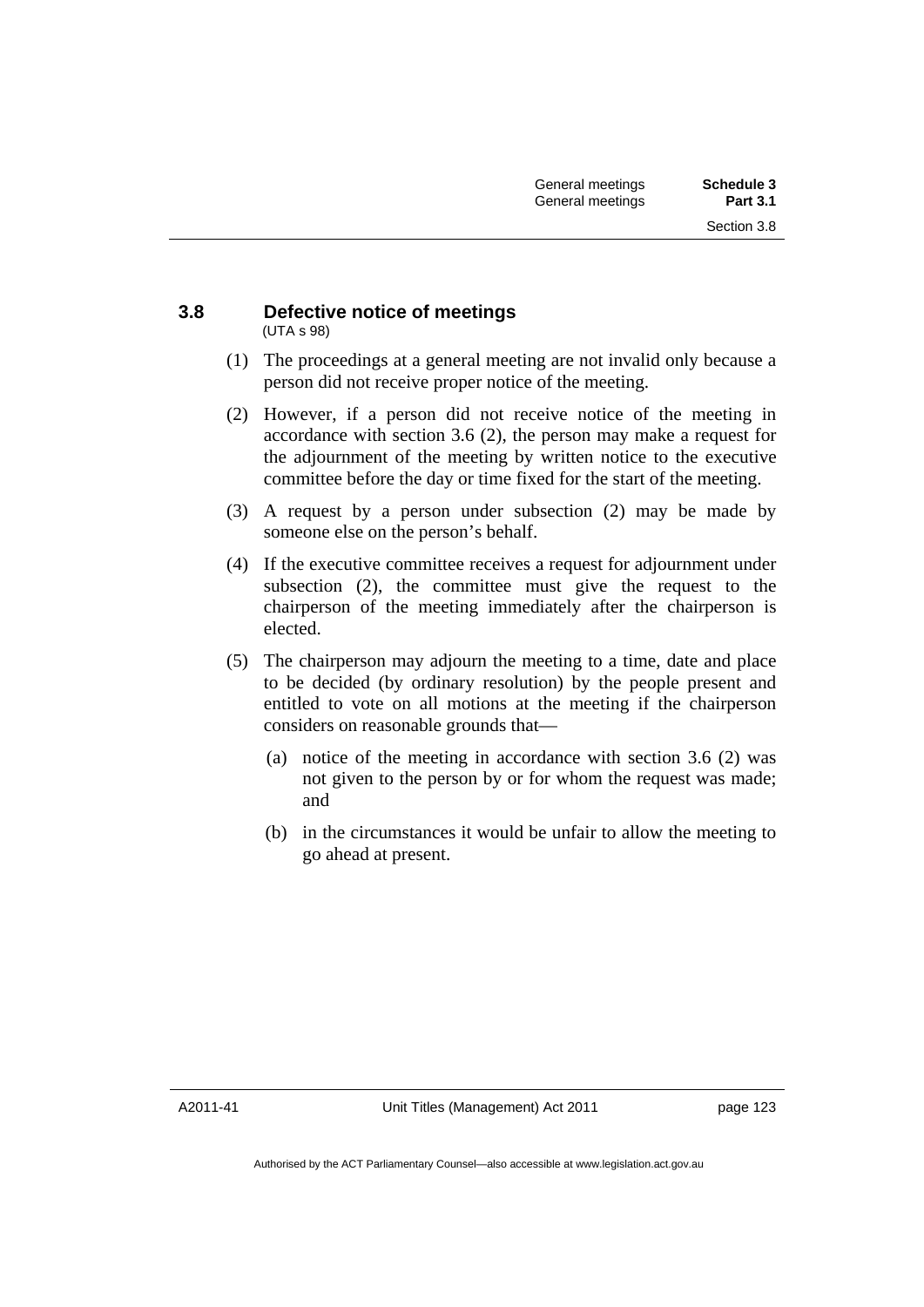### 3.8 Defective notice of meetings

(UTA s 98)

(1) The proceedings at a general meeting are not invalid only because a person did not receive proper notice of the meeting.

(2) However, if a person did not receive notice of the meeting in accordance with section 3.6 (2), the person may make a request for the adjournment of the meeting by written notice to the executive committee before the day or time fixed for the start of the meeting.

(3) A request by a person under subsection (2) may be made by someone else on the person's behalf.

(4) If the executive committee receives a request for adjournment under subsection (2), the committee must give the request to the chairperson of the meeting immediately after the chairperson is elected.

(5) The chairperson may adjourn the meeting to a time, date and place to be decided (by ordinary resolution) by the people present and entitled to vote on all motions at the meeting if the chairperson considers on reasonable grounds that—

(a) notice of the meeting in accordance with section 3.6 (2) was not given to the person by or for whom the request was made; and

(b) in the circumstances it would be unfair to allow the meeting to go ahead at present.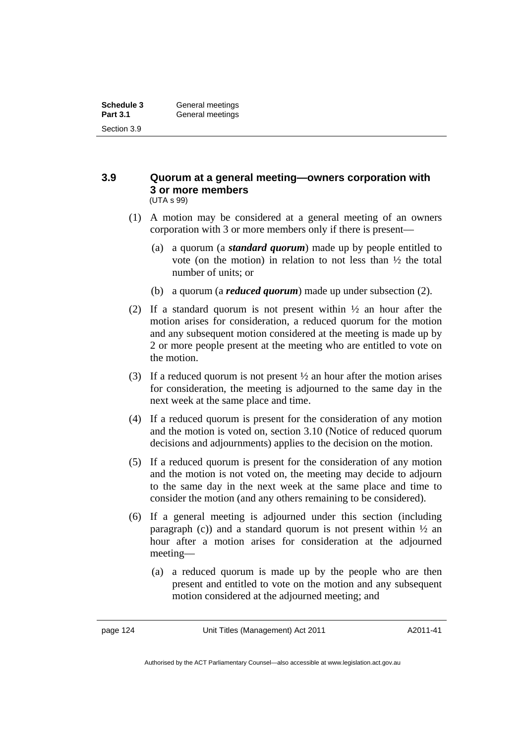### 3.9 Quorum at a general meeting—owners corporation with 3 or more members

(UTA s 99)

(1) A motion may be considered at a general meeting of an owners corporation with 3 or more members only if there is present—

(a) a quorum (a ***standard quorum***) made up by people entitled to vote (on the motion) in relation to not less than ½ the total number of units; or

(b) a quorum (a ***reduced quorum***) made up under subsection (2).

(2) If a standard quorum is not present within ½ an hour after the motion arises for consideration, a reduced quorum for the motion and any subsequent motion considered at the meeting is made up by 2 or more people present at the meeting who are entitled to vote on the motion.

(3) If a reduced quorum is not present ½ an hour after the motion arises for consideration, the meeting is adjourned to the same day in the next week at the same place and time.

(4) If a reduced quorum is present for the consideration of any motion and the motion is voted on, section 3.10 (Notice of reduced quorum decisions and adjournments) applies to the decision on the motion.

(5) If a reduced quorum is present for the consideration of any motion and the motion is not voted on, the meeting may decide to adjourn to the same day in the next week at the same place and time to consider the motion (and any others remaining to be considered).

(6) If a general meeting is adjourned under this section (including paragraph (c)) and a standard quorum is not present within ½ an hour after a motion arises for consideration at the adjourned meeting—

(a) a reduced quorum is made up by the people who are then present and entitled to vote on the motion and any subsequent motion considered at the adjourned meeting; and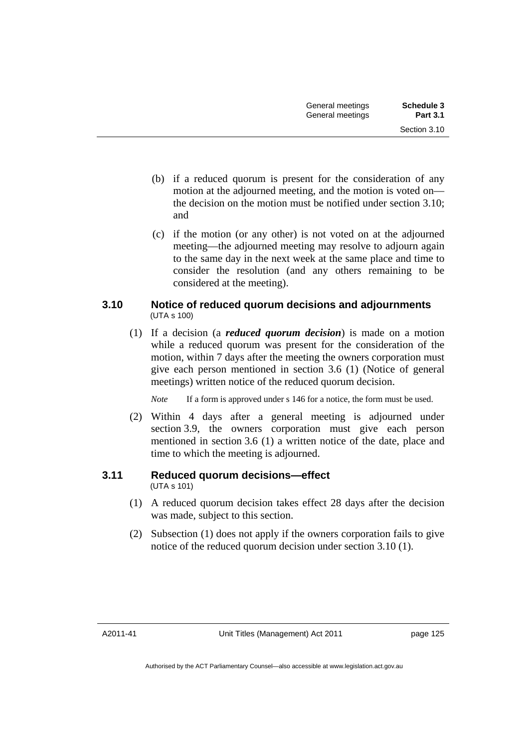(b) if a reduced quorum is present for the consideration of any motion at the adjourned meeting, and the motion is voted on—the decision on the motion must be notified under section 3.10; and

(c) if the motion (or any other) is not voted on at the adjourned meeting—the adjourned meeting may resolve to adjourn again to the same day in the next week at the same place and time to consider the resolution (and any others remaining to be considered at the meeting).

### 3.10 Notice of reduced quorum decisions and adjournments

(UTA s 100)

(1) If a decision (a ***reduced quorum decision***) is made on a motion while a reduced quorum was present for the consideration of the motion, within 7 days after the meeting the owners corporation must give each person mentioned in section 3.6 (1) (Notice of general meetings) written notice of the reduced quorum decision.

*Note* If a form is approved under s 146 for a notice, the form must be used.

(2) Within 4 days after a general meeting is adjourned under section 3.9, the owners corporation must give each person mentioned in section 3.6 (1) a written notice of the date, place and time to which the meeting is adjourned.

### 3.11 Reduced quorum decisions—effect

(UTA s 101)

(1) A reduced quorum decision takes effect 28 days after the decision was made, subject to this section.

(2) Subsection (1) does not apply if the owners corporation fails to give notice of the reduced quorum decision under section 3.10 (1).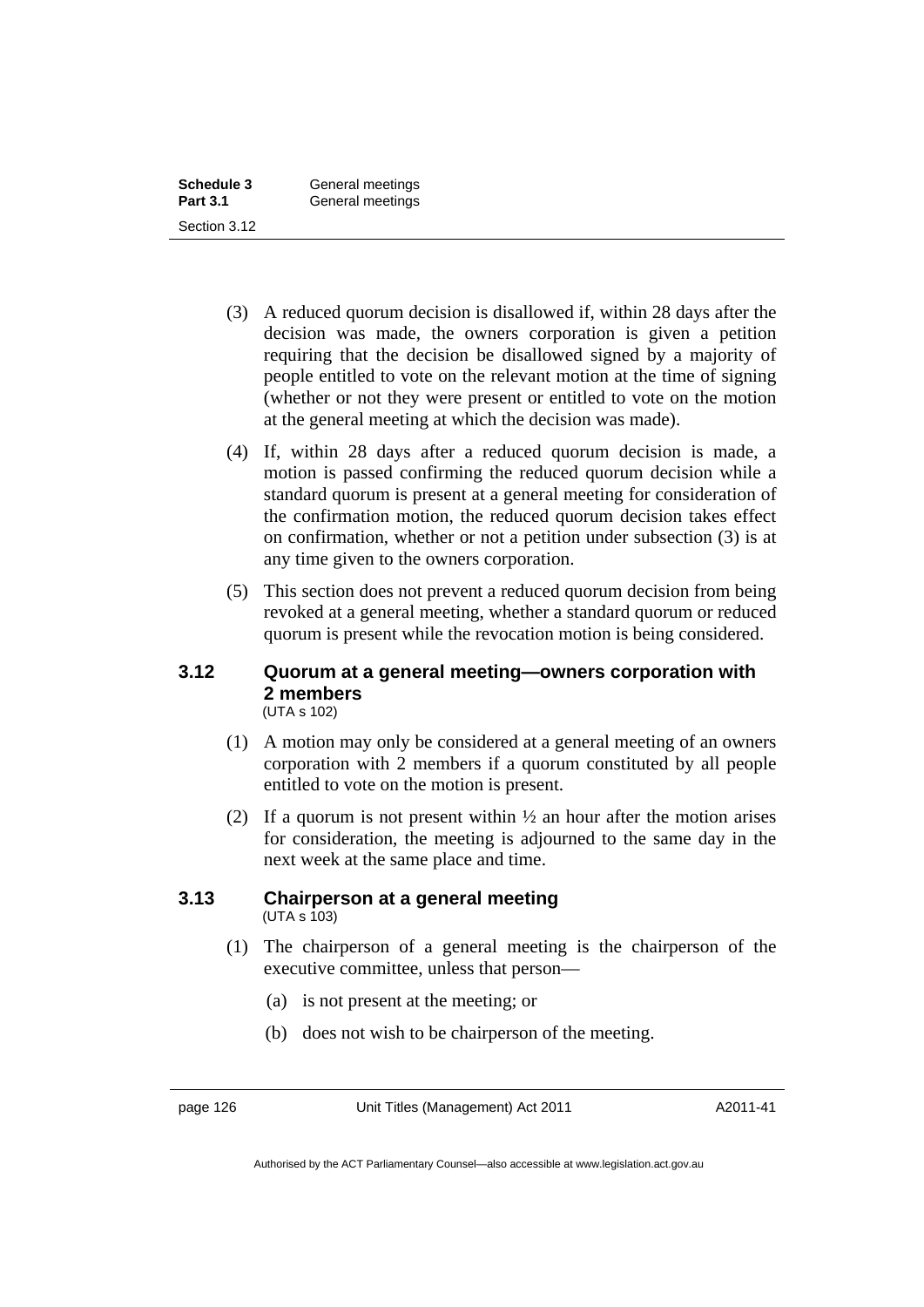(3) A reduced quorum decision is disallowed if, within 28 days after the decision was made, the owners corporation is given a petition requiring that the decision be disallowed signed by a majority of people entitled to vote on the relevant motion at the time of signing (whether or not they were present or entitled to vote on the motion at the general meeting at which the decision was made).

(4) If, within 28 days after a reduced quorum decision is made, a motion is passed confirming the reduced quorum decision while a standard quorum is present at a general meeting for consideration of the confirmation motion, the reduced quorum decision takes effect on confirmation, whether or not a petition under subsection (3) is at any time given to the owners corporation.

(5) This section does not prevent a reduced quorum decision from being revoked at a general meeting, whether a standard quorum or reduced quorum is present while the revocation motion is being considered.

### 3.12 Quorum at a general meeting—owners corporation with 2 members

(UTA s 102)

(1) A motion may only be considered at a general meeting of an owners corporation with 2 members if a quorum constituted by all people entitled to vote on the motion is present.

(2) If a quorum is not present within ½ an hour after the motion arises for consideration, the meeting is adjourned to the same day in the next week at the same place and time.

### 3.13 Chairperson at a general meeting

(UTA s 103)

(1) The chairperson of a general meeting is the chairperson of the executive committee, unless that person—

(a) is not present at the meeting; or

(b) does not wish to be chairperson of the meeting.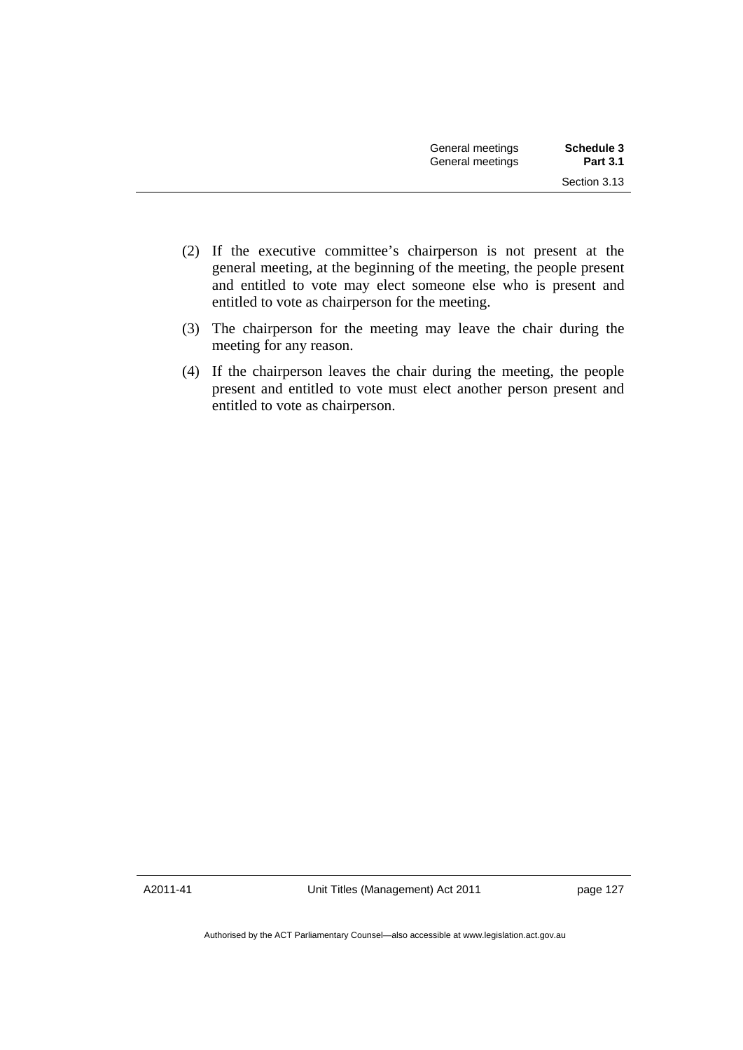(2) If the executive committee's chairperson is not present at the general meeting, at the beginning of the meeting, the people present and entitled to vote may elect someone else who is present and entitled to vote as chairperson for the meeting.

(3) The chairperson for the meeting may leave the chair during the meeting for any reason.

(4) If the chairperson leaves the chair during the meeting, the people present and entitled to vote must elect another person present and entitled to vote as chairperson.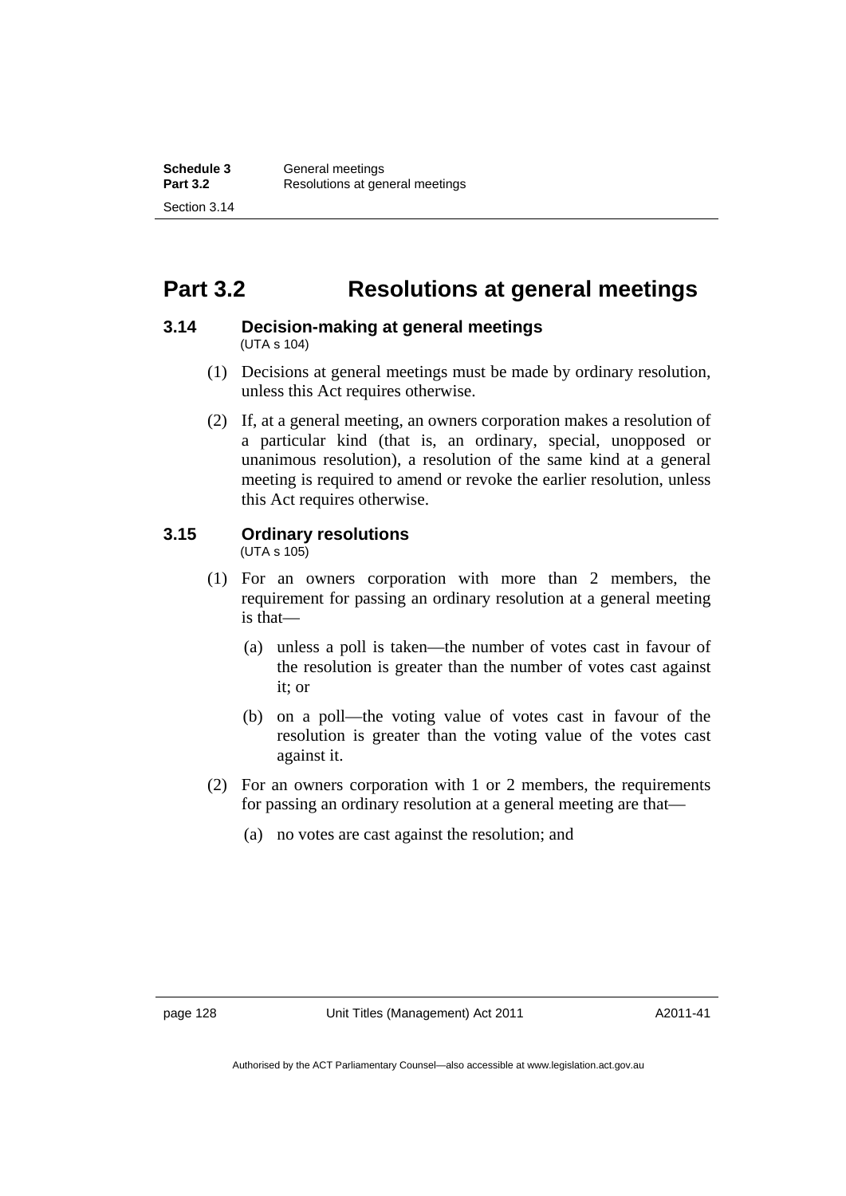# Part 3.2 Resolutions at general meetings

## 3.14 Decision-making at general meetings

(UTA s 104)

(1) Decisions at general meetings must be made by ordinary resolution, unless this Act requires otherwise.

(2) If, at a general meeting, an owners corporation makes a resolution of a particular kind (that is, an ordinary, special, unopposed or unanimous resolution), a resolution of the same kind at a general meeting is required to amend or revoke the earlier resolution, unless this Act requires otherwise.

## 3.15 Ordinary resolutions

(UTA s 105)

(1) For an owners corporation with more than 2 members, the requirement for passing an ordinary resolution at a general meeting is that—

(a) unless a poll is taken—the number of votes cast in favour of the resolution is greater than the number of votes cast against it; or

(b) on a poll—the voting value of votes cast in favour of the resolution is greater than the voting value of the votes cast against it.

(2) For an owners corporation with 1 or 2 members, the requirements for passing an ordinary resolution at a general meeting are that—

(a) no votes are cast against the resolution; and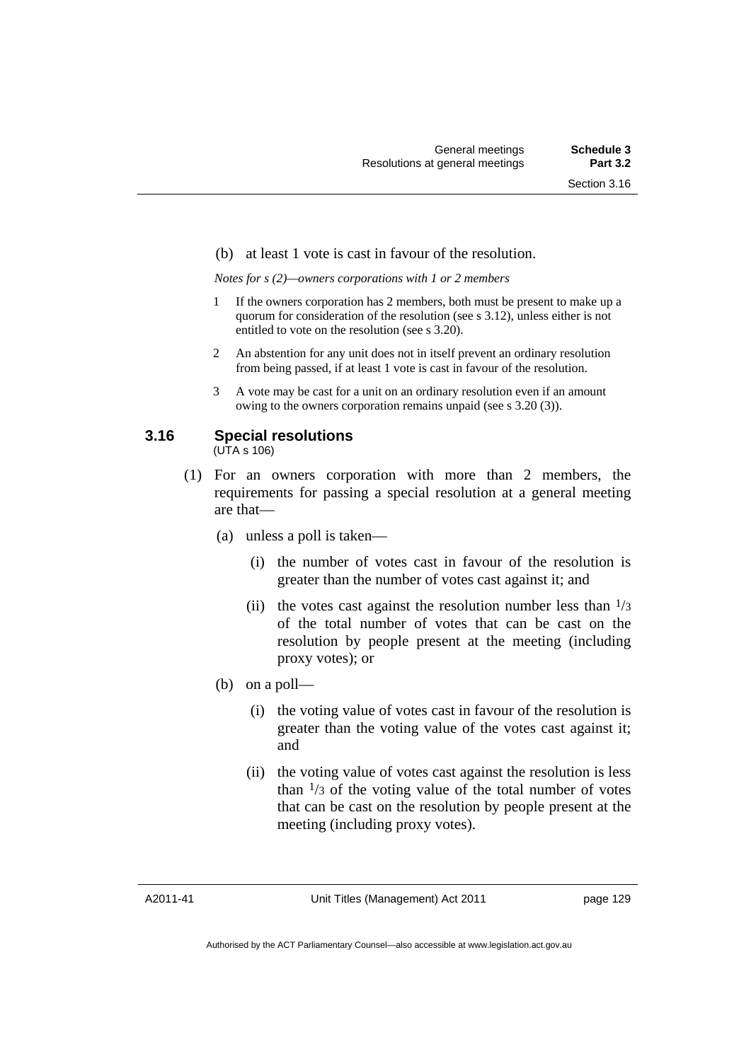(b) at least 1 vote is cast in favour of the resolution.

*Notes for s (2)—owners corporations with 1 or 2 members*

1 If the owners corporation has 2 members, both must be present to make up a quorum for consideration of the resolution (see s 3.12), unless either is not entitled to vote on the resolution (see s 3.20).

2 An abstention for any unit does not in itself prevent an ordinary resolution from being passed, if at least 1 vote is cast in favour of the resolution.

3 A vote may be cast for a unit on an ordinary resolution even if an amount owing to the owners corporation remains unpaid (see s 3.20 (3)).

### 3.16 Special resolutions

(UTA s 106)

(1) For an owners corporation with more than 2 members, the requirements for passing a special resolution at a general meeting are that—

(a) unless a poll is taken—

(i) the number of votes cast in favour of the resolution is greater than the number of votes cast against it; and

(ii) the votes cast against the resolution number less than $^1/_3$ of the total number of votes that can be cast on the resolution by people present at the meeting (including proxy votes); or

(b) on a poll—

(i) the voting value of votes cast in favour of the resolution is greater than the voting value of the votes cast against it; and

(ii) the voting value of votes cast against the resolution is less than $^1/_3$ of the voting value of the total number of votes that can be cast on the resolution by people present at the meeting (including proxy votes).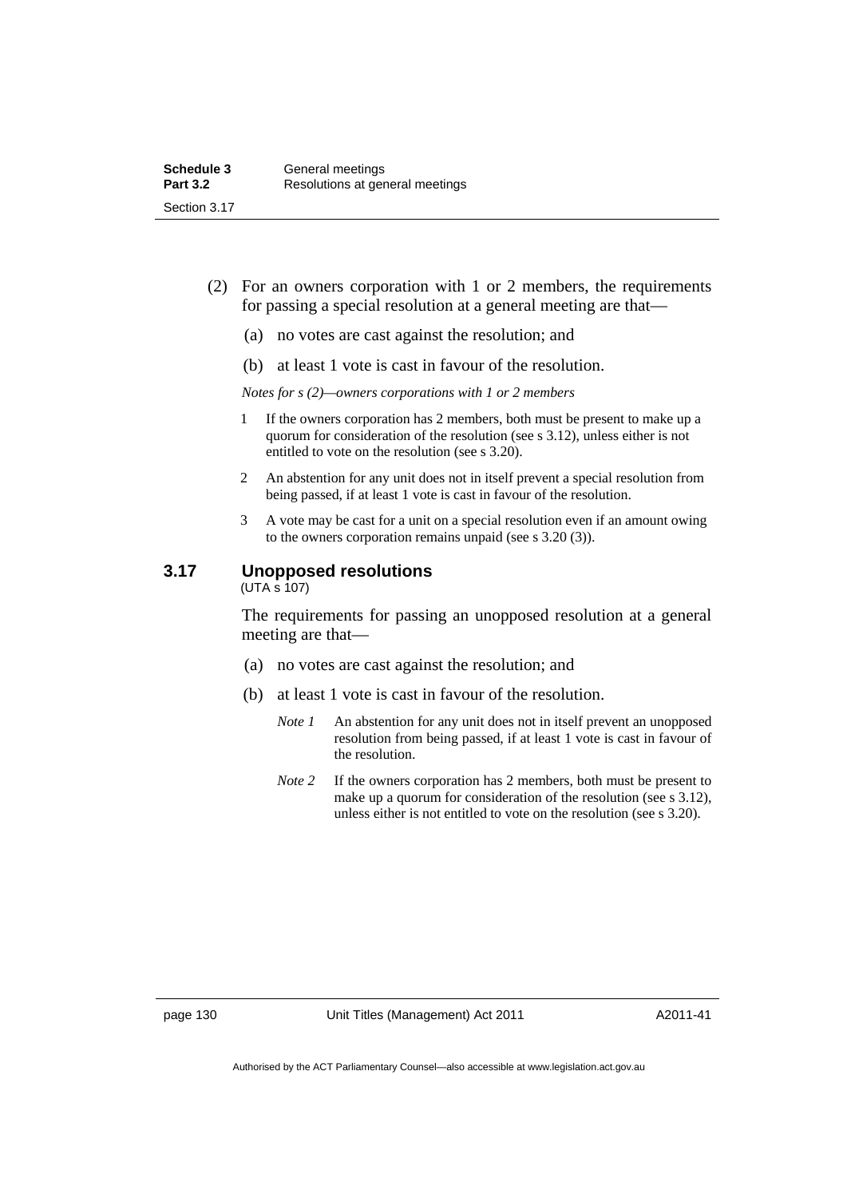(2) For an owners corporation with 1 or 2 members, the requirements for passing a special resolution at a general meeting are that—

(a) no votes are cast against the resolution; and

(b) at least 1 vote is cast in favour of the resolution.

*Notes for s (2)—owners corporations with 1 or 2 members*

1 If the owners corporation has 2 members, both must be present to make up a quorum for consideration of the resolution (see s 3.12), unless either is not entitled to vote on the resolution (see s 3.20).

2 An abstention for any unit does not in itself prevent a special resolution from being passed, if at least 1 vote is cast in favour of the resolution.

3 A vote may be cast for a unit on a special resolution even if an amount owing to the owners corporation remains unpaid (see s 3.20 (3)).

## 3.17 Unopposed resolutions

(UTA s 107)

The requirements for passing an unopposed resolution at a general meeting are that—

(a) no votes are cast against the resolution; and

(b) at least 1 vote is cast in favour of the resolution.

*Note 1* An abstention for any unit does not in itself prevent an unopposed resolution from being passed, if at least 1 vote is cast in favour of the resolution.

*Note 2* If the owners corporation has 2 members, both must be present to make up a quorum for consideration of the resolution (see s 3.12), unless either is not entitled to vote on the resolution (see s 3.20).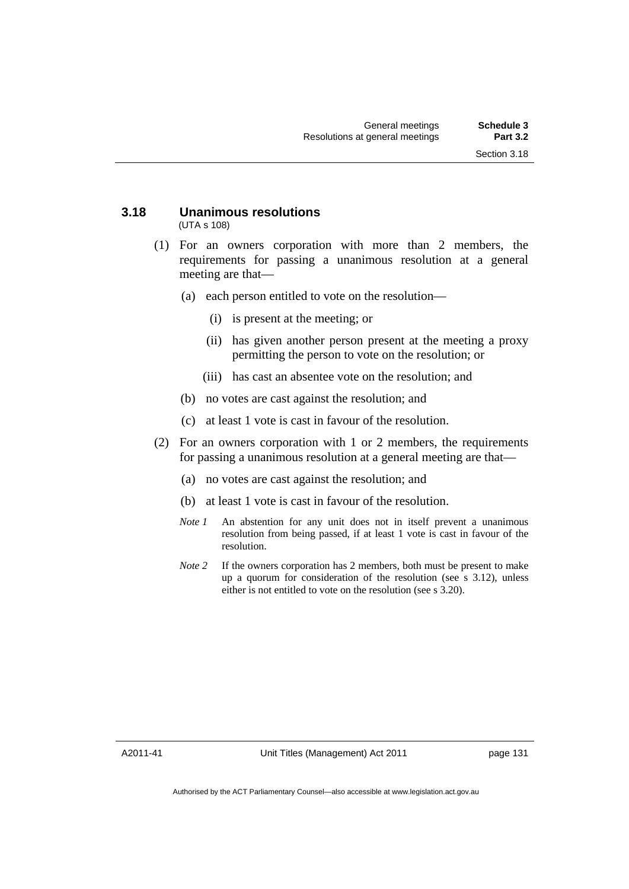### 3.18 Unanimous resolutions

(UTA s 108)

(1) For an owners corporation with more than 2 members, the requirements for passing a unanimous resolution at a general meeting are that—

  (a) each person entitled to vote on the resolution—

    (i) is present at the meeting; or

    (ii) has given another person present at the meeting a proxy permitting the person to vote on the resolution; or

    (iii) has cast an absentee vote on the resolution; and

  (b) no votes are cast against the resolution; and

  (c) at least 1 vote is cast in favour of the resolution.

(2) For an owners corporation with 1 or 2 members, the requirements for passing a unanimous resolution at a general meeting are that—

  (a) no votes are cast against the resolution; and

  (b) at least 1 vote is cast in favour of the resolution.

*Note 1* An abstention for any unit does not in itself prevent a unanimous resolution from being passed, if at least 1 vote is cast in favour of the resolution.

*Note 2* If the owners corporation has 2 members, both must be present to make up a quorum for consideration of the resolution (see s 3.12), unless either is not entitled to vote on the resolution (see s 3.20).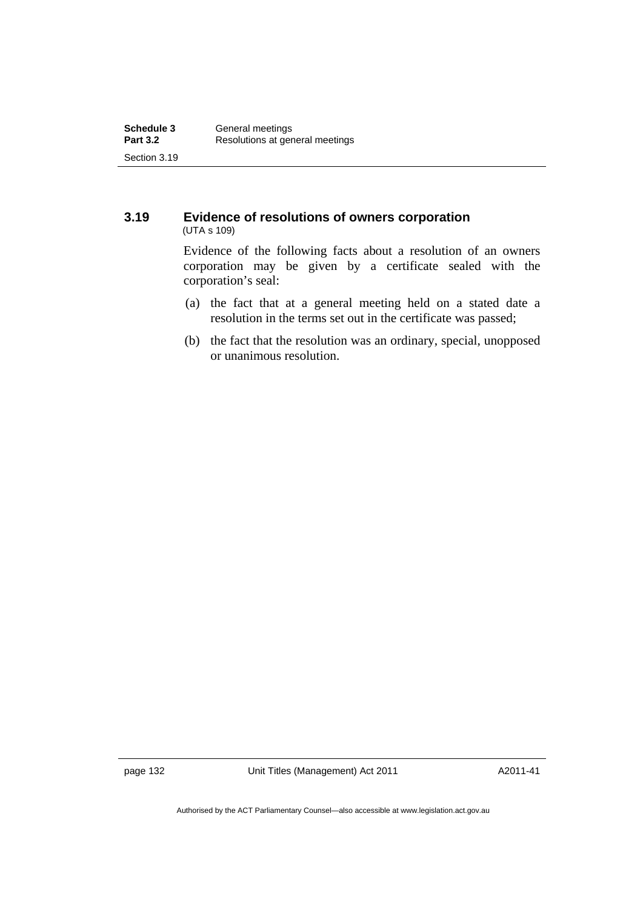### 3.19 Evidence of resolutions of owners corporation

(UTA s 109)

Evidence of the following facts about a resolution of an owners corporation may be given by a certificate sealed with the corporation's seal:

(a) the fact that at a general meeting held on a stated date a resolution in the terms set out in the certificate was passed;

(b) the fact that the resolution was an ordinary, special, unopposed or unanimous resolution.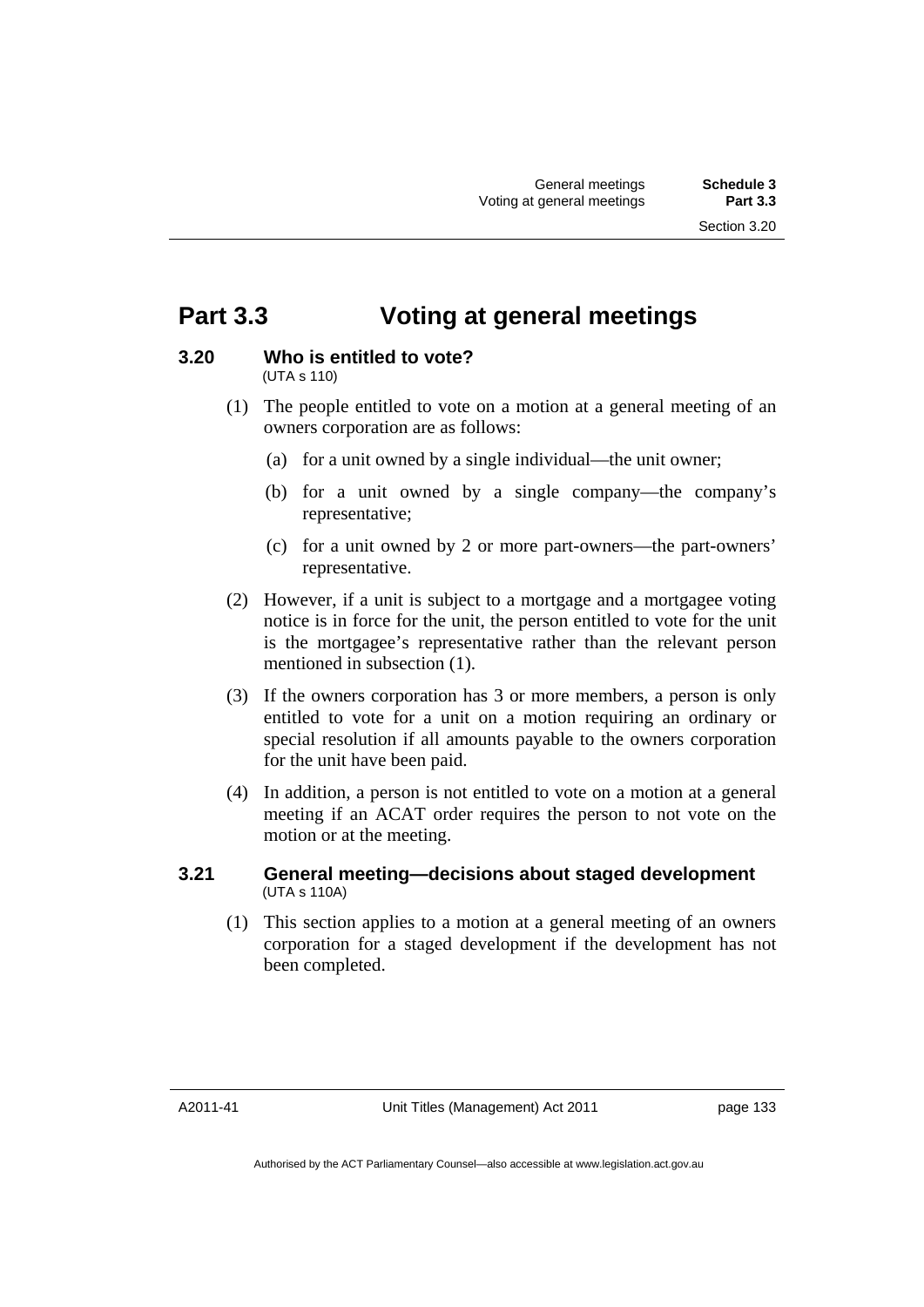# Part 3.3 Voting at general meetings

## 3.20 Who is entitled to vote?

(UTA s 110)

(1) The people entitled to vote on a motion at a general meeting of an owners corporation are as follows:

(a) for a unit owned by a single individual—the unit owner;

(b) for a unit owned by a single company—the company's representative;

(c) for a unit owned by 2 or more part-owners—the part-owners' representative.

(2) However, if a unit is subject to a mortgage and a mortgagee voting notice is in force for the unit, the person entitled to vote for the unit is the mortgagee's representative rather than the relevant person mentioned in subsection (1).

(3) If the owners corporation has 3 or more members, a person is only entitled to vote for a unit on a motion requiring an ordinary or special resolution if all amounts payable to the owners corporation for the unit have been paid.

(4) In addition, a person is not entitled to vote on a motion at a general meeting if an ACAT order requires the person to not vote on the motion or at the meeting.

## 3.21 General meeting—decisions about staged development

(UTA s 110A)

(1) This section applies to a motion at a general meeting of an owners corporation for a staged development if the development has not been completed.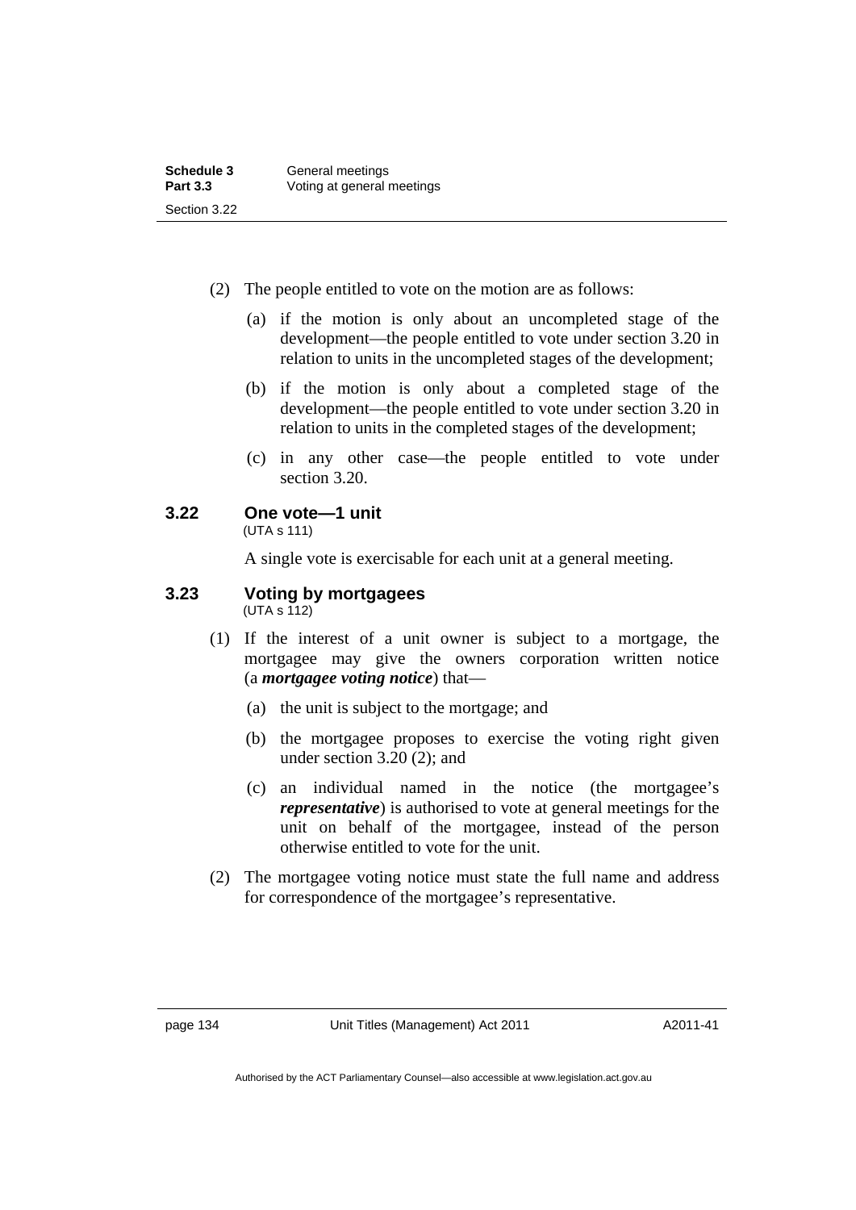(2) The people entitled to vote on the motion are as follows:

(a) if the motion is only about an uncompleted stage of the development—the people entitled to vote under section 3.20 in relation to units in the uncompleted stages of the development;

(b) if the motion is only about a completed stage of the development—the people entitled to vote under section 3.20 in relation to units in the completed stages of the development;

(c) in any other case—the people entitled to vote under section 3.20.

### 3.22 One vote—1 unit

(UTA s 111)

A single vote is exercisable for each unit at a general meeting.

### 3.23 Voting by mortgagees

(UTA s 112)

(1) If the interest of a unit owner is subject to a mortgage, the mortgagee may give the owners corporation written notice (a ***mortgagee voting notice***) that—

(a) the unit is subject to the mortgage; and

(b) the mortgagee proposes to exercise the voting right given under section 3.20 (2); and

(c) an individual named in the notice (the mortgagee's ***representative***) is authorised to vote at general meetings for the unit on behalf of the mortgagee, instead of the person otherwise entitled to vote for the unit.

(2) The mortgagee voting notice must state the full name and address for correspondence of the mortgagee's representative.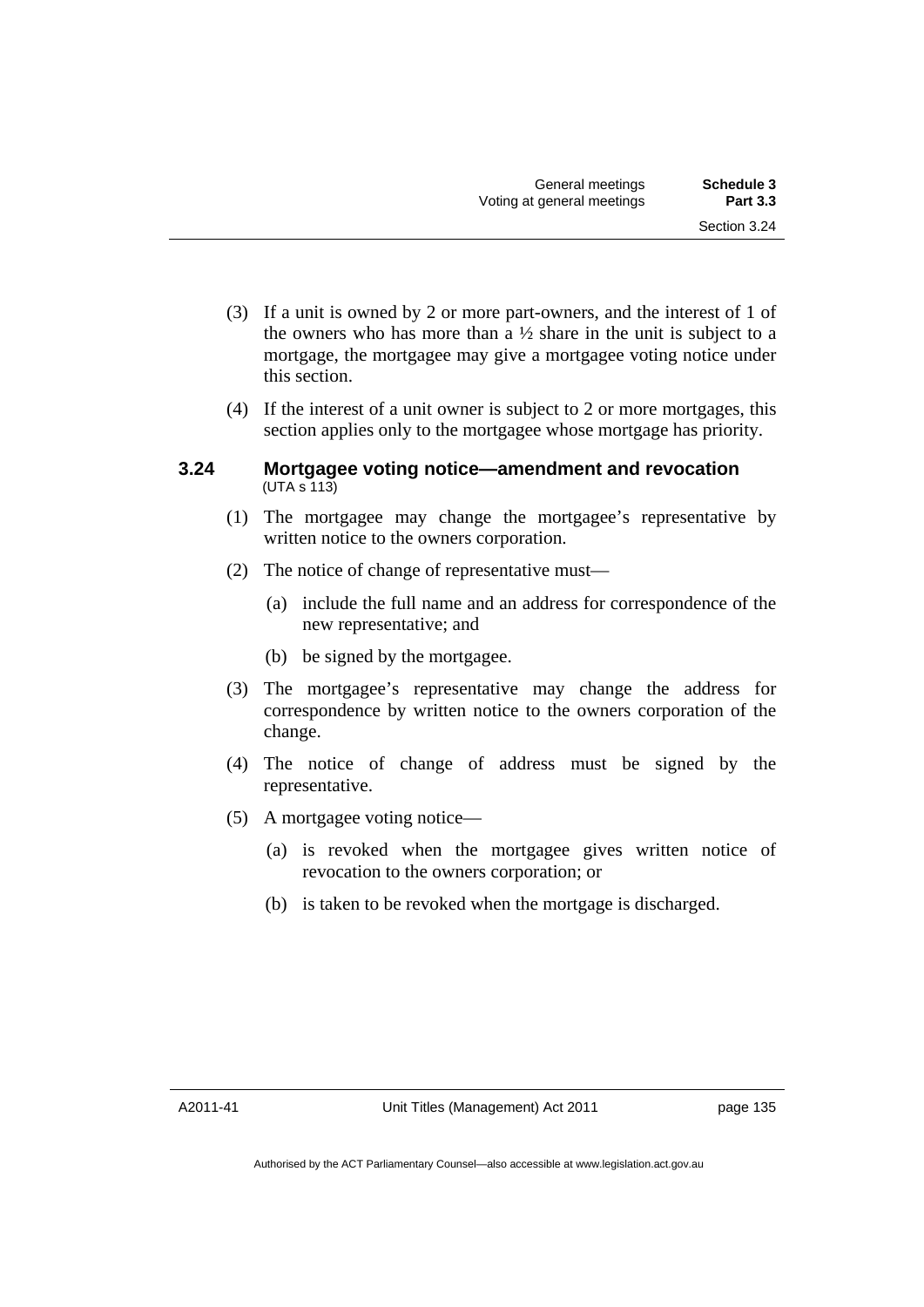(3) If a unit is owned by 2 or more part-owners, and the interest of 1 of the owners who has more than a ½ share in the unit is subject to a mortgage, the mortgagee may give a mortgagee voting notice under this section.

(4) If the interest of a unit owner is subject to 2 or more mortgages, this section applies only to the mortgagee whose mortgage has priority.

### 3.24 Mortgagee voting notice—amendment and revocation
(UTA s 113)

(1) The mortgagee may change the mortgagee's representative by written notice to the owners corporation.

(2) The notice of change of representative must—

(a) include the full name and an address for correspondence of the new representative; and

(b) be signed by the mortgagee.

(3) The mortgagee's representative may change the address for correspondence by written notice to the owners corporation of the change.

(4) The notice of change of address must be signed by the representative.

(5) A mortgagee voting notice—

(a) is revoked when the mortgagee gives written notice of revocation to the owners corporation; or

(b) is taken to be revoked when the mortgage is discharged.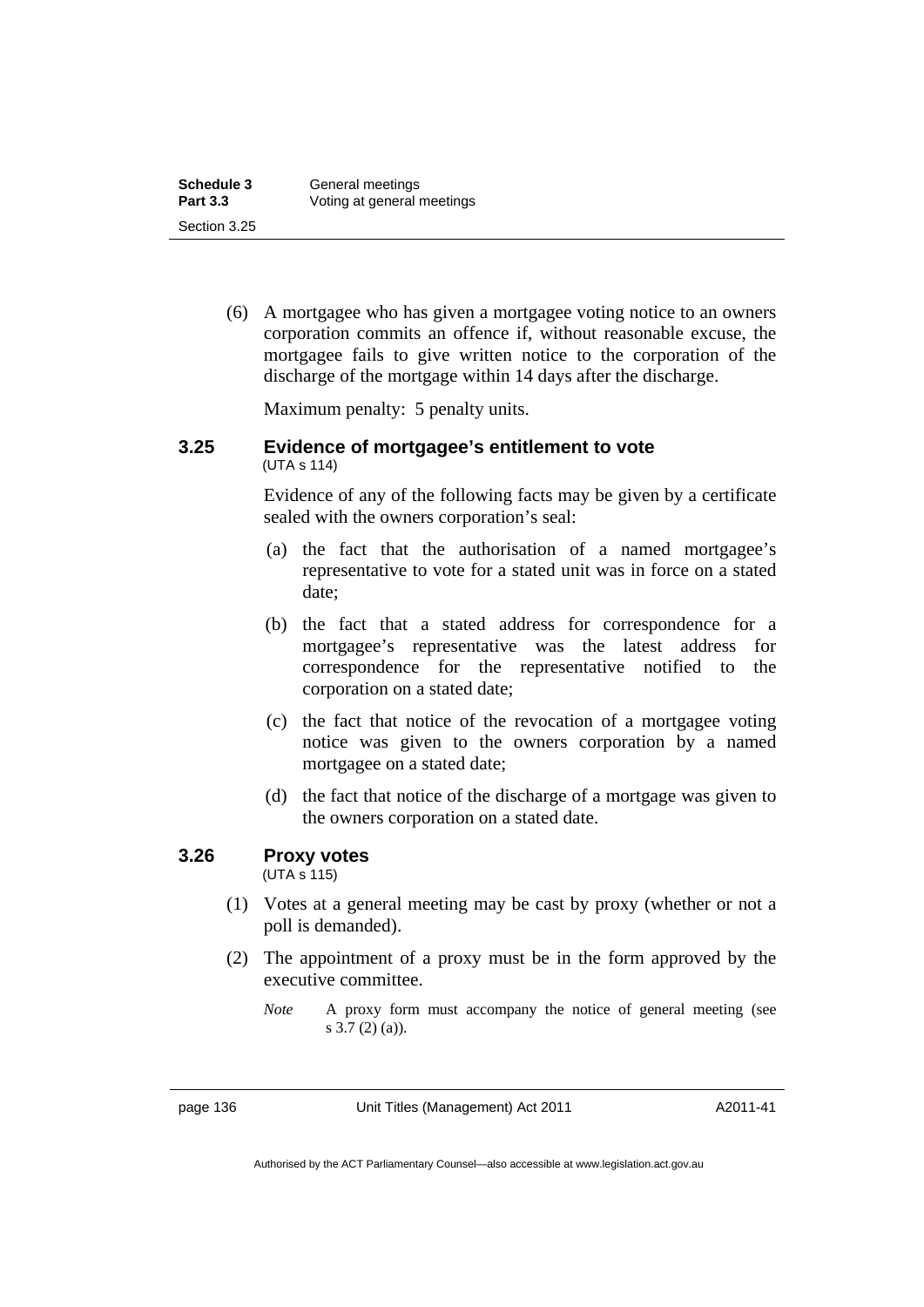(6) A mortgagee who has given a mortgagee voting notice to an owners corporation commits an offence if, without reasonable excuse, the mortgagee fails to give written notice to the corporation of the discharge of the mortgage within 14 days after the discharge.

Maximum penalty: 5 penalty units.

### 3.25 Evidence of mortgagee's entitlement to vote

(UTA s 114)

Evidence of any of the following facts may be given by a certificate sealed with the owners corporation's seal:

(a) the fact that the authorisation of a named mortgagee's representative to vote for a stated unit was in force on a stated date;

(b) the fact that a stated address for correspondence for a mortgagee's representative was the latest address for correspondence for the representative notified to the corporation on a stated date;

(c) the fact that notice of the revocation of a mortgagee voting notice was given to the owners corporation by a named mortgagee on a stated date;

(d) the fact that notice of the discharge of a mortgage was given to the owners corporation on a stated date.

### 3.26 Proxy votes

(UTA s 115)

(1) Votes at a general meeting may be cast by proxy (whether or not a poll is demanded).

(2) The appointment of a proxy must be in the form approved by the executive committee.

*Note* A proxy form must accompany the notice of general meeting (see s 3.7 (2) (a)).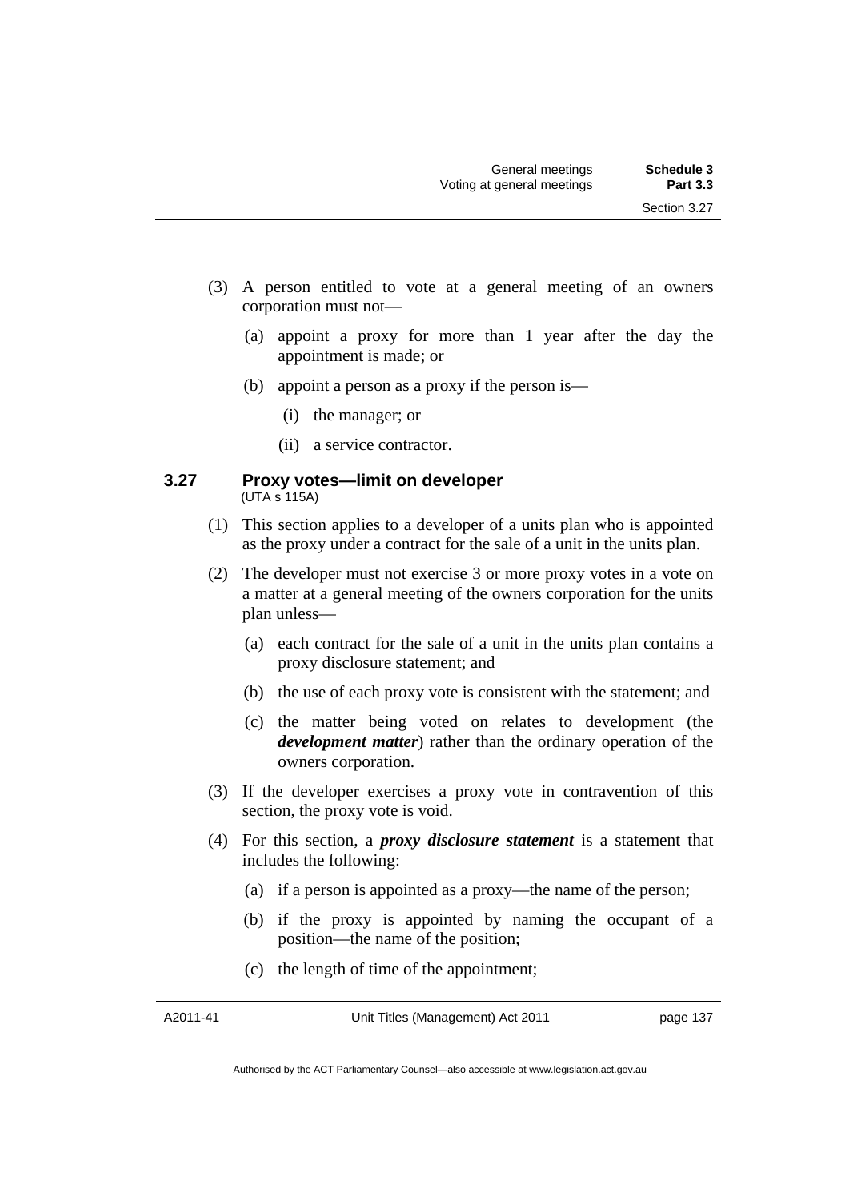(3) A person entitled to vote at a general meeting of an owners corporation must not—

(a) appoint a proxy for more than 1 year after the day the appointment is made; or

(b) appoint a person as a proxy if the person is—

(i) the manager; or

(ii) a service contractor.

### 3.27 Proxy votes—limit on developer

(UTA s 115A)

(1) This section applies to a developer of a units plan who is appointed as the proxy under a contract for the sale of a unit in the units plan.

(2) The developer must not exercise 3 or more proxy votes in a vote on a matter at a general meeting of the owners corporation for the units plan unless—

(a) each contract for the sale of a unit in the units plan contains a proxy disclosure statement; and

(b) the use of each proxy vote is consistent with the statement; and

(c) the matter being voted on relates to development (the ***development matter***) rather than the ordinary operation of the owners corporation.

(3) If the developer exercises a proxy vote in contravention of this section, the proxy vote is void.

(4) For this section, a ***proxy disclosure statement*** is a statement that includes the following:

(a) if a person is appointed as a proxy—the name of the person;

(b) if the proxy is appointed by naming the occupant of a position—the name of the position;

(c) the length of time of the appointment;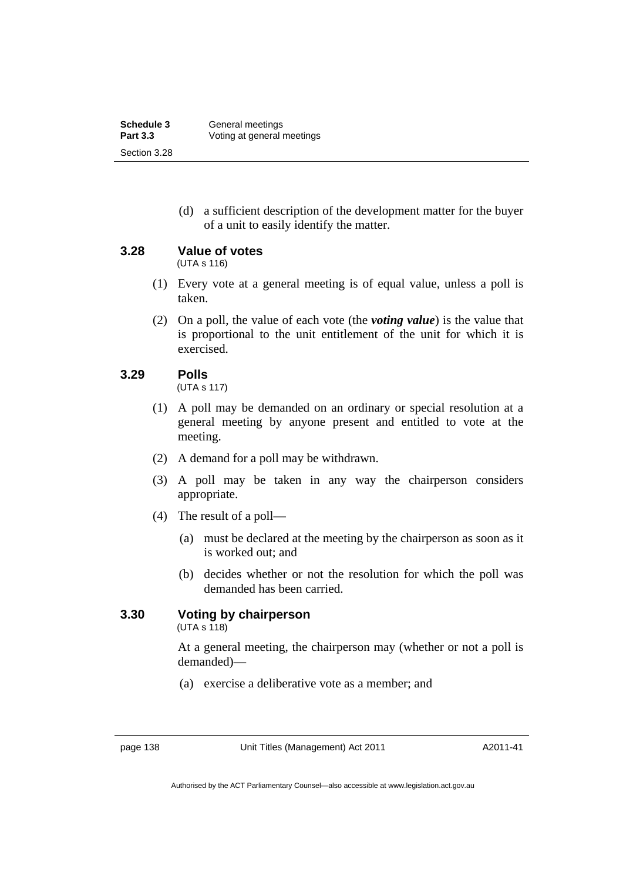(d) a sufficient description of the development matter for the buyer of a unit to easily identify the matter.

### 3.28 Value of votes

(UTA s 116)

(1) Every vote at a general meeting is of equal value, unless a poll is taken.

(2) On a poll, the value of each vote (the ***voting value***) is the value that is proportional to the unit entitlement of the unit for which it is exercised.

### 3.29 Polls

(UTA s 117)

(1) A poll may be demanded on an ordinary or special resolution at a general meeting by anyone present and entitled to vote at the meeting.

(2) A demand for a poll may be withdrawn.

(3) A poll may be taken in any way the chairperson considers appropriate.

(4) The result of a poll—

(a) must be declared at the meeting by the chairperson as soon as it is worked out; and

(b) decides whether or not the resolution for which the poll was demanded has been carried.

### 3.30 Voting by chairperson

(UTA s 118)

At a general meeting, the chairperson may (whether or not a poll is demanded)—

(a) exercise a deliberative vote as a member; and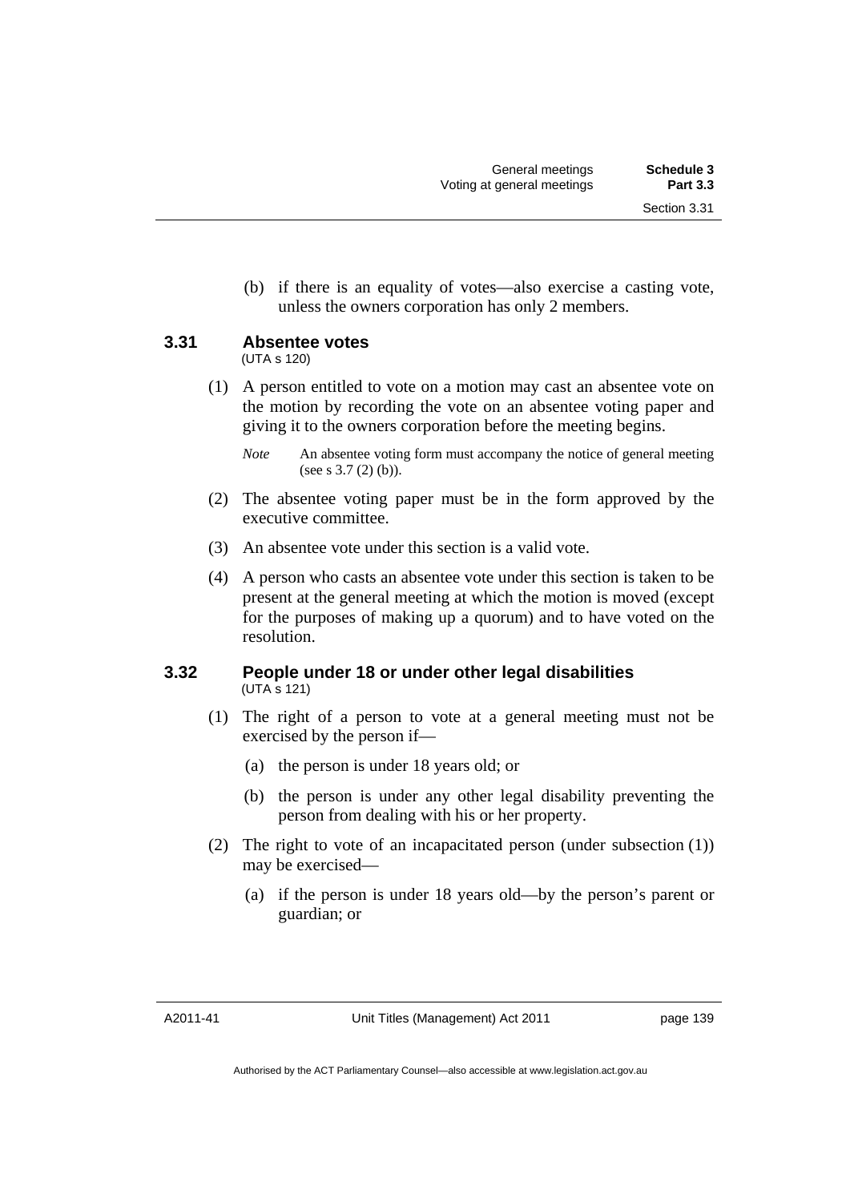(b) if there is an equality of votes—also exercise a casting vote, unless the owners corporation has only 2 members.

### 3.31 Absentee votes

(UTA s 120)

(1) A person entitled to vote on a motion may cast an absentee vote on the motion by recording the vote on an absentee voting paper and giving it to the owners corporation before the meeting begins.

*Note* An absentee voting form must accompany the notice of general meeting (see s 3.7 (2) (b)).

(2) The absentee voting paper must be in the form approved by the executive committee.

(3) An absentee vote under this section is a valid vote.

(4) A person who casts an absentee vote under this section is taken to be present at the general meeting at which the motion is moved (except for the purposes of making up a quorum) and to have voted on the resolution.

### 3.32 People under 18 or under other legal disabilities

(UTA s 121)

(1) The right of a person to vote at a general meeting must not be exercised by the person if—

(a) the person is under 18 years old; or

(b) the person is under any other legal disability preventing the person from dealing with his or her property.

(2) The right to vote of an incapacitated person (under subsection (1)) may be exercised—

(a) if the person is under 18 years old—by the person's parent or guardian; or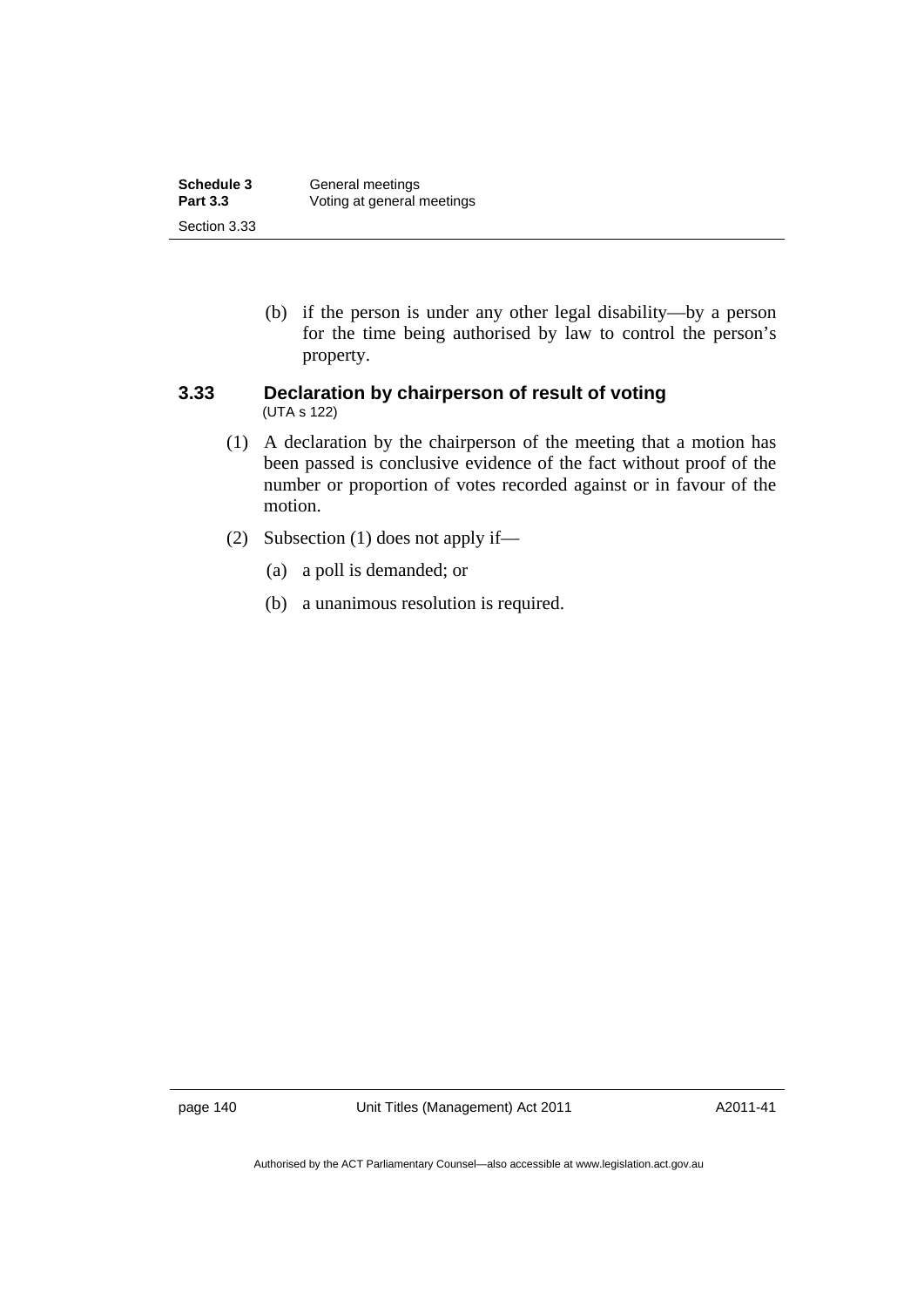(b) if the person is under any other legal disability—by a person for the time being authorised by law to control the person's property.

### 3.33 Declaration by chairperson of result of voting

(UTA s 122)

(1) A declaration by the chairperson of the meeting that a motion has been passed is conclusive evidence of the fact without proof of the number or proportion of votes recorded against or in favour of the motion.

(2) Subsection (1) does not apply if—

(a) a poll is demanded; or

(b) a unanimous resolution is required.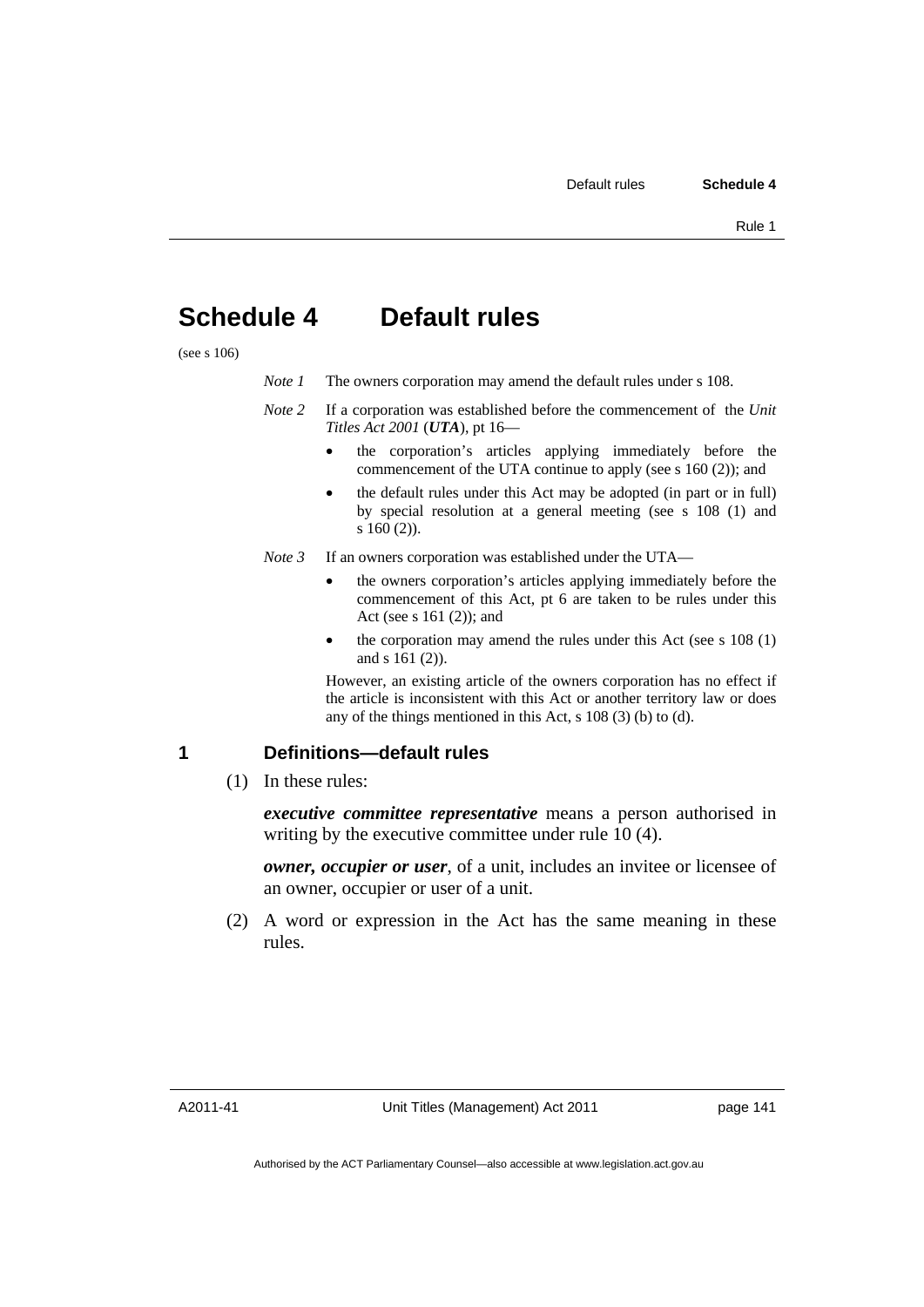# Schedule 4 Default rules

(see s 106)

*Note 1* The owners corporation may amend the default rules under s 108.

*Note 2* If a corporation was established before the commencement of the *Unit Titles Act 2001* (***UTA***), pt 16—

- the corporation's articles applying immediately before the commencement of the UTA continue to apply (see s 160 (2)); and
- the default rules under this Act may be adopted (in part or in full) by special resolution at a general meeting (see s 108 (1) and s 160 (2)).

*Note 3* If an owners corporation was established under the UTA—

- the owners corporation's articles applying immediately before the commencement of this Act, pt 6 are taken to be rules under this Act (see s 161 (2)); and
- the corporation may amend the rules under this Act (see s 108 (1) and s 161 (2)).

However, an existing article of the owners corporation has no effect if the article is inconsistent with this Act or another territory law or does any of the things mentioned in this Act, s 108 (3) (b) to (d).

## 1 Definitions—default rules

(1) In these rules:

***executive committee representative*** means a person authorised in writing by the executive committee under rule 10 (4).

***owner, occupier or user***, of a unit, includes an invitee or licensee of an owner, occupier or user of a unit.

(2) A word or expression in the Act has the same meaning in these rules.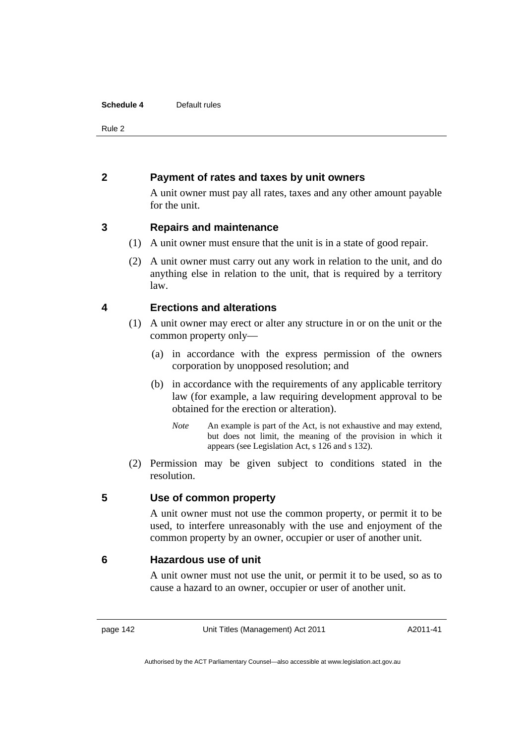## 2 Payment of rates and taxes by unit owners

A unit owner must pay all rates, taxes and any other amount payable for the unit.

## 3 Repairs and maintenance

(1) A unit owner must ensure that the unit is in a state of good repair.

(2) A unit owner must carry out any work in relation to the unit, and do anything else in relation to the unit, that is required by a territory law.

## 4 Erections and alterations

(1) A unit owner may erect or alter any structure in or on the unit or the common property only—

(a) in accordance with the express permission of the owners corporation by unopposed resolution; and

(b) in accordance with the requirements of any applicable territory law (for example, a law requiring development approval to be obtained for the erection or alteration).

*Note* An example is part of the Act, is not exhaustive and may extend, but does not limit, the meaning of the provision in which it appears (see Legislation Act, s 126 and s 132).

(2) Permission may be given subject to conditions stated in the resolution.

## 5 Use of common property

A unit owner must not use the common property, or permit it to be used, to interfere unreasonably with the use and enjoyment of the common property by an owner, occupier or user of another unit.

## 6 Hazardous use of unit

A unit owner must not use the unit, or permit it to be used, so as to cause a hazard to an owner, occupier or user of another unit.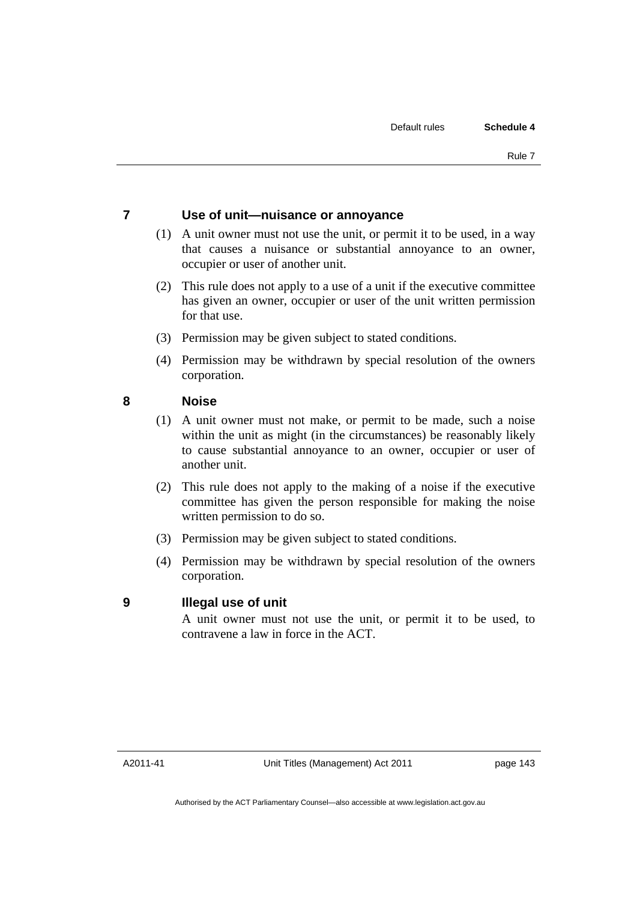## 7 Use of unit—nuisance or annoyance

(1) A unit owner must not use the unit, or permit it to be used, in a way that causes a nuisance or substantial annoyance to an owner, occupier or user of another unit.

(2) This rule does not apply to a use of a unit if the executive committee has given an owner, occupier or user of the unit written permission for that use.

(3) Permission may be given subject to stated conditions.

(4) Permission may be withdrawn by special resolution of the owners corporation.

## 8 Noise

(1) A unit owner must not make, or permit to be made, such a noise within the unit as might (in the circumstances) be reasonably likely to cause substantial annoyance to an owner, occupier or user of another unit.

(2) This rule does not apply to the making of a noise if the executive committee has given the person responsible for making the noise written permission to do so.

(3) Permission may be given subject to stated conditions.

(4) Permission may be withdrawn by special resolution of the owners corporation.

## 9 Illegal use of unit

A unit owner must not use the unit, or permit it to be used, to contravene a law in force in the ACT.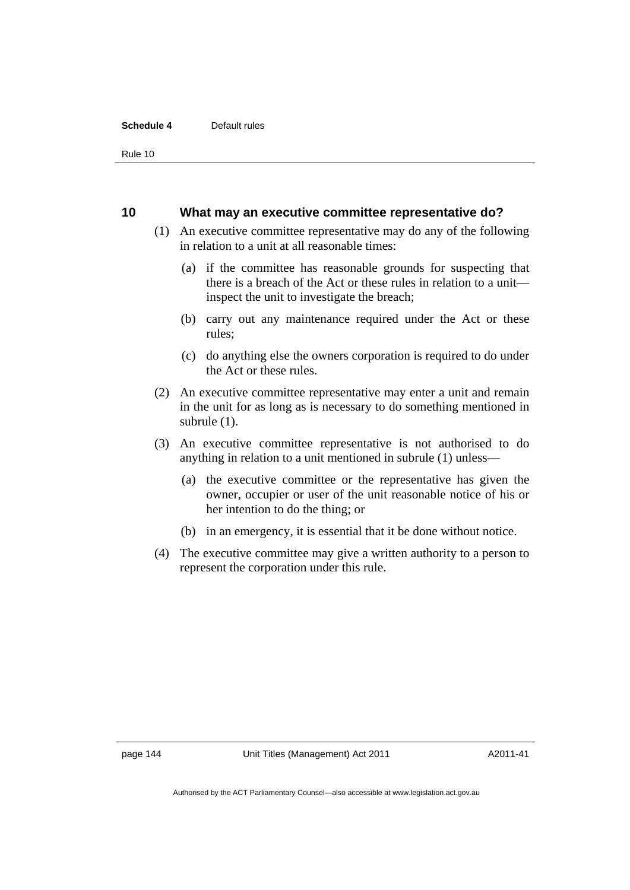## 10 What may an executive committee representative do?

(1) An executive committee representative may do any of the following in relation to a unit at all reasonable times:

(a) if the committee has reasonable grounds for suspecting that there is a breach of the Act or these rules in relation to a unit—inspect the unit to investigate the breach;

(b) carry out any maintenance required under the Act or these rules;

(c) do anything else the owners corporation is required to do under the Act or these rules.

(2) An executive committee representative may enter a unit and remain in the unit for as long as is necessary to do something mentioned in subrule (1).

(3) An executive committee representative is not authorised to do anything in relation to a unit mentioned in subrule (1) unless—

(a) the executive committee or the representative has given the owner, occupier or user of the unit reasonable notice of his or her intention to do the thing; or

(b) in an emergency, it is essential that it be done without notice.

(4) The executive committee may give a written authority to a person to represent the corporation under this rule.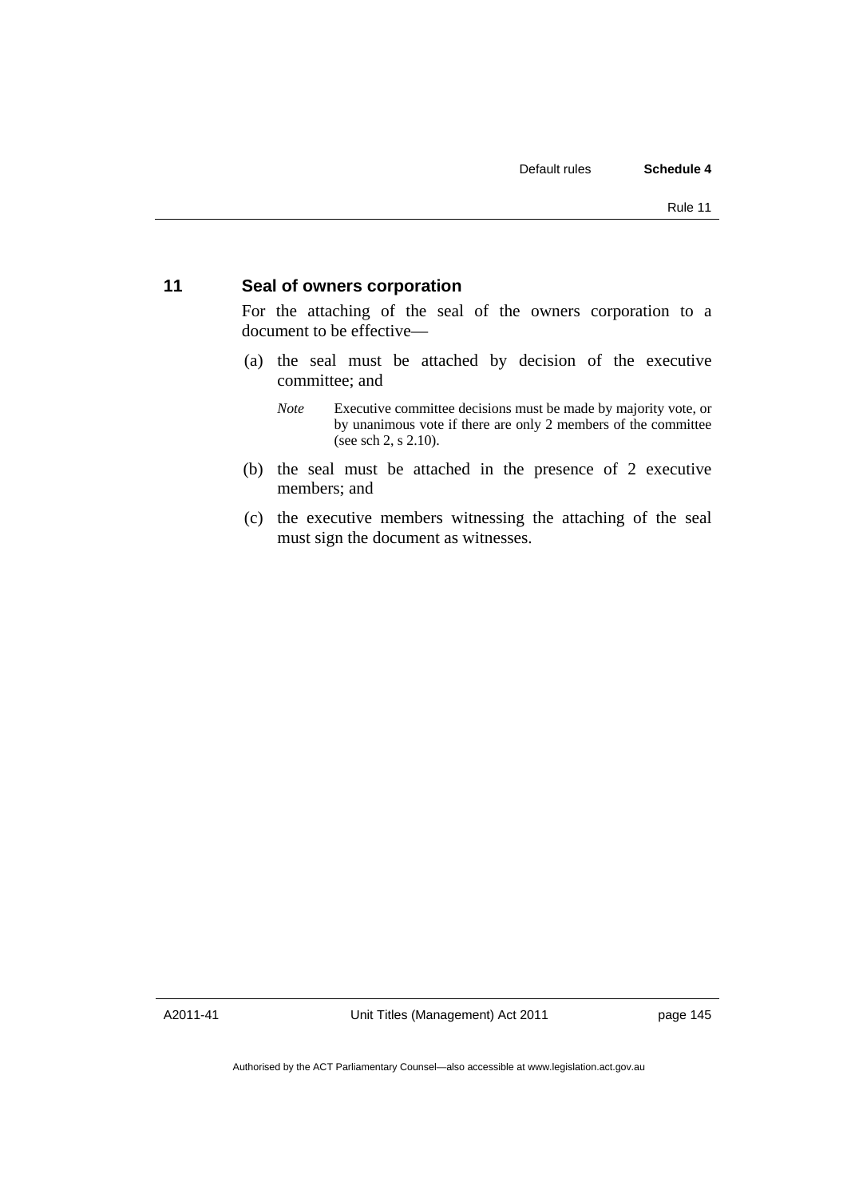### 11 Seal of owners corporation

For the attaching of the seal of the owners corporation to a document to be effective—

(a) the seal must be attached by decision of the executive committee; and

*Note* Executive committee decisions must be made by majority vote, or by unanimous vote if there are only 2 members of the committee (see sch 2, s 2.10).

(b) the seal must be attached in the presence of 2 executive members; and

(c) the executive members witnessing the attaching of the seal must sign the document as witnesses.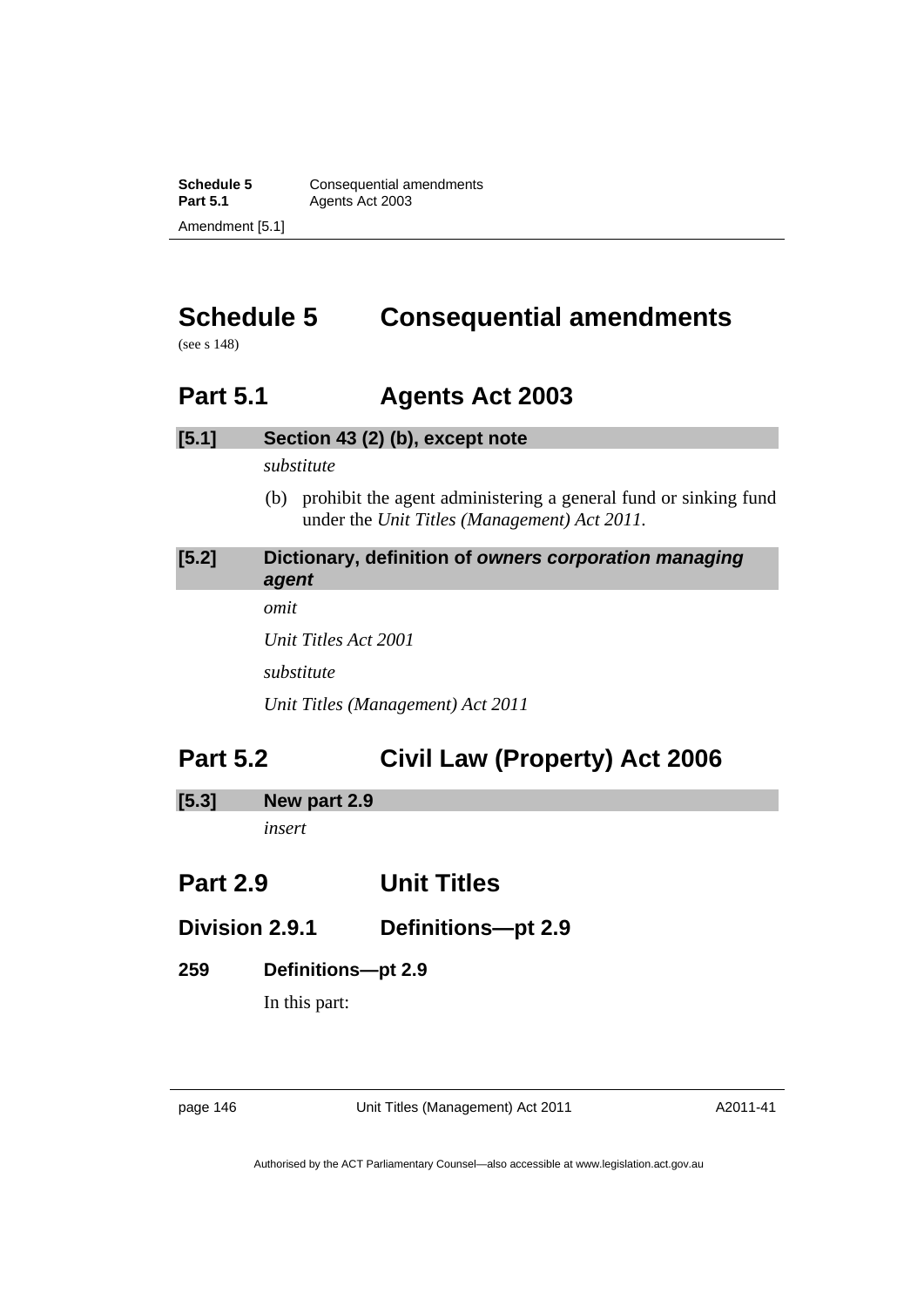# Schedule 5 Consequential amendments

(see s 148)

## Part 5.1 Agents Act 2003

### [5.1] Section 43 (2) (b), except note

*substitute*

(b) prohibit the agent administering a general fund or sinking fund under the *Unit Titles (Management) Act 2011*.

### [5.2] Dictionary, definition of *owners corporation managing agent*

*omit*

*Unit Titles Act 2001*

*substitute*

*Unit Titles (Management) Act 2011*

## Part 5.2 Civil Law (Property) Act 2006

### [5.3] New part 2.9

*insert*

## Part 2.9 Unit Titles

### Division 2.9.1 Definitions—pt 2.9

**259 Definitions—pt 2.9**

In this part: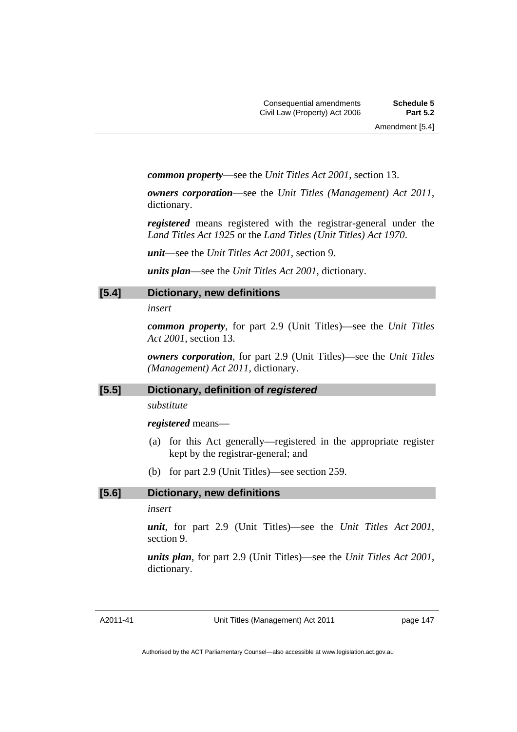***common property***—see the *Unit Titles Act 2001*, section 13.

***owners corporation***—see the *Unit Titles (Management) Act 2011*, dictionary.

***registered*** means registered with the registrar-general under the *Land Titles Act 1925* or the *Land Titles (Unit Titles) Act 1970*.

***unit***—see the *Unit Titles Act 2001*, section 9.

***units plan***—see the *Unit Titles Act 2001*, dictionary.

### [5.4] Dictionary, new definitions

*insert*

***common property***, for part 2.9 (Unit Titles)—see the *Unit Titles Act 2001*, section 13.

***owners corporation***, for part 2.9 (Unit Titles)—see the *Unit Titles (Management) Act 2011*, dictionary.

### [5.5] Dictionary, definition of *registered*

*substitute*

***registered*** means—

(a) for this Act generally—registered in the appropriate register kept by the registrar-general; and

(b) for part 2.9 (Unit Titles)—see section 259.

### [5.6] Dictionary, new definitions

*insert*

***unit***, for part 2.9 (Unit Titles)—see the *Unit Titles Act 2001*, section 9.

***units plan***, for part 2.9 (Unit Titles)—see the *Unit Titles Act 2001*, dictionary.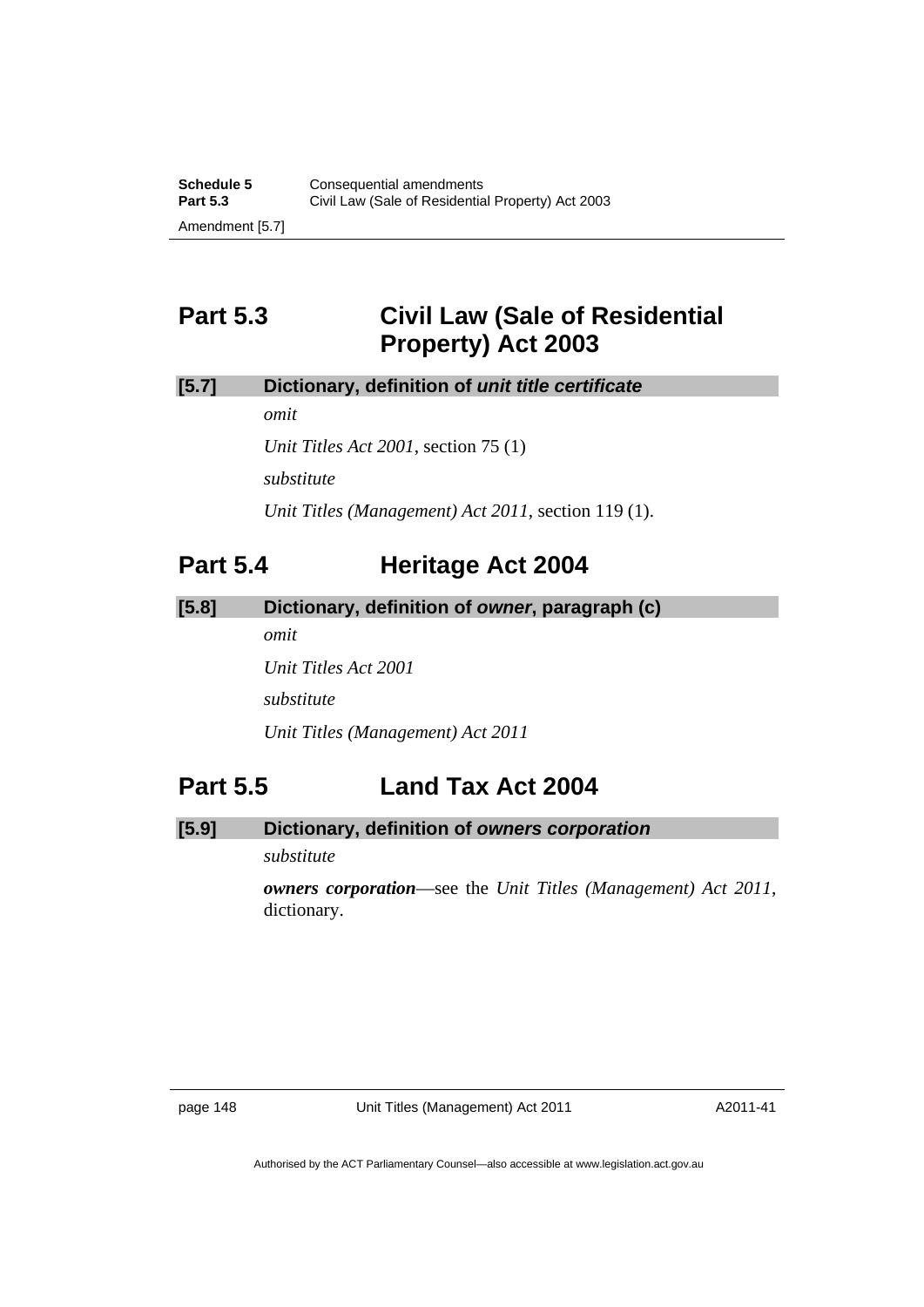## Part 5.3 Civil Law (Sale of Residential Property) Act 2003

### [5.7] Dictionary, definition of *unit title certificate*

*omit*

*Unit Titles Act 2001*, section 75 (1)

*substitute*

*Unit Titles (Management) Act 2011*, section 119 (1).

## Part 5.4 Heritage Act 2004

### [5.8] Dictionary, definition of *owner*, paragraph (c)

*omit*

*Unit Titles Act 2001*

*substitute*

*Unit Titles (Management) Act 2011*

## Part 5.5 Land Tax Act 2004

### [5.9] Dictionary, definition of *owners corporation*

*substitute*

***owners corporation***—see the *Unit Titles (Management) Act 2011*, dictionary.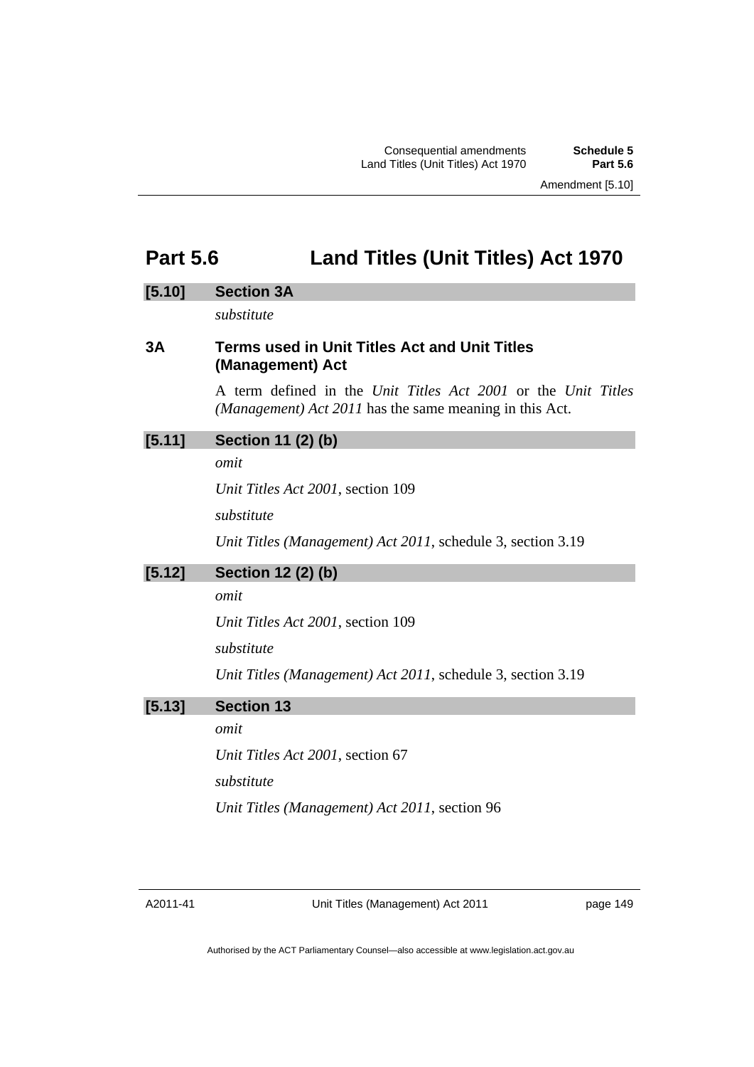# Part 5.6 Land Titles (Unit Titles) Act 1970

## [5.10] Section 3A

*substitute*

### 3A Terms used in Unit Titles Act and Unit Titles (Management) Act

A term defined in the *Unit Titles Act 2001* or the *Unit Titles (Management) Act 2011* has the same meaning in this Act.

## [5.11] Section 11 (2) (b)

*omit*

*Unit Titles Act 2001*, section 109

*substitute*

*Unit Titles (Management) Act 2011*, schedule 3, section 3.19

## [5.12] Section 12 (2) (b)

*omit*

*Unit Titles Act 2001*, section 109

*substitute*

*Unit Titles (Management) Act 2011*, schedule 3, section 3.19

## [5.13] Section 13

*omit*

*Unit Titles Act 2001*, section 67

*substitute*

*Unit Titles (Management) Act 2011*, section 96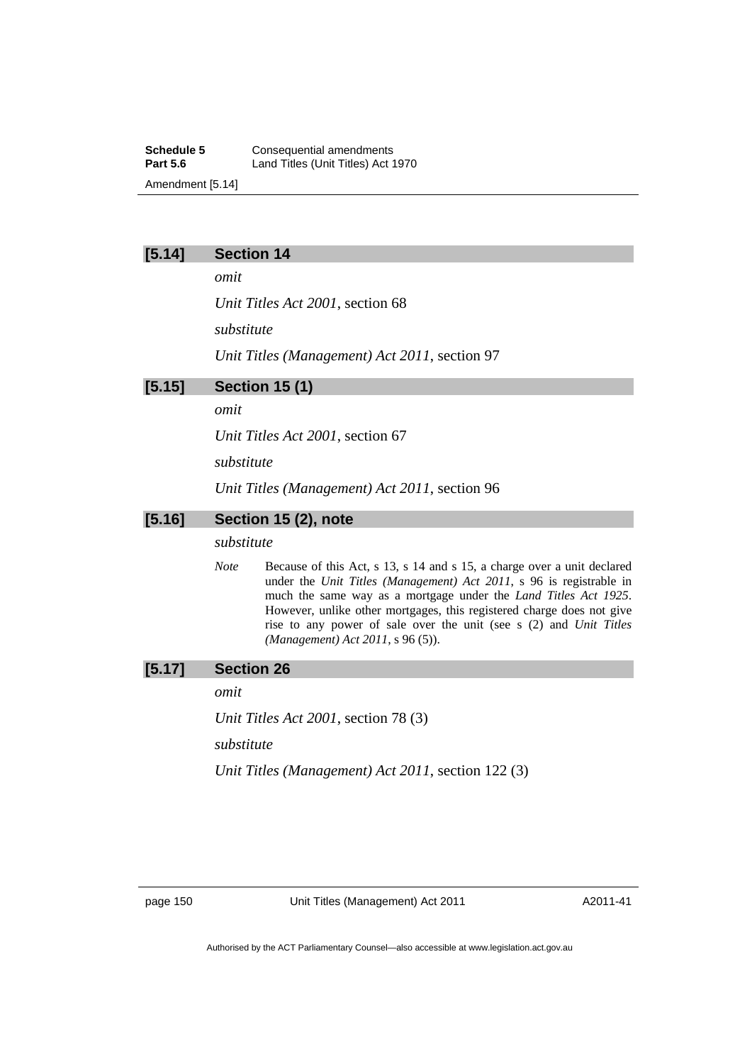### [5.14] Section 14

*omit*

*Unit Titles Act 2001*, section 68

*substitute*

*Unit Titles (Management) Act 2011*, section 97

### [5.15] Section 15 (1)

*omit*

*Unit Titles Act 2001*, section 67

*substitute*

*Unit Titles (Management) Act 2011*, section 96

### [5.16] Section 15 (2), note

*substitute*

*Note* Because of this Act, s 13, s 14 and s 15, a charge over a unit declared under the *Unit Titles (Management) Act 2011*, s 96 is registrable in much the same way as a mortgage under the *Land Titles Act 1925*. However, unlike other mortgages, this registered charge does not give rise to any power of sale over the unit (see s (2) and *Unit Titles (Management) Act 2011*, s 96 (5)).

### [5.17] Section 26

*omit*

*Unit Titles Act 2001*, section 78 (3)

*substitute*

*Unit Titles (Management) Act 2011*, section 122 (3)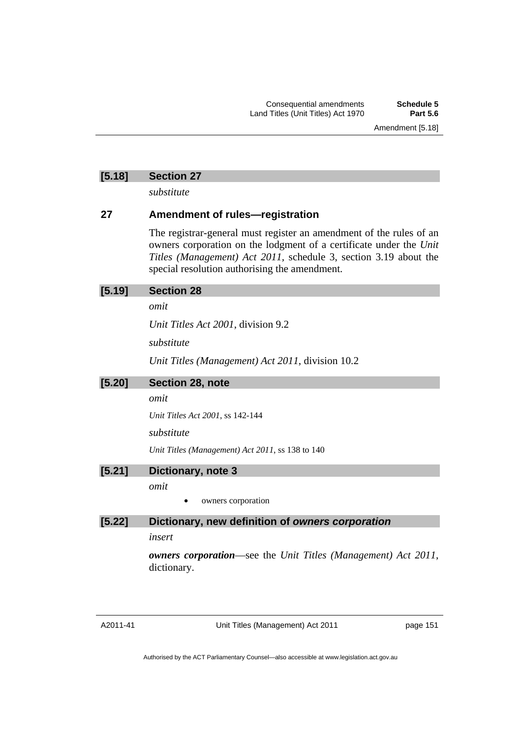### [5.18] Section 27

*substitute*

### 27 Amendment of rules—registration

The registrar-general must register an amendment of the rules of an owners corporation on the lodgment of a certificate under the *Unit Titles (Management) Act 2011*, schedule 3, section 3.19 about the special resolution authorising the amendment.

### [5.19] Section 28

*omit*

*Unit Titles Act 2001*, division 9.2

*substitute*

*Unit Titles (Management) Act 2011*, division 10.2

### [5.20] Section 28, note

*omit*

*Unit Titles Act 2001*, ss 142-144

*substitute*

*Unit Titles (Management) Act 2011*, ss 138 to 140

### [5.21] Dictionary, note 3

*omit*

- owners corporation

### [5.22] Dictionary, new definition of *owners corporation*

*insert*

***owners corporation***—see the *Unit Titles (Management) Act 2011*, dictionary.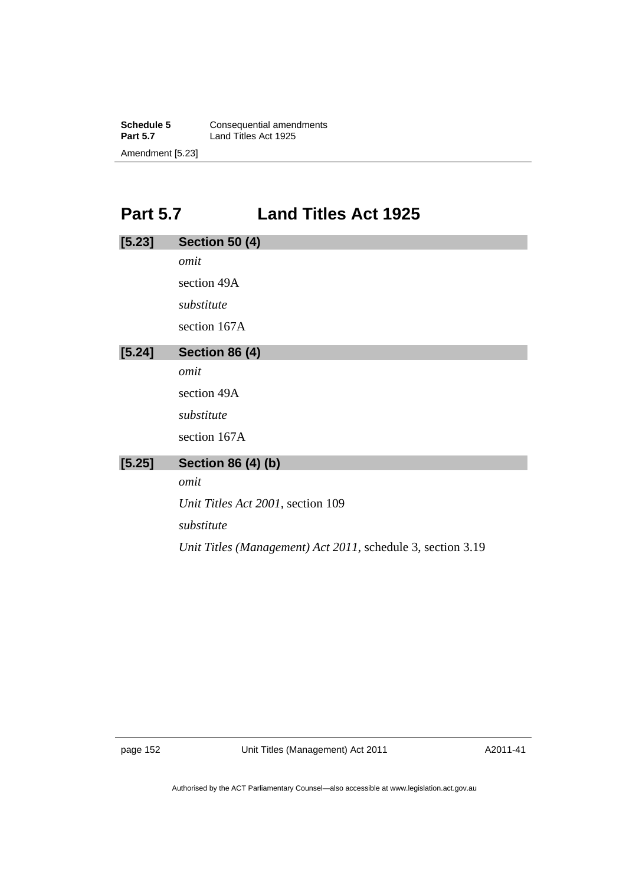# Part 5.7 Land Titles Act 1925

**[5.23] Section 50 (4)**

*omit*

section 49A

*substitute*

section 167A

**[5.24] Section 86 (4)**

*omit*

section 49A

*substitute*

section 167A

**[5.25] Section 86 (4) (b)**

*omit*

*Unit Titles Act 2001*, section 109

*substitute*

*Unit Titles (Management) Act 2011*, schedule 3, section 3.19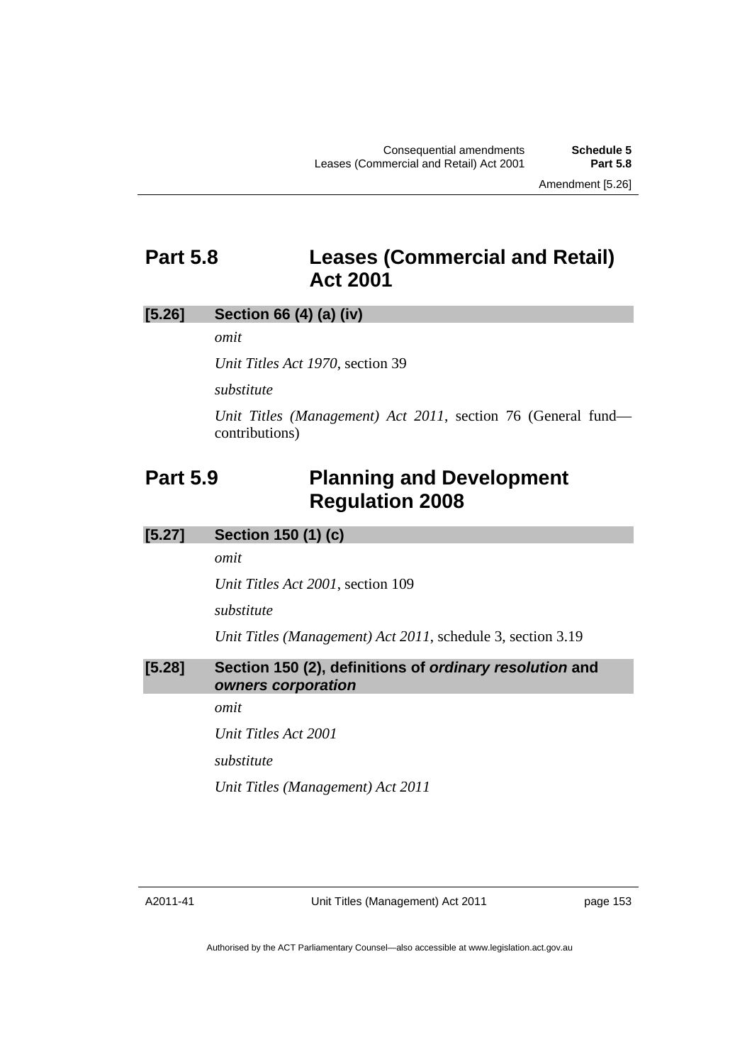## Part 5.8 Leases (Commercial and Retail) Act 2001

### [5.26] Section 66 (4) (a) (iv)

*omit*

*Unit Titles Act 1970*, section 39

*substitute*

*Unit Titles (Management) Act 2011*, section 76 (General fund—contributions)

## Part 5.9 Planning and Development Regulation 2008

### [5.27] Section 150 (1) (c)

*omit*

*Unit Titles Act 2001*, section 109

*substitute*

*Unit Titles (Management) Act 2011*, schedule 3, section 3.19

### [5.28] Section 150 (2), definitions of *ordinary resolution* and *owners corporation*

*omit*

*Unit Titles Act 2001*

*substitute*

*Unit Titles (Management) Act 2011*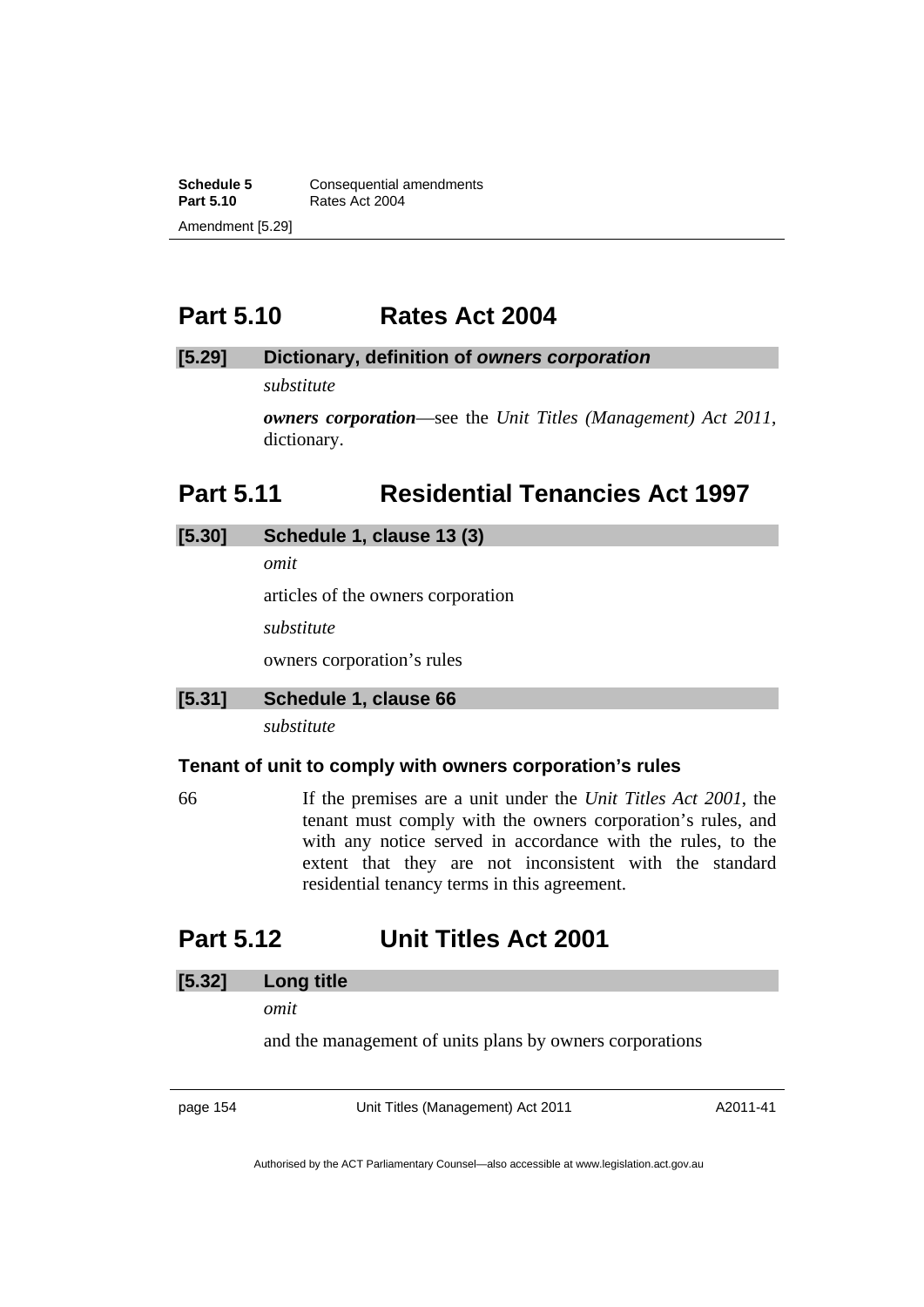## Part 5.10 Rates Act 2004

### [5.29] Dictionary, definition of *owners corporation*

*substitute*

***owners corporation***—see the *Unit Titles (Management) Act 2011*, dictionary.

## Part 5.11 Residential Tenancies Act 1997

### [5.30] Schedule 1, clause 13 (3)

*omit*

articles of the owners corporation

*substitute*

owners corporation's rules

### [5.31] Schedule 1, clause 66

*substitute*

**Tenant of unit to comply with owners corporation's rules**

66 If the premises are a unit under the *Unit Titles Act 2001*, the tenant must comply with the owners corporation's rules, and with any notice served in accordance with the rules, to the extent that they are not inconsistent with the standard residential tenancy terms in this agreement.

## Part 5.12 Unit Titles Act 2001

### [5.32] Long title

*omit*

and the management of units plans by owners corporations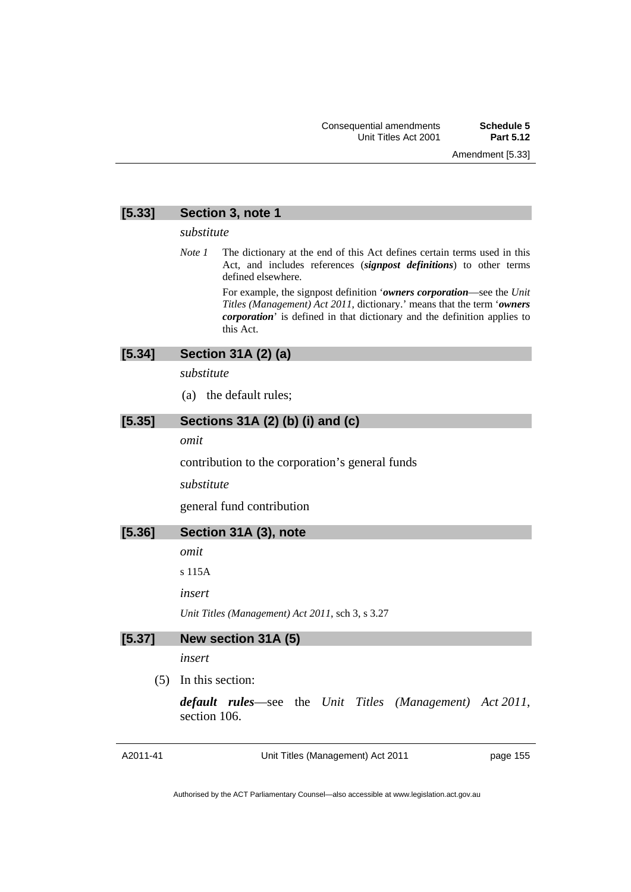### [5.33] Section 3, note 1

*substitute*

*Note 1* The dictionary at the end of this Act defines certain terms used in this Act, and includes references (***signpost definitions***) to other terms defined elsewhere.

For example, the signpost definition '***owners corporation***—see the *Unit Titles (Management) Act 2011*, dictionary.' means that the term '***owners corporation***' is defined in that dictionary and the definition applies to this Act.

### [5.34] Section 31A (2) (a)

*substitute*

(a) the default rules;

### [5.35] Sections 31A (2) (b) (i) and (c)

*omit*

contribution to the corporation's general funds

*substitute*

general fund contribution

### [5.36] Section 31A (3), note

*omit*

s 115A

*insert*

*Unit Titles (Management) Act 2011*, sch 3, s 3.27

### [5.37] New section 31A (5)

*insert*

(5) In this section:

***default rules***—see the *Unit Titles (Management) Act 2011*, section 106.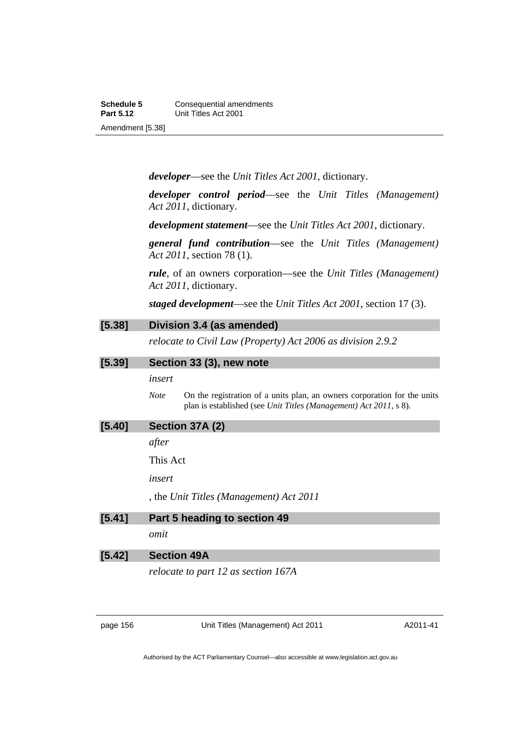***developer***—see the *Unit Titles Act 2001*, dictionary.

***developer control period***—see the *Unit Titles (Management) Act 2011*, dictionary.

***development statement***—see the *Unit Titles Act 2001*, dictionary.

***general fund contribution***—see the *Unit Titles (Management) Act 2011*, section 78 (1).

***rule***, of an owners corporation—see the *Unit Titles (Management) Act 2011*, dictionary.

***staged development***—see the *Unit Titles Act 2001*, section 17 (3).

### [5.38] Division 3.4 (as amended)

*relocate to Civil Law (Property) Act 2006 as division 2.9.2*

### [5.39] Section 33 (3), new note

*insert*

*Note* On the registration of a units plan, an owners corporation for the units plan is established (see *Unit Titles (Management) Act 2011*, s 8).

### [5.40] Section 37A (2)

*after*

This Act

*insert*

, the *Unit Titles (Management) Act 2011*

### [5.41] Part 5 heading to section 49

*omit*

### [5.42] Section 49A

*relocate to part 12 as section 167A*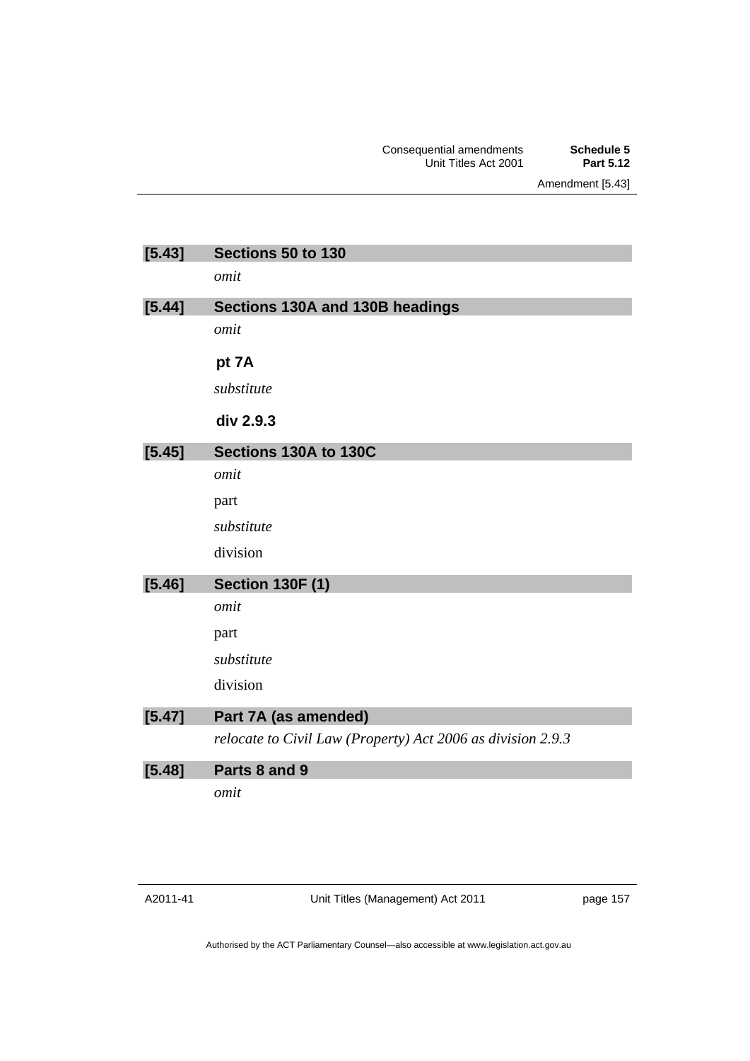**[5.43] Sections 50 to 130**

*omit*

**[5.44] Sections 130A and 130B headings**

*omit*

**pt 7A**

*substitute*

**div 2.9.3**

**[5.45] Sections 130A to 130C**

*omit*

part

*substitute*

division

**[5.46] Section 130F (1)**

*omit*

part

*substitute*

division

**[5.47] Part 7A (as amended)**

*relocate to Civil Law (Property) Act 2006 as division 2.9.3*

**[5.48] Parts 8 and 9**

*omit*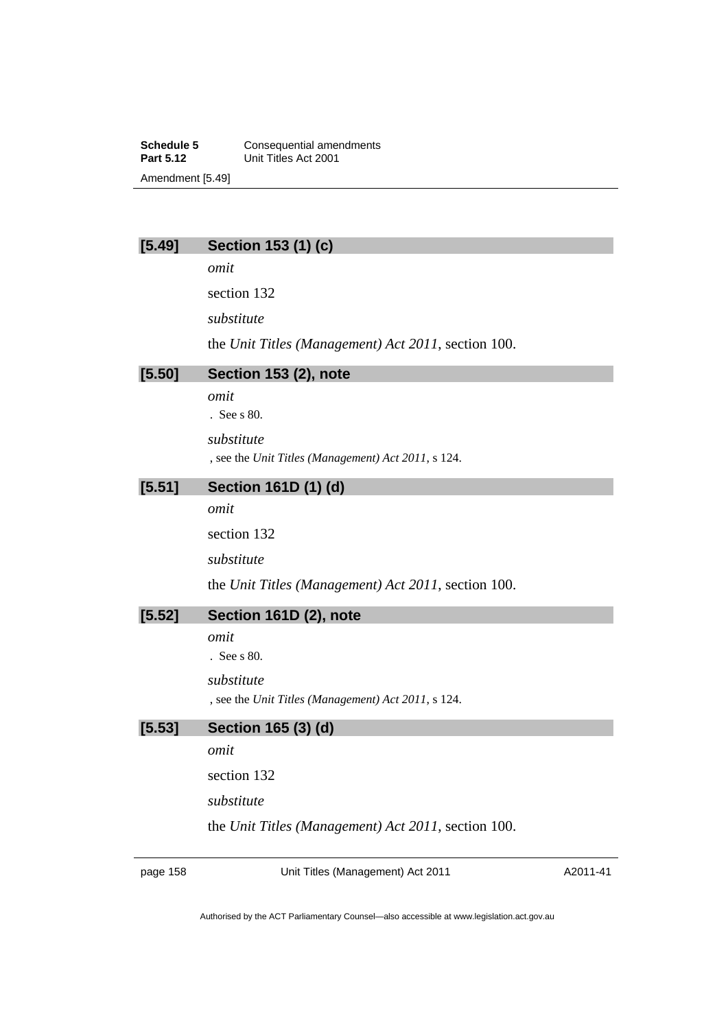### [5.49] Section 153 (1) (c)

*omit*

section 132

*substitute*

the *Unit Titles (Management) Act 2011*, section 100.

### [5.50] Section 153 (2), note

*omit*

. See s 80.

*substitute*

, see the *Unit Titles (Management) Act 2011*, s 124.

### [5.51] Section 161D (1) (d)

*omit*

section 132

*substitute*

the *Unit Titles (Management) Act 2011*, section 100.

### [5.52] Section 161D (2), note

*omit*

. See s 80.

*substitute*

, see the *Unit Titles (Management) Act 2011*, s 124.

### [5.53] Section 165 (3) (d)

*omit*

section 132

*substitute*

the *Unit Titles (Management) Act 2011*, section 100.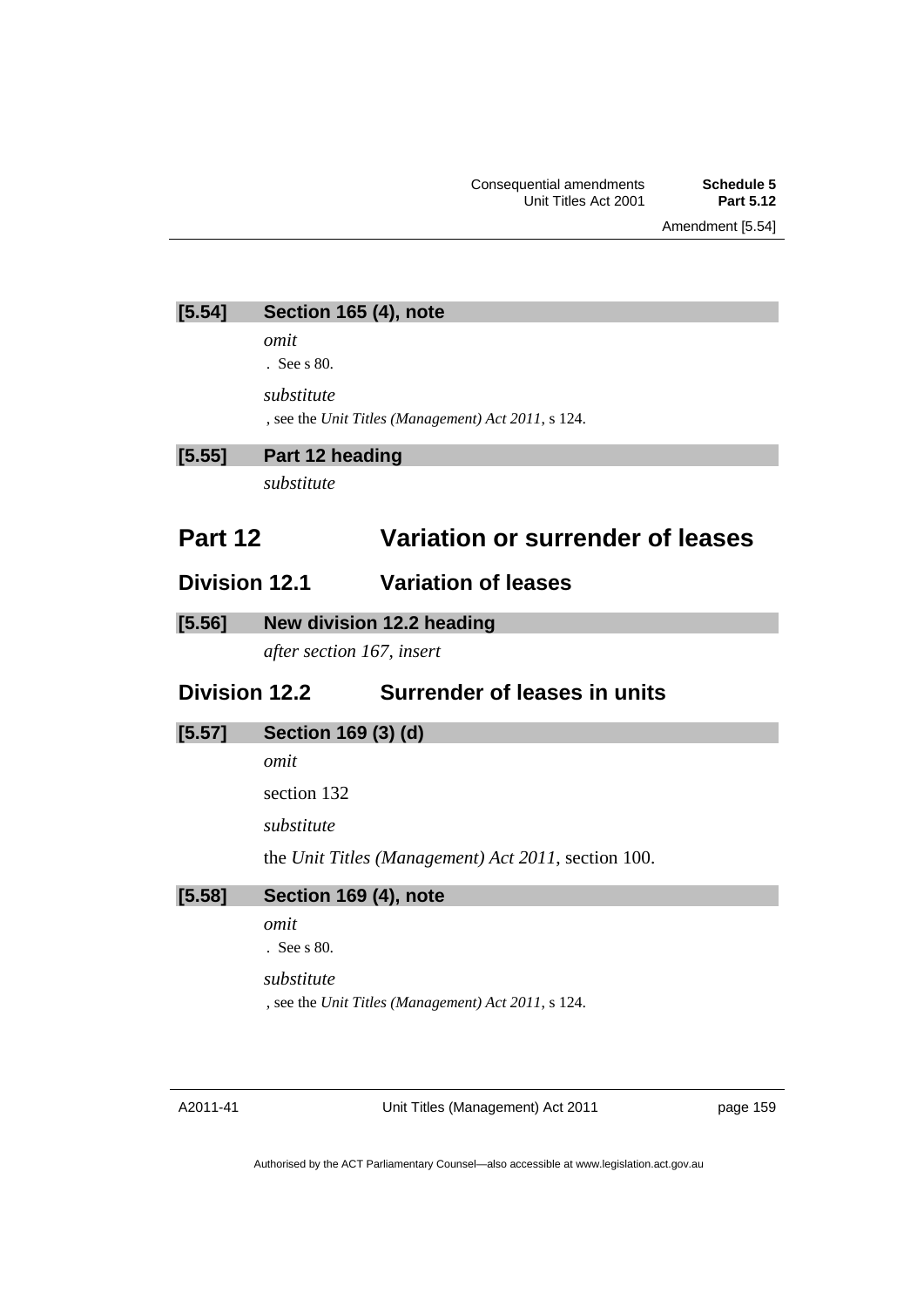### [5.54] Section 165 (4), note

*omit*

. See s 80.

*substitute*

, see the *Unit Titles (Management) Act 2011*, s 124.

### [5.55] Part 12 heading

*substitute*

# Part 12 Variation or surrender of leases

## Division 12.1 Variation of leases

### [5.56] New division 12.2 heading

*after section 167, insert*

## Division 12.2 Surrender of leases in units

### [5.57] Section 169 (3) (d)

*omit*

section 132

*substitute*

the *Unit Titles (Management) Act 2011*, section 100.

### [5.58] Section 169 (4), note

*omit*

. See s 80.

*substitute*

, see the *Unit Titles (Management) Act 2011*, s 124.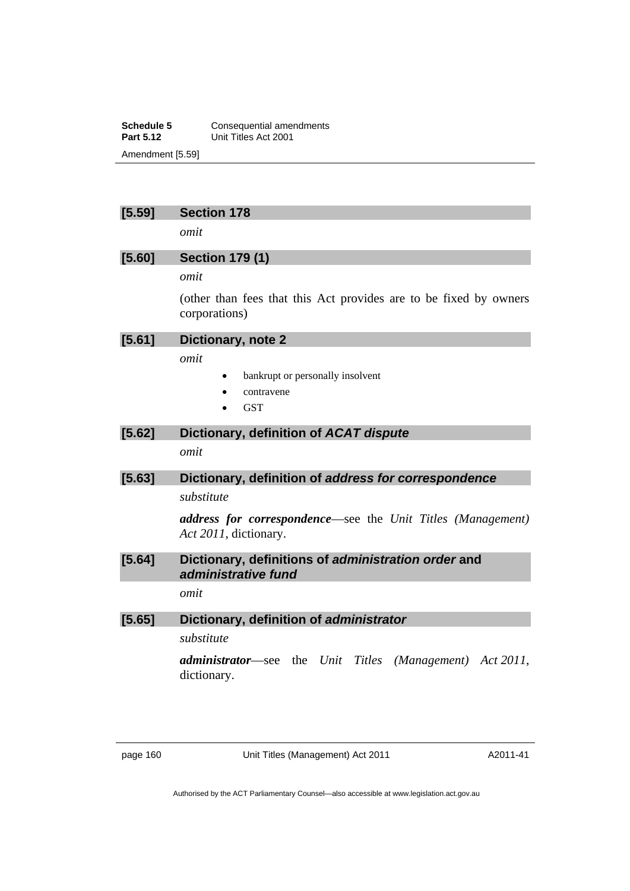## [5.59] Section 178

*omit*

## [5.60] Section 179 (1)

*omit*

(other than fees that this Act provides are to be fixed by owners corporations)

## [5.61] Dictionary, note 2

*omit*

- bankrupt or personally insolvent
- contravene
- GST

## [5.62] Dictionary, definition of *ACAT dispute*

*omit*

## [5.63] Dictionary, definition of *address for correspondence*

*substitute*

***address for correspondence***—see the *Unit Titles (Management) Act 2011*, dictionary.

## [5.64] Dictionary, definitions of *administration order* and *administrative fund*

*omit*

## [5.65] Dictionary, definition of *administrator*

*substitute*

***administrator***—see the *Unit Titles (Management) Act 2011*, dictionary.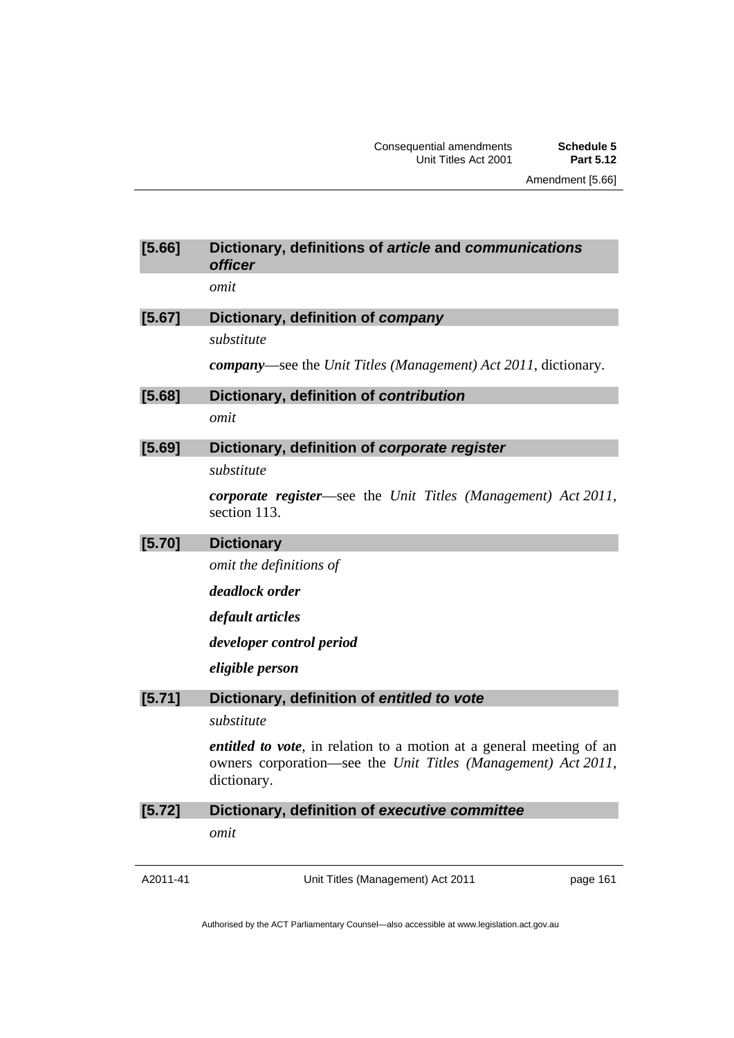### [5.66] Dictionary, definitions of *article* and *communications officer*

*omit*

### [5.67] Dictionary, definition of *company*

*substitute*

***company***—see the *Unit Titles (Management) Act 2011*, dictionary.

### [5.68] Dictionary, definition of *contribution*

*omit*

### [5.69] Dictionary, definition of *corporate register*

*substitute*

***corporate register***—see the *Unit Titles (Management) Act 2011*, section 113.

### [5.70] Dictionary

*omit the definitions of*

***deadlock order***

***default articles***

***developer control period***

***eligible person***

### [5.71] Dictionary, definition of *entitled to vote*

*substitute*

***entitled to vote***, in relation to a motion at a general meeting of an owners corporation—see the *Unit Titles (Management) Act 2011*, dictionary.

### [5.72] Dictionary, definition of *executive committee*

*omit*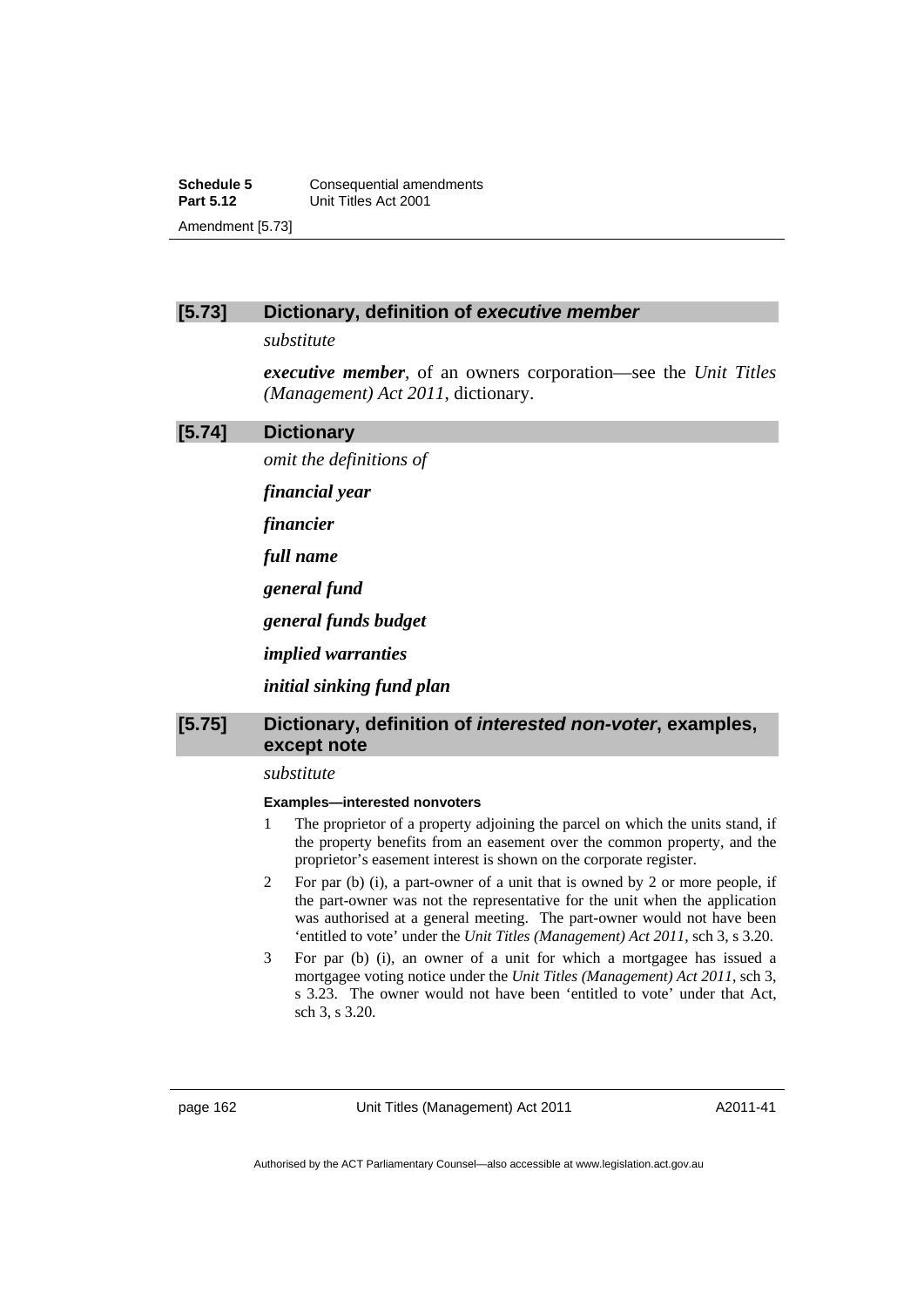## [5.73] Dictionary, definition of *executive member*

*substitute*

***executive member***, of an owners corporation—see the *Unit Titles (Management) Act 2011*, dictionary.

## [5.74] Dictionary

*omit the definitions of*

***financial year***

***financier***

***full name***

***general fund***

***general funds budget***

***implied warranties***

***initial sinking fund plan***

## [5.75] Dictionary, definition of *interested non-voter*, examples, except note

*substitute*

**Examples—interested nonvoters**

1. The proprietor of a property adjoining the parcel on which the units stand, if the property benefits from an easement over the common property, and the proprietor's easement interest is shown on the corporate register.
2. For par (b) (i), a part-owner of a unit that is owned by 2 or more people, if the part-owner was not the representative for the unit when the application was authorised at a general meeting. The part-owner would not have been 'entitled to vote' under the *Unit Titles (Management) Act 2011*, sch 3, s 3.20.
3. For par (b) (i), an owner of a unit for which a mortgagee has issued a mortgagee voting notice under the *Unit Titles (Management) Act 2011*, sch 3, s 3.23. The owner would not have been 'entitled to vote' under that Act, sch 3, s 3.20.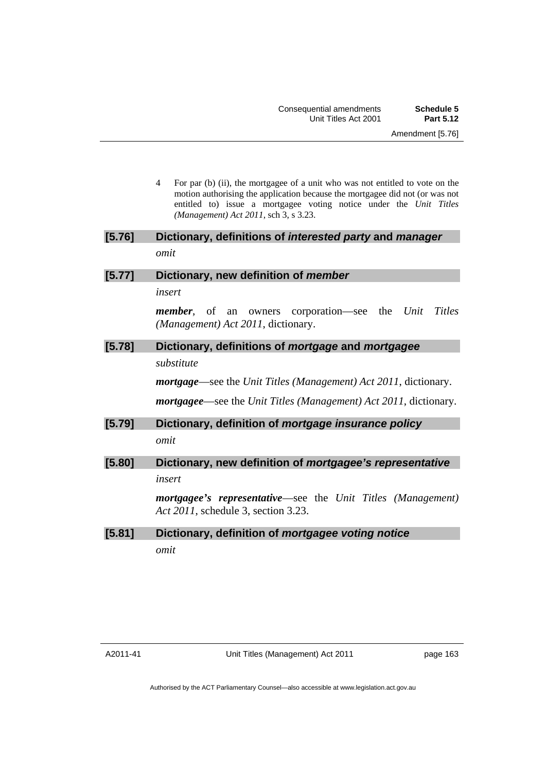4 For par (b) (ii), the mortgagee of a unit who was not entitled to vote on the motion authorising the application because the mortgagee did not (or was not entitled to) issue a mortgagee voting notice under the *Unit Titles (Management) Act 2011*, sch 3, s 3.23.

### [5.76] Dictionary, definitions of *interested party* and *manager*

*omit*

### [5.77] Dictionary, new definition of *member*

*insert*

***member***, of an owners corporation—see the *Unit Titles (Management) Act 2011*, dictionary.

### [5.78] Dictionary, definitions of *mortgage* and *mortgagee*

*substitute*

***mortgage***—see the *Unit Titles (Management) Act 2011*, dictionary.

***mortgagee***—see the *Unit Titles (Management) Act 2011*, dictionary.

### [5.79] Dictionary, definition of *mortgage insurance policy*

*omit*

### [5.80] Dictionary, new definition of *mortgagee's representative*

*insert*

***mortgagee's representative***—see the *Unit Titles (Management) Act 2011*, schedule 3, section 3.23.

### [5.81] Dictionary, definition of *mortgagee voting notice*

*omit*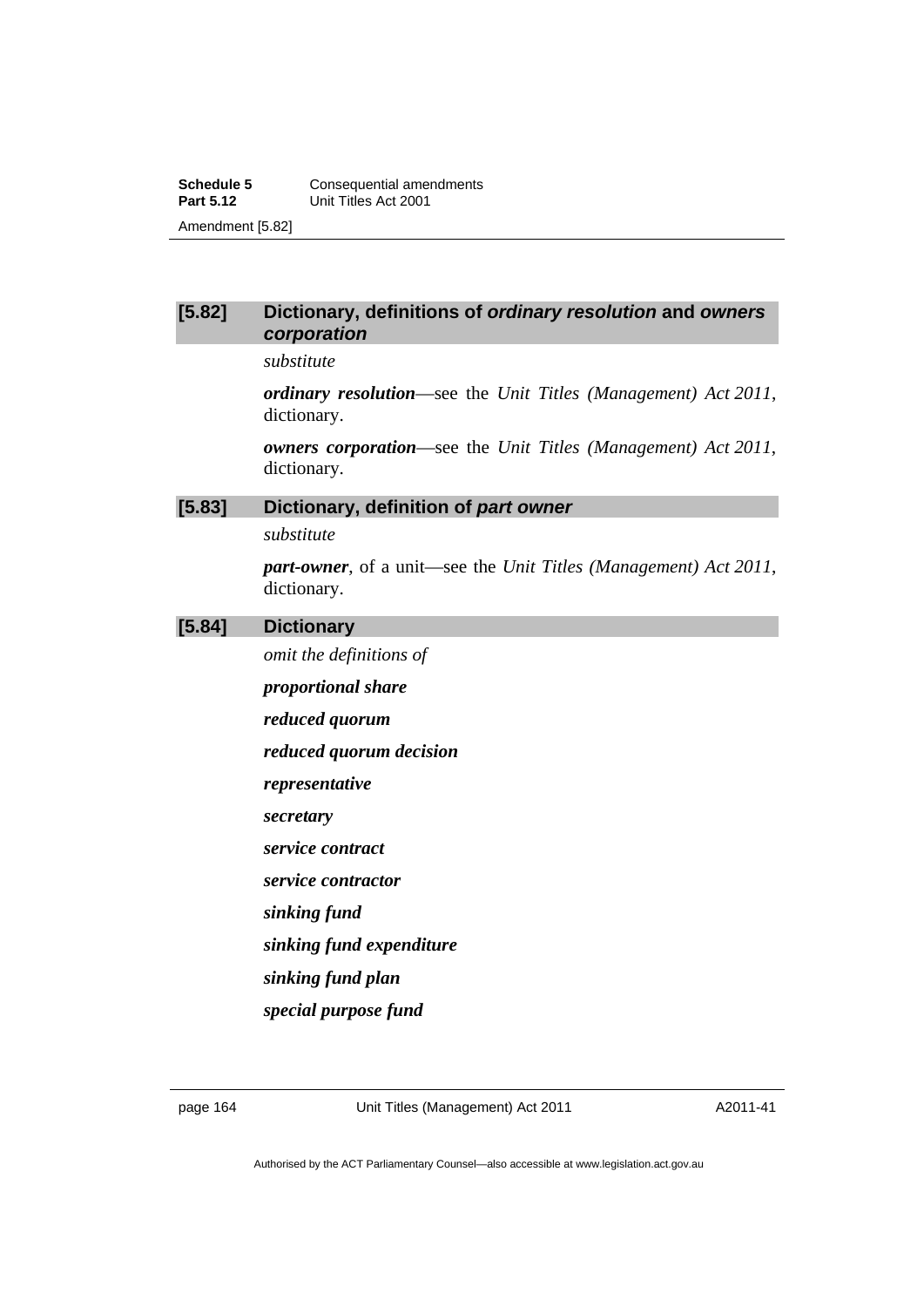### [5.82] Dictionary, definitions of *ordinary resolution* and *owners corporation*

*substitute*

***ordinary resolution***—see the *Unit Titles (Management) Act 2011*, dictionary.

***owners corporation***—see the *Unit Titles (Management) Act 2011*, dictionary.

### [5.83] Dictionary, definition of *part owner*

*substitute*

***part-owner***, of a unit—see the *Unit Titles (Management) Act 2011*, dictionary.

### [5.84] Dictionary

*omit the definitions of*

***proportional share***

***reduced quorum***

***reduced quorum decision***

***representative***

***secretary***

***service contract***

***service contractor***

***sinking fund***

***sinking fund expenditure***

***sinking fund plan***

***special purpose fund***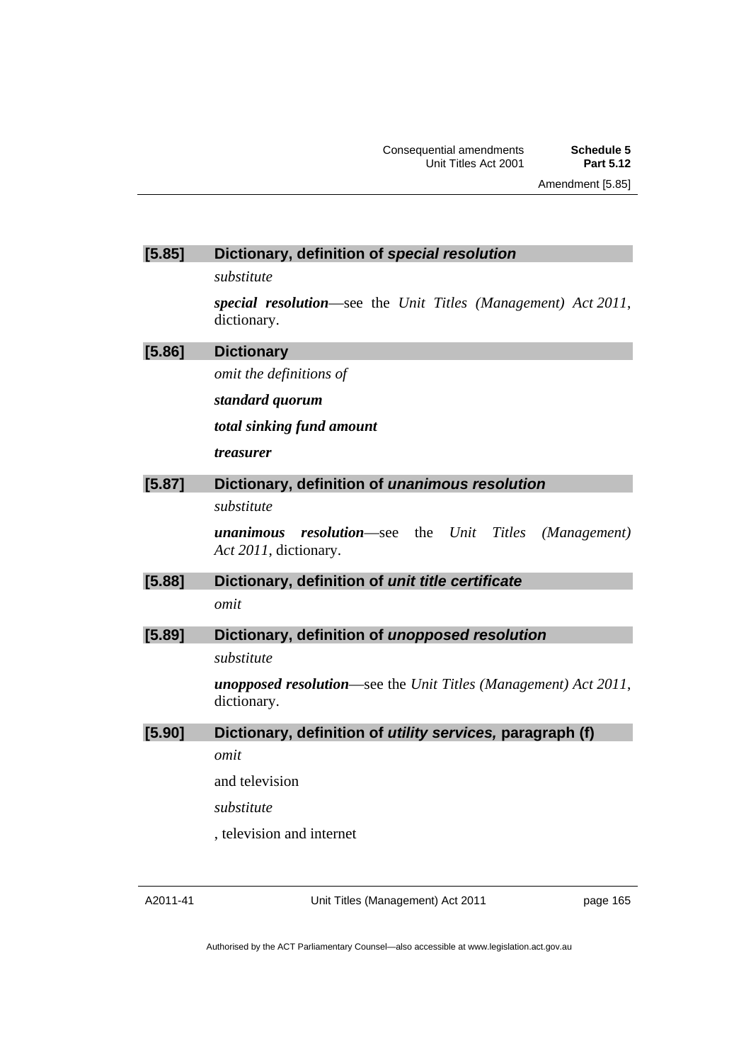### [5.85] Dictionary, definition of *special resolution*

*substitute*

***special resolution***—see the *Unit Titles (Management) Act 2011*, dictionary.

### [5.86] Dictionary

*omit the definitions of*

***standard quorum***

***total sinking fund amount***

***treasurer***

### [5.87] Dictionary, definition of *unanimous resolution*

*substitute*

***unanimous resolution***—see the *Unit Titles (Management) Act 2011*, dictionary.

### [5.88] Dictionary, definition of *unit title certificate*

*omit*

### [5.89] Dictionary, definition of *unopposed resolution*

*substitute*

***unopposed resolution***—see the *Unit Titles (Management) Act 2011*, dictionary.

### [5.90] Dictionary, definition of *utility services,* paragraph (f)

*omit*

and television

*substitute*

, television and internet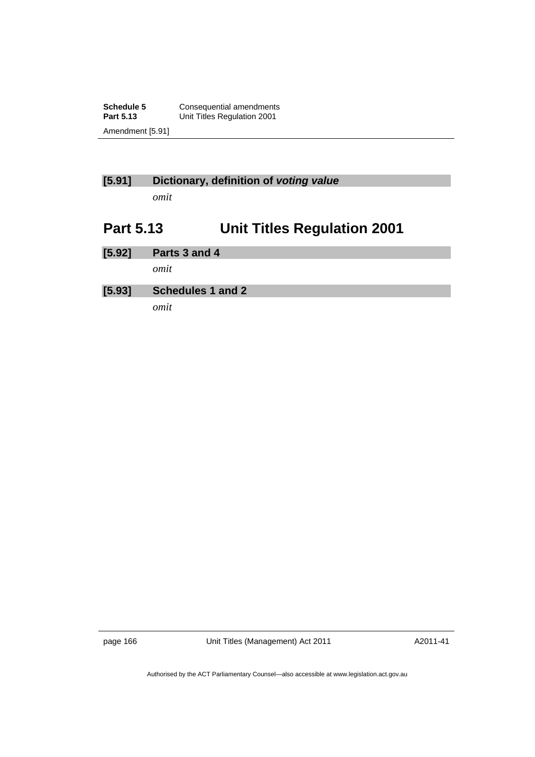**[5.91] Dictionary, definition of *voting value***

*omit*

## Part 5.13 Unit Titles Regulation 2001

**[5.92] Parts 3 and 4**

*omit*

**[5.93] Schedules 1 and 2**

*omit*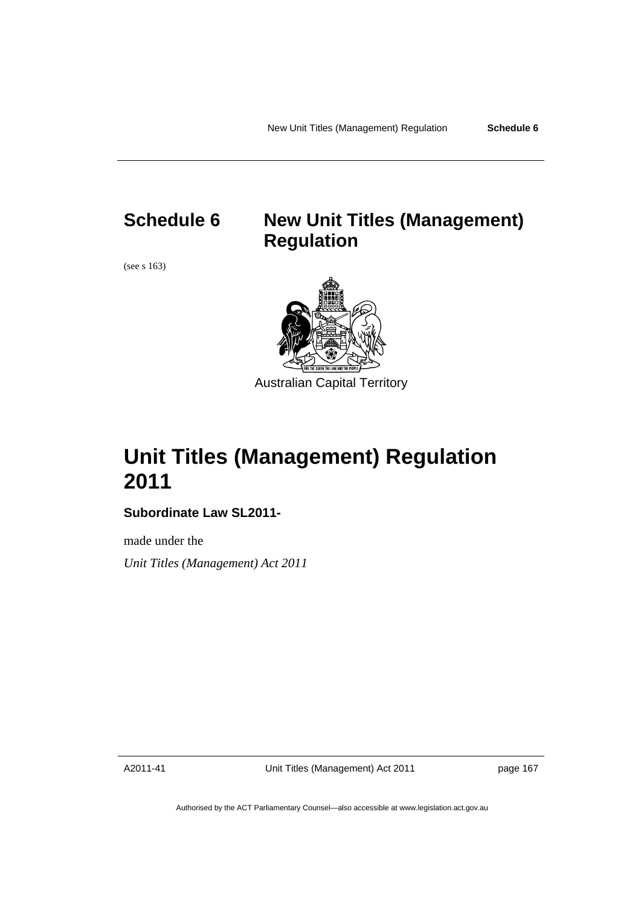# Schedule 6 New Unit Titles (Management) Regulation

(see s 163)

Australian Capital Territory

# Unit Titles (Management) Regulation 2011

**Subordinate Law SL2011-**

made under the

*Unit Titles (Management) Act 2011*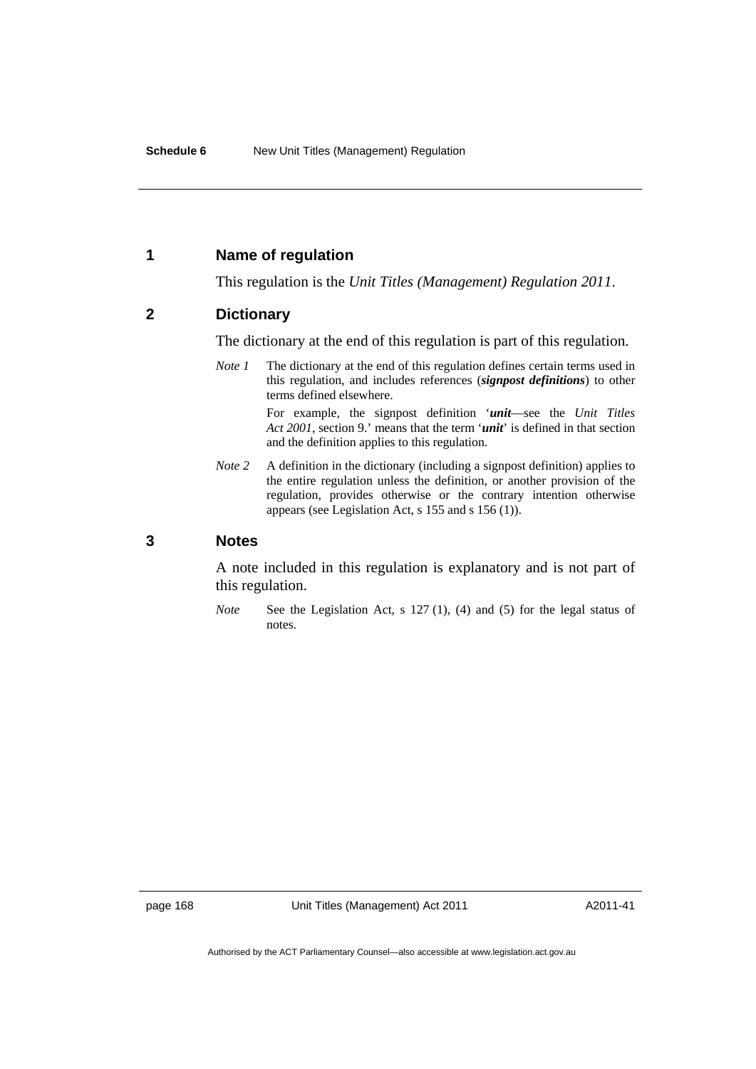## 1 Name of regulation

This regulation is the *Unit Titles (Management) Regulation 2011*.

## 2 Dictionary

The dictionary at the end of this regulation is part of this regulation.

*Note 1* The dictionary at the end of this regulation defines certain terms used in this regulation, and includes references (***signpost definitions***) to other terms defined elsewhere.

For example, the signpost definition '***unit***—see the *Unit Titles Act 2001*, section 9.' means that the term '***unit***' is defined in that section and the definition applies to this regulation.

*Note 2* A definition in the dictionary (including a signpost definition) applies to the entire regulation unless the definition, or another provision of the regulation, provides otherwise or the contrary intention otherwise appears (see Legislation Act, s 155 and s 156 (1)).

## 3 Notes

A note included in this regulation is explanatory and is not part of this regulation.

*Note* See the Legislation Act, s 127 (1), (4) and (5) for the legal status of notes.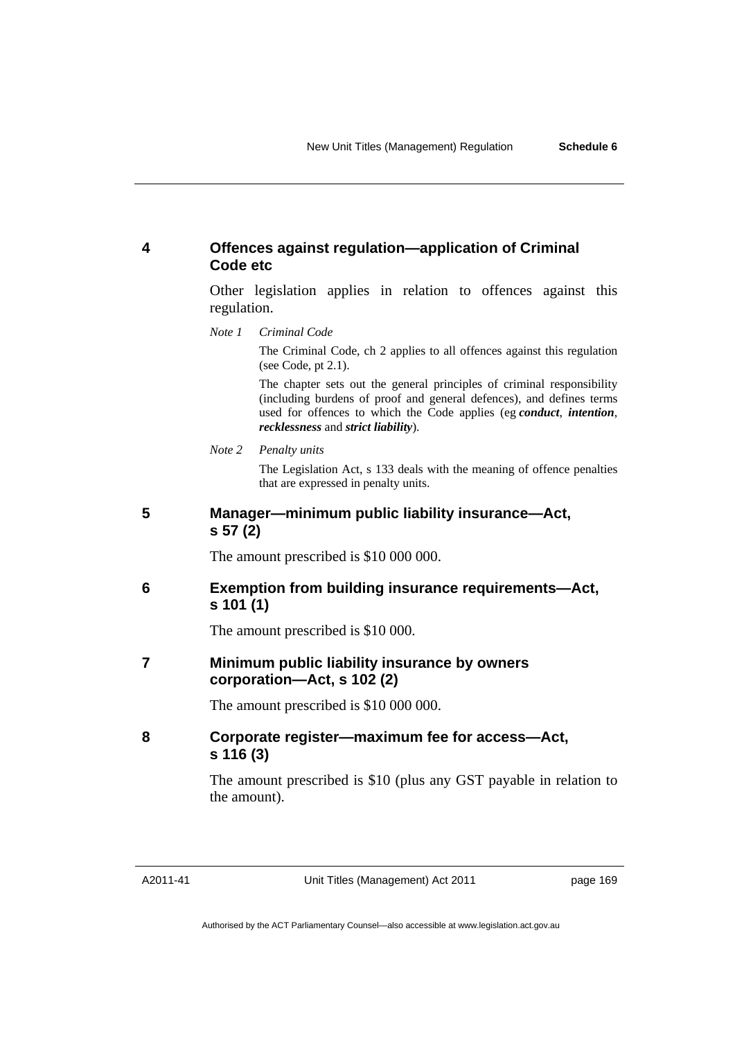### 4 Offences against regulation—application of Criminal Code etc

Other legislation applies in relation to offences against this regulation.

*Note 1* *Criminal Code*

The Criminal Code, ch 2 applies to all offences against this regulation (see Code, pt 2.1).

The chapter sets out the general principles of criminal responsibility (including burdens of proof and general defences), and defines terms used for offences to which the Code applies (eg ***conduct***, ***intention***, ***recklessness*** and ***strict liability***).

*Note 2* *Penalty units*

The Legislation Act, s 133 deals with the meaning of offence penalties that are expressed in penalty units.

### 5 Manager—minimum public liability insurance—Act, s 57 (2)

The amount prescribed is $10 000 000.

### 6 Exemption from building insurance requirements—Act, s 101 (1)

The amount prescribed is $10 000.

### 7 Minimum public liability insurance by owners corporation—Act, s 102 (2)

The amount prescribed is $10 000 000.

### 8 Corporate register—maximum fee for access—Act, s 116 (3)

The amount prescribed is $10 (plus any GST payable in relation to the amount).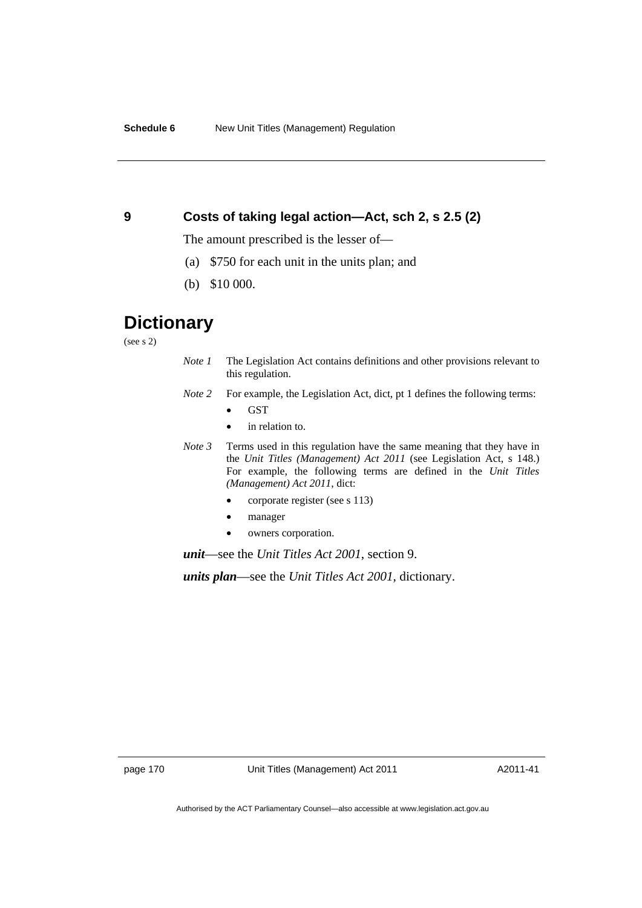## 9 Costs of taking legal action—Act, sch 2, s 2.5 (2)

The amount prescribed is the lesser of—

(a) $750 for each unit in the units plan; and

(b) $10 000.

# Dictionary

(see s 2)

*Note 1* The Legislation Act contains definitions and other provisions relevant to this regulation.

*Note 2* For example, the Legislation Act, dict, pt 1 defines the following terms:

- GST
- in relation to.

*Note 3* Terms used in this regulation have the same meaning that they have in the *Unit Titles (Management) Act 2011* (see Legislation Act, s 148.) For example, the following terms are defined in the *Unit Titles (Management) Act 2011*, dict:

- corporate register (see s 113)
- manager
- owners corporation.

***unit***—see the *Unit Titles Act 2001*, section 9.

***units plan***—see the *Unit Titles Act 2001*, dictionary.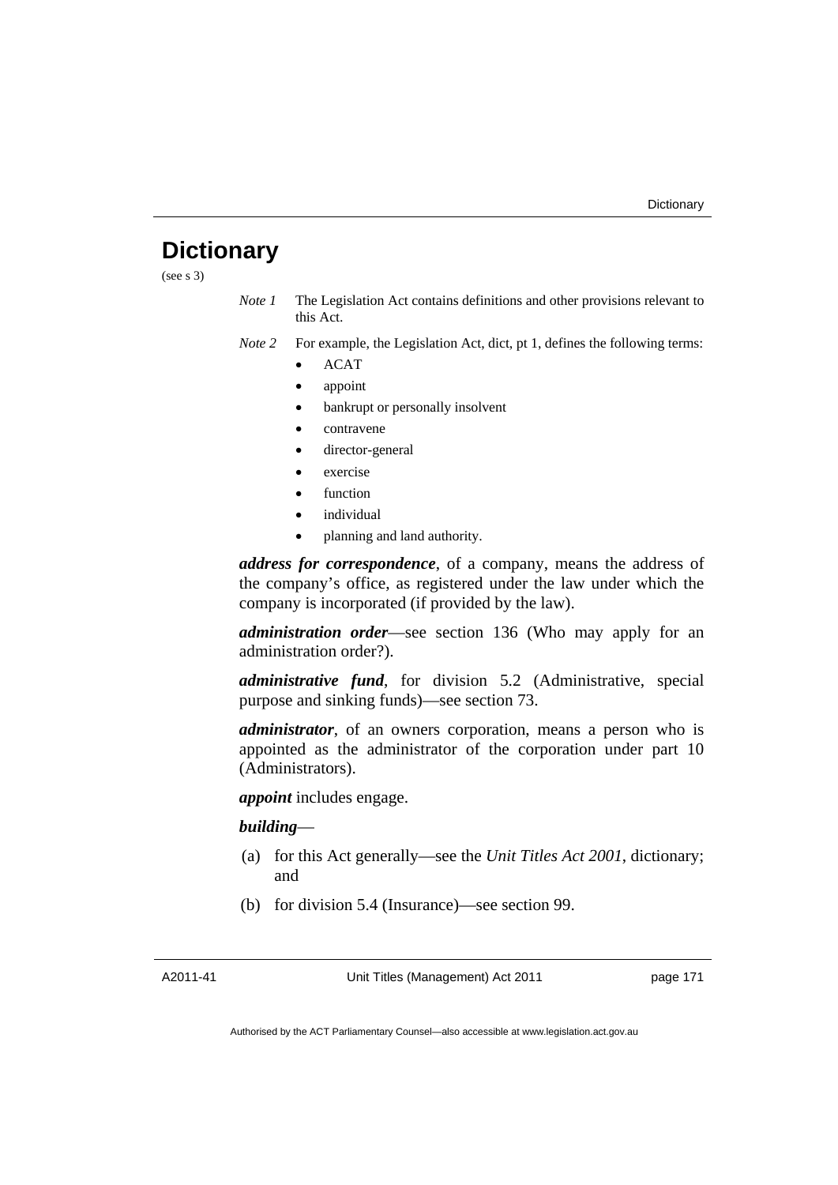# Dictionary

(see s 3)

*Note 1* The Legislation Act contains definitions and other provisions relevant to this Act.

*Note 2* For example, the Legislation Act, dict, pt 1, defines the following terms:

- ACAT
- appoint
- bankrupt or personally insolvent
- contravene
- director-general
- exercise
- function
- individual
- planning and land authority.

***address for correspondence***, of a company, means the address of the company's office, as registered under the law under which the company is incorporated (if provided by the law).

***administration order***—see section 136 (Who may apply for an administration order?).

***administrative fund***, for division 5.2 (Administrative, special purpose and sinking funds)—see section 73.

***administrator***, of an owners corporation, means a person who is appointed as the administrator of the corporation under part 10 (Administrators).

***appoint*** includes engage.

***building***—

(a) for this Act generally—see the *Unit Titles Act 2001*, dictionary; and

(b) for division 5.4 (Insurance)—see section 99.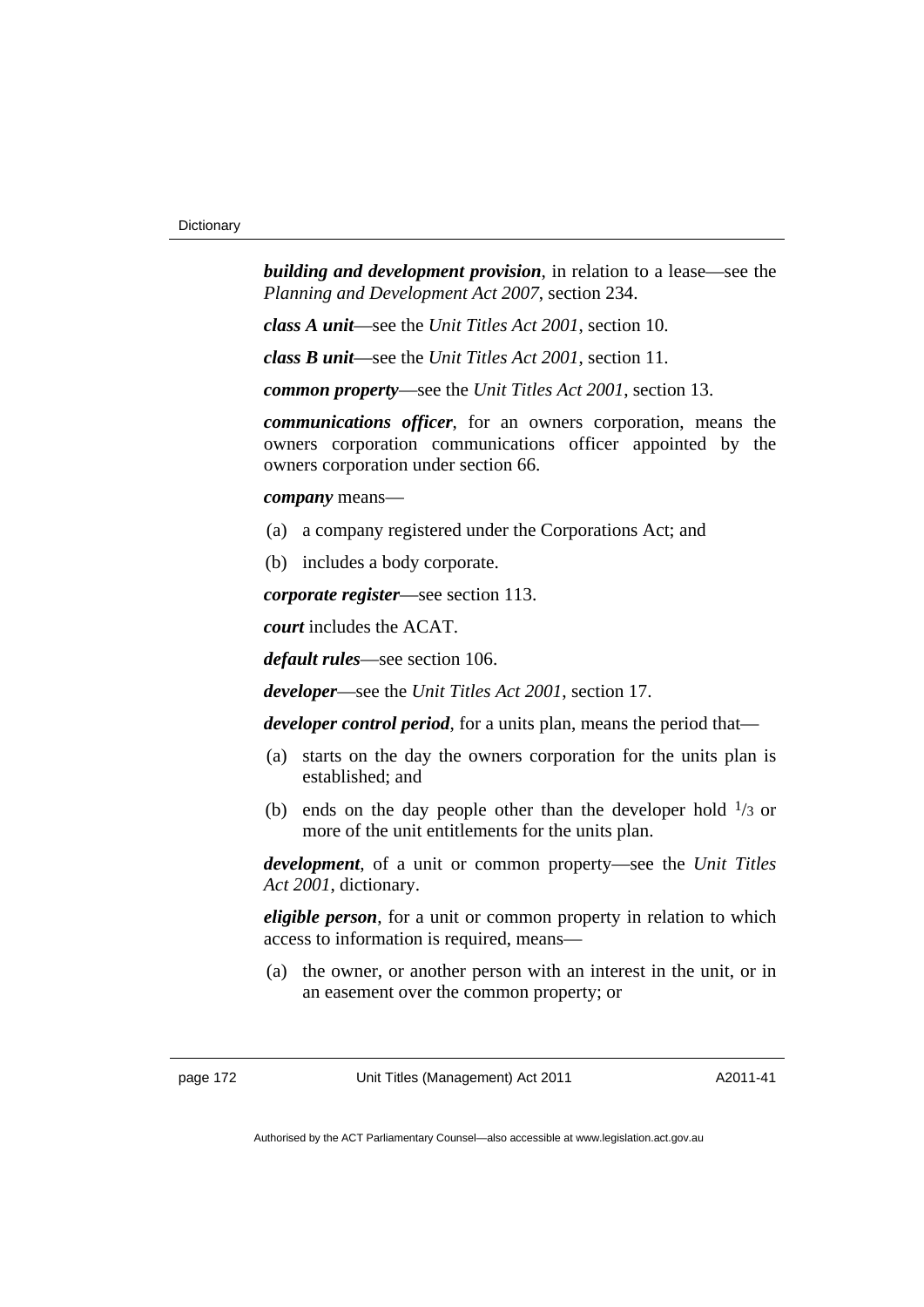***building and development provision***, in relation to a lease—see the *Planning and Development Act 2007*, section 234.

***class A unit***—see the *Unit Titles Act 2001*, section 10.

***class B unit***—see the *Unit Titles Act 2001*, section 11.

***common property***—see the *Unit Titles Act 2001*, section 13.

***communications officer***, for an owners corporation, means the owners corporation communications officer appointed by the owners corporation under section 66.

***company*** means—

(a) a company registered under the Corporations Act; and

(b) includes a body corporate.

***corporate register***—see section 113.

***court*** includes the ACAT.

***default rules***—see section 106.

***developer***—see the *Unit Titles Act 2001*, section 17.

***developer control period***, for a units plan, means the period that—

(a) starts on the day the owners corporation for the units plan is established; and

(b) ends on the day people other than the developer hold $^1/_3$ or more of the unit entitlements for the units plan.

***development***, of a unit or common property—see the *Unit Titles Act 2001*, dictionary.

***eligible person***, for a unit or common property in relation to which access to information is required, means—

(a) the owner, or another person with an interest in the unit, or in an easement over the common property; or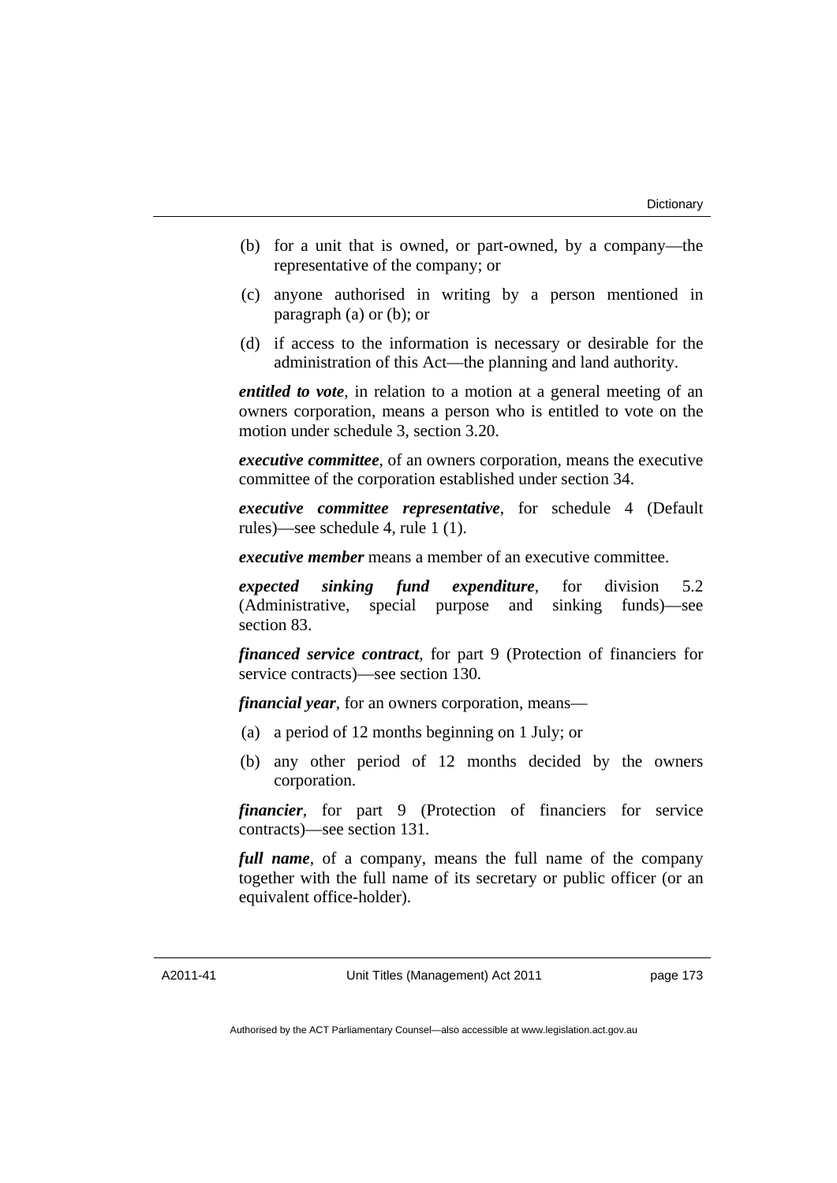(b) for a unit that is owned, or part-owned, by a company—the representative of the company; or

(c) anyone authorised in writing by a person mentioned in paragraph (a) or (b); or

(d) if access to the information is necessary or desirable for the administration of this Act—the planning and land authority.

***entitled to vote***, in relation to a motion at a general meeting of an owners corporation, means a person who is entitled to vote on the motion under schedule 3, section 3.20.

***executive committee***, of an owners corporation, means the executive committee of the corporation established under section 34.

***executive committee representative***, for schedule 4 (Default rules)—see schedule 4, rule 1 (1).

***executive member*** means a member of an executive committee.

***expected sinking fund expenditure***, for division 5.2 (Administrative, special purpose and sinking funds)—see section 83.

***financed service contract***, for part 9 (Protection of financiers for service contracts)—see section 130.

***financial year***, for an owners corporation, means—

(a) a period of 12 months beginning on 1 July; or

(b) any other period of 12 months decided by the owners corporation.

***financier***, for part 9 (Protection of financiers for service contracts)—see section 131.

***full name***, of a company, means the full name of the company together with the full name of its secretary or public officer (or an equivalent office-holder).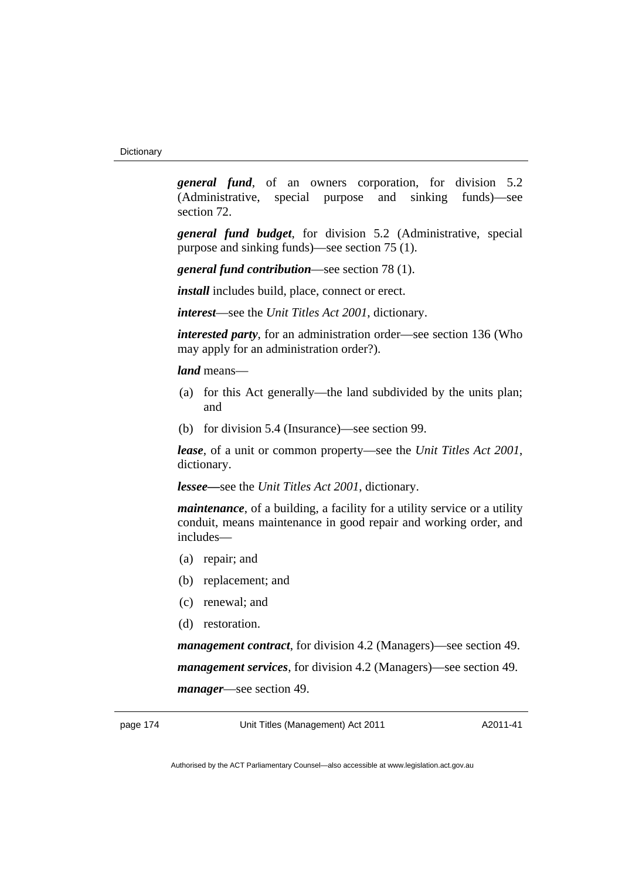***general fund***, of an owners corporation, for division 5.2 (Administrative, special purpose and sinking funds)—see section 72.

***general fund budget***, for division 5.2 (Administrative, special purpose and sinking funds)—see section 75 (1).

***general fund contribution***—see section 78 (1).

***install*** includes build, place, connect or erect.

***interest***—see the *Unit Titles Act 2001*, dictionary.

***interested party***, for an administration order—see section 136 (Who may apply for an administration order?).

***land*** means—

(a) for this Act generally—the land subdivided by the units plan; and

(b) for division 5.4 (Insurance)—see section 99.

***lease***, of a unit or common property—see the *Unit Titles Act 2001*, dictionary.

***lessee—***see the *Unit Titles Act 2001*, dictionary.

***maintenance***, of a building, a facility for a utility service or a utility conduit, means maintenance in good repair and working order, and includes—

(a) repair; and

(b) replacement; and

(c) renewal; and

(d) restoration.

***management contract***, for division 4.2 (Managers)—see section 49.

***management services***, for division 4.2 (Managers)—see section 49.

***manager***—see section 49.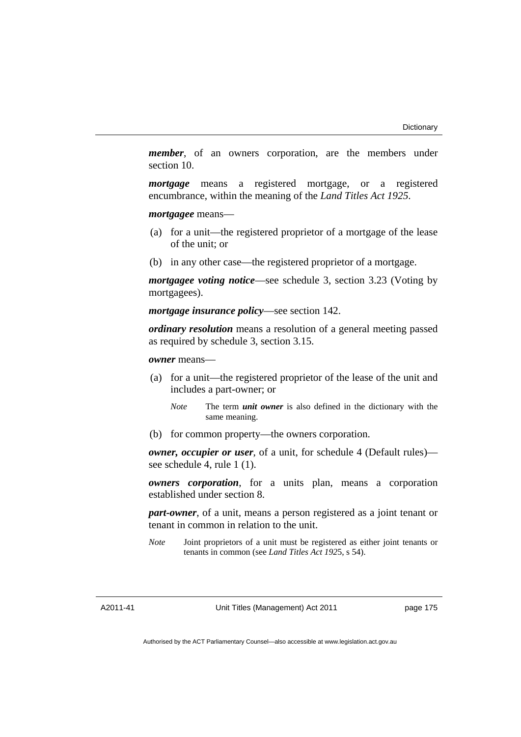***member***, of an owners corporation, are the members under section 10.

***mortgage*** means a registered mortgage, or a registered encumbrance, within the meaning of the *Land Titles Act 1925*.

***mortgagee*** means—

(a) for a unit—the registered proprietor of a mortgage of the lease of the unit; or

(b) in any other case—the registered proprietor of a mortgage.

***mortgagee voting notice***—see schedule 3, section 3.23 (Voting by mortgagees).

***mortgage insurance policy***—see section 142.

***ordinary resolution*** means a resolution of a general meeting passed as required by schedule 3, section 3.15.

***owner*** means—

(a) for a unit—the registered proprietor of the lease of the unit and includes a part-owner; or

> *Note* The term ***unit owner*** is also defined in the dictionary with the same meaning.

(b) for common property—the owners corporation.

***owner, occupier or user***, of a unit, for schedule 4 (Default rules)—see schedule 4, rule 1 (1).

***owners corporation***, for a units plan, means a corporation established under section 8.

***part-owner***, of a unit, means a person registered as a joint tenant or tenant in common in relation to the unit.

> *Note* Joint proprietors of a unit must be registered as either joint tenants or tenants in common (see *Land Titles Act 1925*, s 54).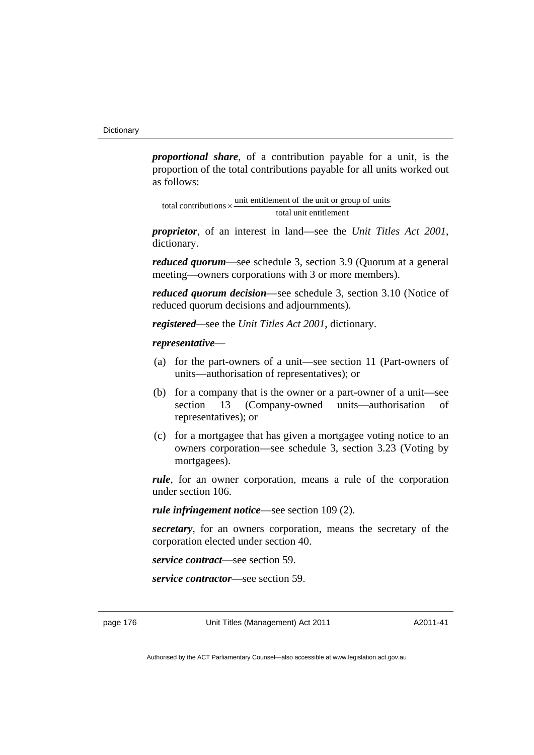***proportional share***, of a contribution payable for a unit, is the proportion of the total contributions payable for all units worked out as follows:

$$\text{total contributions} \times \frac{\text{unit entitlement of the unit or group of units}}{\text{total unit entitlement}}$$

***proprietor***, of an interest in land—see the *Unit Titles Act 2001*, dictionary.

***reduced quorum***—see schedule 3, section 3.9 (Quorum at a general meeting—owners corporations with 3 or more members).

***reduced quorum decision***—see schedule 3, section 3.10 (Notice of reduced quorum decisions and adjournments).

***registered***—see the *Unit Titles Act 2001*, dictionary.

***representative***—

(a) for the part-owners of a unit—see section 11 (Part-owners of units—authorisation of representatives); or

(b) for a company that is the owner or a part-owner of a unit—see section 13 (Company-owned units—authorisation of representatives); or

(c) for a mortgagee that has given a mortgagee voting notice to an owners corporation—see schedule 3, section 3.23 (Voting by mortgagees).

***rule***, for an owner corporation, means a rule of the corporation under section 106.

***rule infringement notice***—see section 109 (2).

***secretary***, for an owners corporation, means the secretary of the corporation elected under section 40.

***service contract***—see section 59.

***service contractor***—see section 59.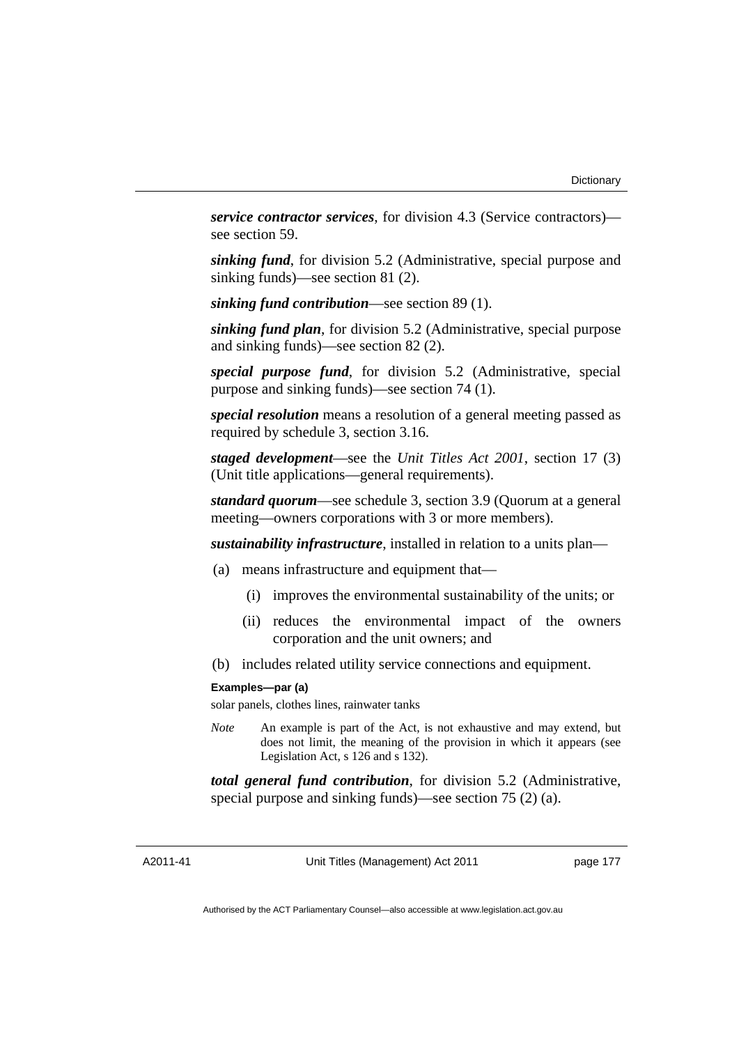***service contractor services***, for division 4.3 (Service contractors)—see section 59.

***sinking fund***, for division 5.2 (Administrative, special purpose and sinking funds)—see section 81 (2).

***sinking fund contribution***—see section 89 (1).

***sinking fund plan***, for division 5.2 (Administrative, special purpose and sinking funds)—see section 82 (2).

***special purpose fund***, for division 5.2 (Administrative, special purpose and sinking funds)—see section 74 (1).

***special resolution*** means a resolution of a general meeting passed as required by schedule 3, section 3.16.

***staged development***—see the *Unit Titles Act 2001*, section 17 (3) (Unit title applications—general requirements).

***standard quorum***—see schedule 3, section 3.9 (Quorum at a general meeting—owners corporations with 3 or more members).

***sustainability infrastructure***, installed in relation to a units plan—

(a) means infrastructure and equipment that—

  (i) improves the environmental sustainability of the units; or

  (ii) reduces the environmental impact of the owners corporation and the unit owners; and

(b) includes related utility service connections and equipment.

**Examples—par (a)**

solar panels, clothes lines, rainwater tanks

*Note* An example is part of the Act, is not exhaustive and may extend, but does not limit, the meaning of the provision in which it appears (see Legislation Act, s 126 and s 132).

***total general fund contribution***, for division 5.2 (Administrative, special purpose and sinking funds)—see section 75 (2) (a).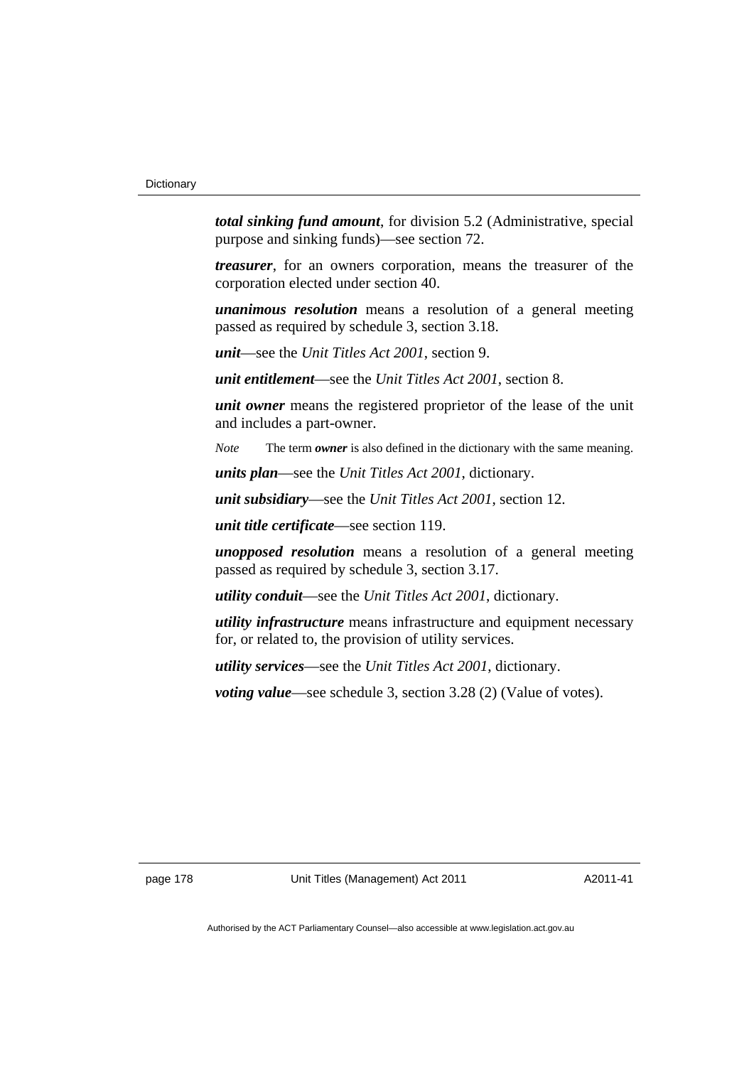***total sinking fund amount***, for division 5.2 (Administrative, special purpose and sinking funds)—see section 72.

***treasurer***, for an owners corporation, means the treasurer of the corporation elected under section 40.

***unanimous resolution*** means a resolution of a general meeting passed as required by schedule 3, section 3.18.

***unit***—see the *Unit Titles Act 2001*, section 9.

***unit entitlement***—see the *Unit Titles Act 2001*, section 8.

***unit owner*** means the registered proprietor of the lease of the unit and includes a part-owner.

*Note* The term ***owner*** is also defined in the dictionary with the same meaning.

***units plan***—see the *Unit Titles Act 2001*, dictionary.

***unit subsidiary***—see the *Unit Titles Act 2001*, section 12.

***unit title certificate***—see section 119.

***unopposed resolution*** means a resolution of a general meeting passed as required by schedule 3, section 3.17.

***utility conduit***—see the *Unit Titles Act 2001*, dictionary.

***utility infrastructure*** means infrastructure and equipment necessary for, or related to, the provision of utility services.

***utility services***—see the *Unit Titles Act 2001*, dictionary.

***voting value***—see schedule 3, section 3.28 (2) (Value of votes).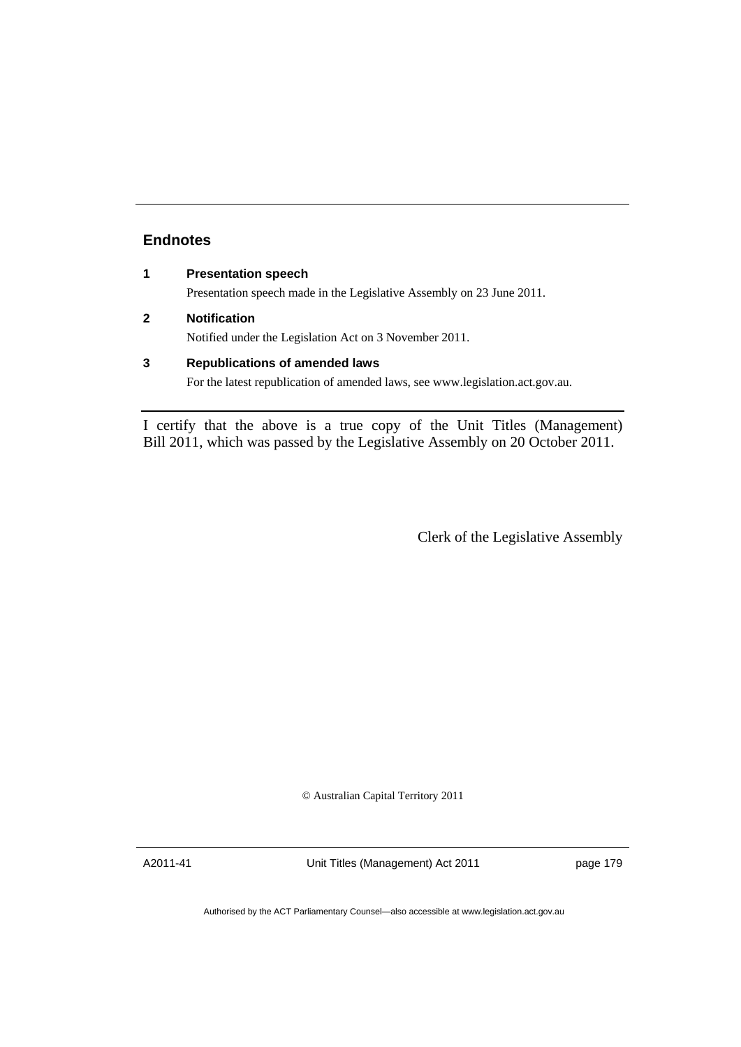## Endnotes

**1 Presentation speech**

Presentation speech made in the Legislative Assembly on 23 June 2011.

**2 Notification**

Notified under the Legislation Act on 3 November 2011.

**3 Republications of amended laws**

For the latest republication of amended laws, see www.legislation.act.gov.au.

I certify that the above is a true copy of the Unit Titles (Management) Bill 2011, which was passed by the Legislative Assembly on 20 October 2011.

Clerk of the Legislative Assembly

© Australian Capital Territory 2011